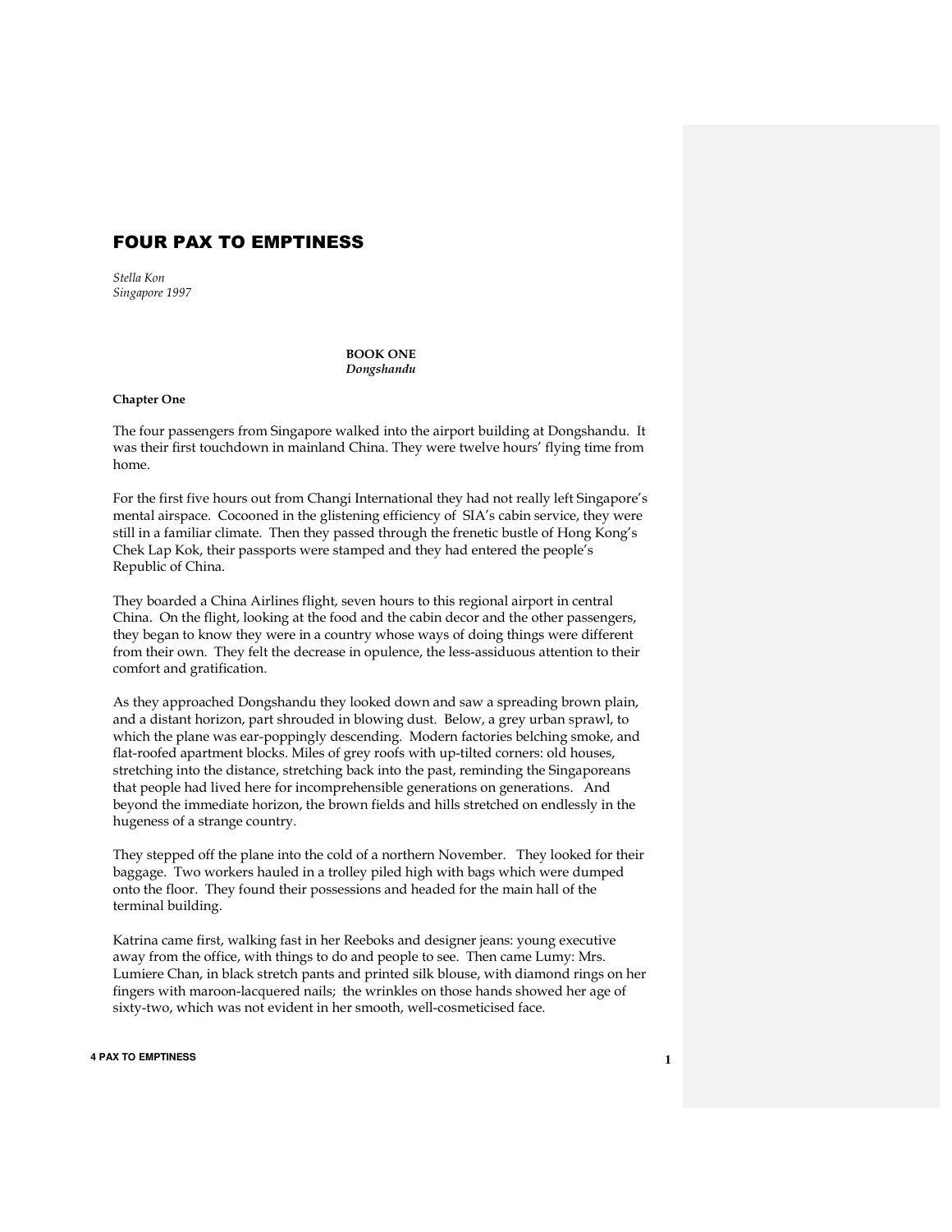# FOUR PAX TO EMPTINESS

*Stella Kon*
*Singapore 1997*

**BOOK ONE**
*Dongshandu*

**Chapter One**

The four passengers from Singapore walked into the airport building at Dongshandu. It was their first touchdown in mainland China. They were twelve hours' flying time from home.

For the first five hours out from Changi International they had not really left Singapore's mental airspace. Cocooned in the glistening efficiency of SIA's cabin service, they were still in a familiar climate. Then they passed through the frenetic bustle of Hong Kong's Chek Lap Kok, their passports were stamped and they had entered the people's Republic of China.

They boarded a China Airlines flight, seven hours to this regional airport in central China. On the flight, looking at the food and the cabin decor and the other passengers, they began to know they were in a country whose ways of doing things were different from their own. They felt the decrease in opulence, the less-assiduous attention to their comfort and gratification.

As they approached Dongshandu they looked down and saw a spreading brown plain, and a distant horizon, part shrouded in blowing dust. Below, a grey urban sprawl, to which the plane was ear-poppingly descending. Modern factories belching smoke, and flat-roofed apartment blocks. Miles of grey roofs with up-tilted corners: old houses, stretching into the distance, stretching back into the past, reminding the Singaporeans that people had lived here for incomprehensible generations on generations. And beyond the immediate horizon, the brown fields and hills stretched on endlessly in the hugeness of a strange country.

They stepped off the plane into the cold of a northern November. They looked for their baggage. Two workers hauled in a trolley piled high with bags which were dumped onto the floor. They found their possessions and headed for the main hall of the terminal building.

Katrina came first, walking fast in her Reeboks and designer jeans: young executive away from the office, with things to do and people to see. Then came Lumy: Mrs. Lumiere Chan, in black stretch pants and printed silk blouse, with diamond rings on her fingers with maroon-lacquered nails; the wrinkles on those hands showed her age of sixty-two, which was not evident in her smooth, well-cosmeticised face.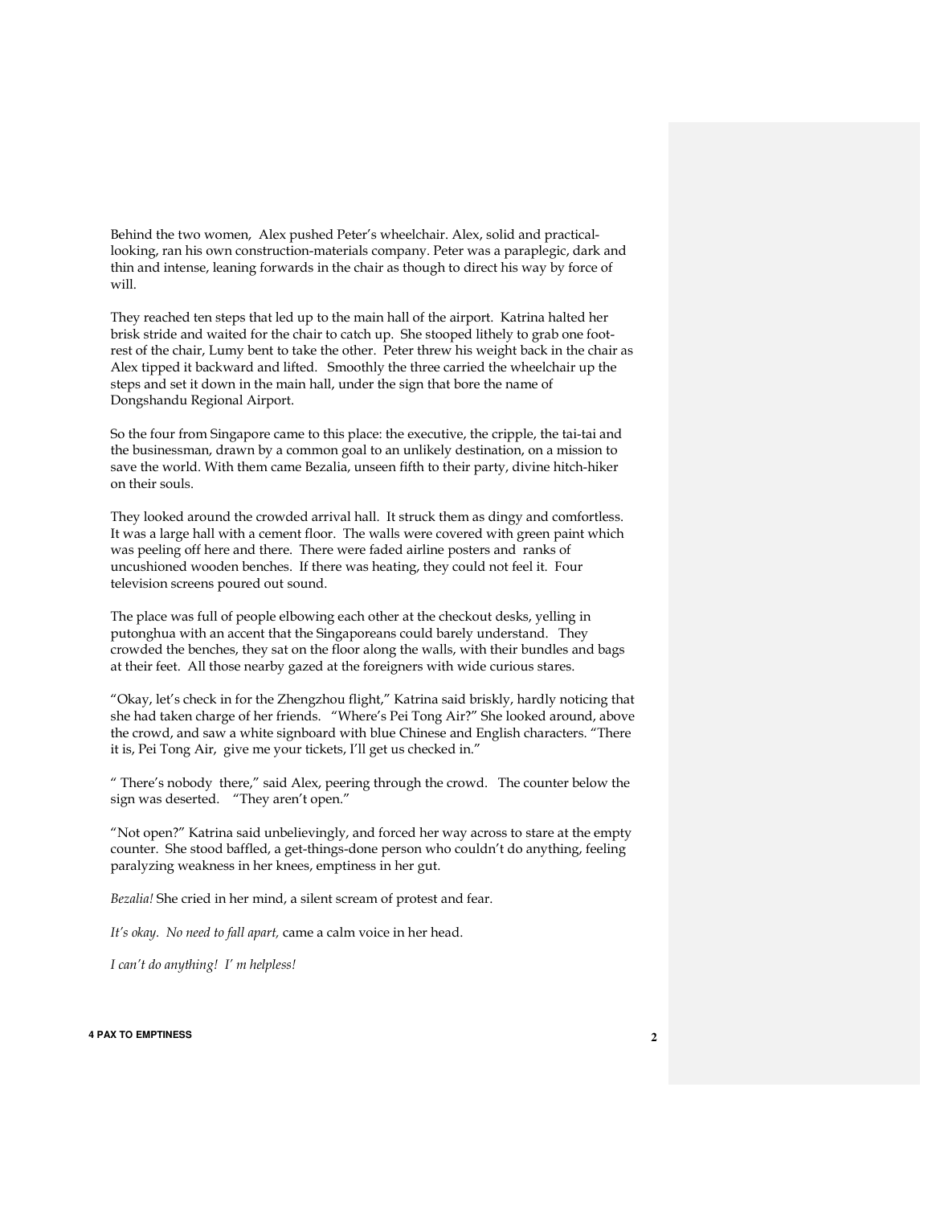Behind the two women, Alex pushed Peter's wheelchair. Alex, solid and practical-looking, ran his own construction-materials company. Peter was a paraplegic, dark and thin and intense, leaning forwards in the chair as though to direct his way by force of will.

They reached ten steps that led up to the main hall of the airport. Katrina halted her brisk stride and waited for the chair to catch up. She stooped lithely to grab one foot-rest of the chair, Lumy bent to take the other. Peter threw his weight back in the chair as Alex tipped it backward and lifted. Smoothly the three carried the wheelchair up the steps and set it down in the main hall, under the sign that bore the name of Dongshandu Regional Airport.

So the four from Singapore came to this place: the executive, the cripple, the tai-tai and the businessman, drawn by a common goal to an unlikely destination, on a mission to save the world. With them came Bezalia, unseen fifth to their party, divine hitch-hiker on their souls.

They looked around the crowded arrival hall. It struck them as dingy and comfortless. It was a large hall with a cement floor. The walls were covered with green paint which was peeling off here and there. There were faded airline posters and ranks of uncushioned wooden benches. If there was heating, they could not feel it. Four television screens poured out sound.

The place was full of people elbowing each other at the checkout desks, yelling in putonghua with an accent that the Singaporeans could barely understand. They crowded the benches, they sat on the floor along the walls, with their bundles and bags at their feet. All those nearby gazed at the foreigners with wide curious stares.

"Okay, let's check in for the Zhengzhou flight," Katrina said briskly, hardly noticing that she had taken charge of her friends. "Where's Pei Tong Air?" She looked around, above the crowd, and saw a white signboard with blue Chinese and English characters. "There it is, Pei Tong Air, give me your tickets, I'll get us checked in."

" There's nobody there," said Alex, peering through the crowd. The counter below the sign was deserted. "They aren't open."

"Not open?" Katrina said unbelievingly, and forced her way across to stare at the empty counter. She stood baffled, a get-things-done person who couldn't do anything, feeling paralyzing weakness in her knees, emptiness in her gut.

*Bezalia!* She cried in her mind, a silent scream of protest and fear.

*It's okay. No need to fall apart,* came a calm voice in her head.

*I can't do anything! I' m helpless!*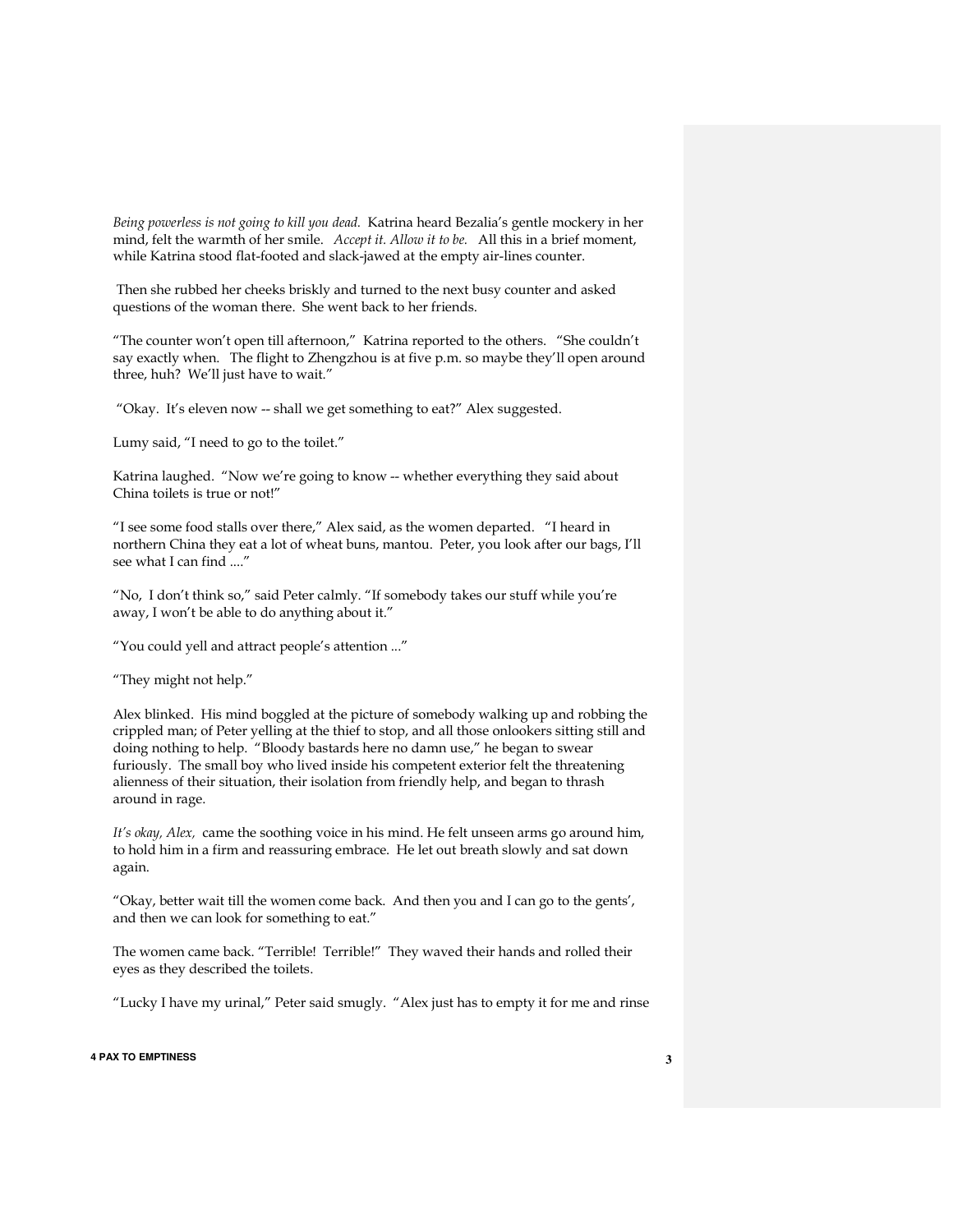*Being powerless is not going to kill you dead.* Katrina heard Bezalia's gentle mockery in her mind, felt the warmth of her smile. *Accept it. Allow it to be.* All this in a brief moment, while Katrina stood flat-footed and slack-jawed at the empty air-lines counter.

Then she rubbed her cheeks briskly and turned to the next busy counter and asked questions of the woman there. She went back to her friends.

"The counter won't open till afternoon," Katrina reported to the others. "She couldn't say exactly when. The flight to Zhengzhou is at five p.m. so maybe they'll open around three, huh? We'll just have to wait."

"Okay. It's eleven now -- shall we get something to eat?" Alex suggested.

Lumy said, "I need to go to the toilet."

Katrina laughed. "Now we're going to know -- whether everything they said about China toilets is true or not!"

"I see some food stalls over there," Alex said, as the women departed. "I heard in northern China they eat a lot of wheat buns, mantou. Peter, you look after our bags, I'll see what I can find ...."

"No, I don't think so," said Peter calmly. "If somebody takes our stuff while you're away, I won't be able to do anything about it."

"You could yell and attract people's attention ..."

"They might not help."

Alex blinked. His mind boggled at the picture of somebody walking up and robbing the crippled man; of Peter yelling at the thief to stop, and all those onlookers sitting still and doing nothing to help. "Bloody bastards here no damn use," he began to swear furiously. The small boy who lived inside his competent exterior felt the threatening alienness of their situation, their isolation from friendly help, and began to thrash around in rage.

*It's okay, Alex,* came the soothing voice in his mind. He felt unseen arms go around him, to hold him in a firm and reassuring embrace. He let out breath slowly and sat down again.

"Okay, better wait till the women come back. And then you and I can go to the gents', and then we can look for something to eat."

The women came back. "Terrible! Terrible!" They waved their hands and rolled their eyes as they described the toilets.

"Lucky I have my urinal," Peter said smugly. "Alex just has to empty it for me and rinse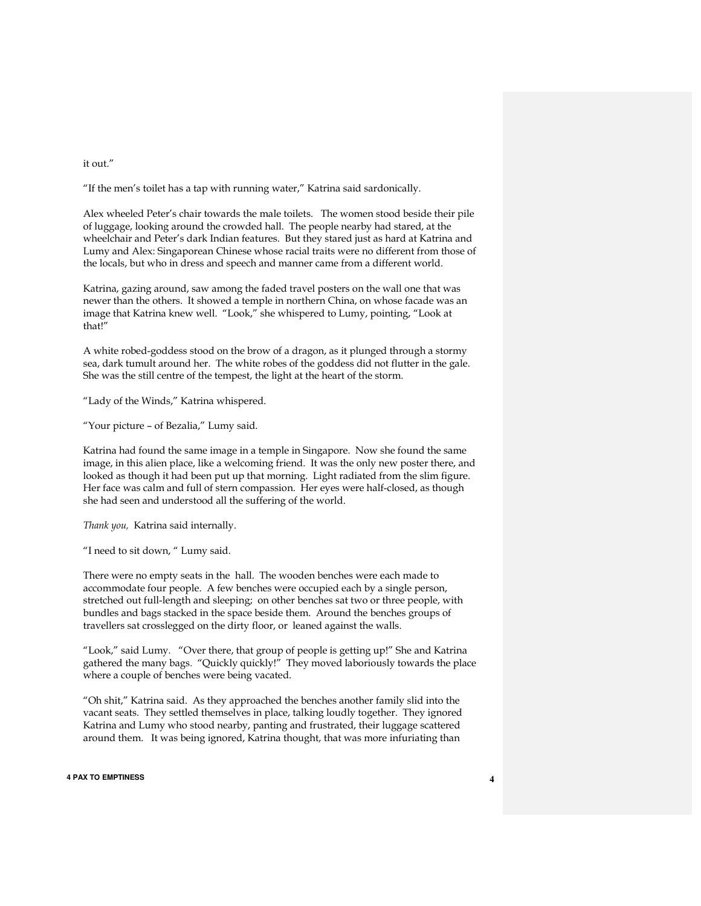it out."

"If the men's toilet has a tap with running water," Katrina said sardonically.

Alex wheeled Peter's chair towards the male toilets. The women stood beside their pile of luggage, looking around the crowded hall. The people nearby had stared, at the wheelchair and Peter's dark Indian features. But they stared just as hard at Katrina and Lumy and Alex: Singaporean Chinese whose racial traits were no different from those of the locals, but who in dress and speech and manner came from a different world.

Katrina, gazing around, saw among the faded travel posters on the wall one that was newer than the others. It showed a temple in northern China, on whose facade was an image that Katrina knew well. "Look," she whispered to Lumy, pointing, "Look at that!"

A white robed-goddess stood on the brow of a dragon, as it plunged through a stormy sea, dark tumult around her. The white robes of the goddess did not flutter in the gale. She was the still centre of the tempest, the light at the heart of the storm.

"Lady of the Winds," Katrina whispered.

"Your picture – of Bezalia," Lumy said.

Katrina had found the same image in a temple in Singapore. Now she found the same image, in this alien place, like a welcoming friend. It was the only new poster there, and looked as though it had been put up that morning. Light radiated from the slim figure. Her face was calm and full of stern compassion. Her eyes were half-closed, as though she had seen and understood all the suffering of the world.

*Thank you,* Katrina said internally.

"I need to sit down, " Lumy said.

There were no empty seats in the hall. The wooden benches were each made to accommodate four people. A few benches were occupied each by a single person, stretched out full-length and sleeping; on other benches sat two or three people, with bundles and bags stacked in the space beside them. Around the benches groups of travellers sat crosslegged on the dirty floor, or leaned against the walls.

"Look," said Lumy. "Over there, that group of people is getting up!" She and Katrina gathered the many bags. "Quickly quickly!" They moved laboriously towards the place where a couple of benches were being vacated.

"Oh shit," Katrina said. As they approached the benches another family slid into the vacant seats. They settled themselves in place, talking loudly together. They ignored Katrina and Lumy who stood nearby, panting and frustrated, their luggage scattered around them. It was being ignored, Katrina thought, that was more infuriating than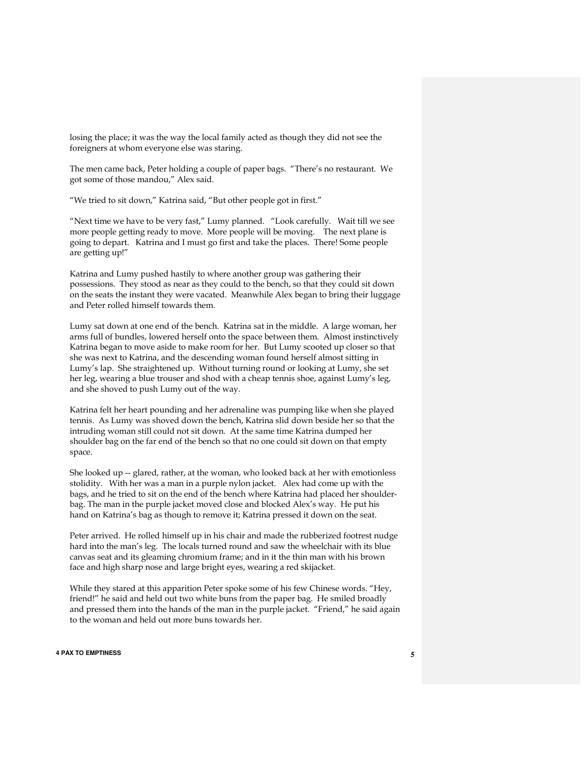losing the place; it was the way the local family acted as though they did not see the foreigners at whom everyone else was staring.

The men came back, Peter holding a couple of paper bags. "There's no restaurant. We got some of those mandou," Alex said.

"We tried to sit down," Katrina said, "But other people got in first."

"Next time we have to be very fast," Lumy planned. "Look carefully. Wait till we see more people getting ready to move. More people will be moving. The next plane is going to depart. Katrina and I must go first and take the places. There! Some people are getting up!"

Katrina and Lumy pushed hastily to where another group was gathering their possessions. They stood as near as they could to the bench, so that they could sit down on the seats the instant they were vacated. Meanwhile Alex began to bring their luggage and Peter rolled himself towards them.

Lumy sat down at one end of the bench. Katrina sat in the middle. A large woman, her arms full of bundles, lowered herself onto the space between them. Almost instinctively Katrina began to move aside to make room for her. But Lumy scooted up closer so that she was next to Katrina, and the descending woman found herself almost sitting in Lumy's lap. She straightened up. Without turning round or looking at Lumy, she set her leg, wearing a blue trouser and shod with a cheap tennis shoe, against Lumy's leg, and she shoved to push Lumy out of the way.

Katrina felt her heart pounding and her adrenaline was pumping like when she played tennis. As Lumy was shoved down the bench, Katrina slid down beside her so that the intruding woman still could not sit down. At the same time Katrina dumped her shoulder bag on the far end of the bench so that no one could sit down on that empty space.

She looked up -- glared, rather, at the woman, who looked back at her with emotionless stolidity. With her was a man in a purple nylon jacket. Alex had come up with the bags, and he tried to sit on the end of the bench where Katrina had placed her shoulder-bag. The man in the purple jacket moved close and blocked Alex's way. He put his hand on Katrina's bag as though to remove it; Katrina pressed it down on the seat.

Peter arrived. He rolled himself up in his chair and made the rubberized footrest nudge hard into the man's leg. The locals turned round and saw the wheelchair with its blue canvas seat and its gleaming chromium frame; and in it the thin man with his brown face and high sharp nose and large bright eyes, wearing a red skijacket.

While they stared at this apparition Peter spoke some of his few Chinese words. "Hey, friend!" he said and held out two white buns from the paper bag. He smiled broadly and pressed them into the hands of the man in the purple jacket. "Friend," he said again to the woman and held out more buns towards her.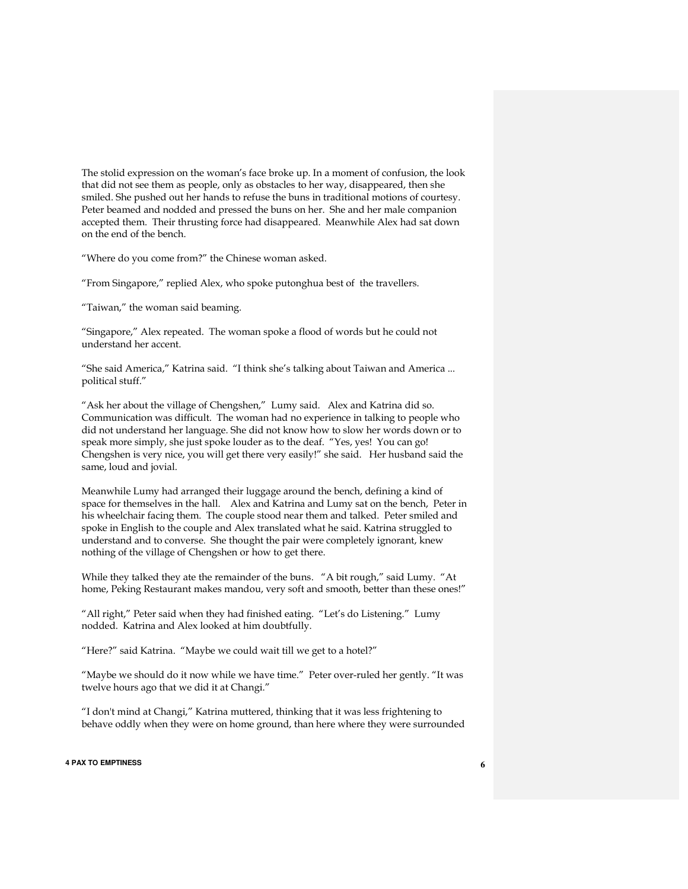The stolid expression on the woman's face broke up. In a moment of confusion, the look that did not see them as people, only as obstacles to her way, disappeared, then she smiled. She pushed out her hands to refuse the buns in traditional motions of courtesy. Peter beamed and nodded and pressed the buns on her. She and her male companion accepted them. Their thrusting force had disappeared. Meanwhile Alex had sat down on the end of the bench.

"Where do you come from?" the Chinese woman asked.

"From Singapore," replied Alex, who spoke putonghua best of the travellers.

"Taiwan," the woman said beaming.

"Singapore," Alex repeated. The woman spoke a flood of words but he could not understand her accent.

"She said America," Katrina said. "I think she's talking about Taiwan and America ... political stuff."

"Ask her about the village of Chengshen," Lumy said. Alex and Katrina did so. Communication was difficult. The woman had no experience in talking to people who did not understand her language. She did not know how to slow her words down or to speak more simply, she just spoke louder as to the deaf. "Yes, yes! You can go! Chengshen is very nice, you will get there very easily!" she said. Her husband said the same, loud and jovial.

Meanwhile Lumy had arranged their luggage around the bench, defining a kind of space for themselves in the hall. Alex and Katrina and Lumy sat on the bench, Peter in his wheelchair facing them. The couple stood near them and talked. Peter smiled and spoke in English to the couple and Alex translated what he said. Katrina struggled to understand and to converse. She thought the pair were completely ignorant, knew nothing of the village of Chengshen or how to get there.

While they talked they ate the remainder of the buns. "A bit rough," said Lumy. "At home, Peking Restaurant makes mandou, very soft and smooth, better than these ones!"

"All right," Peter said when they had finished eating. "Let's do Listening." Lumy nodded. Katrina and Alex looked at him doubtfully.

"Here?" said Katrina. "Maybe we could wait till we get to a hotel?"

"Maybe we should do it now while we have time." Peter over-ruled her gently. "It was twelve hours ago that we did it at Changi."

"I don't mind at Changi," Katrina muttered, thinking that it was less frightening to behave oddly when they were on home ground, than here where they were surrounded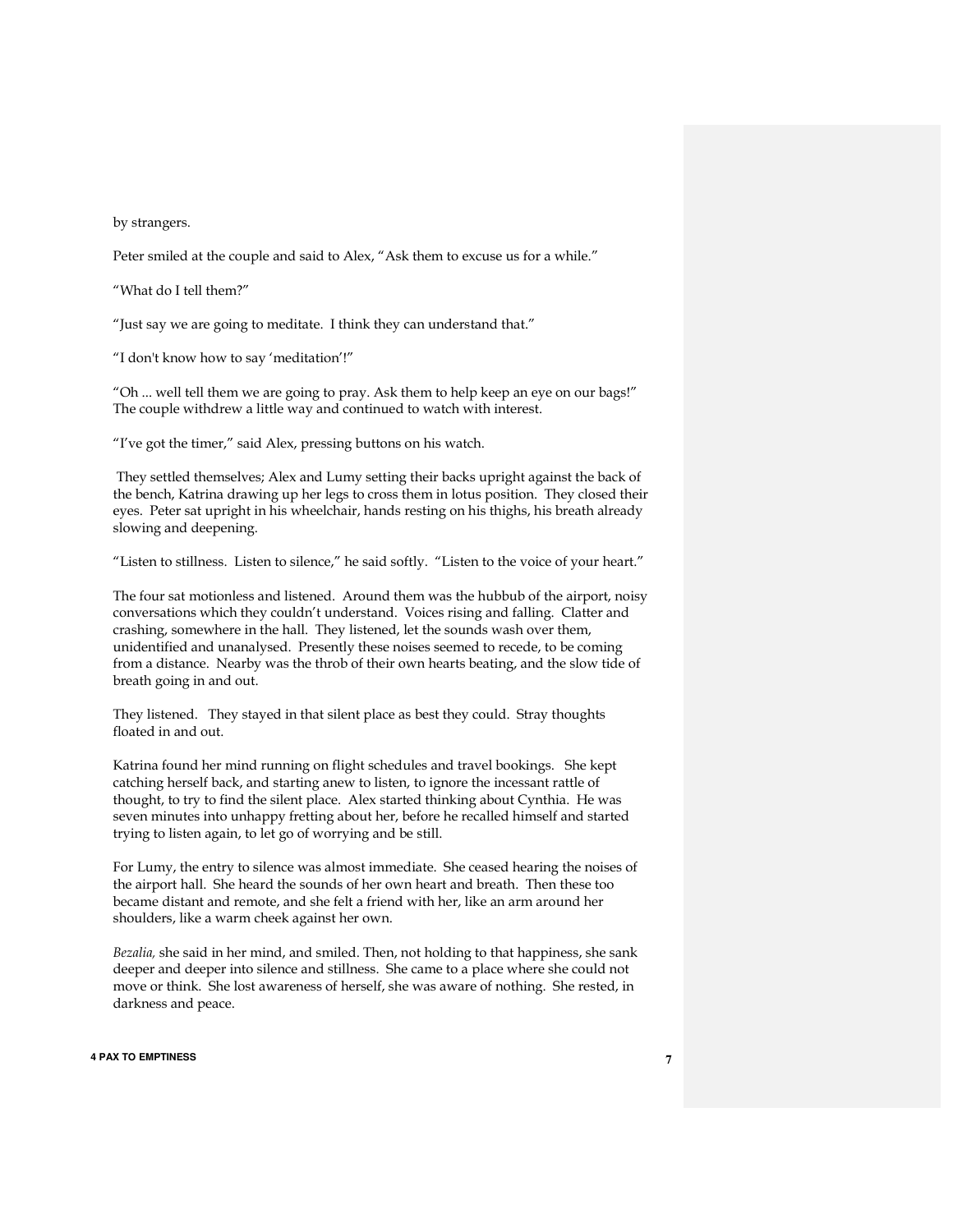by strangers.

Peter smiled at the couple and said to Alex, "Ask them to excuse us for a while."

"What do I tell them?"

"Just say we are going to meditate. I think they can understand that."

"I don't know how to say 'meditation'!"

"Oh ... well tell them we are going to pray. Ask them to help keep an eye on our bags!" The couple withdrew a little way and continued to watch with interest.

"I've got the timer," said Alex, pressing buttons on his watch.

They settled themselves; Alex and Lumy setting their backs upright against the back of the bench, Katrina drawing up her legs to cross them in lotus position. They closed their eyes. Peter sat upright in his wheelchair, hands resting on his thighs, his breath already slowing and deepening.

"Listen to stillness. Listen to silence," he said softly. "Listen to the voice of your heart."

The four sat motionless and listened. Around them was the hubbub of the airport, noisy conversations which they couldn't understand. Voices rising and falling. Clatter and crashing, somewhere in the hall. They listened, let the sounds wash over them, unidentified and unanalysed. Presently these noises seemed to recede, to be coming from a distance. Nearby was the throb of their own hearts beating, and the slow tide of breath going in and out.

They listened. They stayed in that silent place as best they could. Stray thoughts floated in and out.

Katrina found her mind running on flight schedules and travel bookings. She kept catching herself back, and starting anew to listen, to ignore the incessant rattle of thought, to try to find the silent place. Alex started thinking about Cynthia. He was seven minutes into unhappy fretting about her, before he recalled himself and started trying to listen again, to let go of worrying and be still.

For Lumy, the entry to silence was almost immediate. She ceased hearing the noises of the airport hall. She heard the sounds of her own heart and breath. Then these too became distant and remote, and she felt a friend with her, like an arm around her shoulders, like a warm cheek against her own.

*Bezalia,* she said in her mind, and smiled. Then, not holding to that happiness, she sank deeper and deeper into silence and stillness. She came to a place where she could not move or think. She lost awareness of herself, she was aware of nothing. She rested, in darkness and peace.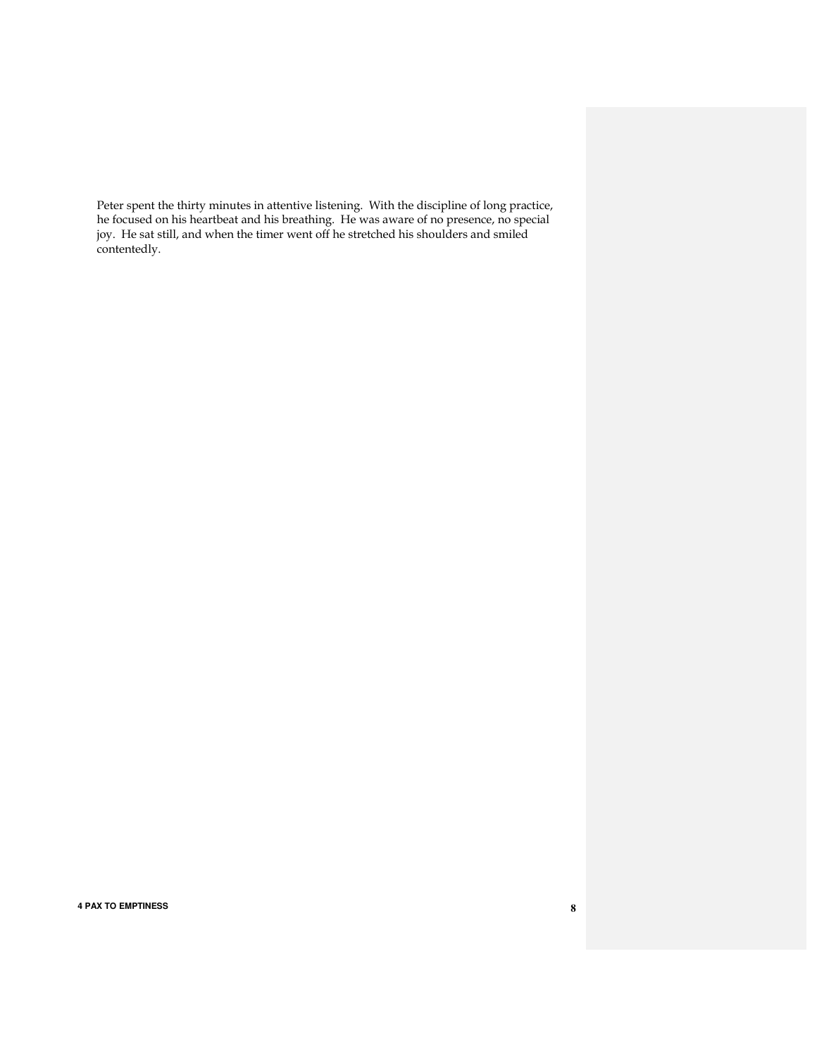Peter spent the thirty minutes in attentive listening. With the discipline of long practice, he focused on his heartbeat and his breathing. He was aware of no presence, no special joy. He sat still, and when the timer went off he stretched his shoulders and smiled contentedly.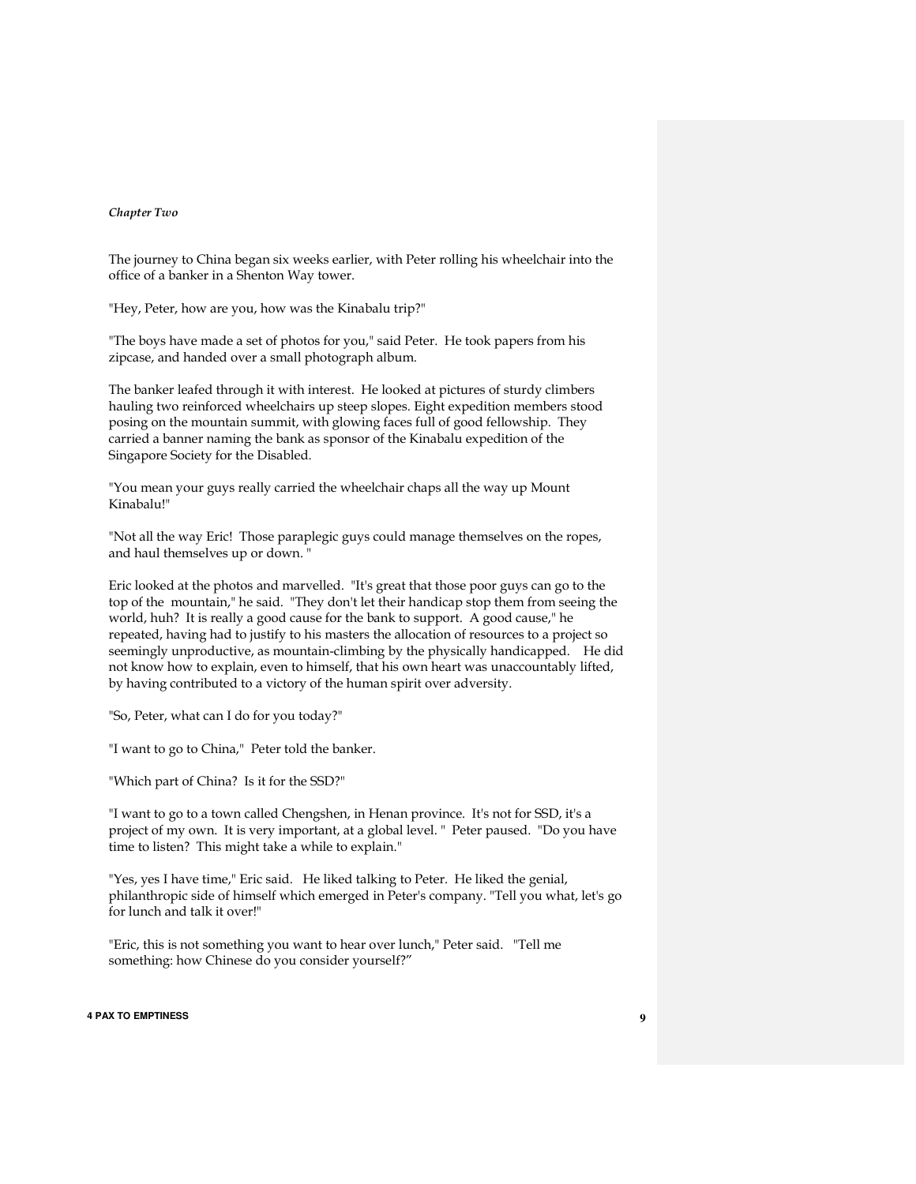*Chapter Two*

The journey to China began six weeks earlier, with Peter rolling his wheelchair into the office of a banker in a Shenton Way tower.

"Hey, Peter, how are you, how was the Kinabalu trip?"

"The boys have made a set of photos for you," said Peter. He took papers from his zipcase, and handed over a small photograph album.

The banker leafed through it with interest. He looked at pictures of sturdy climbers hauling two reinforced wheelchairs up steep slopes. Eight expedition members stood posing on the mountain summit, with glowing faces full of good fellowship. They carried a banner naming the bank as sponsor of the Kinabalu expedition of the Singapore Society for the Disabled.

"You mean your guys really carried the wheelchair chaps all the way up Mount Kinabalu!"

"Not all the way Eric! Those paraplegic guys could manage themselves on the ropes, and haul themselves up or down. "

Eric looked at the photos and marvelled. "It's great that those poor guys can go to the top of the mountain," he said. "They don't let their handicap stop them from seeing the world, huh? It is really a good cause for the bank to support. A good cause," he repeated, having had to justify to his masters the allocation of resources to a project so seemingly unproductive, as mountain-climbing by the physically handicapped. He did not know how to explain, even to himself, that his own heart was unaccountably lifted, by having contributed to a victory of the human spirit over adversity.

"So, Peter, what can I do for you today?"

"I want to go to China," Peter told the banker.

"Which part of China? Is it for the SSD?"

"I want to go to a town called Chengshen, in Henan province. It's not for SSD, it's a project of my own. It is very important, at a global level. " Peter paused. "Do you have time to listen? This might take a while to explain."

"Yes, yes I have time," Eric said. He liked talking to Peter. He liked the genial, philanthropic side of himself which emerged in Peter's company. "Tell you what, let's go for lunch and talk it over!"

"Eric, this is not something you want to hear over lunch," Peter said. "Tell me something: how Chinese do you consider yourself?"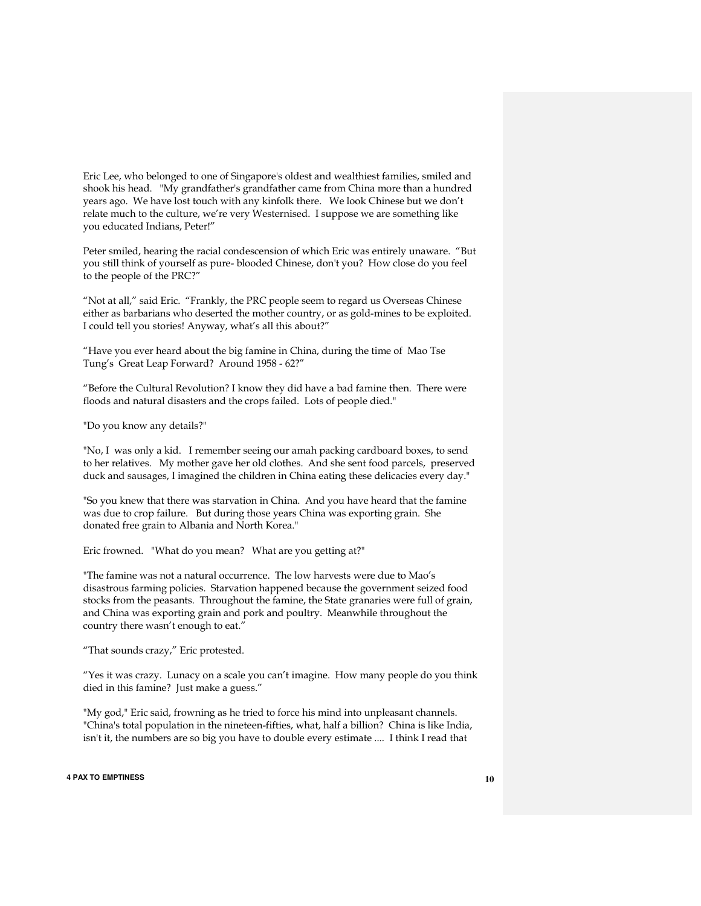Eric Lee, who belonged to one of Singapore's oldest and wealthiest families, smiled and shook his head. "My grandfather's grandfather came from China more than a hundred years ago. We have lost touch with any kinfolk there. We look Chinese but we don't relate much to the culture, we're very Westernised. I suppose we are something like you educated Indians, Peter!"

Peter smiled, hearing the racial condescension of which Eric was entirely unaware. "But you still think of yourself as pure- blooded Chinese, don't you? How close do you feel to the people of the PRC?"

"Not at all," said Eric. "Frankly, the PRC people seem to regard us Overseas Chinese either as barbarians who deserted the mother country, or as gold-mines to be exploited. I could tell you stories! Anyway, what's all this about?"

"Have you ever heard about the big famine in China, during the time of Mao Tse Tung's Great Leap Forward? Around 1958 - 62?"

"Before the Cultural Revolution? I know they did have a bad famine then. There were floods and natural disasters and the crops failed. Lots of people died."

"Do you know any details?"

"No, I was only a kid. I remember seeing our amah packing cardboard boxes, to send to her relatives. My mother gave her old clothes. And she sent food parcels, preserved duck and sausages, I imagined the children in China eating these delicacies every day."

"So you knew that there was starvation in China. And you have heard that the famine was due to crop failure. But during those years China was exporting grain. She donated free grain to Albania and North Korea."

Eric frowned. "What do you mean? What are you getting at?"

"The famine was not a natural occurrence. The low harvests were due to Mao's disastrous farming policies. Starvation happened because the government seized food stocks from the peasants. Throughout the famine, the State granaries were full of grain, and China was exporting grain and pork and poultry. Meanwhile throughout the country there wasn't enough to eat."

"That sounds crazy," Eric protested.

"Yes it was crazy. Lunacy on a scale you can't imagine. How many people do you think died in this famine? Just make a guess."

"My god," Eric said, frowning as he tried to force his mind into unpleasant channels. "China's total population in the nineteen-fifties, what, half a billion? China is like India, isn't it, the numbers are so big you have to double every estimate .... I think I read that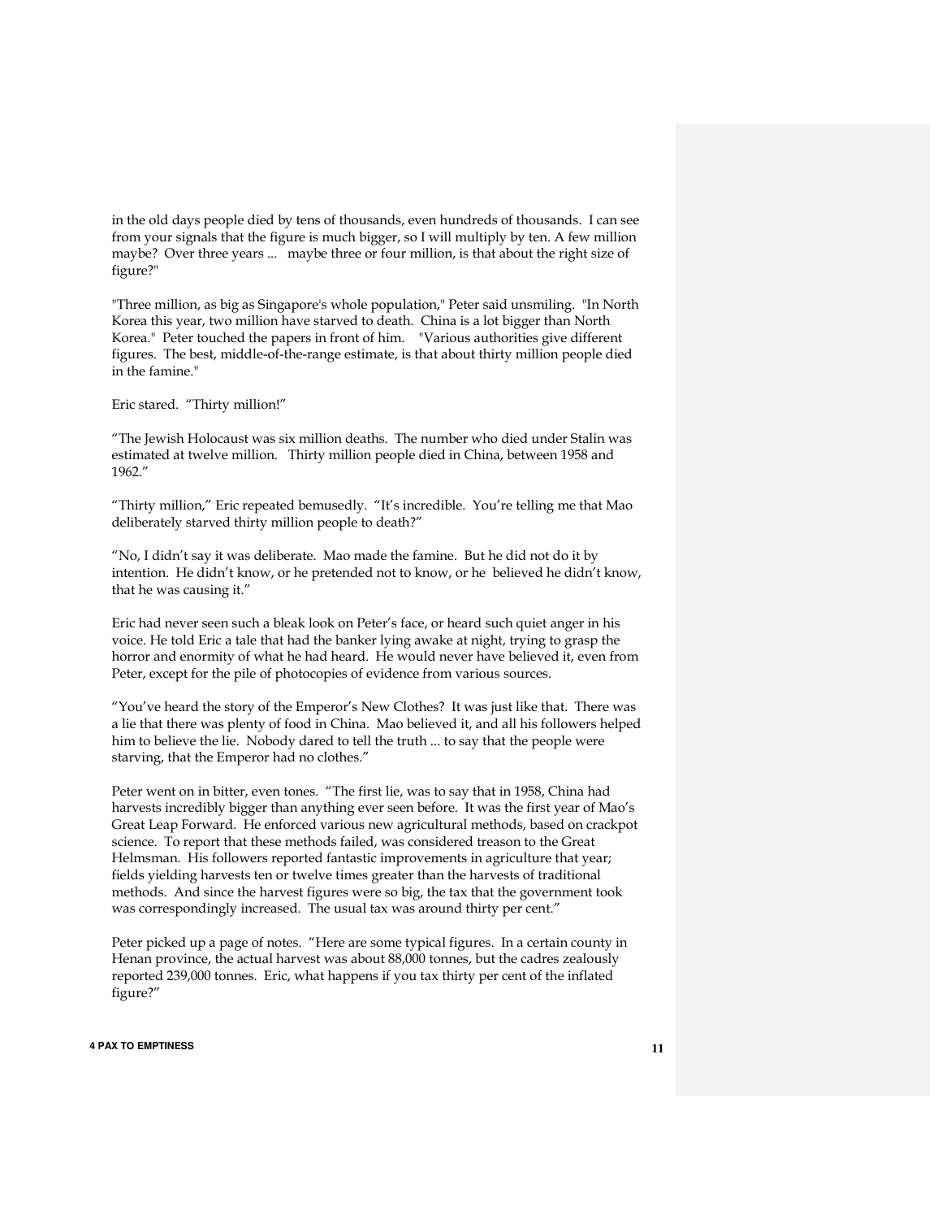in the old days people died by tens of thousands, even hundreds of thousands. I can see from your signals that the figure is much bigger, so I will multiply by ten. A few million maybe? Over three years ... maybe three or four million, is that about the right size of figure?"

"Three million, as big as Singapore's whole population," Peter said unsmiling. "In North Korea this year, two million have starved to death. China is a lot bigger than North Korea." Peter touched the papers in front of him. "Various authorities give different figures. The best, middle-of-the-range estimate, is that about thirty million people died in the famine."

Eric stared. "Thirty million!"

"The Jewish Holocaust was six million deaths. The number who died under Stalin was estimated at twelve million. Thirty million people died in China, between 1958 and 1962."

"Thirty million," Eric repeated bemusedly. "It's incredible. You're telling me that Mao deliberately starved thirty million people to death?"

"No, I didn't say it was deliberate. Mao made the famine. But he did not do it by intention. He didn't know, or he pretended not to know, or he believed he didn't know, that he was causing it."

Eric had never seen such a bleak look on Peter's face, or heard such quiet anger in his voice. He told Eric a tale that had the banker lying awake at night, trying to grasp the horror and enormity of what he had heard. He would never have believed it, even from Peter, except for the pile of photocopies of evidence from various sources.

"You've heard the story of the Emperor's New Clothes? It was just like that. There was a lie that there was plenty of food in China. Mao believed it, and all his followers helped him to believe the lie. Nobody dared to tell the truth ... to say that the people were starving, that the Emperor had no clothes."

Peter went on in bitter, even tones. "The first lie, was to say that in 1958, China had harvests incredibly bigger than anything ever seen before. It was the first year of Mao's Great Leap Forward. He enforced various new agricultural methods, based on crackpot science. To report that these methods failed, was considered treason to the Great Helmsman. His followers reported fantastic improvements in agriculture that year; fields yielding harvests ten or twelve times greater than the harvests of traditional methods. And since the harvest figures were so big, the tax that the government took was correspondingly increased. The usual tax was around thirty per cent."

Peter picked up a page of notes. "Here are some typical figures. In a certain county in Henan province, the actual harvest was about 88,000 tonnes, but the cadres zealously reported 239,000 tonnes. Eric, what happens if you tax thirty per cent of the inflated figure?"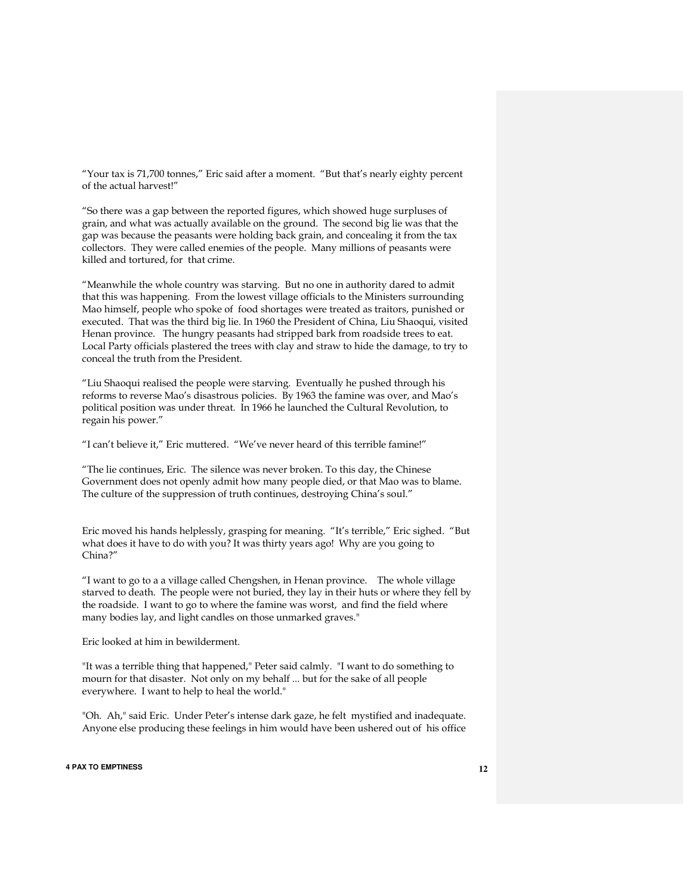"Your tax is 71,700 tonnes," Eric said after a moment. "But that's nearly eighty percent of the actual harvest!"

"So there was a gap between the reported figures, which showed huge surpluses of grain, and what was actually available on the ground. The second big lie was that the gap was because the peasants were holding back grain, and concealing it from the tax collectors. They were called enemies of the people. Many millions of peasants were killed and tortured, for that crime.

"Meanwhile the whole country was starving. But no one in authority dared to admit that this was happening. From the lowest village officials to the Ministers surrounding Mao himself, people who spoke of food shortages were treated as traitors, punished or executed. That was the third big lie. In 1960 the President of China, Liu Shaoqui, visited Henan province. The hungry peasants had stripped bark from roadside trees to eat. Local Party officials plastered the trees with clay and straw to hide the damage, to try to conceal the truth from the President.

"Liu Shaoqui realised the people were starving. Eventually he pushed through his reforms to reverse Mao's disastrous policies. By 1963 the famine was over, and Mao's political position was under threat. In 1966 he launched the Cultural Revolution, to regain his power."

"I can't believe it," Eric muttered. "We've never heard of this terrible famine!"

"The lie continues, Eric. The silence was never broken. To this day, the Chinese Government does not openly admit how many people died, or that Mao was to blame. The culture of the suppression of truth continues, destroying China's soul."

Eric moved his hands helplessly, grasping for meaning. "It's terrible," Eric sighed. "But what does it have to do with you? It was thirty years ago! Why are you going to China?"

"I want to go to a a village called Chengshen, in Henan province. The whole village starved to death. The people were not buried, they lay in their huts or where they fell by the roadside. I want to go to where the famine was worst, and find the field where many bodies lay, and light candles on those unmarked graves."

Eric looked at him in bewilderment.

"It was a terrible thing that happened," Peter said calmly. "I want to do something to mourn for that disaster. Not only on my behalf ... but for the sake of all people everywhere. I want to help to heal the world."

"Oh. Ah," said Eric. Under Peter's intense dark gaze, he felt mystified and inadequate. Anyone else producing these feelings in him would have been ushered out of his office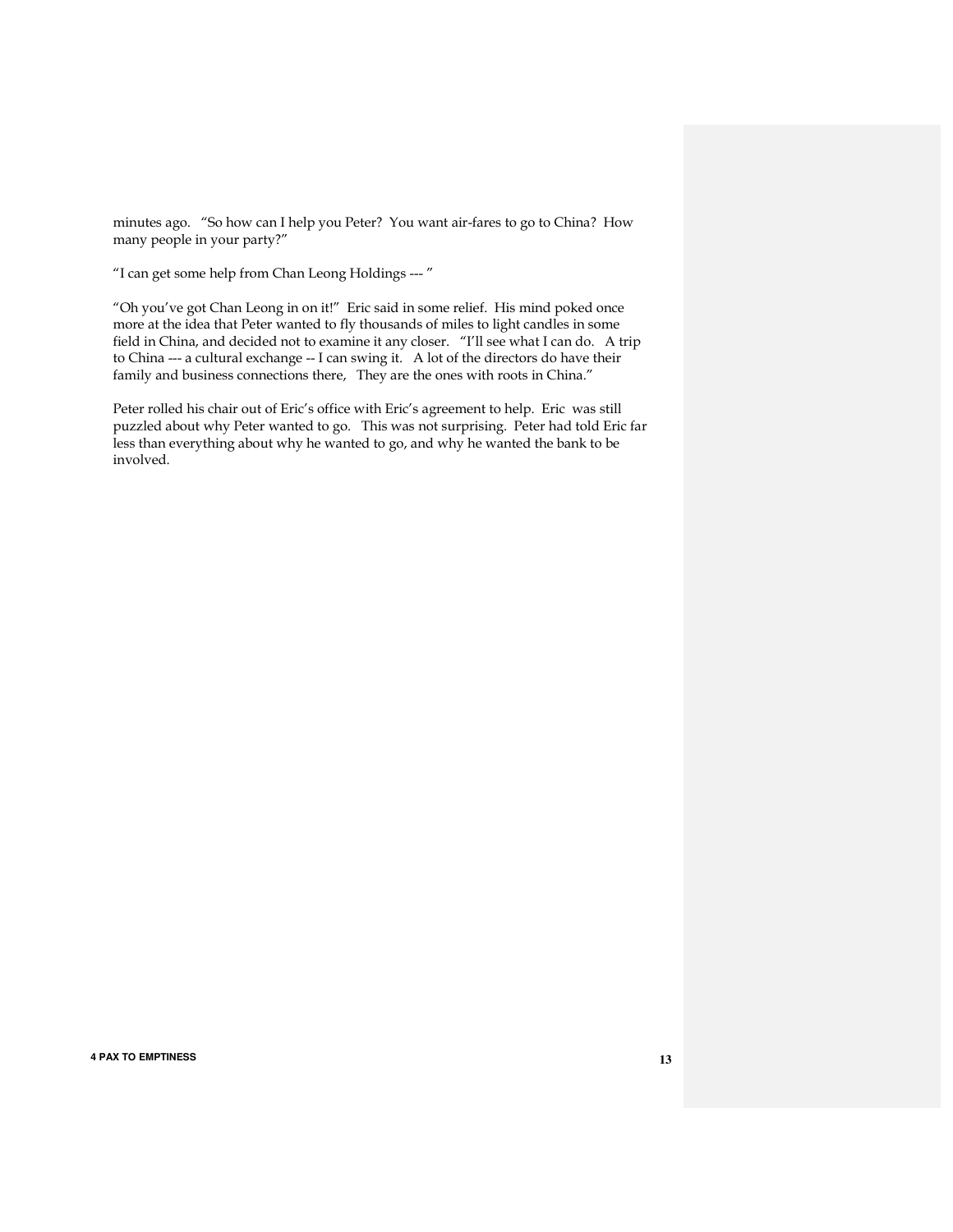minutes ago. "So how can I help you Peter? You want air-fares to go to China? How many people in your party?"

"I can get some help from Chan Leong Holdings --- "

"Oh you've got Chan Leong in on it!" Eric said in some relief. His mind poked once more at the idea that Peter wanted to fly thousands of miles to light candles in some field in China, and decided not to examine it any closer. "I'll see what I can do. A trip to China --- a cultural exchange -- I can swing it. A lot of the directors do have their family and business connections there, They are the ones with roots in China."

Peter rolled his chair out of Eric's office with Eric's agreement to help. Eric was still puzzled about why Peter wanted to go. This was not surprising. Peter had told Eric far less than everything about why he wanted to go, and why he wanted the bank to be involved.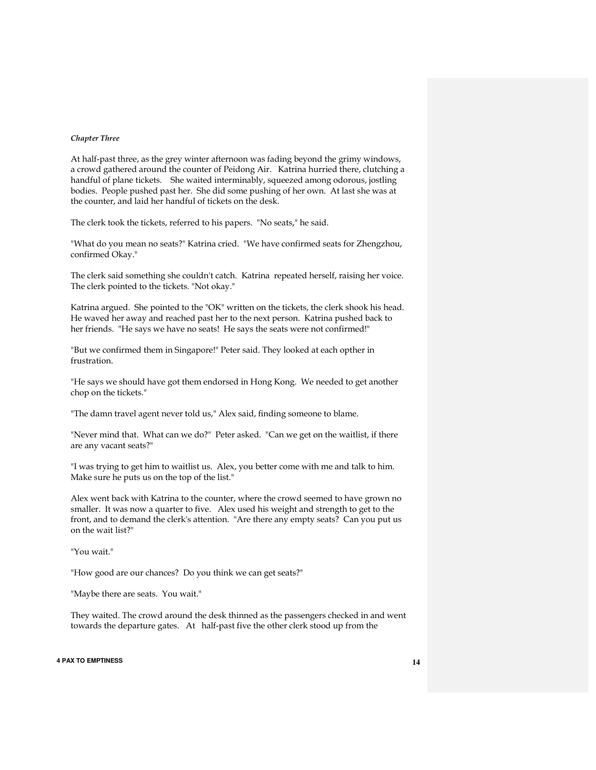*Chapter Three*

At half-past three, as the grey winter afternoon was fading beyond the grimy windows, a crowd gathered around the counter of Peidong Air. Katrina hurried there, clutching a handful of plane tickets. She waited interminably, squeezed among odorous, jostling bodies. People pushed past her. She did some pushing of her own. At last she was at the counter, and laid her handful of tickets on the desk.

The clerk took the tickets, referred to his papers. "No seats," he said.

"What do you mean no seats?" Katrina cried. "We have confirmed seats for Zhengzhou, confirmed Okay."

The clerk said something she couldn't catch. Katrina repeated herself, raising her voice. The clerk pointed to the tickets. "Not okay."

Katrina argued. She pointed to the "OK" written on the tickets, the clerk shook his head. He waved her away and reached past her to the next person. Katrina pushed back to her friends. "He says we have no seats! He says the seats were not confirmed!"

"But we confirmed them in Singapore!" Peter said. They looked at each opther in frustration.

"He says we should have got them endorsed in Hong Kong. We needed to get another chop on the tickets."

"The damn travel agent never told us," Alex said, finding someone to blame.

"Never mind that. What can we do?" Peter asked. "Can we get on the waitlist, if there are any vacant seats?"

"I was trying to get him to waitlist us. Alex, you better come with me and talk to him. Make sure he puts us on the top of the list."

Alex went back with Katrina to the counter, where the crowd seemed to have grown no smaller. It was now a quarter to five. Alex used his weight and strength to get to the front, and to demand the clerk's attention. "Are there any empty seats? Can you put us on the wait list?"

"You wait."

"How good are our chances? Do you think we can get seats?"

"Maybe there are seats. You wait."

They waited. The crowd around the desk thinned as the passengers checked in and went towards the departure gates. At half-past five the other clerk stood up from the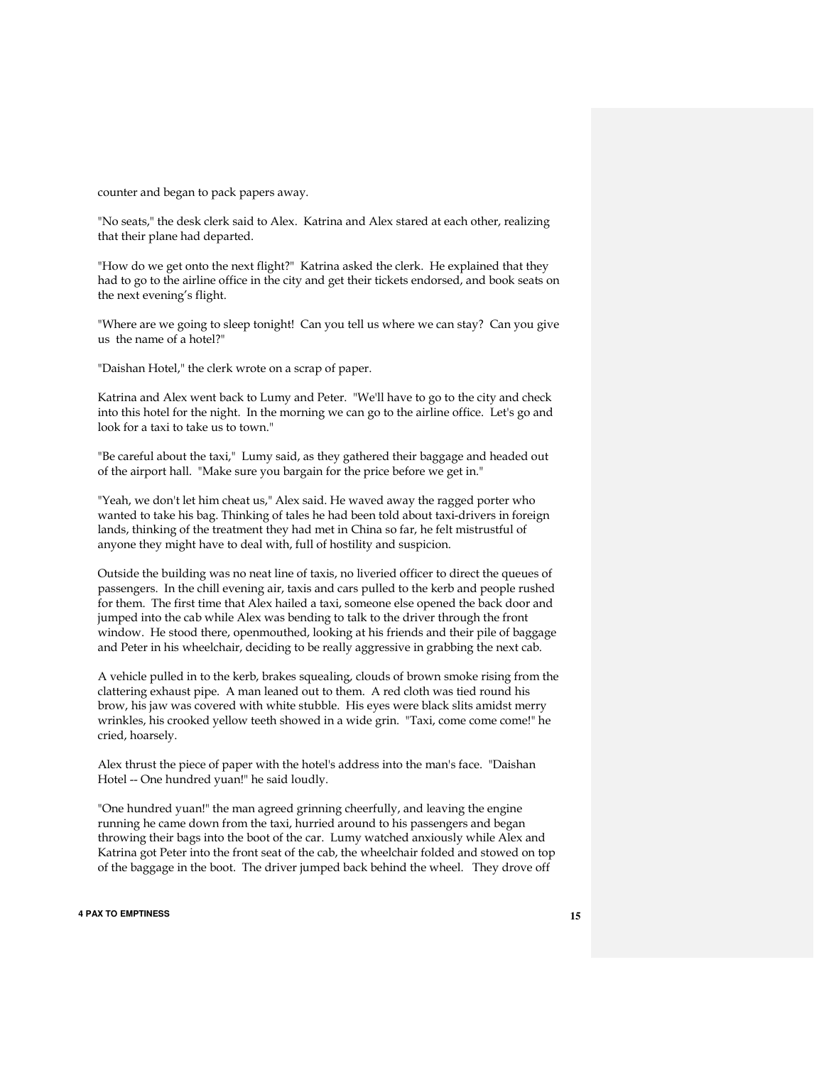counter and began to pack papers away.

"No seats," the desk clerk said to Alex. Katrina and Alex stared at each other, realizing that their plane had departed.

"How do we get onto the next flight?" Katrina asked the clerk. He explained that they had to go to the airline office in the city and get their tickets endorsed, and book seats on the next evening's flight.

"Where are we going to sleep tonight! Can you tell us where we can stay? Can you give us the name of a hotel?"

"Daishan Hotel," the clerk wrote on a scrap of paper.

Katrina and Alex went back to Lumy and Peter. "We'll have to go to the city and check into this hotel for the night. In the morning we can go to the airline office. Let's go and look for a taxi to take us to town."

"Be careful about the taxi," Lumy said, as they gathered their baggage and headed out of the airport hall. "Make sure you bargain for the price before we get in."

"Yeah, we don't let him cheat us," Alex said. He waved away the ragged porter who wanted to take his bag. Thinking of tales he had been told about taxi-drivers in foreign lands, thinking of the treatment they had met in China so far, he felt mistrustful of anyone they might have to deal with, full of hostility and suspicion.

Outside the building was no neat line of taxis, no liveried officer to direct the queues of passengers. In the chill evening air, taxis and cars pulled to the kerb and people rushed for them. The first time that Alex hailed a taxi, someone else opened the back door and jumped into the cab while Alex was bending to talk to the driver through the front window. He stood there, openmouthed, looking at his friends and their pile of baggage and Peter in his wheelchair, deciding to be really aggressive in grabbing the next cab.

A vehicle pulled in to the kerb, brakes squealing, clouds of brown smoke rising from the clattering exhaust pipe. A man leaned out to them. A red cloth was tied round his brow, his jaw was covered with white stubble. His eyes were black slits amidst merry wrinkles, his crooked yellow teeth showed in a wide grin. "Taxi, come come come!" he cried, hoarsely.

Alex thrust the piece of paper with the hotel's address into the man's face. "Daishan Hotel -- One hundred yuan!" he said loudly.

"One hundred yuan!" the man agreed grinning cheerfully, and leaving the engine running he came down from the taxi, hurried around to his passengers and began throwing their bags into the boot of the car. Lumy watched anxiously while Alex and Katrina got Peter into the front seat of the cab, the wheelchair folded and stowed on top of the baggage in the boot. The driver jumped back behind the wheel. They drove off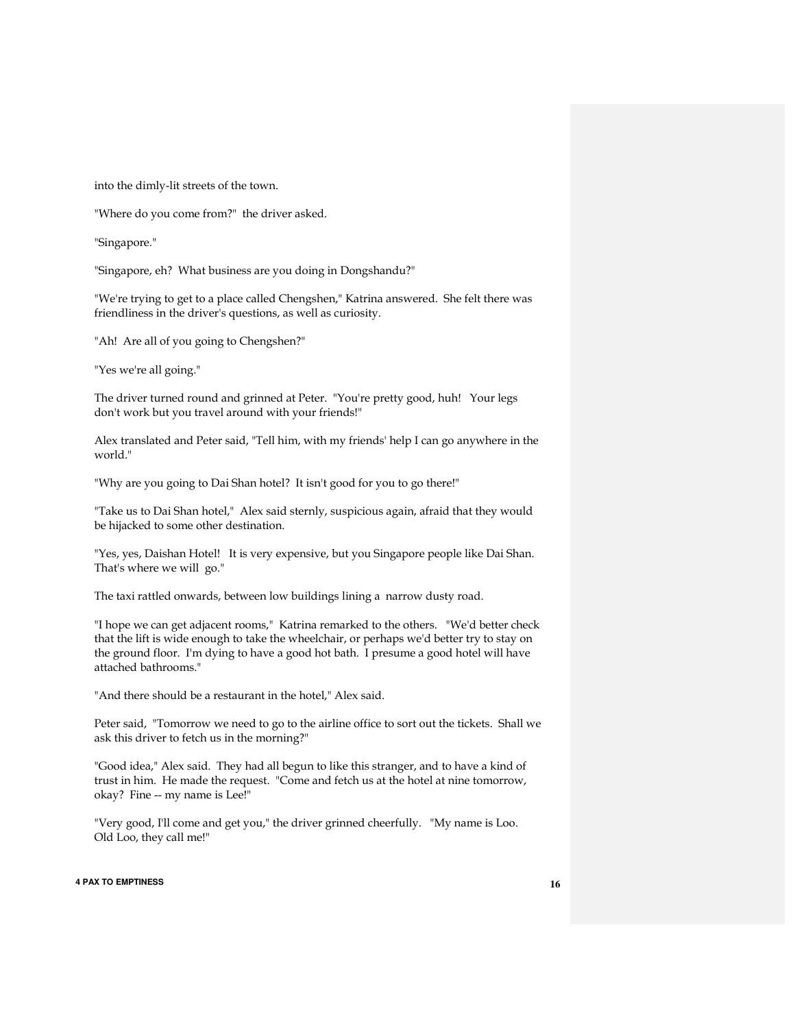into the dimly-lit streets of the town.

"Where do you come from?" the driver asked.

"Singapore."

"Singapore, eh? What business are you doing in Dongshandu?"

"We're trying to get to a place called Chengshen," Katrina answered. She felt there was friendliness in the driver's questions, as well as curiosity.

"Ah! Are all of you going to Chengshen?"

"Yes we're all going."

The driver turned round and grinned at Peter. "You're pretty good, huh! Your legs don't work but you travel around with your friends!"

Alex translated and Peter said, "Tell him, with my friends' help I can go anywhere in the world."

"Why are you going to Dai Shan hotel? It isn't good for you to go there!"

"Take us to Dai Shan hotel," Alex said sternly, suspicious again, afraid that they would be hijacked to some other destination.

"Yes, yes, Daishan Hotel! It is very expensive, but you Singapore people like Dai Shan. That's where we will go."

The taxi rattled onwards, between low buildings lining a narrow dusty road.

"I hope we can get adjacent rooms," Katrina remarked to the others. "We'd better check that the lift is wide enough to take the wheelchair, or perhaps we'd better try to stay on the ground floor. I'm dying to have a good hot bath. I presume a good hotel will have attached bathrooms."

"And there should be a restaurant in the hotel," Alex said.

Peter said, "Tomorrow we need to go to the airline office to sort out the tickets. Shall we ask this driver to fetch us in the morning?"

"Good idea," Alex said. They had all begun to like this stranger, and to have a kind of trust in him. He made the request. "Come and fetch us at the hotel at nine tomorrow, okay? Fine -- my name is Lee!"

"Very good, I'll come and get you," the driver grinned cheerfully. "My name is Loo. Old Loo, they call me!"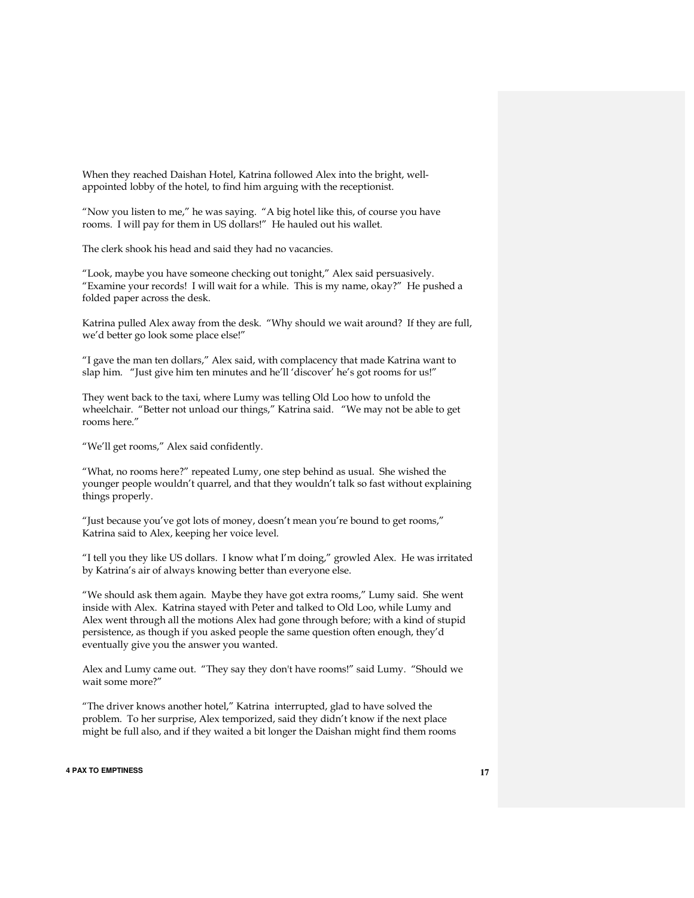When they reached Daishan Hotel, Katrina followed Alex into the bright, well-appointed lobby of the hotel, to find him arguing with the receptionist.

"Now you listen to me," he was saying. "A big hotel like this, of course you have rooms. I will pay for them in US dollars!" He hauled out his wallet.

The clerk shook his head and said they had no vacancies.

"Look, maybe you have someone checking out tonight," Alex said persuasively. "Examine your records! I will wait for a while. This is my name, okay?" He pushed a folded paper across the desk.

Katrina pulled Alex away from the desk. "Why should we wait around? If they are full, we'd better go look some place else!"

"I gave the man ten dollars," Alex said, with complacency that made Katrina want to slap him. "Just give him ten minutes and he'll 'discover' he's got rooms for us!"

They went back to the taxi, where Lumy was telling Old Loo how to unfold the wheelchair. "Better not unload our things," Katrina said. "We may not be able to get rooms here."

"We'll get rooms," Alex said confidently.

"What, no rooms here?" repeated Lumy, one step behind as usual. She wished the younger people wouldn't quarrel, and that they wouldn't talk so fast without explaining things properly.

"Just because you've got lots of money, doesn't mean you're bound to get rooms," Katrina said to Alex, keeping her voice level.

"I tell you they like US dollars. I know what I'm doing," growled Alex. He was irritated by Katrina's air of always knowing better than everyone else.

"We should ask them again. Maybe they have got extra rooms," Lumy said. She went inside with Alex. Katrina stayed with Peter and talked to Old Loo, while Lumy and Alex went through all the motions Alex had gone through before; with a kind of stupid persistence, as though if you asked people the same question often enough, they'd eventually give you the answer you wanted.

Alex and Lumy came out. "They say they don't have rooms!" said Lumy. "Should we wait some more?"

"The driver knows another hotel," Katrina interrupted, glad to have solved the problem. To her surprise, Alex temporized, said they didn't know if the next place might be full also, and if they waited a bit longer the Daishan might find them rooms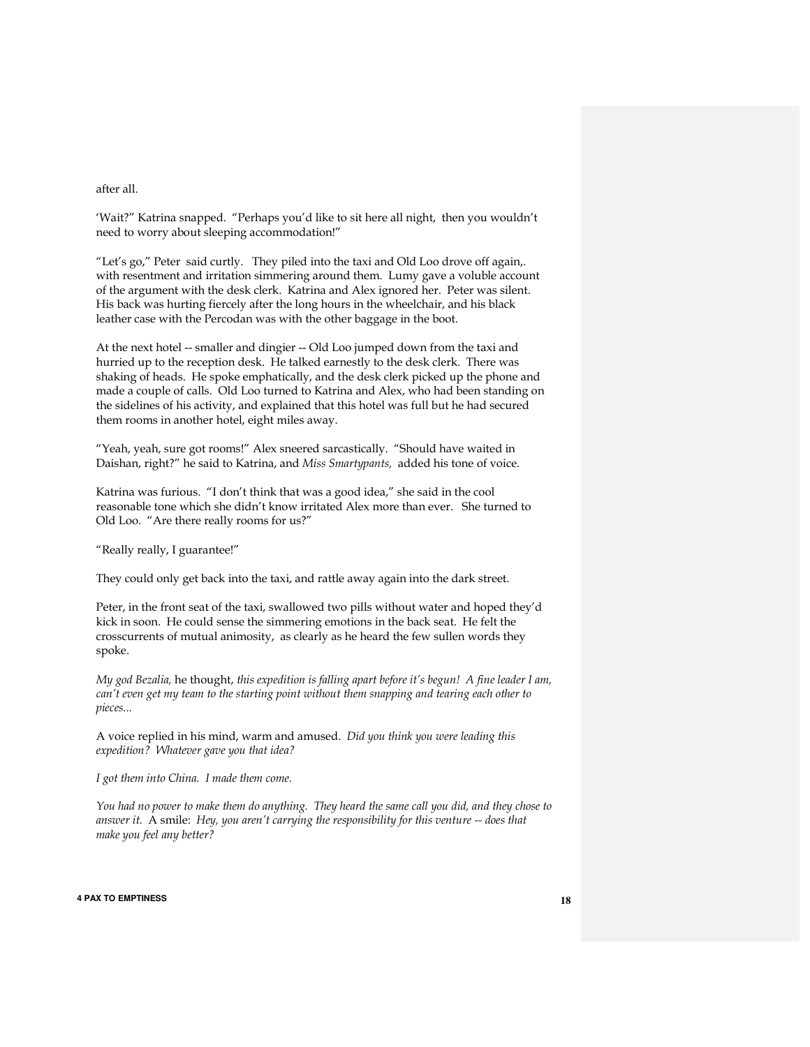after all.

'Wait?" Katrina snapped. "Perhaps you'd like to sit here all night, then you wouldn't need to worry about sleeping accommodation!"

"Let's go," Peter said curtly. They piled into the taxi and Old Loo drove off again,. with resentment and irritation simmering around them. Lumy gave a voluble account of the argument with the desk clerk. Katrina and Alex ignored her. Peter was silent. His back was hurting fiercely after the long hours in the wheelchair, and his black leather case with the Percodan was with the other baggage in the boot.

At the next hotel -- smaller and dingier -- Old Loo jumped down from the taxi and hurried up to the reception desk. He talked earnestly to the desk clerk. There was shaking of heads. He spoke emphatically, and the desk clerk picked up the phone and made a couple of calls. Old Loo turned to Katrina and Alex, who had been standing on the sidelines of his activity, and explained that this hotel was full but he had secured them rooms in another hotel, eight miles away.

"Yeah, yeah, sure got rooms!" Alex sneered sarcastically. "Should have waited in Daishan, right?" he said to Katrina, and *Miss Smartypants,* added his tone of voice.

Katrina was furious. "I don't think that was a good idea," she said in the cool reasonable tone which she didn't know irritated Alex more than ever. She turned to Old Loo. "Are there really rooms for us?"

"Really really, I guarantee!"

They could only get back into the taxi, and rattle away again into the dark street.

Peter, in the front seat of the taxi, swallowed two pills without water and hoped they'd kick in soon. He could sense the simmering emotions in the back seat. He felt the crosscurrents of mutual animosity, as clearly as he heard the few sullen words they spoke.

*My god Bezalia,* he thought, *this expedition is falling apart before it's begun! A fine leader I am, can't even get my team to the starting point without them snapping and tearing each other to pieces...*

A voice replied in his mind, warm and amused. *Did you think you were leading this expedition? Whatever gave you that idea?*

*I got them into China. I made them come.*

*You had no power to make them do anything. They heard the same call you did, and they chose to answer it.* A smile: *Hey, you aren't carrying the responsibility for this venture -- does that make you feel any better?*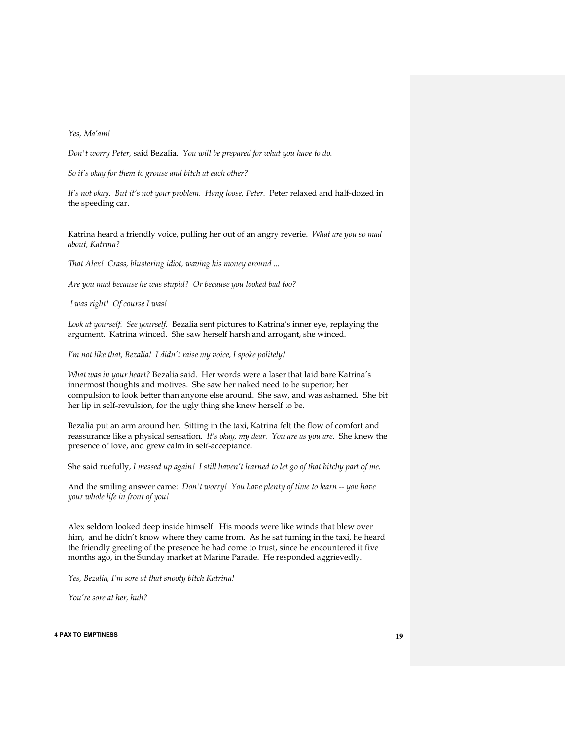*Yes, Ma'am!*

*Don't worry Peter,* said Bezalia. *You will be prepared for what you have to do.*

*So it's okay for them to grouse and bitch at each other?*

*It's not okay. But it's not your problem. Hang loose, Peter.* Peter relaxed and half-dozed in the speeding car.

Katrina heard a friendly voice, pulling her out of an angry reverie. *What are you so mad about, Katrina?*

*That Alex! Crass, blustering idiot, waving his money around ...*

*Are you mad because he was stupid? Or because you looked bad too?*

*I was right! Of course I was!*

*Look at yourself. See yourself.* Bezalia sent pictures to Katrina's inner eye, replaying the argument. Katrina winced. She saw herself harsh and arrogant, she winced.

*I'm not like that, Bezalia! I didn't raise my voice, I spoke politely!*

*What was in your heart?* Bezalia said. Her words were a laser that laid bare Katrina's innermost thoughts and motives. She saw her naked need to be superior; her compulsion to look better than anyone else around. She saw, and was ashamed. She bit her lip in self-revulsion, for the ugly thing she knew herself to be.

Bezalia put an arm around her. Sitting in the taxi, Katrina felt the flow of comfort and reassurance like a physical sensation. *It's okay, my dear. You are as you are.* She knew the presence of love, and grew calm in self-acceptance.

She said ruefully, *I messed up again! I still haven't learned to let go of that bitchy part of me.*

And the smiling answer came: *Don't worry! You have plenty of time to learn -- you have your whole life in front of you!*

Alex seldom looked deep inside himself. His moods were like winds that blew over him, and he didn't know where they came from. As he sat fuming in the taxi, he heard the friendly greeting of the presence he had come to trust, since he encountered it five months ago, in the Sunday market at Marine Parade. He responded aggrievedly.

*Yes, Bezalia, I'm sore at that snooty bitch Katrina!*

*You're sore at her, huh?*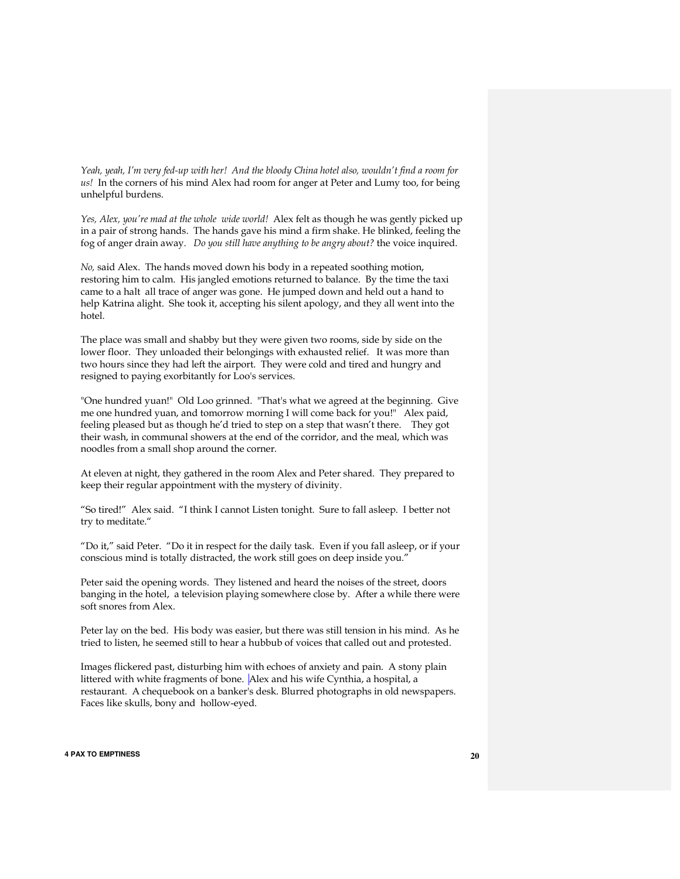*Yeah, yeah, I'm very fed-up with her! And the bloody China hotel also, wouldn't find a room for us!* In the corners of his mind Alex had room for anger at Peter and Lumy too, for being unhelpful burdens.

*Yes, Alex, you're mad at the whole wide world!* Alex felt as though he was gently picked up in a pair of strong hands. The hands gave his mind a firm shake. He blinked, feeling the fog of anger drain away. *Do you still have anything to be angry about?* the voice inquired.

*No,* said Alex. The hands moved down his body in a repeated soothing motion, restoring him to calm. His jangled emotions returned to balance. By the time the taxi came to a halt all trace of anger was gone. He jumped down and held out a hand to help Katrina alight. She took it, accepting his silent apology, and they all went into the hotel.

The place was small and shabby but they were given two rooms, side by side on the lower floor. They unloaded their belongings with exhausted relief. It was more than two hours since they had left the airport. They were cold and tired and hungry and resigned to paying exorbitantly for Loo's services.

"One hundred yuan!" Old Loo grinned. "That's what we agreed at the beginning. Give me one hundred yuan, and tomorrow morning I will come back for you!" Alex paid, feeling pleased but as though he'd tried to step on a step that wasn't there. They got their wash, in communal showers at the end of the corridor, and the meal, which was noodles from a small shop around the corner.

At eleven at night, they gathered in the room Alex and Peter shared. They prepared to keep their regular appointment with the mystery of divinity.

"So tired!" Alex said. "I think I cannot Listen tonight. Sure to fall asleep. I better not try to meditate."

"Do it," said Peter. "Do it in respect for the daily task. Even if you fall asleep, or if your conscious mind is totally distracted, the work still goes on deep inside you."

Peter said the opening words. They listened and heard the noises of the street, doors banging in the hotel, a television playing somewhere close by. After a while there were soft snores from Alex.

Peter lay on the bed. His body was easier, but there was still tension in his mind. As he tried to listen, he seemed still to hear a hubbub of voices that called out and protested.

Images flickered past, disturbing him with echoes of anxiety and pain. A stony plain littered with white fragments of bone. Alex and his wife Cynthia, a hospital, a restaurant. A chequebook on a banker's desk. Blurred photographs in old newspapers. Faces like skulls, bony and hollow-eyed.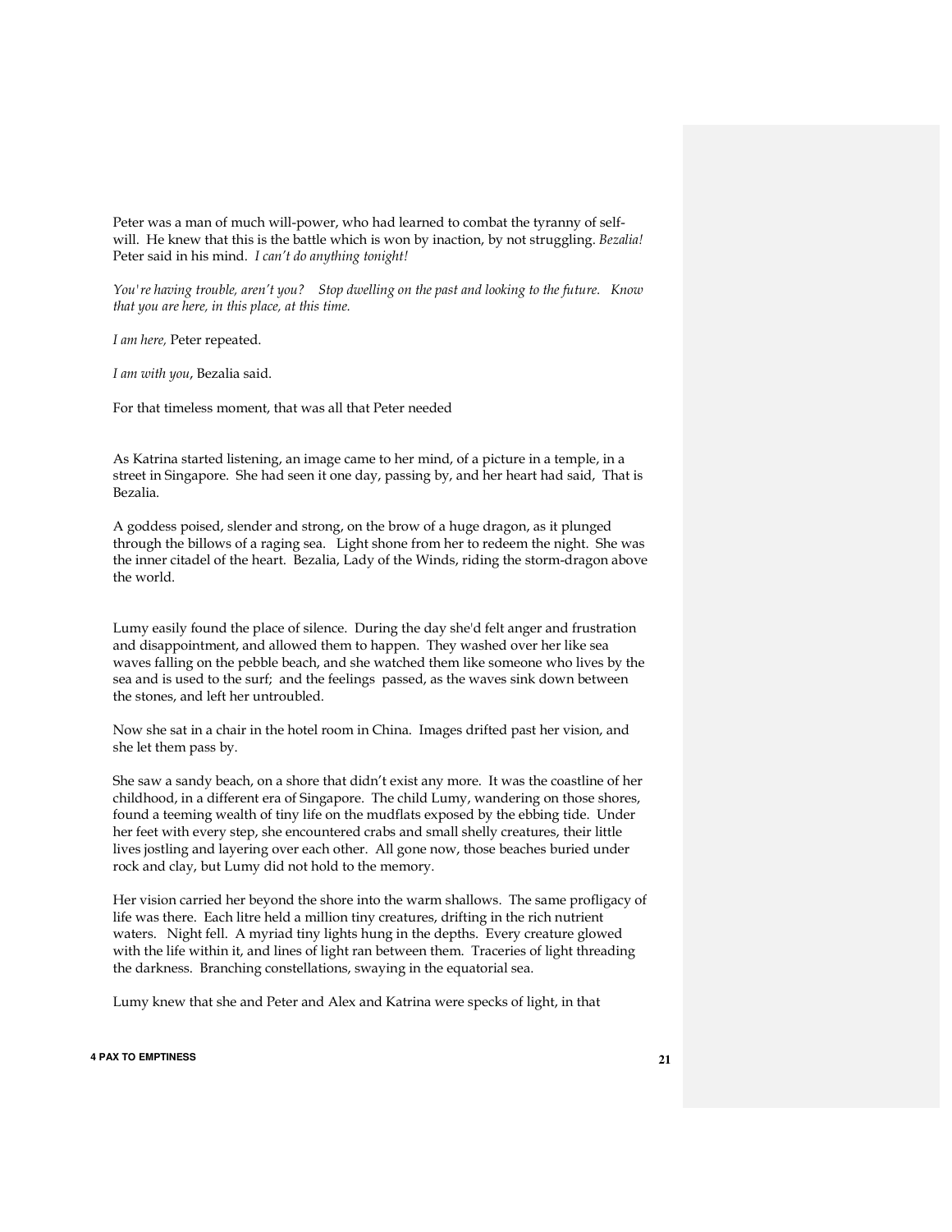Peter was a man of much will-power, who had learned to combat the tyranny of self-will. He knew that this is the battle which is won by inaction, by not struggling. *Bezalia!* Peter said in his mind. *I can't do anything tonight!*

*You're having trouble, aren't you? Stop dwelling on the past and looking to the future. Know that you are here, in this place, at this time.*

*I am here,* Peter repeated.

*I am with you*, Bezalia said.

For that timeless moment, that was all that Peter needed

As Katrina started listening, an image came to her mind, of a picture in a temple, in a street in Singapore. She had seen it one day, passing by, and her heart had said, That is Bezalia.

A goddess poised, slender and strong, on the brow of a huge dragon, as it plunged through the billows of a raging sea. Light shone from her to redeem the night. She was the inner citadel of the heart. Bezalia, Lady of the Winds, riding the storm-dragon above the world.

Lumy easily found the place of silence. During the day she'd felt anger and frustration and disappointment, and allowed them to happen. They washed over her like sea waves falling on the pebble beach, and she watched them like someone who lives by the sea and is used to the surf; and the feelings passed, as the waves sink down between the stones, and left her untroubled.

Now she sat in a chair in the hotel room in China. Images drifted past her vision, and she let them pass by.

She saw a sandy beach, on a shore that didn't exist any more. It was the coastline of her childhood, in a different era of Singapore. The child Lumy, wandering on those shores, found a teeming wealth of tiny life on the mudflats exposed by the ebbing tide. Under her feet with every step, she encountered crabs and small shelly creatures, their little lives jostling and layering over each other. All gone now, those beaches buried under rock and clay, but Lumy did not hold to the memory.

Her vision carried her beyond the shore into the warm shallows. The same profligacy of life was there. Each litre held a million tiny creatures, drifting in the rich nutrient waters. Night fell. A myriad tiny lights hung in the depths. Every creature glowed with the life within it, and lines of light ran between them. Traceries of light threading the darkness. Branching constellations, swaying in the equatorial sea.

Lumy knew that she and Peter and Alex and Katrina were specks of light, in that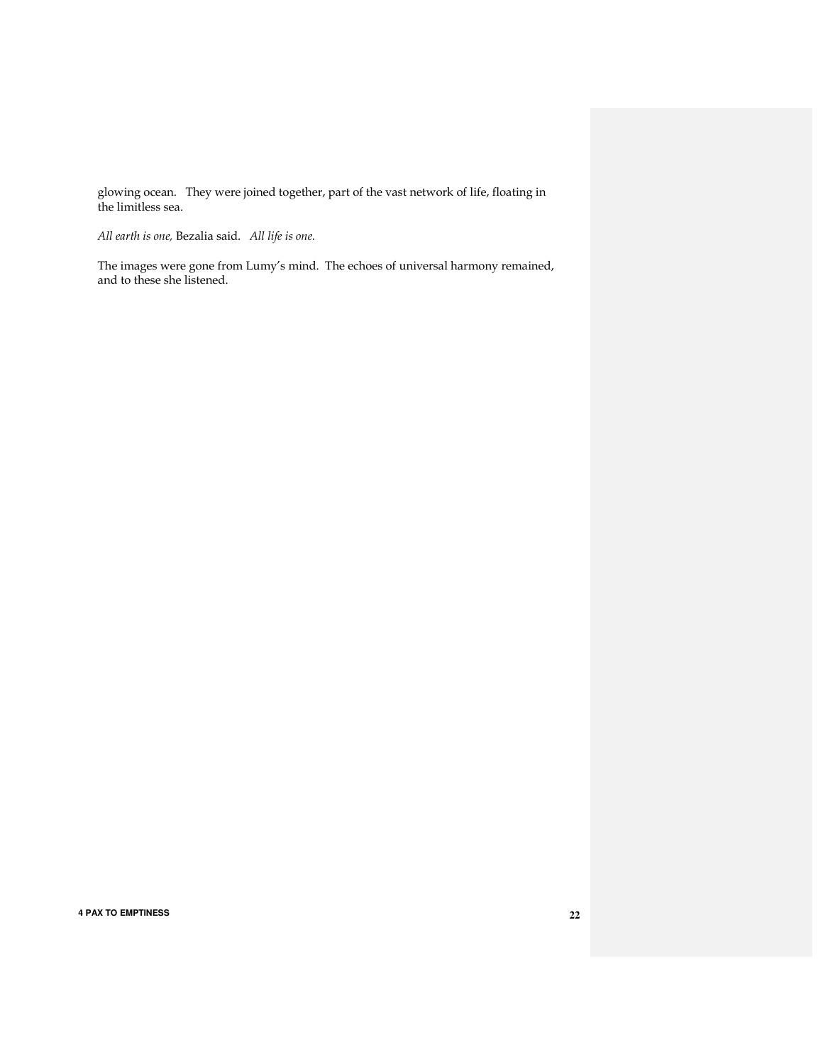glowing ocean. They were joined together, part of the vast network of life, floating in the limitless sea.

*All earth is one,* Bezalia said. *All life is one.*

The images were gone from Lumy's mind. The echoes of universal harmony remained, and to these she listened.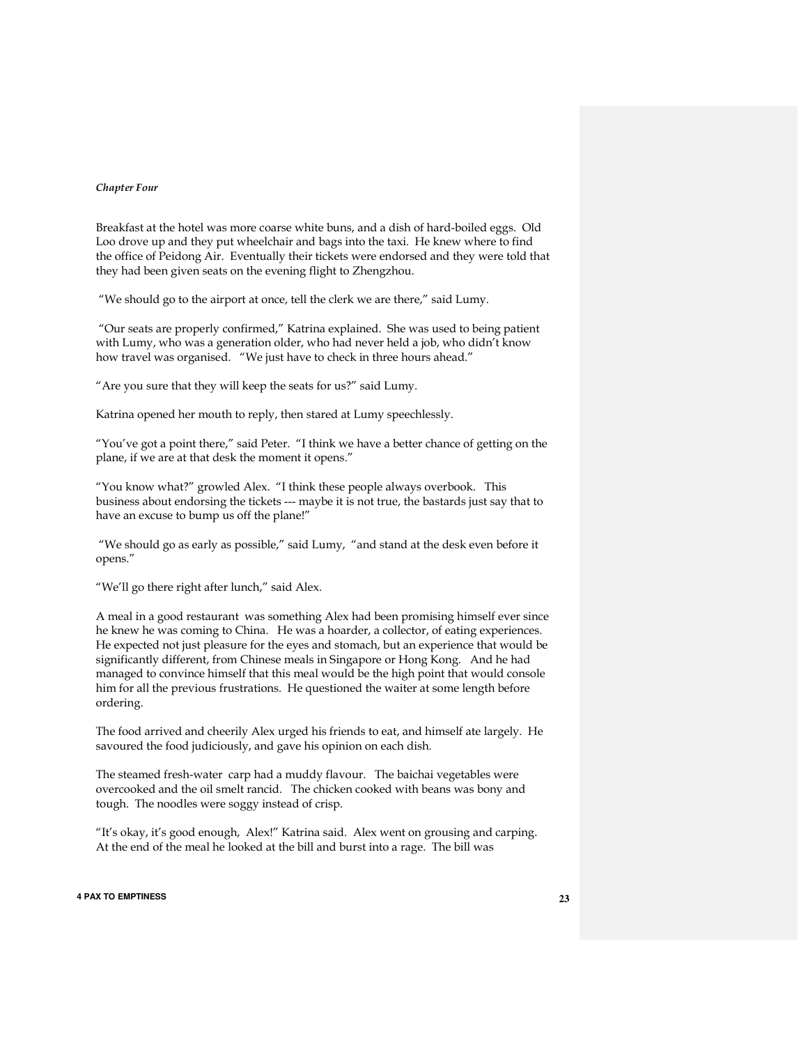*Chapter Four*

Breakfast at the hotel was more coarse white buns, and a dish of hard-boiled eggs. Old Loo drove up and they put wheelchair and bags into the taxi. He knew where to find the office of Peidong Air. Eventually their tickets were endorsed and they were told that they had been given seats on the evening flight to Zhengzhou.

"We should go to the airport at once, tell the clerk we are there," said Lumy.

"Our seats are properly confirmed," Katrina explained. She was used to being patient with Lumy, who was a generation older, who had never held a job, who didn't know how travel was organised. "We just have to check in three hours ahead."

"Are you sure that they will keep the seats for us?" said Lumy.

Katrina opened her mouth to reply, then stared at Lumy speechlessly.

"You've got a point there," said Peter. "I think we have a better chance of getting on the plane, if we are at that desk the moment it opens."

"You know what?" growled Alex. "I think these people always overbook. This business about endorsing the tickets --- maybe it is not true, the bastards just say that to have an excuse to bump us off the plane!"

"We should go as early as possible," said Lumy, "and stand at the desk even before it opens."

"We'll go there right after lunch," said Alex.

A meal in a good restaurant was something Alex had been promising himself ever since he knew he was coming to China. He was a hoarder, a collector, of eating experiences. He expected not just pleasure for the eyes and stomach, but an experience that would be significantly different, from Chinese meals in Singapore or Hong Kong. And he had managed to convince himself that this meal would be the high point that would console him for all the previous frustrations. He questioned the waiter at some length before ordering.

The food arrived and cheerily Alex urged his friends to eat, and himself ate largely. He savoured the food judiciously, and gave his opinion on each dish.

The steamed fresh-water carp had a muddy flavour. The baichai vegetables were overcooked and the oil smelt rancid. The chicken cooked with beans was bony and tough. The noodles were soggy instead of crisp.

"It's okay, it's good enough, Alex!" Katrina said. Alex went on grousing and carping. At the end of the meal he looked at the bill and burst into a rage. The bill was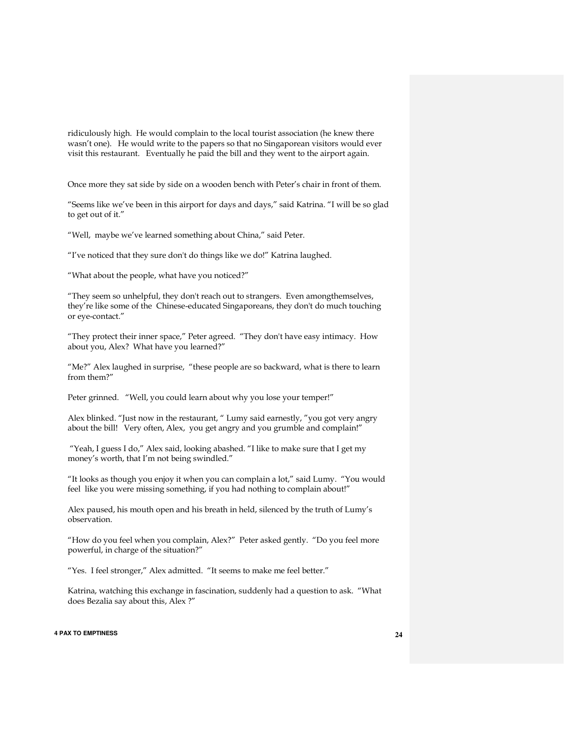ridiculously high. He would complain to the local tourist association (he knew there wasn't one). He would write to the papers so that no Singaporean visitors would ever visit this restaurant. Eventually he paid the bill and they went to the airport again.

Once more they sat side by side on a wooden bench with Peter's chair in front of them.

"Seems like we've been in this airport for days and days," said Katrina. "I will be so glad to get out of it."

"Well, maybe we've learned something about China," said Peter.

"I've noticed that they sure don't do things like we do!" Katrina laughed.

"What about the people, what have you noticed?"

"They seem so unhelpful, they don't reach out to strangers. Even amongthemselves, they're like some of the Chinese-educated Singaporeans, they don't do much touching or eye-contact."

"They protect their inner space," Peter agreed. "They don't have easy intimacy. How about you, Alex? What have you learned?"

"Me?" Alex laughed in surprise, "these people are so backward, what is there to learn from them?"

Peter grinned. "Well, you could learn about why you lose your temper!"

Alex blinked. "Just now in the restaurant, " Lumy said earnestly, "you got very angry about the bill! Very often, Alex, you get angry and you grumble and complain!"

"Yeah, I guess I do," Alex said, looking abashed. "I like to make sure that I get my money's worth, that I'm not being swindled."

"It looks as though you enjoy it when you can complain a lot," said Lumy. "You would feel like you were missing something, if you had nothing to complain about!"

Alex paused, his mouth open and his breath in held, silenced by the truth of Lumy's observation.

"How do you feel when you complain, Alex?" Peter asked gently. "Do you feel more powerful, in charge of the situation?"

"Yes. I feel stronger," Alex admitted. "It seems to make me feel better."

Katrina, watching this exchange in fascination, suddenly had a question to ask. "What does Bezalia say about this, Alex ?"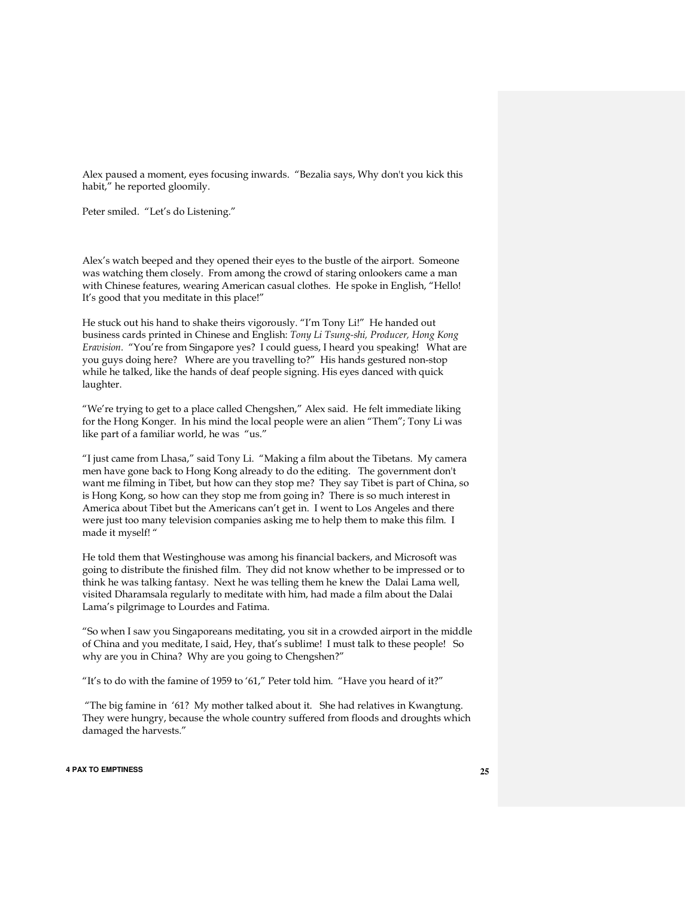Alex paused a moment, eyes focusing inwards. "Bezalia says, Why don't you kick this habit," he reported gloomily.

Peter smiled. "Let's do Listening."

Alex's watch beeped and they opened their eyes to the bustle of the airport. Someone was watching them closely. From among the crowd of staring onlookers came a man with Chinese features, wearing American casual clothes. He spoke in English, "Hello! It's good that you meditate in this place!"

He stuck out his hand to shake theirs vigorously. "I'm Tony Li!" He handed out business cards printed in Chinese and English: *Tony Li Tsung-shi, Producer, Hong Kong Eravision*. "You're from Singapore yes? I could guess, I heard you speaking! What are you guys doing here? Where are you travelling to?" His hands gestured non-stop while he talked, like the hands of deaf people signing. His eyes danced with quick laughter.

"We're trying to get to a place called Chengshen," Alex said. He felt immediate liking for the Hong Konger. In his mind the local people were an alien "Them"; Tony Li was like part of a familiar world, he was "us."

"I just came from Lhasa," said Tony Li. "Making a film about the Tibetans. My camera men have gone back to Hong Kong already to do the editing. The government don't want me filming in Tibet, but how can they stop me? They say Tibet is part of China, so is Hong Kong, so how can they stop me from going in? There is so much interest in America about Tibet but the Americans can't get in. I went to Los Angeles and there were just too many television companies asking me to help them to make this film. I made it myself! "

He told them that Westinghouse was among his financial backers, and Microsoft was going to distribute the finished film. They did not know whether to be impressed or to think he was talking fantasy. Next he was telling them he knew the Dalai Lama well, visited Dharamsala regularly to meditate with him, had made a film about the Dalai Lama's pilgrimage to Lourdes and Fatima.

"So when I saw you Singaporeans meditating, you sit in a crowded airport in the middle of China and you meditate, I said, Hey, that's sublime! I must talk to these people! So why are you in China? Why are you going to Chengshen?"

"It's to do with the famine of 1959 to '61," Peter told him. "Have you heard of it?"

"The big famine in '61? My mother talked about it. She had relatives in Kwangtung. They were hungry, because the whole country suffered from floods and droughts which damaged the harvests."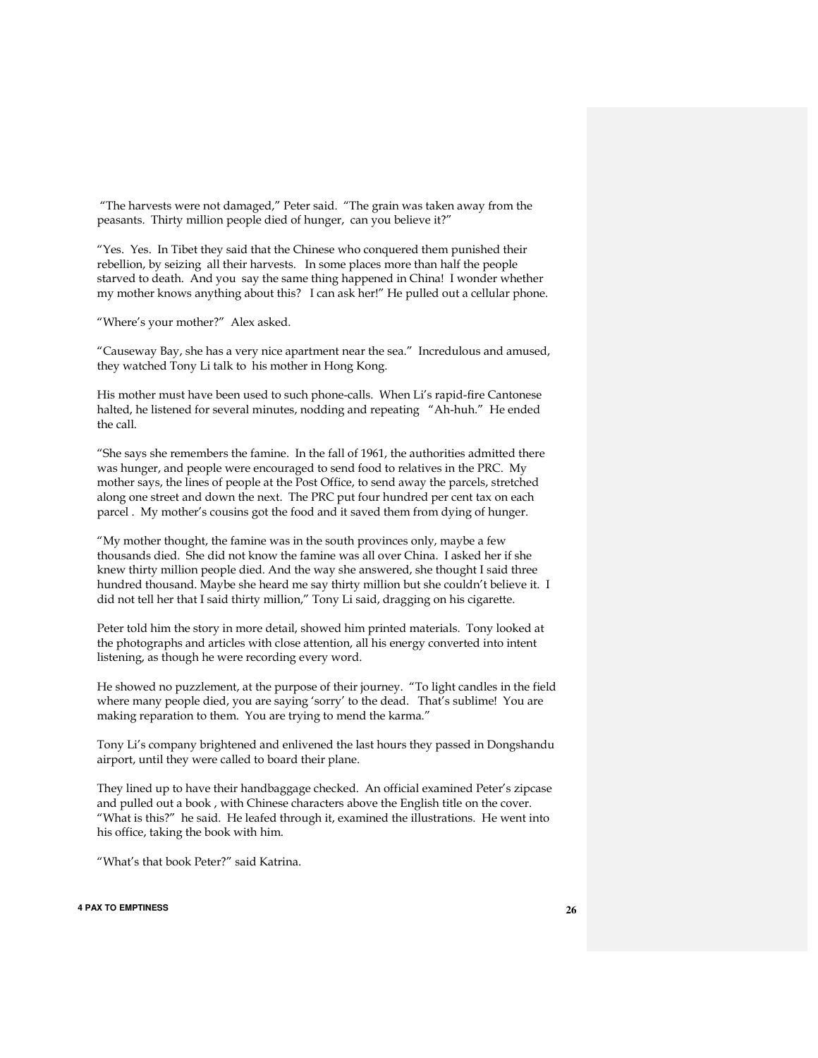"The harvests were not damaged," Peter said. "The grain was taken away from the peasants. Thirty million people died of hunger, can you believe it?"

"Yes. Yes. In Tibet they said that the Chinese who conquered them punished their rebellion, by seizing all their harvests. In some places more than half the people starved to death. And you say the same thing happened in China! I wonder whether my mother knows anything about this? I can ask her!" He pulled out a cellular phone.

"Where's your mother?" Alex asked.

"Causeway Bay, she has a very nice apartment near the sea." Incredulous and amused, they watched Tony Li talk to his mother in Hong Kong.

His mother must have been used to such phone-calls. When Li's rapid-fire Cantonese halted, he listened for several minutes, nodding and repeating "Ah-huh." He ended the call.

"She says she remembers the famine. In the fall of 1961, the authorities admitted there was hunger, and people were encouraged to send food to relatives in the PRC. My mother says, the lines of people at the Post Office, to send away the parcels, stretched along one street and down the next. The PRC put four hundred per cent tax on each parcel . My mother's cousins got the food and it saved them from dying of hunger.

"My mother thought, the famine was in the south provinces only, maybe a few thousands died. She did not know the famine was all over China. I asked her if she knew thirty million people died. And the way she answered, she thought I said three hundred thousand. Maybe she heard me say thirty million but she couldn't believe it. I did not tell her that I said thirty million," Tony Li said, dragging on his cigarette.

Peter told him the story in more detail, showed him printed materials. Tony looked at the photographs and articles with close attention, all his energy converted into intent listening, as though he were recording every word.

He showed no puzzlement, at the purpose of their journey. "To light candles in the field where many people died, you are saying 'sorry' to the dead. That's sublime! You are making reparation to them. You are trying to mend the karma."

Tony Li's company brightened and enlivened the last hours they passed in Dongshandu airport, until they were called to board their plane.

They lined up to have their handbaggage checked. An official examined Peter's zipcase and pulled out a book , with Chinese characters above the English title on the cover. "What is this?" he said. He leafed through it, examined the illustrations. He went into his office, taking the book with him.

"What's that book Peter?" said Katrina.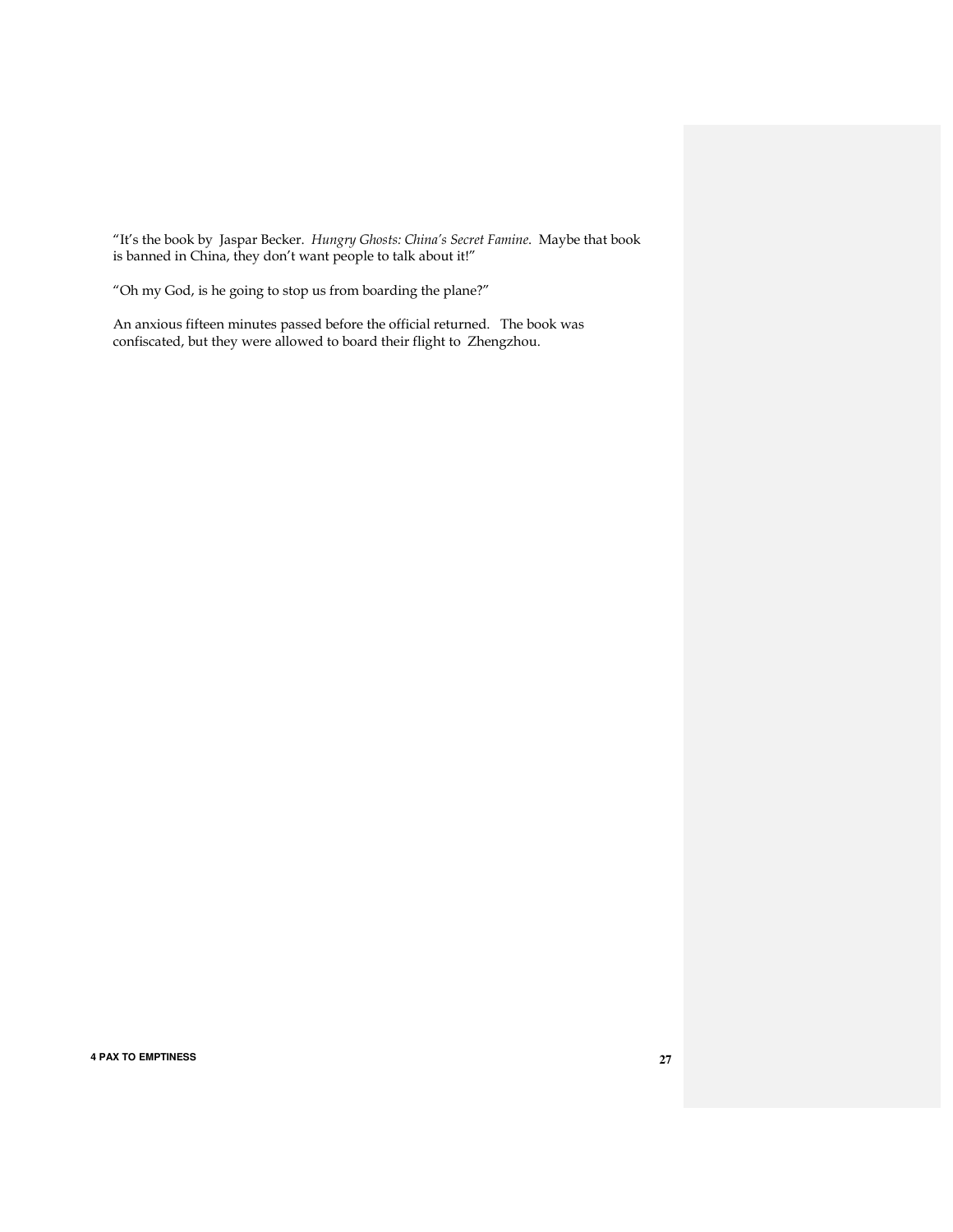"It's the book by Jaspar Becker. *Hungry Ghosts: China's Secret Famine*. Maybe that book is banned in China, they don't want people to talk about it!"

"Oh my God, is he going to stop us from boarding the plane?"

An anxious fifteen minutes passed before the official returned. The book was confiscated, but they were allowed to board their flight to Zhengzhou.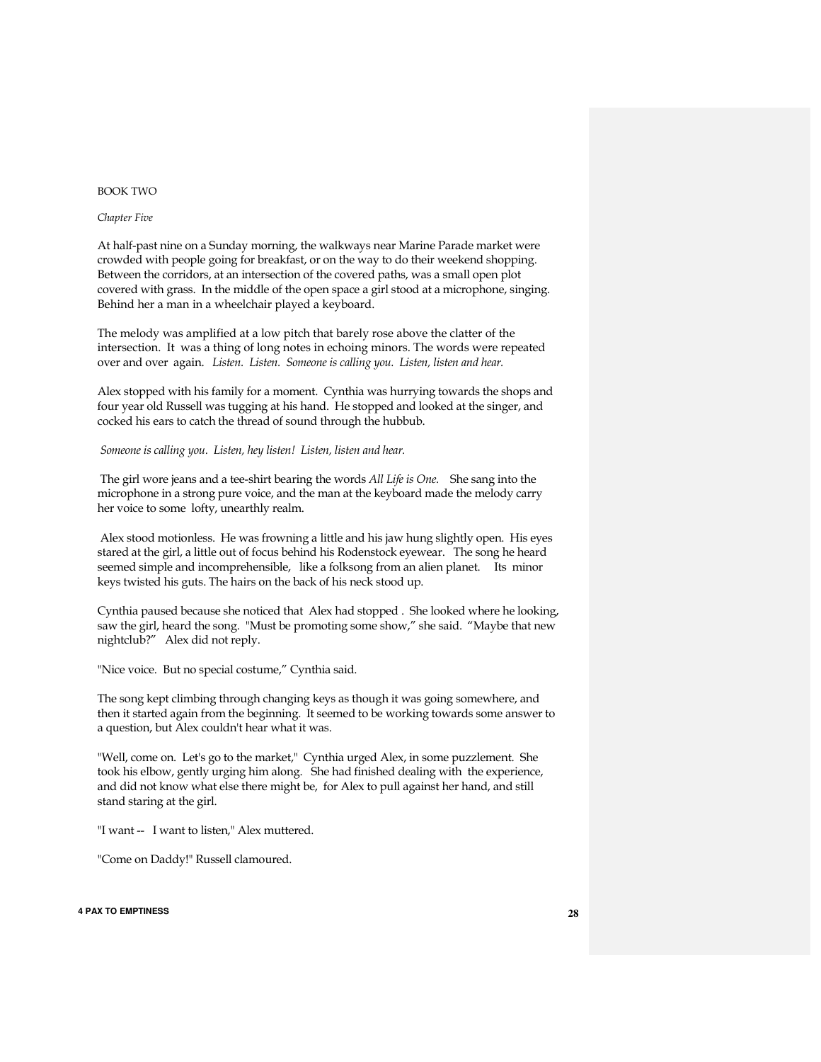BOOK TWO

*Chapter Five*

At half-past nine on a Sunday morning, the walkways near Marine Parade market were crowded with people going for breakfast, or on the way to do their weekend shopping. Between the corridors, at an intersection of the covered paths, was a small open plot covered with grass. In the middle of the open space a girl stood at a microphone, singing. Behind her a man in a wheelchair played a keyboard.

The melody was amplified at a low pitch that barely rose above the clatter of the intersection. It was a thing of long notes in echoing minors. The words were repeated over and over again. *Listen. Listen. Someone is calling you. Listen, listen and hear.*

Alex stopped with his family for a moment. Cynthia was hurrying towards the shops and four year old Russell was tugging at his hand. He stopped and looked at the singer, and cocked his ears to catch the thread of sound through the hubbub.

*Someone is calling you. Listen, hey listen! Listen, listen and hear.*

The girl wore jeans and a tee-shirt bearing the words *All Life is One*. She sang into the microphone in a strong pure voice, and the man at the keyboard made the melody carry her voice to some lofty, unearthly realm.

Alex stood motionless. He was frowning a little and his jaw hung slightly open. His eyes stared at the girl, a little out of focus behind his Rodenstock eyewear. The song he heard seemed simple and incomprehensible, like a folksong from an alien planet. Its minor keys twisted his guts. The hairs on the back of his neck stood up.

Cynthia paused because she noticed that Alex had stopped . She looked where he looking, saw the girl, heard the song. "Must be promoting some show," she said. "Maybe that new nightclub?" Alex did not reply.

"Nice voice. But no special costume," Cynthia said.

The song kept climbing through changing keys as though it was going somewhere, and then it started again from the beginning. It seemed to be working towards some answer to a question, but Alex couldn't hear what it was.

"Well, come on. Let's go to the market," Cynthia urged Alex, in some puzzlement. She took his elbow, gently urging him along. She had finished dealing with the experience, and did not know what else there might be, for Alex to pull against her hand, and still stand staring at the girl.

"I want -- I want to listen," Alex muttered.

"Come on Daddy!" Russell clamoured.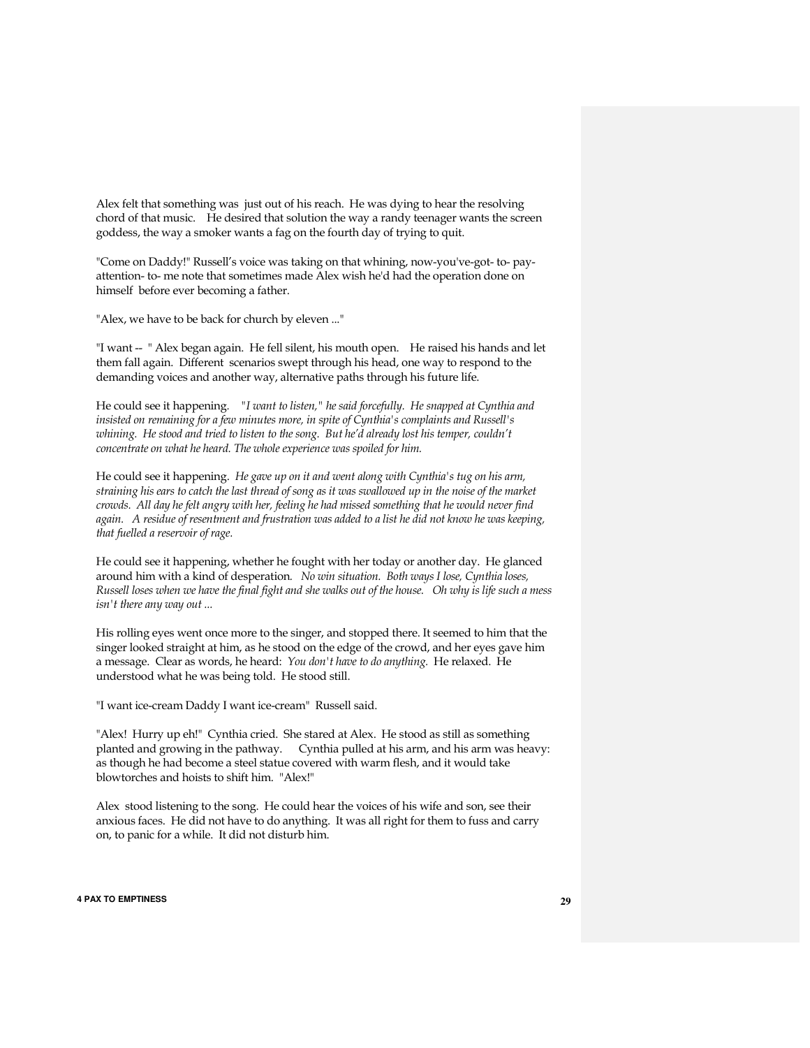Alex felt that something was just out of his reach. He was dying to hear the resolving chord of that music. He desired that solution the way a randy teenager wants the screen goddess, the way a smoker wants a fag on the fourth day of trying to quit.

"Come on Daddy!" Russell's voice was taking on that whining, now-you've-got- to- pay-attention- to- me note that sometimes made Alex wish he'd had the operation done on himself before ever becoming a father.

"Alex, we have to be back for church by eleven ..."

"I want -- " Alex began again. He fell silent, his mouth open. He raised his hands and let them fall again. Different scenarios swept through his head, one way to respond to the demanding voices and another way, alternative paths through his future life.

He could see it happening. *"I want to listen," he said forcefully. He snapped at Cynthia and insisted on remaining for a few minutes more, in spite of Cynthia's complaints and Russell's whining. He stood and tried to listen to the song. But he'd already lost his temper, couldn't concentrate on what he heard. The whole experience was spoiled for him.*

He could see it happening. *He gave up on it and went along with Cynthia's tug on his arm, straining his ears to catch the last thread of song as it was swallowed up in the noise of the market crowds. All day he felt angry with her, feeling he had missed something that he would never find again. A residue of resentment and frustration was added to a list he did not know he was keeping, that fuelled a reservoir of rage.*

He could see it happening, whether he fought with her today or another day. He glanced around him with a kind of desperation. *No win situation. Both ways I lose, Cynthia loses, Russell loses when we have the final fight and she walks out of the house. Oh why is life such a mess isn't there any way out ...*

His rolling eyes went once more to the singer, and stopped there. It seemed to him that the singer looked straight at him, as he stood on the edge of the crowd, and her eyes gave him a message. Clear as words, he heard: *You don't have to do anything.* He relaxed. He understood what he was being told. He stood still.

"I want ice-cream Daddy I want ice-cream" Russell said.

"Alex! Hurry up eh!" Cynthia cried. She stared at Alex. He stood as still as something planted and growing in the pathway. Cynthia pulled at his arm, and his arm was heavy: as though he had become a steel statue covered with warm flesh, and it would take blowtorches and hoists to shift him. "Alex!"

Alex stood listening to the song. He could hear the voices of his wife and son, see their anxious faces. He did not have to do anything. It was all right for them to fuss and carry on, to panic for a while. It did not disturb him.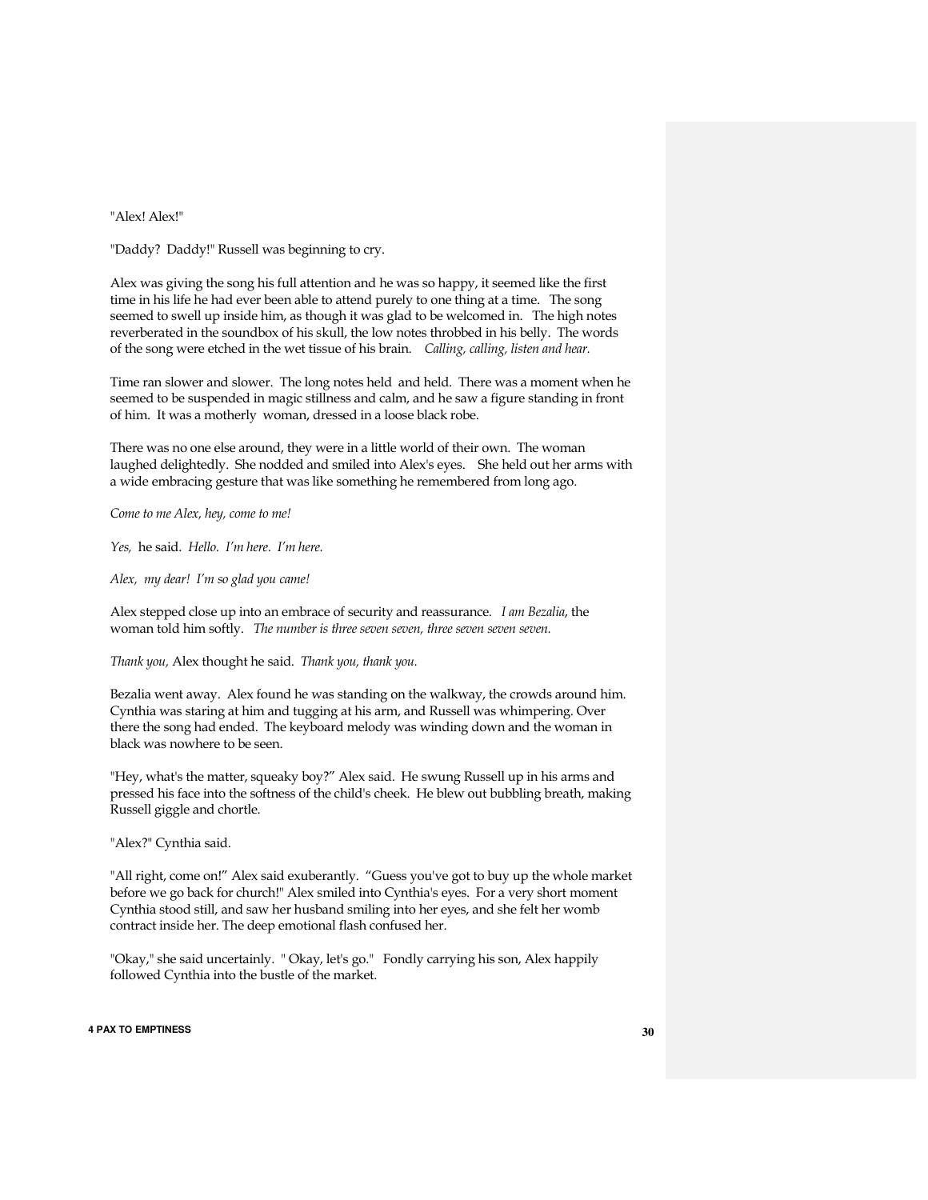"Alex! Alex!"

"Daddy?  Daddy!" Russell was beginning to cry.

Alex was giving the song his full attention and he was so happy, it seemed like the first time in his life he had ever been able to attend purely to one thing at a time.  The song seemed to swell up inside him, as though it was glad to be welcomed in.  The high notes reverberated in the soundbox of his skull, the low notes throbbed in his belly.  The words of the song were etched in the wet tissue of his brain.  *Calling, calling, listen and hear.*

Time ran slower and slower.  The long notes held  and held.  There was a moment when he seemed to be suspended in magic stillness and calm, and he saw a figure standing in front of him.  It was a motherly  woman, dressed in a loose black robe.

There was no one else around, they were in a little world of their own.  The woman laughed delightedly.  She nodded and smiled into Alex's eyes.  She held out her arms with a wide embracing gesture that was like something he remembered from long ago.

*Come to me Alex, hey, come to me!*

*Yes,* he said.  *Hello.  I'm here.  I'm here.*

*Alex,  my dear!  I'm so glad you came!*

Alex stepped close up into an embrace of security and reassurance.  *I am Bezalia*, the woman told him softly.  *The number is three seven seven, three seven seven seven.*

*Thank you,* Alex thought he said.  *Thank you, thank you.*

Bezalia went away.  Alex found he was standing on the walkway, the crowds around him. Cynthia was staring at him and tugging at his arm, and Russell was whimpering. Over there the song had ended.  The keyboard melody was winding down and the woman in black was nowhere to be seen.

"Hey, what's the matter, squeaky boy?" Alex said.  He swung Russell up in his arms and pressed his face into the softness of the child's cheek.  He blew out bubbling breath, making Russell giggle and chortle.

"Alex?" Cynthia said.

"All right, come on!" Alex said exuberantly.  "Guess you've got to buy up the whole market before we go back for church!" Alex smiled into Cynthia's eyes.  For a very short moment Cynthia stood still, and saw her husband smiling into her eyes, and she felt her womb contract inside her. The deep emotional flash confused her.

"Okay," she said uncertainly.  " Okay, let's go."  Fondly carrying his son, Alex happily followed Cynthia into the bustle of the market.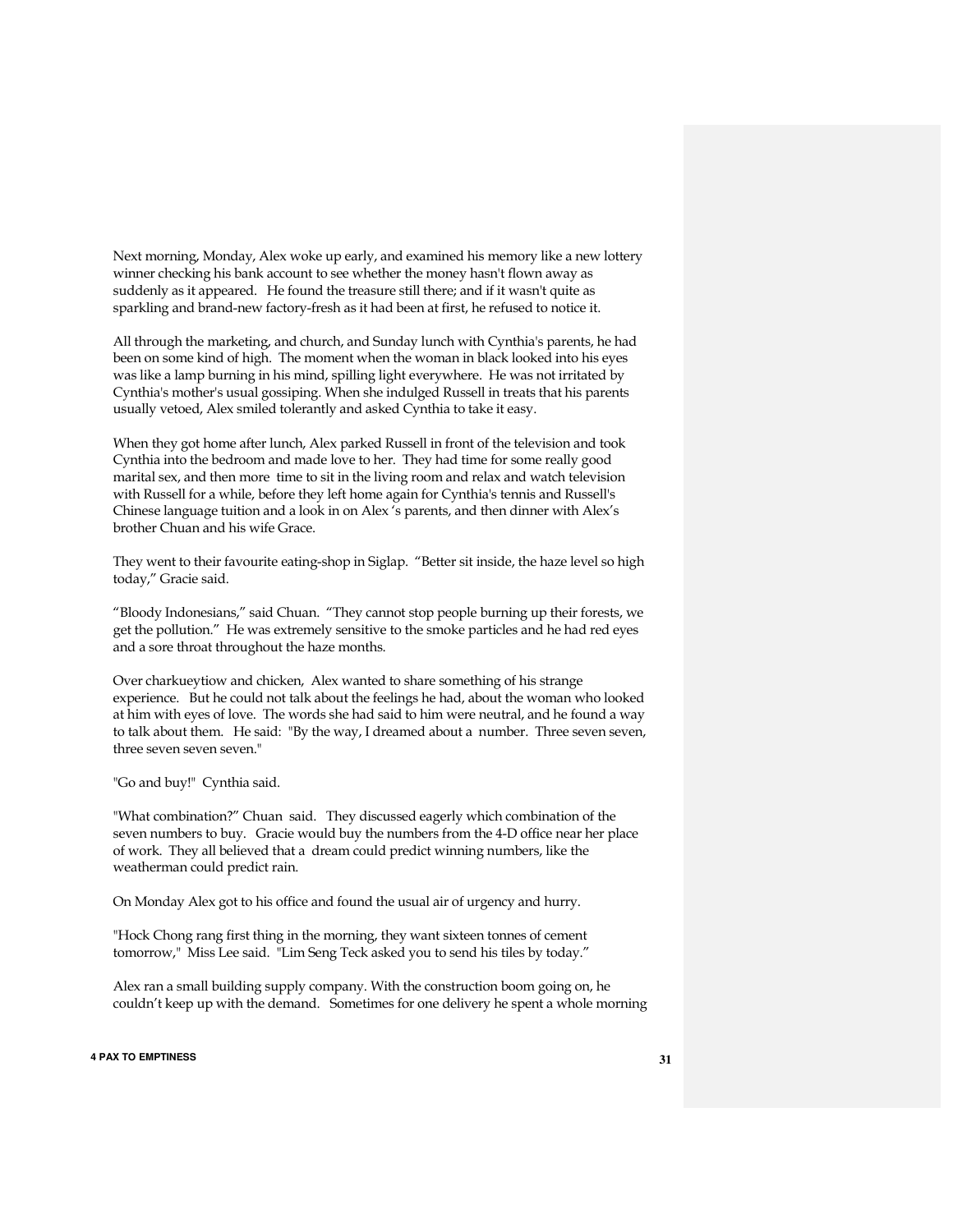Next morning, Monday, Alex woke up early, and examined his memory like a new lottery winner checking his bank account to see whether the money hasn't flown away as suddenly as it appeared. He found the treasure still there; and if it wasn't quite as sparkling and brand-new factory-fresh as it had been at first, he refused to notice it.

All through the marketing, and church, and Sunday lunch with Cynthia's parents, he had been on some kind of high. The moment when the woman in black looked into his eyes was like a lamp burning in his mind, spilling light everywhere. He was not irritated by Cynthia's mother's usual gossiping. When she indulged Russell in treats that his parents usually vetoed, Alex smiled tolerantly and asked Cynthia to take it easy.

When they got home after lunch, Alex parked Russell in front of the television and took Cynthia into the bedroom and made love to her. They had time for some really good marital sex, and then more time to sit in the living room and relax and watch television with Russell for a while, before they left home again for Cynthia's tennis and Russell's Chinese language tuition and a look in on Alex 's parents, and then dinner with Alex's brother Chuan and his wife Grace.

They went to their favourite eating-shop in Siglap. "Better sit inside, the haze level so high today," Gracie said.

"Bloody Indonesians," said Chuan. "They cannot stop people burning up their forests, we get the pollution." He was extremely sensitive to the smoke particles and he had red eyes and a sore throat throughout the haze months.

Over charkueytiow and chicken, Alex wanted to share something of his strange experience. But he could not talk about the feelings he had, about the woman who looked at him with eyes of love. The words she had said to him were neutral, and he found a way to talk about them. He said: "By the way, I dreamed about a number. Three seven seven, three seven seven seven."

"Go and buy!" Cynthia said.

"What combination?" Chuan said. They discussed eagerly which combination of the seven numbers to buy. Gracie would buy the numbers from the 4-D office near her place of work. They all believed that a dream could predict winning numbers, like the weatherman could predict rain.

On Monday Alex got to his office and found the usual air of urgency and hurry.

"Hock Chong rang first thing in the morning, they want sixteen tonnes of cement tomorrow," Miss Lee said. "Lim Seng Teck asked you to send his tiles by today."

Alex ran a small building supply company. With the construction boom going on, he couldn't keep up with the demand. Sometimes for one delivery he spent a whole morning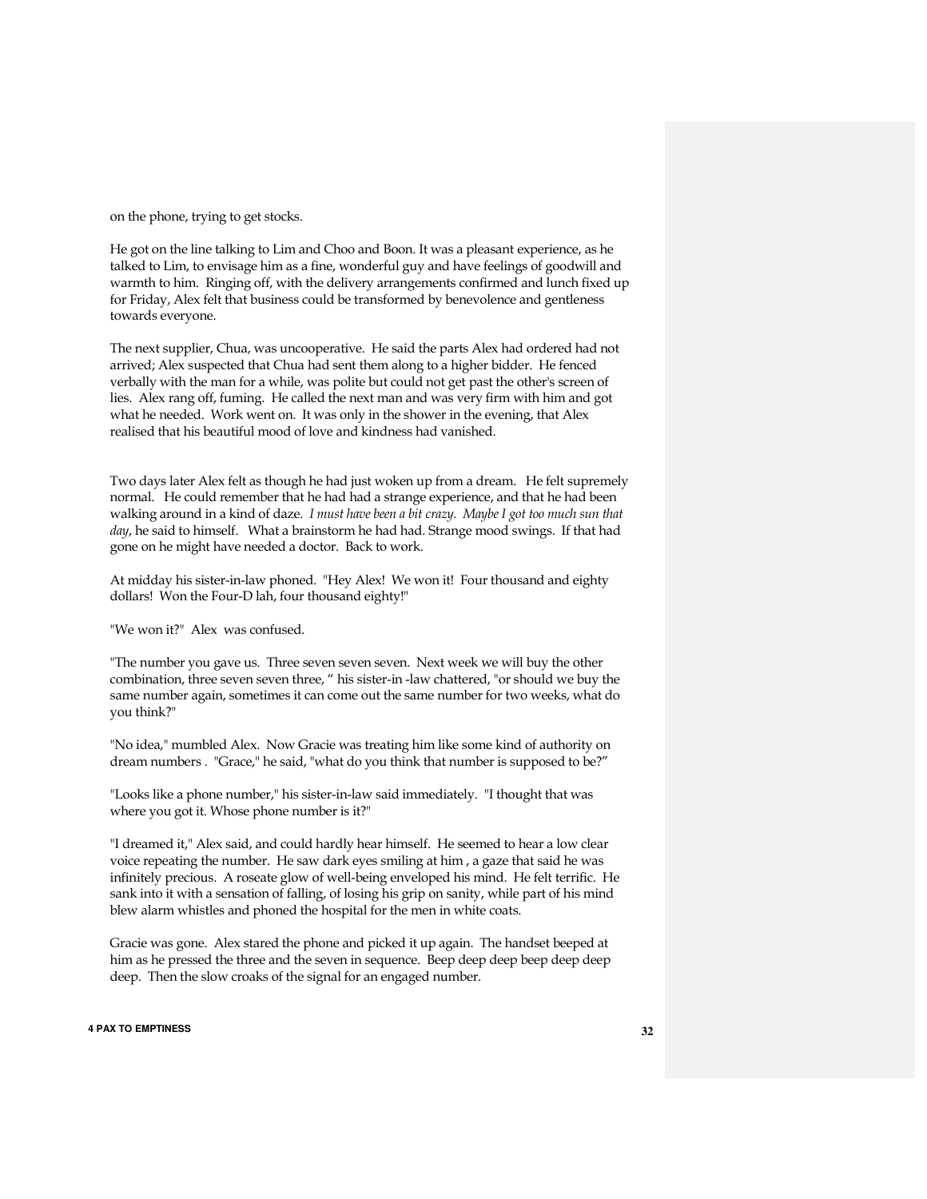on the phone, trying to get stocks.

He got on the line talking to Lim and Choo and Boon. It was a pleasant experience, as he talked to Lim, to envisage him as a fine, wonderful guy and have feelings of goodwill and warmth to him. Ringing off, with the delivery arrangements confirmed and lunch fixed up for Friday, Alex felt that business could be transformed by benevolence and gentleness towards everyone.

The next supplier, Chua, was uncooperative. He said the parts Alex had ordered had not arrived; Alex suspected that Chua had sent them along to a higher bidder. He fenced verbally with the man for a while, was polite but could not get past the other's screen of lies. Alex rang off, fuming. He called the next man and was very firm with him and got what he needed. Work went on. It was only in the shower in the evening, that Alex realised that his beautiful mood of love and kindness had vanished.

Two days later Alex felt as though he had just woken up from a dream. He felt supremely normal. He could remember that he had had a strange experience, and that he had been walking around in a kind of daze. *I must have been a bit crazy. Maybe I got too much sun that day*, he said to himself. What a brainstorm he had had. Strange mood swings. If that had gone on he might have needed a doctor. Back to work.

At midday his sister-in-law phoned. "Hey Alex! We won it! Four thousand and eighty dollars! Won the Four-D lah, four thousand eighty!"

"We won it?" Alex was confused.

"The number you gave us. Three seven seven seven. Next week we will buy the other combination, three seven seven three, " his sister-in -law chattered, "or should we buy the same number again, sometimes it can come out the same number for two weeks, what do you think?"

"No idea," mumbled Alex. Now Gracie was treating him like some kind of authority on dream numbers . "Grace," he said, "what do you think that number is supposed to be?"

"Looks like a phone number," his sister-in-law said immediately. "I thought that was where you got it. Whose phone number is it?"

"I dreamed it," Alex said, and could hardly hear himself. He seemed to hear a low clear voice repeating the number. He saw dark eyes smiling at him , a gaze that said he was infinitely precious. A roseate glow of well-being enveloped his mind. He felt terrific. He sank into it with a sensation of falling, of losing his grip on sanity, while part of his mind blew alarm whistles and phoned the hospital for the men in white coats.

Gracie was gone. Alex stared the phone and picked it up again. The handset beeped at him as he pressed the three and the seven in sequence. Beep deep deep beep deep deep deep. Then the slow croaks of the signal for an engaged number.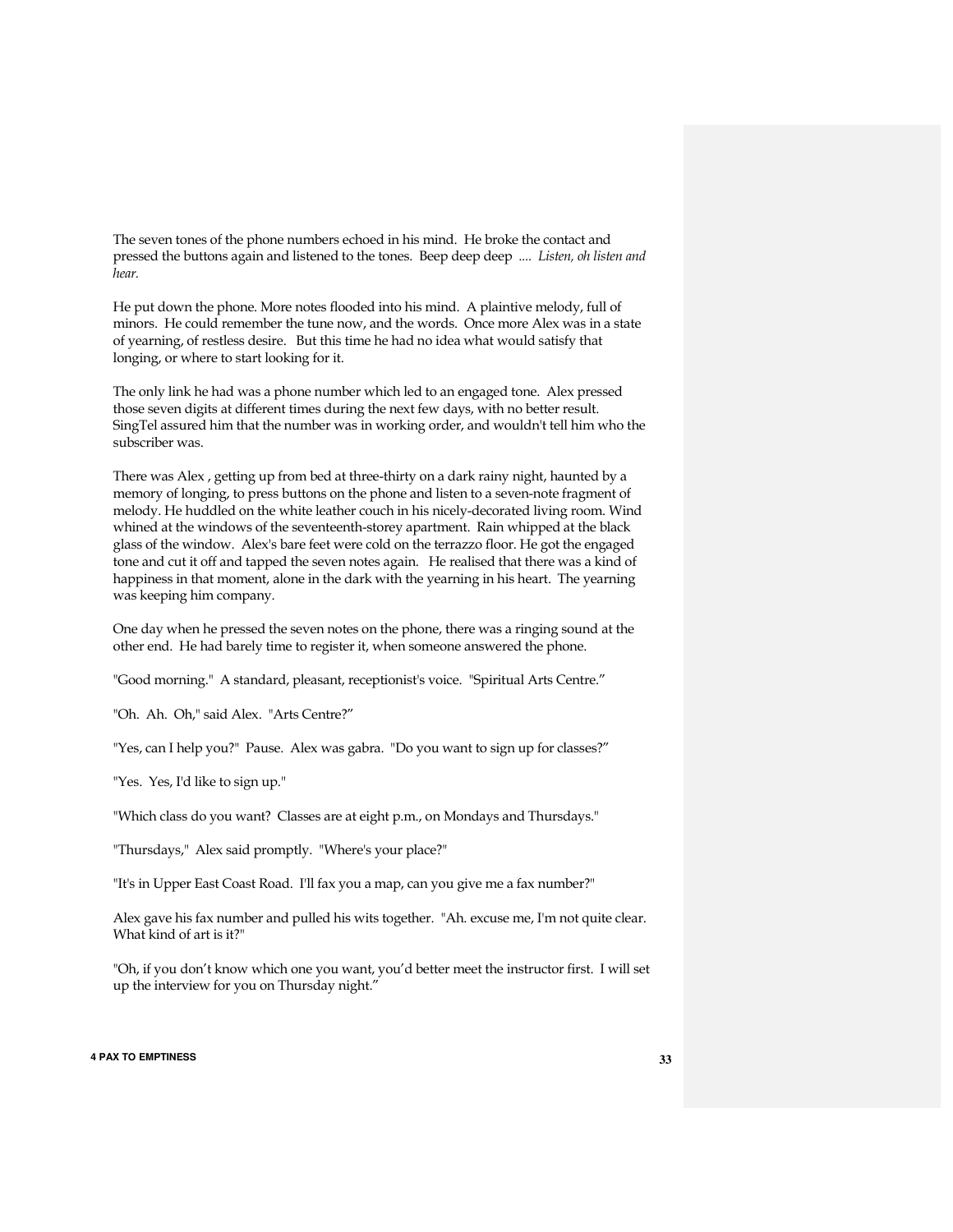The seven tones of the phone numbers echoed in his mind. He broke the contact and pressed the buttons again and listened to the tones. Beep deep deep .... *Listen, oh listen and hear.*

He put down the phone. More notes flooded into his mind. A plaintive melody, full of minors. He could remember the tune now, and the words. Once more Alex was in a state of yearning, of restless desire. But this time he had no idea what would satisfy that longing, or where to start looking for it.

The only link he had was a phone number which led to an engaged tone. Alex pressed those seven digits at different times during the next few days, with no better result. SingTel assured him that the number was in working order, and wouldn't tell him who the subscriber was.

There was Alex , getting up from bed at three-thirty on a dark rainy night, haunted by a memory of longing, to press buttons on the phone and listen to a seven-note fragment of melody. He huddled on the white leather couch in his nicely-decorated living room. Wind whined at the windows of the seventeenth-storey apartment. Rain whipped at the black glass of the window. Alex's bare feet were cold on the terrazzo floor. He got the engaged tone and cut it off and tapped the seven notes again. He realised that there was a kind of happiness in that moment, alone in the dark with the yearning in his heart. The yearning was keeping him company.

One day when he pressed the seven notes on the phone, there was a ringing sound at the other end. He had barely time to register it, when someone answered the phone.

"Good morning." A standard, pleasant, receptionist's voice. "Spiritual Arts Centre."

"Oh. Ah. Oh," said Alex. "Arts Centre?"

"Yes, can I help you?" Pause. Alex was gabra. "Do you want to sign up for classes?"

"Yes. Yes, I'd like to sign up."

"Which class do you want? Classes are at eight p.m., on Mondays and Thursdays."

"Thursdays," Alex said promptly. "Where's your place?"

"It's in Upper East Coast Road. I'll fax you a map, can you give me a fax number?"

Alex gave his fax number and pulled his wits together. "Ah. excuse me, I'm not quite clear. What kind of art is it?"

"Oh, if you don't know which one you want, you'd better meet the instructor first. I will set up the interview for you on Thursday night."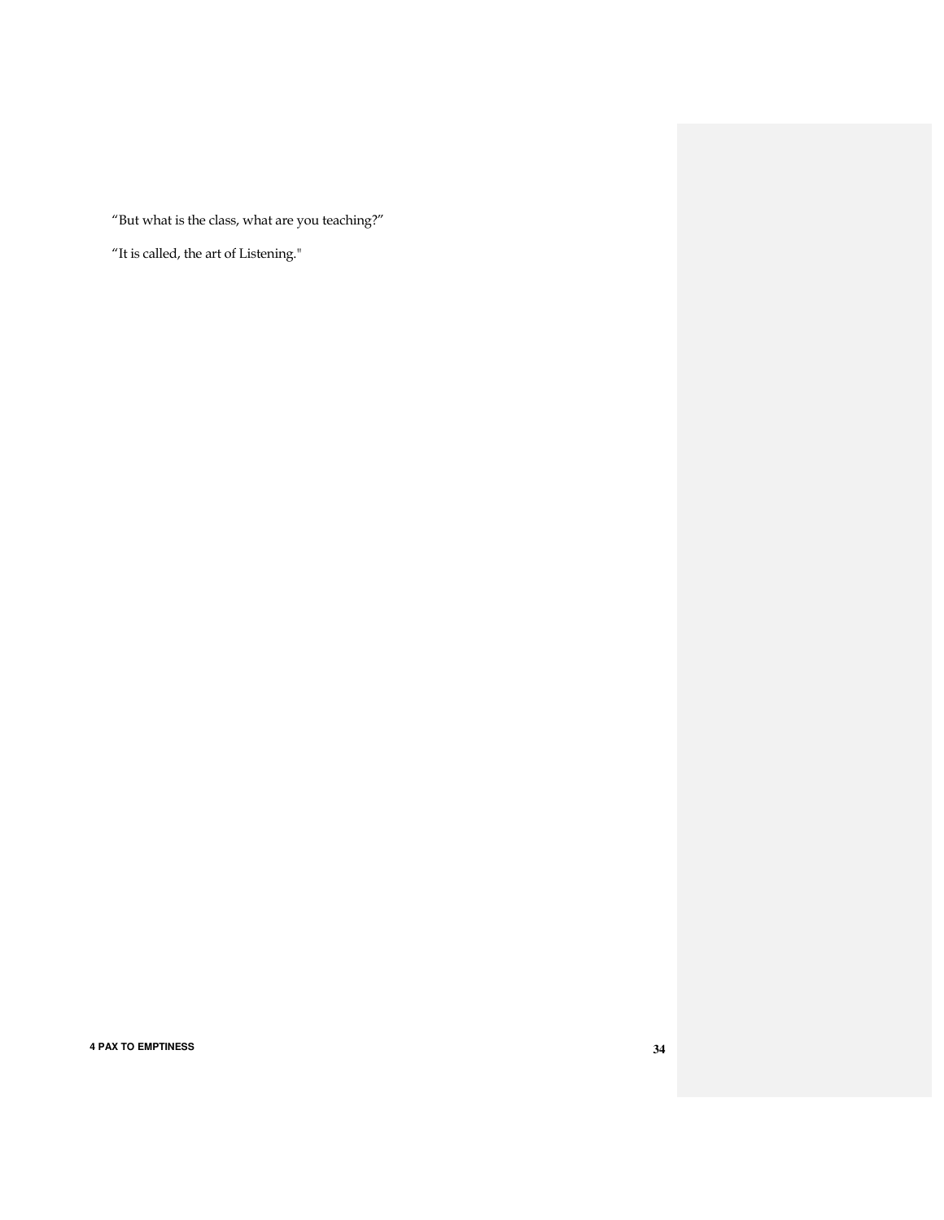“But what is the class, what are you teaching?”

“It is called, the art of Listening."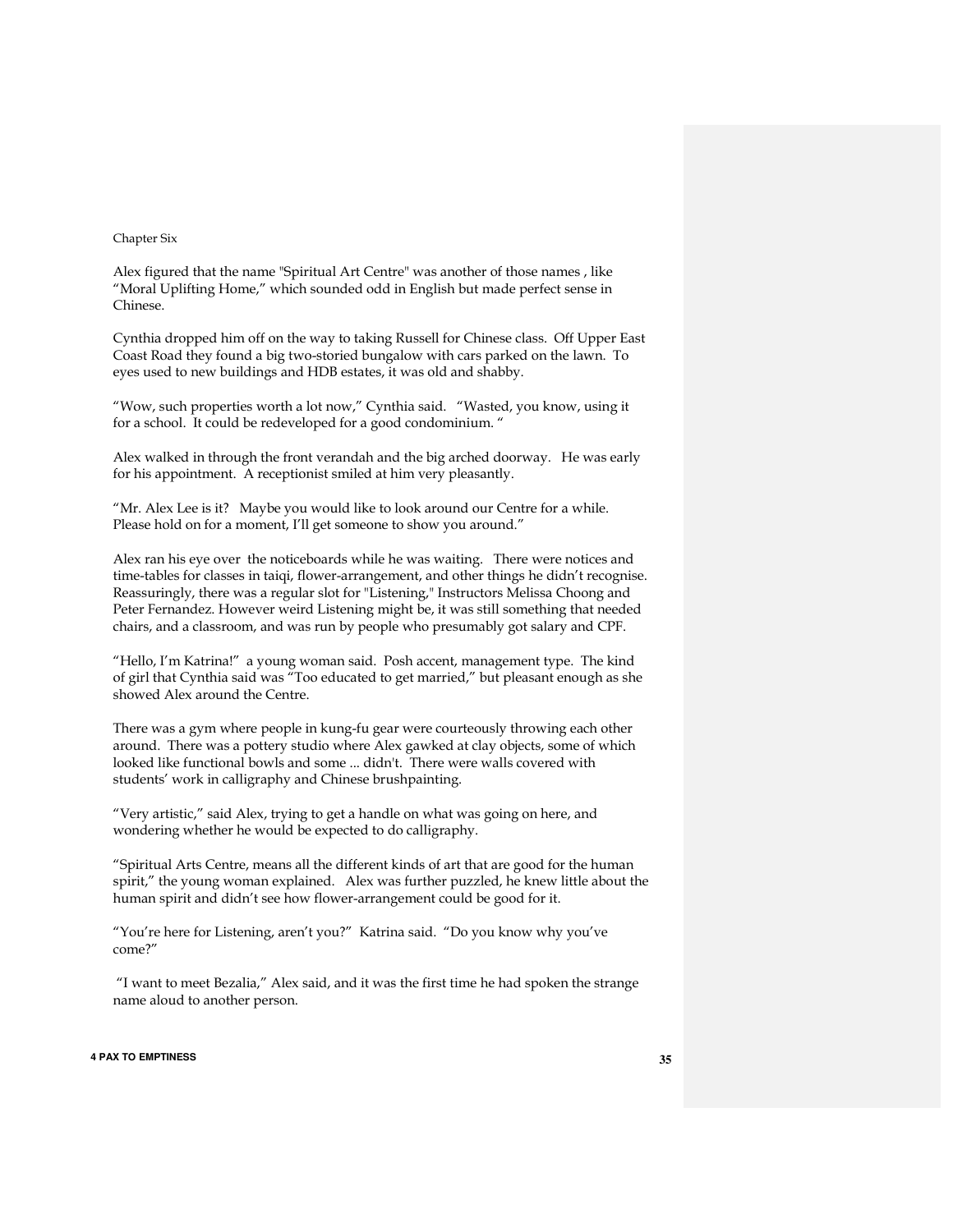Chapter Six

Alex figured that the name "Spiritual Art Centre" was another of those names , like "Moral Uplifting Home," which sounded odd in English but made perfect sense in Chinese.

Cynthia dropped him off on the way to taking Russell for Chinese class. Off Upper East Coast Road they found a big two-storied bungalow with cars parked on the lawn. To eyes used to new buildings and HDB estates, it was old and shabby.

"Wow, such properties worth a lot now," Cynthia said. "Wasted, you know, using it for a school. It could be redeveloped for a good condominium. "

Alex walked in through the front verandah and the big arched doorway. He was early for his appointment. A receptionist smiled at him very pleasantly.

"Mr. Alex Lee is it? Maybe you would like to look around our Centre for a while. Please hold on for a moment, I'll get someone to show you around."

Alex ran his eye over the noticeboards while he was waiting. There were notices and time-tables for classes in taiqi, flower-arrangement, and other things he didn't recognise. Reassuringly, there was a regular slot for "Listening," Instructors Melissa Choong and Peter Fernandez. However weird Listening might be, it was still something that needed chairs, and a classroom, and was run by people who presumably got salary and CPF.

"Hello, I'm Katrina!" a young woman said. Posh accent, management type. The kind of girl that Cynthia said was "Too educated to get married," but pleasant enough as she showed Alex around the Centre.

There was a gym where people in kung-fu gear were courteously throwing each other around. There was a pottery studio where Alex gawked at clay objects, some of which looked like functional bowls and some ... didn't. There were walls covered with students' work in calligraphy and Chinese brushpainting.

"Very artistic," said Alex, trying to get a handle on what was going on here, and wondering whether he would be expected to do calligraphy.

"Spiritual Arts Centre, means all the different kinds of art that are good for the human spirit," the young woman explained. Alex was further puzzled, he knew little about the human spirit and didn't see how flower-arrangement could be good for it.

"You're here for Listening, aren't you?" Katrina said. "Do you know why you've come?"

"I want to meet Bezalia," Alex said, and it was the first time he had spoken the strange name aloud to another person.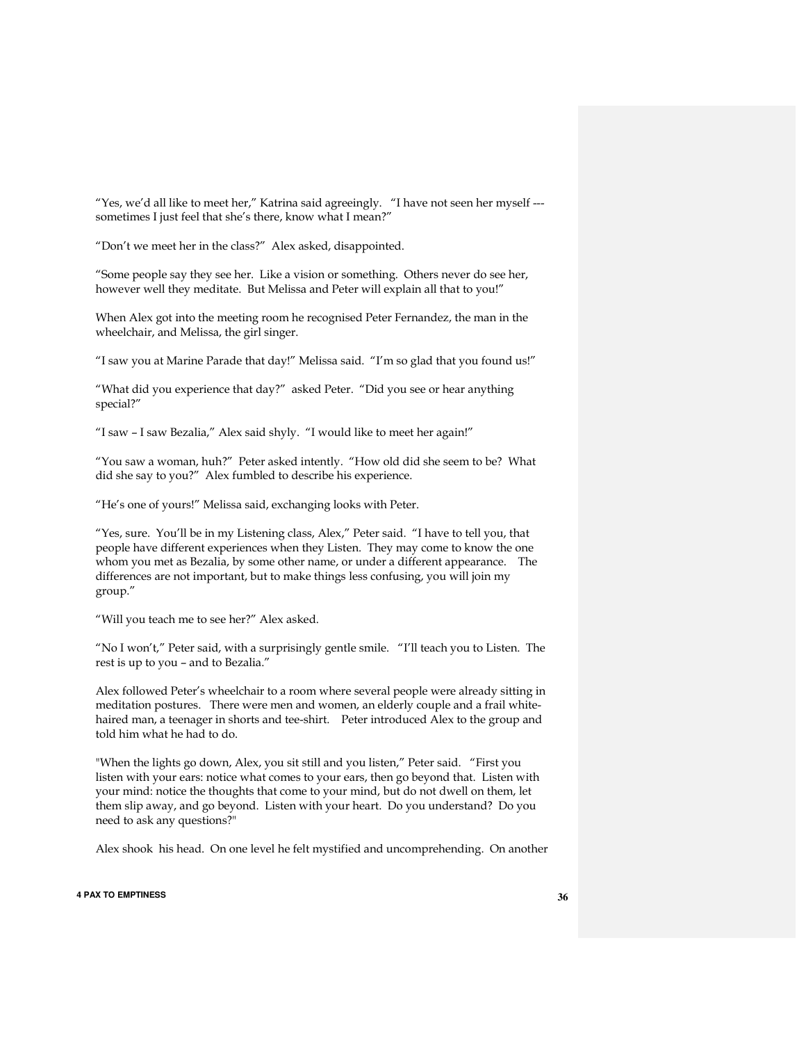"Yes, we'd all like to meet her," Katrina said agreeingly. "I have not seen her myself --- sometimes I just feel that she's there, know what I mean?"

"Don't we meet her in the class?" Alex asked, disappointed.

"Some people say they see her. Like a vision or something. Others never do see her, however well they meditate. But Melissa and Peter will explain all that to you!"

When Alex got into the meeting room he recognised Peter Fernandez, the man in the wheelchair, and Melissa, the girl singer.

"I saw you at Marine Parade that day!" Melissa said. "I'm so glad that you found us!"

"What did you experience that day?" asked Peter. "Did you see or hear anything special?"

"I saw – I saw Bezalia," Alex said shyly. "I would like to meet her again!"

"You saw a woman, huh?" Peter asked intently. "How old did she seem to be? What did she say to you?" Alex fumbled to describe his experience.

"He's one of yours!" Melissa said, exchanging looks with Peter.

"Yes, sure. You'll be in my Listening class, Alex," Peter said. "I have to tell you, that people have different experiences when they Listen. They may come to know the one whom you met as Bezalia, by some other name, or under a different appearance. The differences are not important, but to make things less confusing, you will join my group."

"Will you teach me to see her?" Alex asked.

"No I won't," Peter said, with a surprisingly gentle smile. "I'll teach you to Listen. The rest is up to you – and to Bezalia."

Alex followed Peter's wheelchair to a room where several people were already sitting in meditation postures. There were men and women, an elderly couple and a frail white-haired man, a teenager in shorts and tee-shirt. Peter introduced Alex to the group and told him what he had to do.

"When the lights go down, Alex, you sit still and you listen," Peter said. "First you listen with your ears: notice what comes to your ears, then go beyond that. Listen with your mind: notice the thoughts that come to your mind, but do not dwell on them, let them slip away, and go beyond. Listen with your heart. Do you understand? Do you need to ask any questions?"

Alex shook his head. On one level he felt mystified and uncomprehending. On another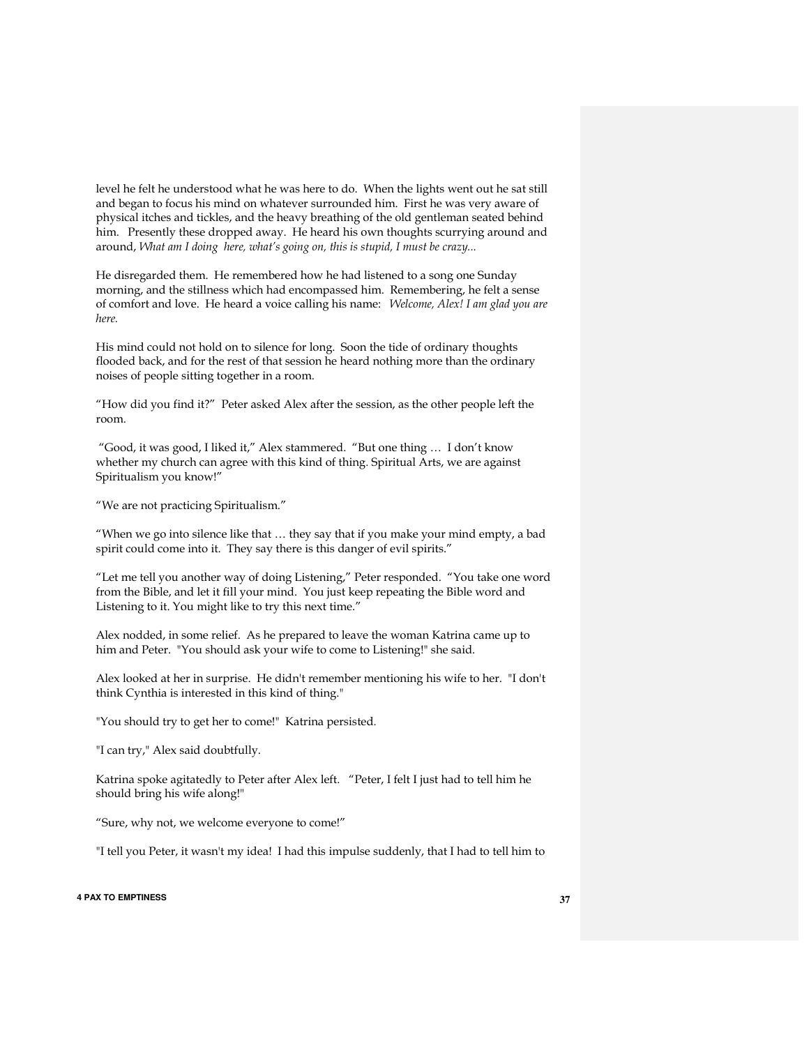level he felt he understood what he was here to do. When the lights went out he sat still and began to focus his mind on whatever surrounded him. First he was very aware of physical itches and tickles, and the heavy breathing of the old gentleman seated behind him. Presently these dropped away. He heard his own thoughts scurrying around and around, *What am I doing here, what's going on, this is stupid, I must be crazy...*

He disregarded them. He remembered how he had listened to a song one Sunday morning, and the stillness which had encompassed him. Remembering, he felt a sense of comfort and love. He heard a voice calling his name: *Welcome, Alex! I am glad you are here.*

His mind could not hold on to silence for long. Soon the tide of ordinary thoughts flooded back, and for the rest of that session he heard nothing more than the ordinary noises of people sitting together in a room.

"How did you find it?" Peter asked Alex after the session, as the other people left the room.

"Good, it was good, I liked it," Alex stammered. "But one thing … I don't know whether my church can agree with this kind of thing. Spiritual Arts, we are against Spiritualism you know!"

"We are not practicing Spiritualism."

"When we go into silence like that … they say that if you make your mind empty, a bad spirit could come into it. They say there is this danger of evil spirits."

"Let me tell you another way of doing Listening," Peter responded. "You take one word from the Bible, and let it fill your mind. You just keep repeating the Bible word and Listening to it. You might like to try this next time."

Alex nodded, in some relief. As he prepared to leave the woman Katrina came up to him and Peter. "You should ask your wife to come to Listening!" she said.

Alex looked at her in surprise. He didn't remember mentioning his wife to her. "I don't think Cynthia is interested in this kind of thing."

"You should try to get her to come!" Katrina persisted.

"I can try," Alex said doubtfully.

Katrina spoke agitatedly to Peter after Alex left. "Peter, I felt I just had to tell him he should bring his wife along!"

"Sure, why not, we welcome everyone to come!"

"I tell you Peter, it wasn't my idea! I had this impulse suddenly, that I had to tell him to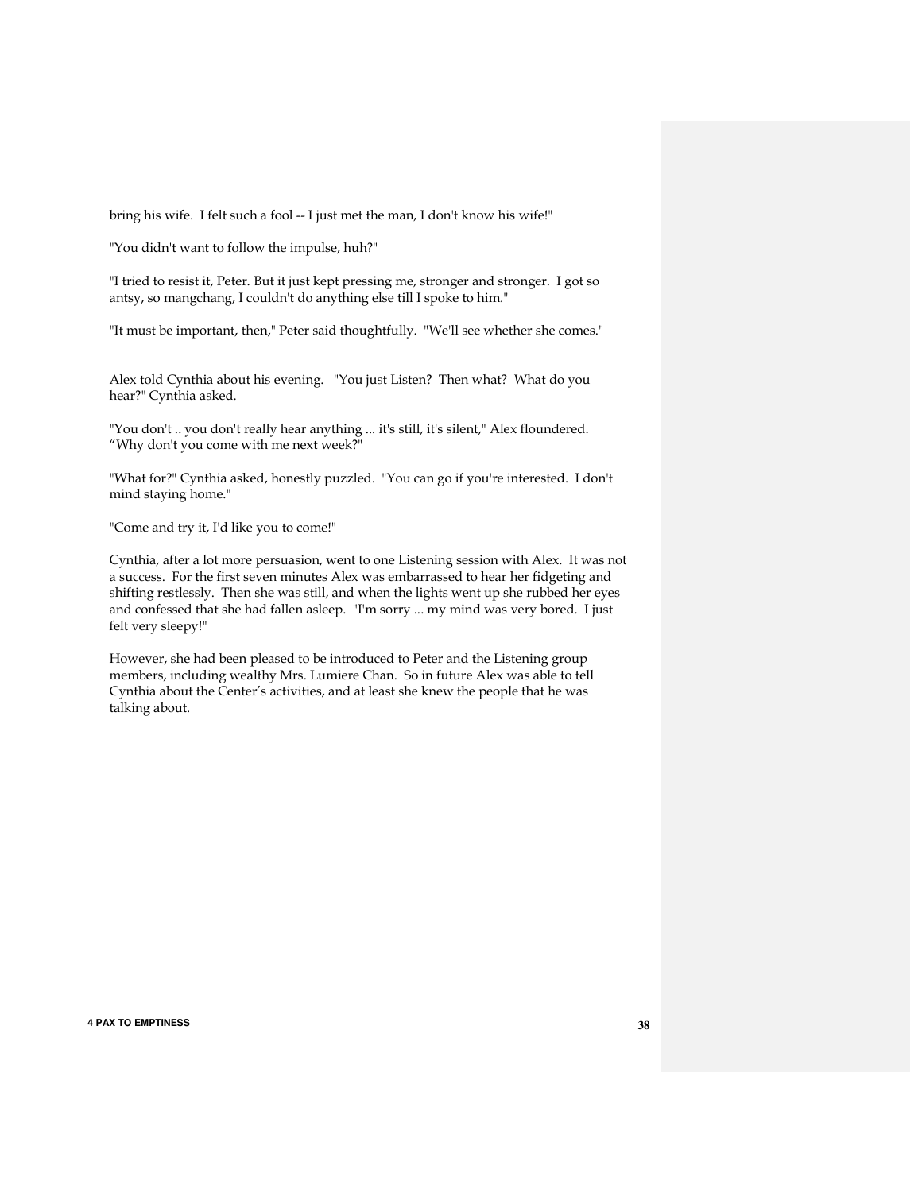bring his wife. I felt such a fool -- I just met the man, I don't know his wife!"

"You didn't want to follow the impulse, huh?"

"I tried to resist it, Peter. But it just kept pressing me, stronger and stronger. I got so antsy, so mangchang, I couldn't do anything else till I spoke to him."

"It must be important, then," Peter said thoughtfully. "We'll see whether she comes."

Alex told Cynthia about his evening. "You just Listen? Then what? What do you hear?" Cynthia asked.

"You don't .. you don't really hear anything ... it's still, it's silent," Alex floundered. "Why don't you come with me next week?"

"What for?" Cynthia asked, honestly puzzled. "You can go if you're interested. I don't mind staying home."

"Come and try it, I'd like you to come!"

Cynthia, after a lot more persuasion, went to one Listening session with Alex. It was not a success. For the first seven minutes Alex was embarrassed to hear her fidgeting and shifting restlessly. Then she was still, and when the lights went up she rubbed her eyes and confessed that she had fallen asleep. "I'm sorry ... my mind was very bored. I just felt very sleepy!"

However, she had been pleased to be introduced to Peter and the Listening group members, including wealthy Mrs. Lumiere Chan. So in future Alex was able to tell Cynthia about the Center's activities, and at least she knew the people that he was talking about.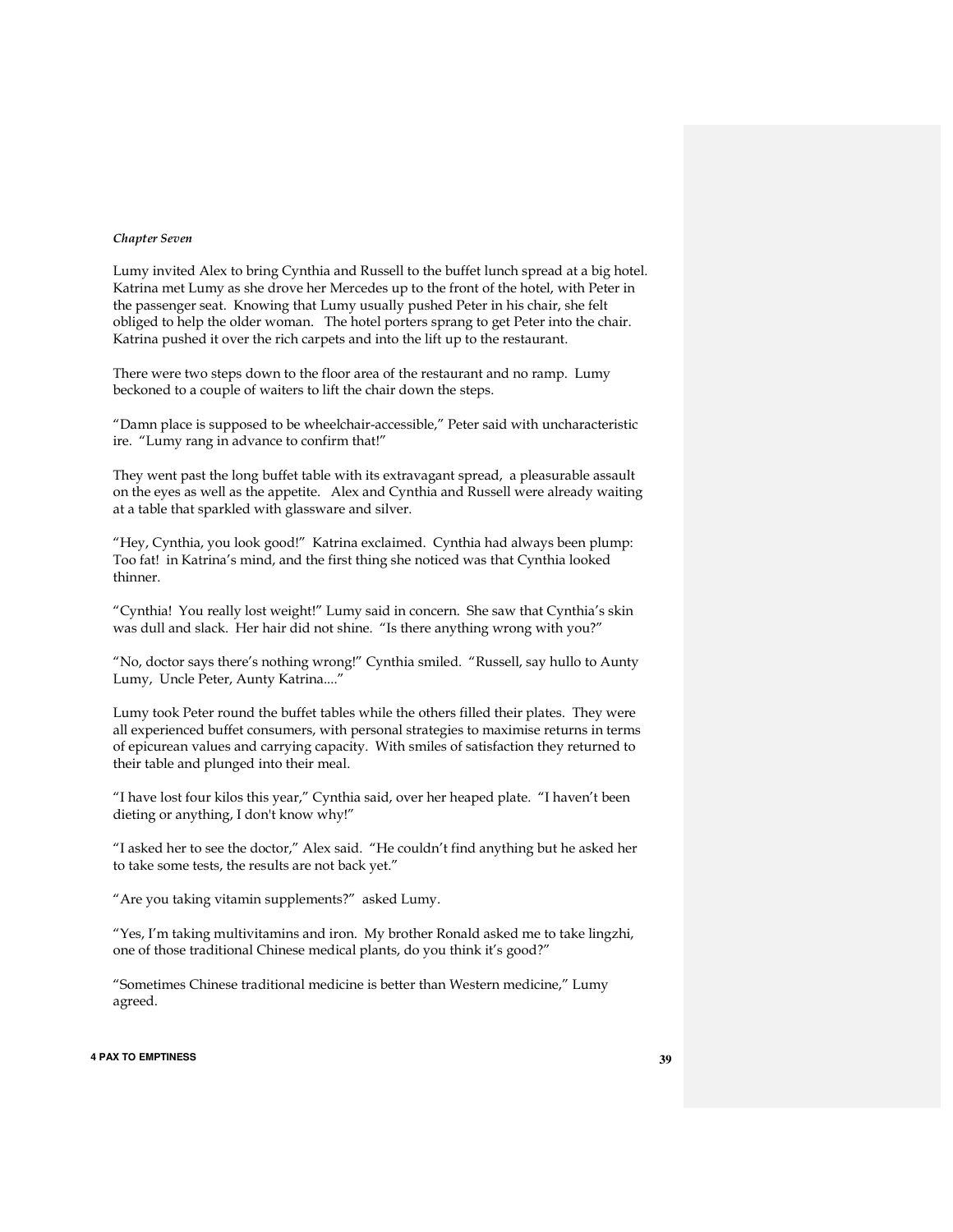*Chapter Seven*

Lumy invited Alex to bring Cynthia and Russell to the buffet lunch spread at a big hotel. Katrina met Lumy as she drove her Mercedes up to the front of the hotel, with Peter in the passenger seat. Knowing that Lumy usually pushed Peter in his chair, she felt obliged to help the older woman. The hotel porters sprang to get Peter into the chair. Katrina pushed it over the rich carpets and into the lift up to the restaurant.

There were two steps down to the floor area of the restaurant and no ramp. Lumy beckoned to a couple of waiters to lift the chair down the steps.

"Damn place is supposed to be wheelchair-accessible," Peter said with uncharacteristic ire. "Lumy rang in advance to confirm that!"

They went past the long buffet table with its extravagant spread, a pleasurable assault on the eyes as well as the appetite. Alex and Cynthia and Russell were already waiting at a table that sparkled with glassware and silver.

"Hey, Cynthia, you look good!" Katrina exclaimed. Cynthia had always been plump: Too fat! in Katrina's mind, and the first thing she noticed was that Cynthia looked thinner.

"Cynthia! You really lost weight!" Lumy said in concern. She saw that Cynthia's skin was dull and slack. Her hair did not shine. "Is there anything wrong with you?"

"No, doctor says there's nothing wrong!" Cynthia smiled. "Russell, say hullo to Aunty Lumy, Uncle Peter, Aunty Katrina...."

Lumy took Peter round the buffet tables while the others filled their plates. They were all experienced buffet consumers, with personal strategies to maximise returns in terms of epicurean values and carrying capacity. With smiles of satisfaction they returned to their table and plunged into their meal.

"I have lost four kilos this year," Cynthia said, over her heaped plate. "I haven't been dieting or anything, I don't know why!"

"I asked her to see the doctor," Alex said. "He couldn't find anything but he asked her to take some tests, the results are not back yet."

"Are you taking vitamin supplements?" asked Lumy.

"Yes, I'm taking multivitamins and iron. My brother Ronald asked me to take lingzhi, one of those traditional Chinese medical plants, do you think it's good?"

"Sometimes Chinese traditional medicine is better than Western medicine," Lumy agreed.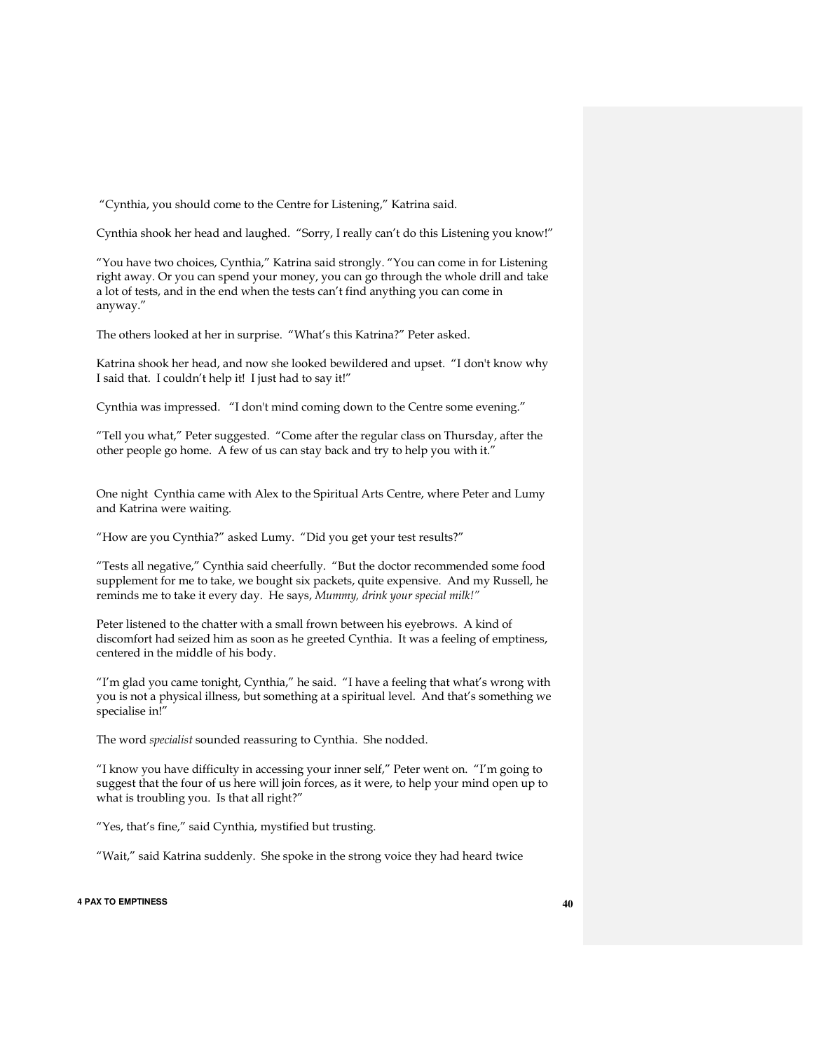"Cynthia, you should come to the Centre for Listening," Katrina said.

Cynthia shook her head and laughed. "Sorry, I really can't do this Listening you know!"

"You have two choices, Cynthia," Katrina said strongly. "You can come in for Listening right away. Or you can spend your money, you can go through the whole drill and take a lot of tests, and in the end when the tests can't find anything you can come in anyway."

The others looked at her in surprise. "What's this Katrina?" Peter asked.

Katrina shook her head, and now she looked bewildered and upset. "I don't know why I said that. I couldn't help it! I just had to say it!"

Cynthia was impressed. "I don't mind coming down to the Centre some evening."

"Tell you what," Peter suggested. "Come after the regular class on Thursday, after the other people go home. A few of us can stay back and try to help you with it."

One night Cynthia came with Alex to the Spiritual Arts Centre, where Peter and Lumy and Katrina were waiting.

"How are you Cynthia?" asked Lumy. "Did you get your test results?"

"Tests all negative," Cynthia said cheerfully. "But the doctor recommended some food supplement for me to take, we bought six packets, quite expensive. And my Russell, he reminds me to take it every day. He says, *Mummy, drink your special milk!"*

Peter listened to the chatter with a small frown between his eyebrows. A kind of discomfort had seized him as soon as he greeted Cynthia. It was a feeling of emptiness, centered in the middle of his body.

"I'm glad you came tonight, Cynthia," he said. "I have a feeling that what's wrong with you is not a physical illness, but something at a spiritual level. And that's something we specialise in!"

The word *specialist* sounded reassuring to Cynthia. She nodded.

"I know you have difficulty in accessing your inner self," Peter went on. "I'm going to suggest that the four of us here will join forces, as it were, to help your mind open up to what is troubling you. Is that all right?"

"Yes, that's fine," said Cynthia, mystified but trusting.

"Wait," said Katrina suddenly. She spoke in the strong voice they had heard twice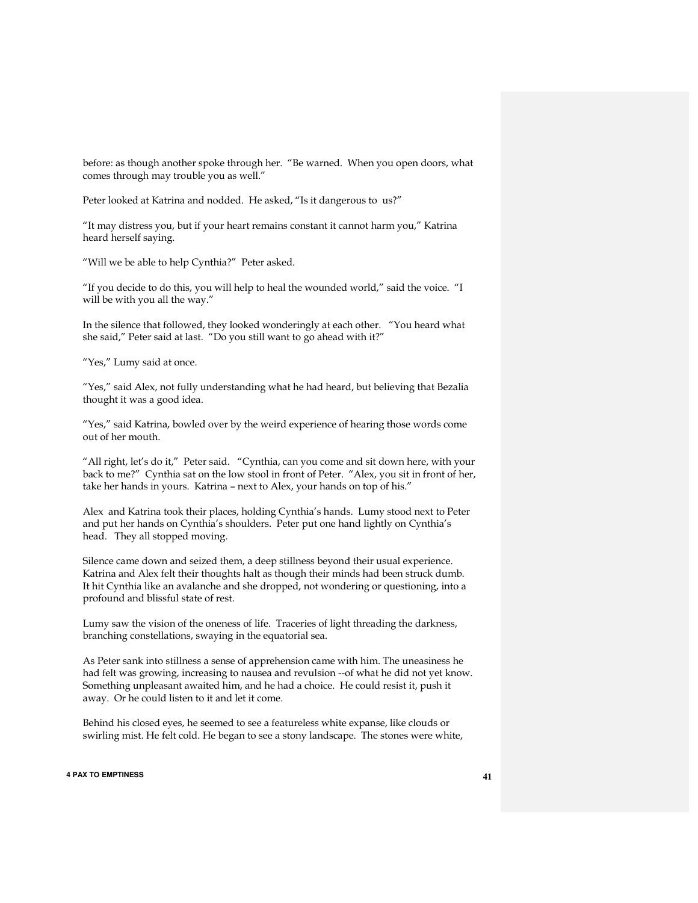before: as though another spoke through her. "Be warned. When you open doors, what comes through may trouble you as well."

Peter looked at Katrina and nodded. He asked, "Is it dangerous to us?"

"It may distress you, but if your heart remains constant it cannot harm you," Katrina heard herself saying.

"Will we be able to help Cynthia?" Peter asked.

"If you decide to do this, you will help to heal the wounded world," said the voice. "I will be with you all the way."

In the silence that followed, they looked wonderingly at each other. "You heard what she said," Peter said at last. "Do you still want to go ahead with it?"

"Yes," Lumy said at once.

"Yes," said Alex, not fully understanding what he had heard, but believing that Bezalia thought it was a good idea.

"Yes," said Katrina, bowled over by the weird experience of hearing those words come out of her mouth.

"All right, let's do it," Peter said. "Cynthia, can you come and sit down here, with your back to me?" Cynthia sat on the low stool in front of Peter. "Alex, you sit in front of her, take her hands in yours. Katrina – next to Alex, your hands on top of his."

Alex and Katrina took their places, holding Cynthia's hands. Lumy stood next to Peter and put her hands on Cynthia's shoulders. Peter put one hand lightly on Cynthia's head. They all stopped moving.

Silence came down and seized them, a deep stillness beyond their usual experience. Katrina and Alex felt their thoughts halt as though their minds had been struck dumb. It hit Cynthia like an avalanche and she dropped, not wondering or questioning, into a profound and blissful state of rest.

Lumy saw the vision of the oneness of life. Traceries of light threading the darkness, branching constellations, swaying in the equatorial sea.

As Peter sank into stillness a sense of apprehension came with him. The uneasiness he had felt was growing, increasing to nausea and revulsion --of what he did not yet know. Something unpleasant awaited him, and he had a choice. He could resist it, push it away. Or he could listen to it and let it come.

Behind his closed eyes, he seemed to see a featureless white expanse, like clouds or swirling mist. He felt cold. He began to see a stony landscape. The stones were white,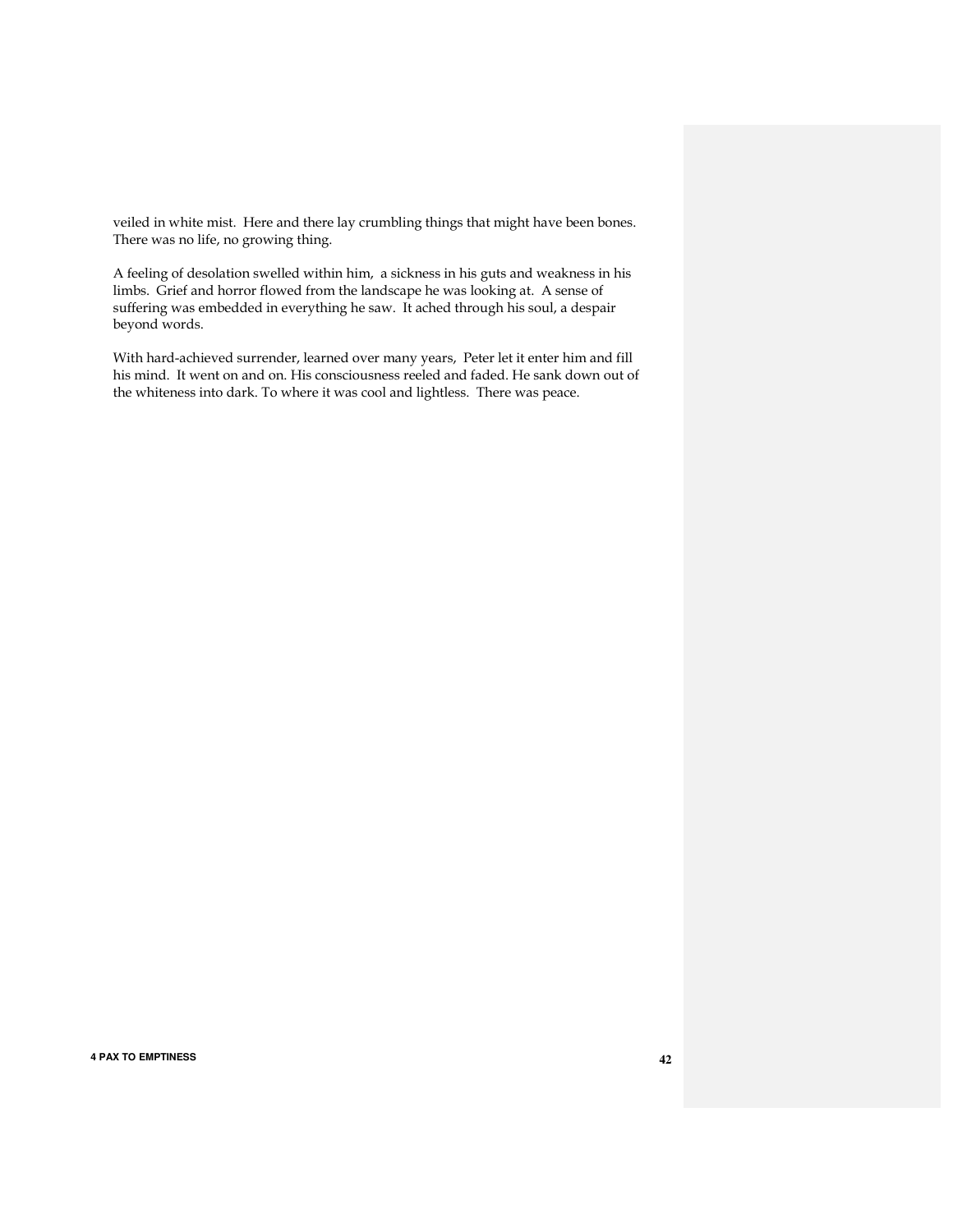veiled in white mist. Here and there lay crumbling things that might have been bones. There was no life, no growing thing.

A feeling of desolation swelled within him, a sickness in his guts and weakness in his limbs. Grief and horror flowed from the landscape he was looking at. A sense of suffering was embedded in everything he saw. It ached through his soul, a despair beyond words.

With hard-achieved surrender, learned over many years, Peter let it enter him and fill his mind. It went on and on. His consciousness reeled and faded. He sank down out of the whiteness into dark. To where it was cool and lightless. There was peace.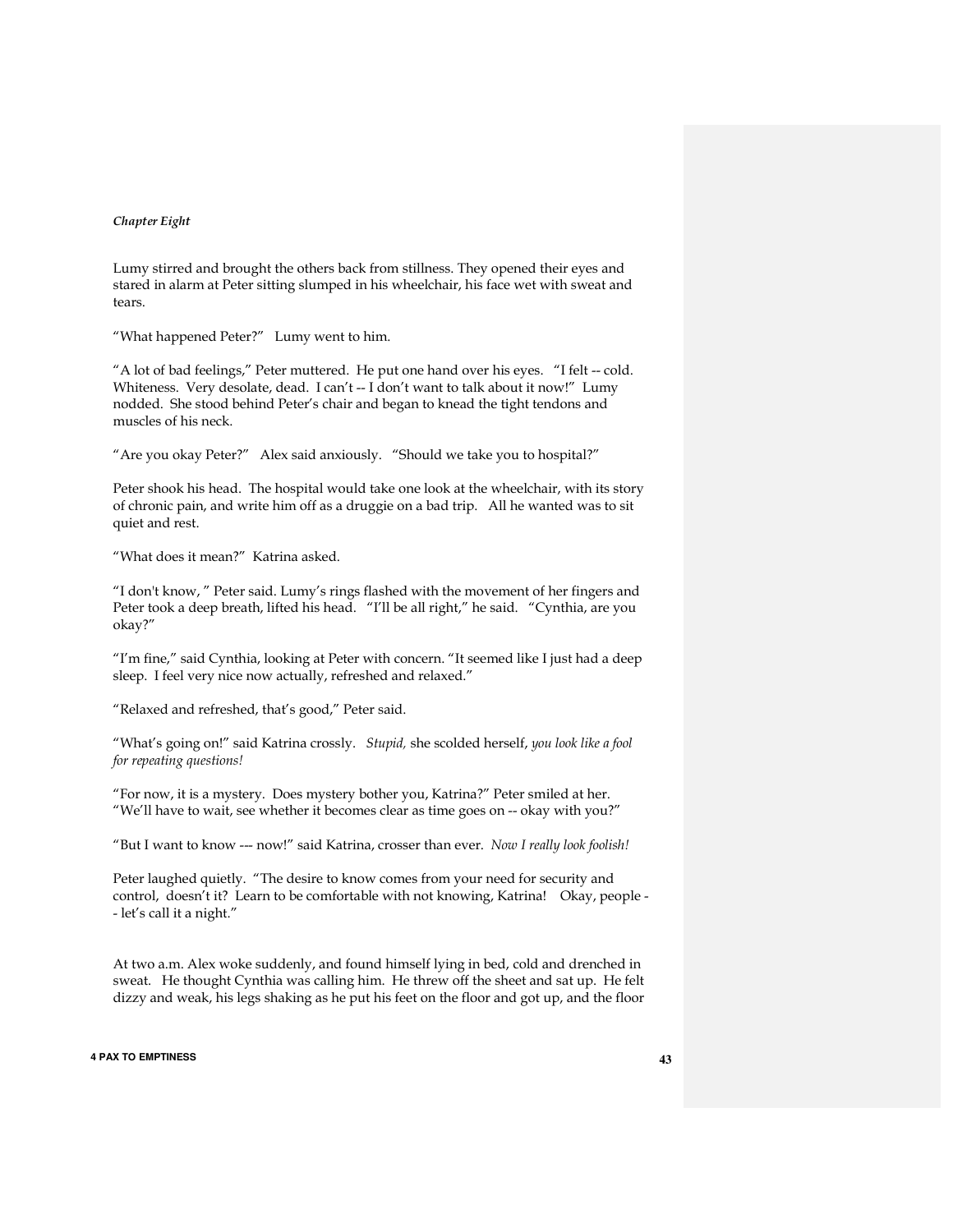*Chapter Eight*

Lumy stirred and brought the others back from stillness. They opened their eyes and stared in alarm at Peter sitting slumped in his wheelchair, his face wet with sweat and tears.

"What happened Peter?" Lumy went to him.

"A lot of bad feelings," Peter muttered. He put one hand over his eyes. "I felt -- cold. Whiteness. Very desolate, dead. I can't -- I don't want to talk about it now!" Lumy nodded. She stood behind Peter's chair and began to knead the tight tendons and muscles of his neck.

"Are you okay Peter?" Alex said anxiously. "Should we take you to hospital?"

Peter shook his head. The hospital would take one look at the wheelchair, with its story of chronic pain, and write him off as a druggie on a bad trip. All he wanted was to sit quiet and rest.

"What does it mean?" Katrina asked.

"I don't know, " Peter said. Lumy's rings flashed with the movement of her fingers and Peter took a deep breath, lifted his head. "I'll be all right," he said. "Cynthia, are you okay?"

"I'm fine," said Cynthia, looking at Peter with concern. "It seemed like I just had a deep sleep. I feel very nice now actually, refreshed and relaxed."

"Relaxed and refreshed, that's good," Peter said.

"What's going on!" said Katrina crossly. *Stupid,* she scolded herself, *you look like a fool for repeating questions!*

"For now, it is a mystery. Does mystery bother you, Katrina?" Peter smiled at her. "We'll have to wait, see whether it becomes clear as time goes on -- okay with you?"

"But I want to know --- now!" said Katrina, crosser than ever. *Now I really look foolish!*

"Peter laughed quietly. "The desire to know comes from your need for security and control, doesn't it? Learn to be comfortable with not knowing, Katrina! Okay, people -- let's call it a night."

At two a.m. Alex woke suddenly, and found himself lying in bed, cold and drenched in sweat. He thought Cynthia was calling him. He threw off the sheet and sat up. He felt dizzy and weak, his legs shaking as he put his feet on the floor and got up, and the floor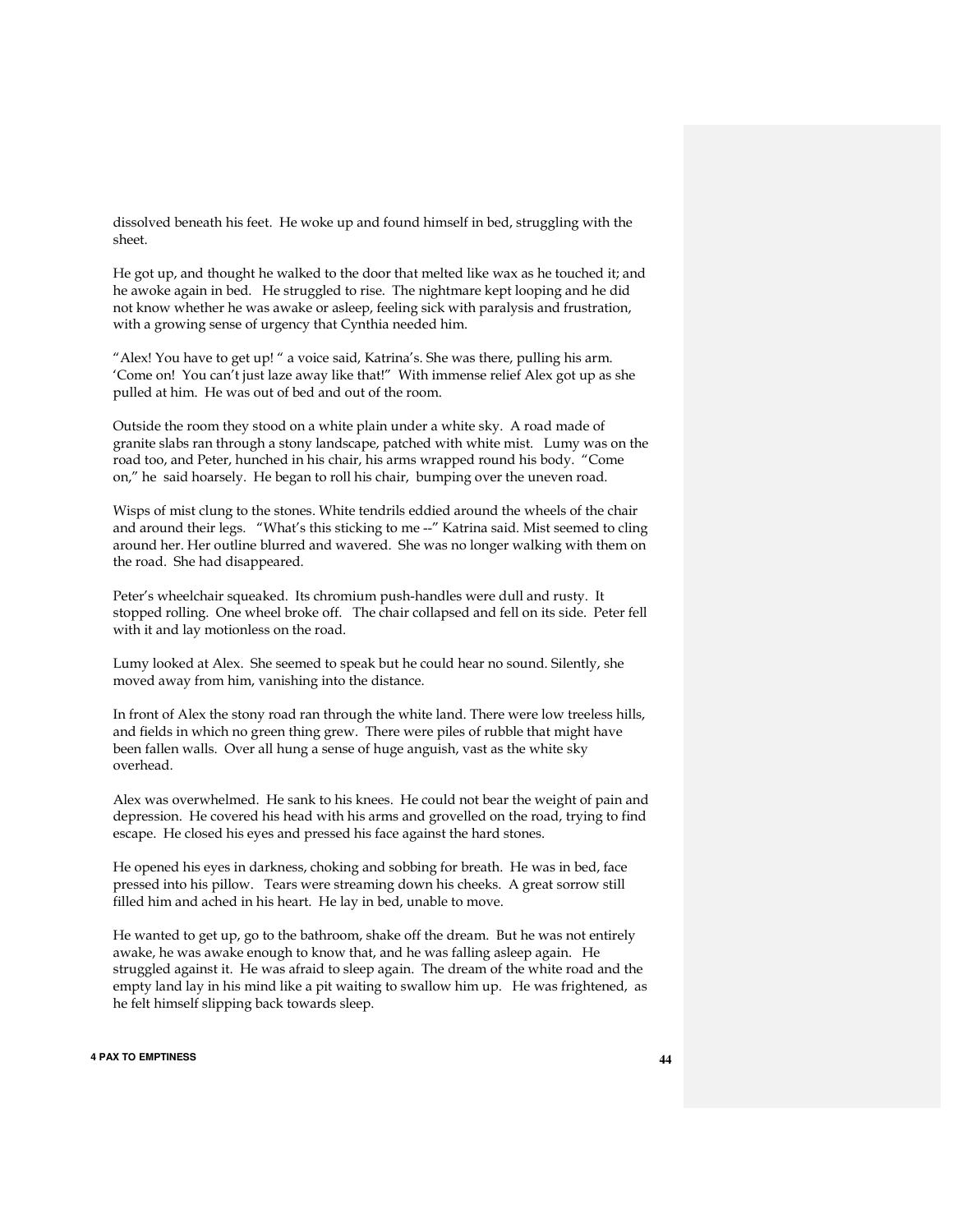dissolved beneath his feet. He woke up and found himself in bed, struggling with the sheet.

He got up, and thought he walked to the door that melted like wax as he touched it; and he awoke again in bed. He struggled to rise. The nightmare kept looping and he did not know whether he was awake or asleep, feeling sick with paralysis and frustration, with a growing sense of urgency that Cynthia needed him.

"Alex! You have to get up! " a voice said, Katrina's. She was there, pulling his arm. 'Come on! You can't just laze away like that!" With immense relief Alex got up as she pulled at him. He was out of bed and out of the room.

Outside the room they stood on a white plain under a white sky. A road made of granite slabs ran through a stony landscape, patched with white mist. Lumy was on the road too, and Peter, hunched in his chair, his arms wrapped round his body. "Come on," he said hoarsely. He began to roll his chair, bumping over the uneven road.

Wisps of mist clung to the stones. White tendrils eddied around the wheels of the chair and around their legs. "What's this sticking to me --" Katrina said. Mist seemed to cling around her. Her outline blurred and wavered. She was no longer walking with them on the road. She had disappeared.

Peter's wheelchair squeaked. Its chromium push-handles were dull and rusty. It stopped rolling. One wheel broke off. The chair collapsed and fell on its side. Peter fell with it and lay motionless on the road.

Lumy looked at Alex. She seemed to speak but he could hear no sound. Silently, she moved away from him, vanishing into the distance.

In front of Alex the stony road ran through the white land. There were low treeless hills, and fields in which no green thing grew. There were piles of rubble that might have been fallen walls. Over all hung a sense of huge anguish, vast as the white sky overhead.

Alex was overwhelmed. He sank to his knees. He could not bear the weight of pain and depression. He covered his head with his arms and grovelled on the road, trying to find escape. He closed his eyes and pressed his face against the hard stones.

He opened his eyes in darkness, choking and sobbing for breath. He was in bed, face pressed into his pillow. Tears were streaming down his cheeks. A great sorrow still filled him and ached in his heart. He lay in bed, unable to move.

He wanted to get up, go to the bathroom, shake off the dream. But he was not entirely awake, he was awake enough to know that, and he was falling asleep again. He struggled against it. He was afraid to sleep again. The dream of the white road and the empty land lay in his mind like a pit waiting to swallow him up. He was frightened, as he felt himself slipping back towards sleep.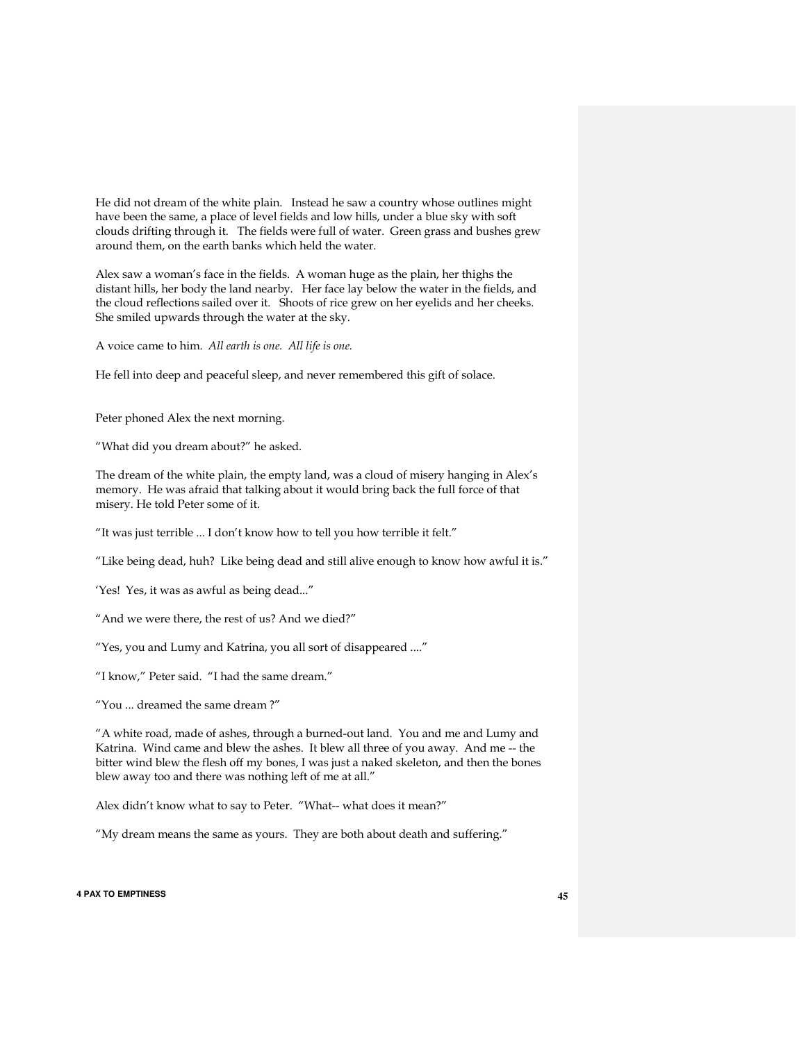He did not dream of the white plain. Instead he saw a country whose outlines might have been the same, a place of level fields and low hills, under a blue sky with soft clouds drifting through it. The fields were full of water. Green grass and bushes grew around them, on the earth banks which held the water.

Alex saw a woman's face in the fields. A woman huge as the plain, her thighs the distant hills, her body the land nearby. Her face lay below the water in the fields, and the cloud reflections sailed over it. Shoots of rice grew on her eyelids and her cheeks. She smiled upwards through the water at the sky.

A voice came to him. *All earth is one. All life is one.*

He fell into deep and peaceful sleep, and never remembered this gift of solace.

Peter phoned Alex the next morning.

"What did you dream about?" he asked.

The dream of the white plain, the empty land, was a cloud of misery hanging in Alex's memory. He was afraid that talking about it would bring back the full force of that misery. He told Peter some of it.

"It was just terrible ... I don't know how to tell you how terrible it felt."

"Like being dead, huh? Like being dead and still alive enough to know how awful it is."

'Yes! Yes, it was as awful as being dead..."

"And we were there, the rest of us? And we died?"

"Yes, you and Lumy and Katrina, you all sort of disappeared ...."

"I know," Peter said. "I had the same dream."

"You ... dreamed the same dream ?"

"A white road, made of ashes, through a burned-out land. You and me and Lumy and Katrina. Wind came and blew the ashes. It blew all three of you away. And me -- the bitter wind blew the flesh off my bones, I was just a naked skeleton, and then the bones blew away too and there was nothing left of me at all."

Alex didn't know what to say to Peter. "What-- what does it mean?"

"My dream means the same as yours. They are both about death and suffering."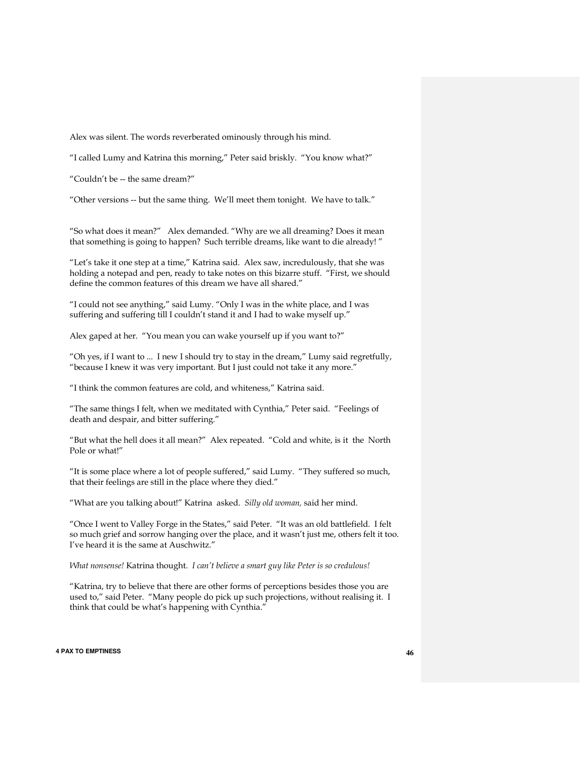Alex was silent. The words reverberated ominously through his mind.

"I called Lumy and Katrina this morning," Peter said briskly. "You know what?"

"Couldn't be -- the same dream?"

"Other versions -- but the same thing. We'll meet them tonight. We have to talk."

"So what does it mean?" Alex demanded. "Why are we all dreaming? Does it mean that something is going to happen? Such terrible dreams, like want to die already! "

"Let's take it one step at a time," Katrina said. Alex saw, incredulously, that she was holding a notepad and pen, ready to take notes on this bizarre stuff. "First, we should define the common features of this dream we have all shared."

"I could not see anything," said Lumy. "Only I was in the white place, and I was suffering and suffering till I couldn't stand it and I had to wake myself up."

Alex gaped at her. "You mean you can wake yourself up if you want to?"

"Oh yes, if I want to ... I new I should try to stay in the dream," Lumy said regretfully, "because I knew it was very important. But I just could not take it any more."

"I think the common features are cold, and whiteness," Katrina said.

"The same things I felt, when we meditated with Cynthia," Peter said. "Feelings of death and despair, and bitter suffering."

"But what the hell does it all mean?" Alex repeated. "Cold and white, is it the North Pole or what!"

"It is some place where a lot of people suffered," said Lumy. "They suffered so much, that their feelings are still in the place where they died."

"What are you talking about!" Katrina asked. *Silly old woman,* said her mind.

"Once I went to Valley Forge in the States," said Peter. "It was an old battlefield. I felt so much grief and sorrow hanging over the place, and it wasn't just me, others felt it too. I've heard it is the same at Auschwitz."

*What nonsense!* Katrina thought. *I can't believe a smart guy like Peter is so credulous!*

"Katrina, try to believe that there are other forms of perceptions besides those you are used to," said Peter. "Many people do pick up such projections, without realising it. I think that could be what's happening with Cynthia."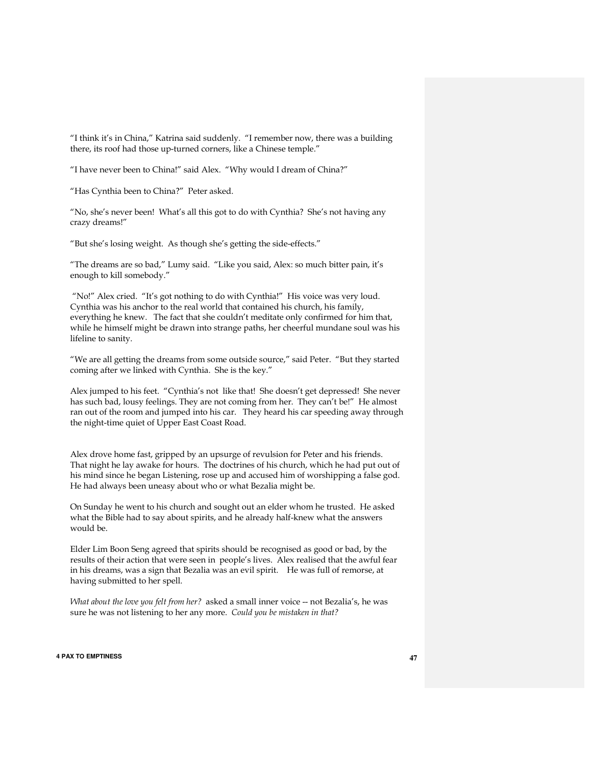"I think it's in China," Katrina said suddenly. "I remember now, there was a building there, its roof had those up-turned corners, like a Chinese temple."

"I have never been to China!" said Alex. "Why would I dream of China?"

"Has Cynthia been to China?" Peter asked.

"No, she's never been! What's all this got to do with Cynthia? She's not having any crazy dreams!"

"But she's losing weight. As though she's getting the side-effects."

"The dreams are so bad," Lumy said. "Like you said, Alex: so much bitter pain, it's enough to kill somebody."

"No!" Alex cried. "It's got nothing to do with Cynthia!" His voice was very loud. Cynthia was his anchor to the real world that contained his church, his family, everything he knew. The fact that she couldn't meditate only confirmed for him that, while he himself might be drawn into strange paths, her cheerful mundane soul was his lifeline to sanity.

"We are all getting the dreams from some outside source," said Peter. "But they started coming after we linked with Cynthia. She is the key."

Alex jumped to his feet. "Cynthia's not like that! She doesn't get depressed! She never has such bad, lousy feelings. They are not coming from her. They can't be!" He almost ran out of the room and jumped into his car. They heard his car speeding away through the night-time quiet of Upper East Coast Road.

Alex drove home fast, gripped by an upsurge of revulsion for Peter and his friends. That night he lay awake for hours. The doctrines of his church, which he had put out of his mind since he began Listening, rose up and accused him of worshipping a false god. He had always been uneasy about who or what Bezalia might be.

On Sunday he went to his church and sought out an elder whom he trusted. He asked what the Bible had to say about spirits, and he already half-knew what the answers would be.

Elder Lim Boon Seng agreed that spirits should be recognised as good or bad, by the results of their action that were seen in people's lives. Alex realised that the awful fear in his dreams, was a sign that Bezalia was an evil spirit. He was full of remorse, at having submitted to her spell.

*What about the love you felt from her?* asked a small inner voice -- not Bezalia's, he was sure he was not listening to her any more. *Could you be mistaken in that?*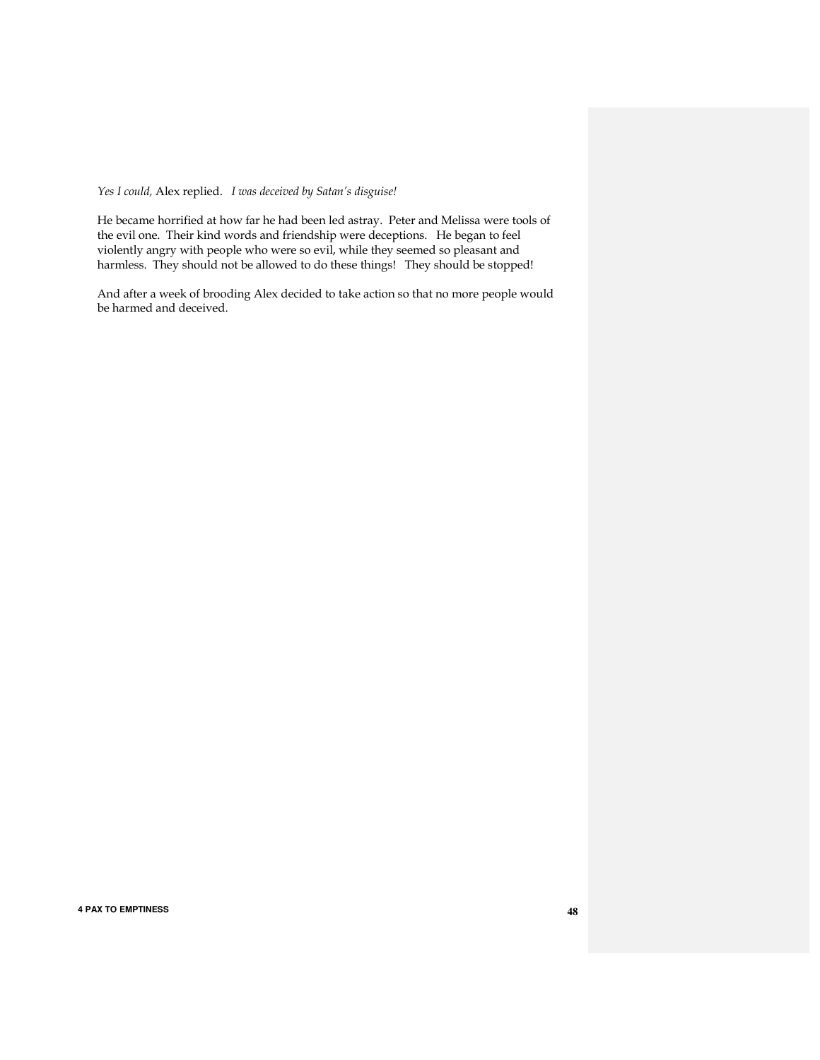*Yes I could,* Alex replied. *I was deceived by Satan's disguise!*

He became horrified at how far he had been led astray. Peter and Melissa were tools of the evil one. Their kind words and friendship were deceptions. He began to feel violently angry with people who were so evil, while they seemed so pleasant and harmless. They should not be allowed to do these things! They should be stopped!

And after a week of brooding Alex decided to take action so that no more people would be harmed and deceived.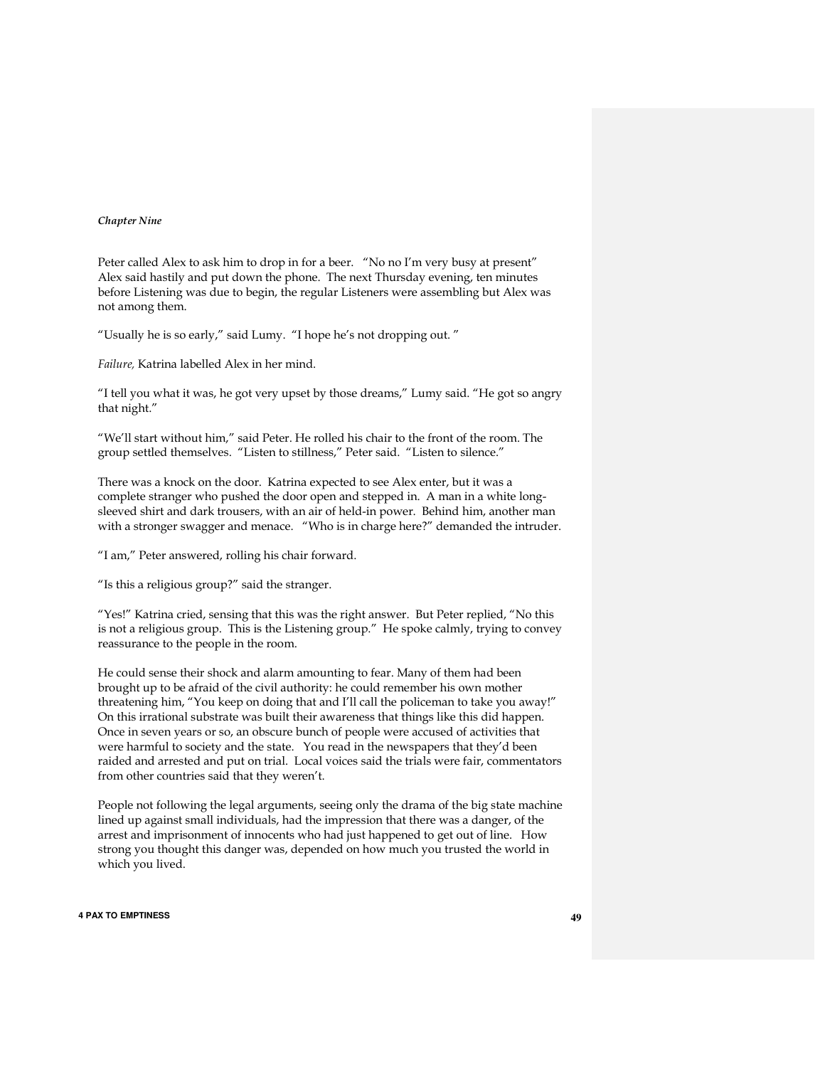*Chapter Nine*

Peter called Alex to ask him to drop in for a beer. "No no I'm very busy at present" Alex said hastily and put down the phone. The next Thursday evening, ten minutes before Listening was due to begin, the regular Listeners were assembling but Alex was not among them.

"Usually he is so early," said Lumy. "I hope he's not dropping out. "

*Failure,* Katrina labelled Alex in her mind.

"I tell you what it was, he got very upset by those dreams," Lumy said. "He got so angry that night."

"We'll start without him," said Peter. He rolled his chair to the front of the room. The group settled themselves. "Listen to stillness," Peter said. "Listen to silence."

There was a knock on the door. Katrina expected to see Alex enter, but it was a complete stranger who pushed the door open and stepped in. A man in a white long-sleeved shirt and dark trousers, with an air of held-in power. Behind him, another man with a stronger swagger and menace. "Who is in charge here?" demanded the intruder.

"I am," Peter answered, rolling his chair forward.

"Is this a religious group?" said the stranger.

"Yes!" Katrina cried, sensing that this was the right answer. But Peter replied, "No this is not a religious group. This is the Listening group." He spoke calmly, trying to convey reassurance to the people in the room.

He could sense their shock and alarm amounting to fear. Many of them had been brought up to be afraid of the civil authority: he could remember his own mother threatening him, "You keep on doing that and I'll call the policeman to take you away!" On this irrational substrate was built their awareness that things like this did happen. Once in seven years or so, an obscure bunch of people were accused of activities that were harmful to society and the state. You read in the newspapers that they'd been raided and arrested and put on trial. Local voices said the trials were fair, commentators from other countries said that they weren't.

People not following the legal arguments, seeing only the drama of the big state machine lined up against small individuals, had the impression that there was a danger, of the arrest and imprisonment of innocents who had just happened to get out of line. How strong you thought this danger was, depended on how much you trusted the world in which you lived.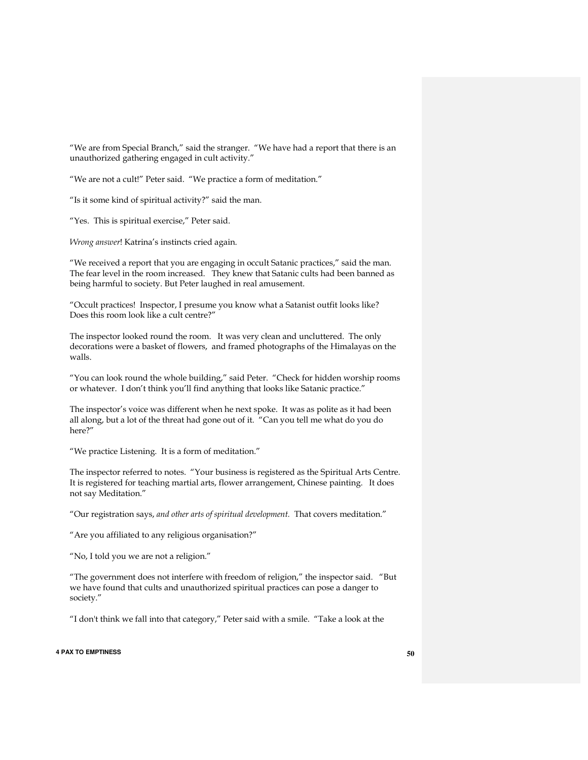"We are from Special Branch," said the stranger. "We have had a report that there is an unauthorized gathering engaged in cult activity."

"We are not a cult!" Peter said. "We practice a form of meditation."

"Is it some kind of spiritual activity?" said the man.

"Yes. This is spiritual exercise," Peter said.

*Wrong answer*! Katrina's instincts cried again.

"We received a report that you are engaging in occult Satanic practices," said the man. The fear level in the room increased. They knew that Satanic cults had been banned as being harmful to society. But Peter laughed in real amusement.

"Occult practices! Inspector, I presume you know what a Satanist outfit looks like? Does this room look like a cult centre?"

The inspector looked round the room. It was very clean and uncluttered. The only decorations were a basket of flowers, and framed photographs of the Himalayas on the walls.

"You can look round the whole building," said Peter. "Check for hidden worship rooms or whatever. I don't think you'll find anything that looks like Satanic practice."

The inspector's voice was different when he next spoke. It was as polite as it had been all along, but a lot of the threat had gone out of it. "Can you tell me what do you do here?"

"We practice Listening. It is a form of meditation."

The inspector referred to notes. "Your business is registered as the Spiritual Arts Centre. It is registered for teaching martial arts, flower arrangement, Chinese painting. It does not say Meditation."

"Our registration says, *and other arts of spiritual development.* That covers meditation."

"Are you affiliated to any religious organisation?"

"No, I told you we are not a religion."

"The government does not interfere with freedom of religion," the inspector said. "But we have found that cults and unauthorized spiritual practices can pose a danger to society."

"I don't think we fall into that category," Peter said with a smile. "Take a look at the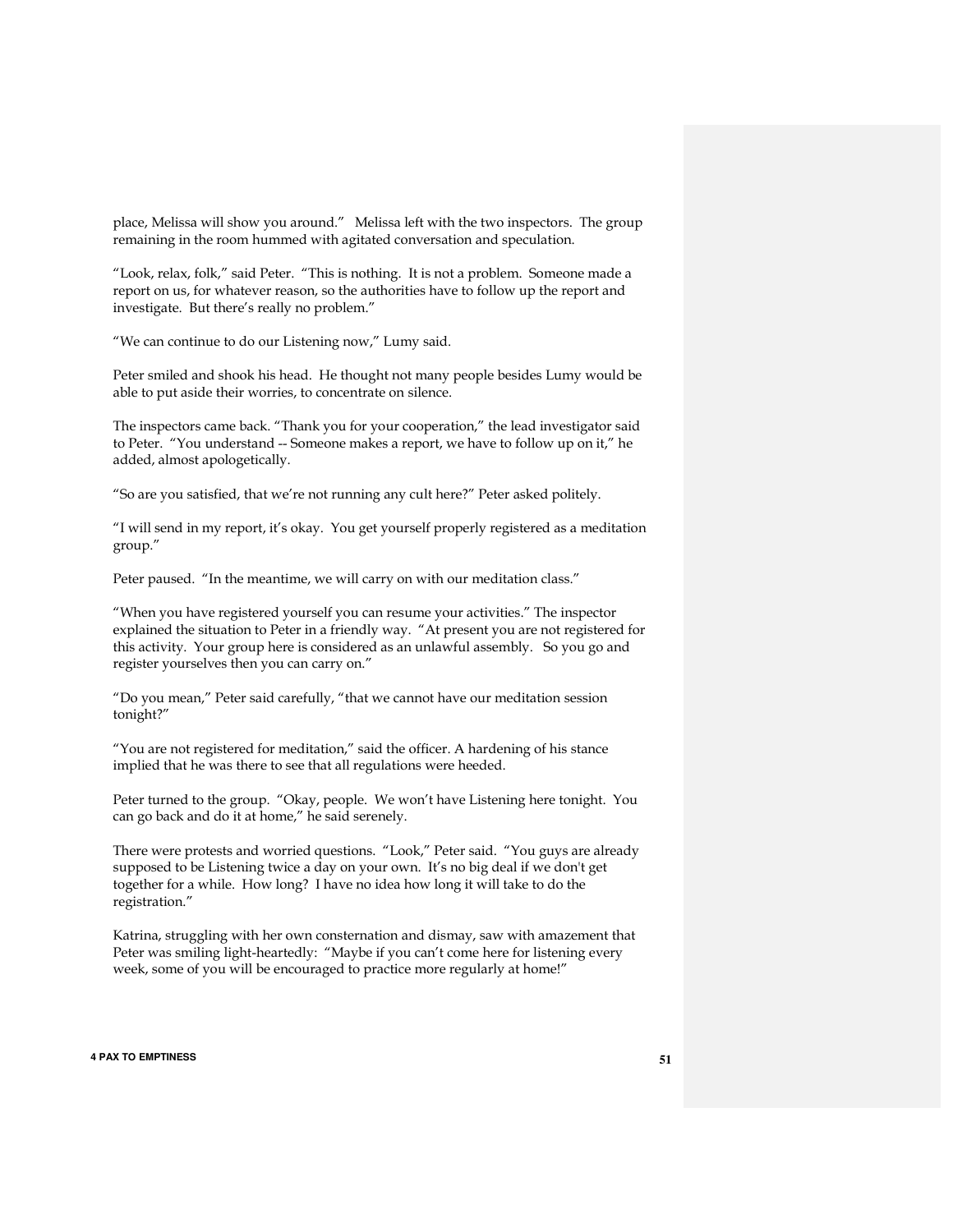place, Melissa will show you around." Melissa left with the two inspectors. The group remaining in the room hummed with agitated conversation and speculation.

"Look, relax, folk," said Peter. "This is nothing. It is not a problem. Someone made a report on us, for whatever reason, so the authorities have to follow up the report and investigate. But there's really no problem."

"We can continue to do our Listening now," Lumy said.

Peter smiled and shook his head. He thought not many people besides Lumy would be able to put aside their worries, to concentrate on silence.

The inspectors came back. "Thank you for your cooperation," the lead investigator said to Peter. "You understand -- Someone makes a report, we have to follow up on it," he added, almost apologetically.

"So are you satisfied, that we're not running any cult here?" Peter asked politely.

"I will send in my report, it's okay. You get yourself properly registered as a meditation group."

Peter paused. "In the meantime, we will carry on with our meditation class."

"When you have registered yourself you can resume your activities." The inspector explained the situation to Peter in a friendly way. "At present you are not registered for this activity. Your group here is considered as an unlawful assembly. So you go and register yourselves then you can carry on."

"Do you mean," Peter said carefully, "that we cannot have our meditation session tonight?"

"You are not registered for meditation," said the officer. A hardening of his stance implied that he was there to see that all regulations were heeded.

Peter turned to the group. "Okay, people. We won't have Listening here tonight. You can go back and do it at home," he said serenely.

There were protests and worried questions. "Look," Peter said. "You guys are already supposed to be Listening twice a day on your own. It's no big deal if we don't get together for a while. How long? I have no idea how long it will take to do the registration."

Katrina, struggling with her own consternation and dismay, saw with amazement that Peter was smiling light-heartedly: "Maybe if you can't come here for listening every week, some of you will be encouraged to practice more regularly at home!"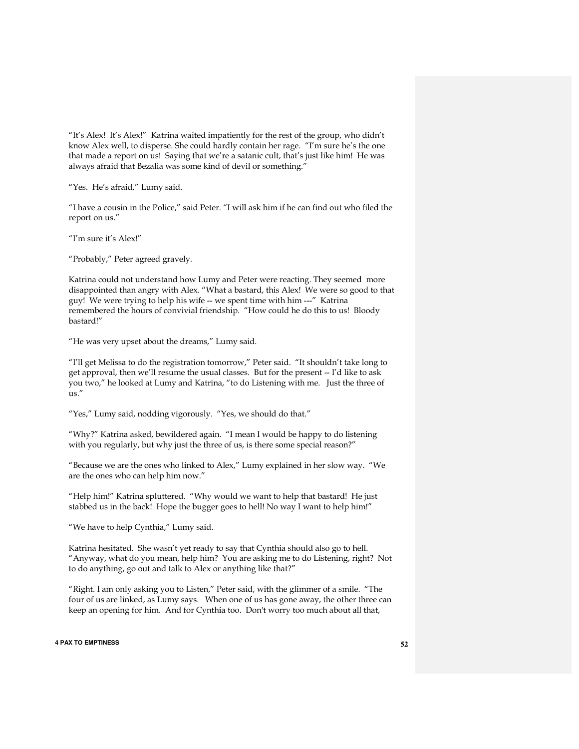"It's Alex! It's Alex!" Katrina waited impatiently for the rest of the group, who didn't know Alex well, to disperse. She could hardly contain her rage. "I'm sure he's the one that made a report on us! Saying that we're a satanic cult, that's just like him! He was always afraid that Bezalia was some kind of devil or something."

"Yes. He's afraid," Lumy said.

"I have a cousin in the Police," said Peter. "I will ask him if he can find out who filed the report on us."

"I'm sure it's Alex!"

"Probably," Peter agreed gravely.

Katrina could not understand how Lumy and Peter were reacting. They seemed more disappointed than angry with Alex. "What a bastard, this Alex! We were so good to that guy! We were trying to help his wife -- we spent time with him ---" Katrina remembered the hours of convivial friendship. "How could he do this to us! Bloody bastard!"

"He was very upset about the dreams," Lumy said.

"I'll get Melissa to do the registration tomorrow," Peter said. "It shouldn't take long to get approval, then we'll resume the usual classes. But for the present -- I'd like to ask you two," he looked at Lumy and Katrina, "to do Listening with me. Just the three of us."

"Yes," Lumy said, nodding vigorously. "Yes, we should do that."

"Why?" Katrina asked, bewildered again. "I mean I would be happy to do listening with you regularly, but why just the three of us, is there some special reason?"

"Because we are the ones who linked to Alex," Lumy explained in her slow way. "We are the ones who can help him now."

"Help him!" Katrina spluttered. "Why would we want to help that bastard! He just stabbed us in the back! Hope the bugger goes to hell! No way I want to help him!"

"We have to help Cynthia," Lumy said.

Katrina hesitated. She wasn't yet ready to say that Cynthia should also go to hell. "Anyway, what do you mean, help him? You are asking me to do Listening, right? Not to do anything, go out and talk to Alex or anything like that?"

"Right. I am only asking you to Listen," Peter said, with the glimmer of a smile. "The four of us are linked, as Lumy says. When one of us has gone away, the other three can keep an opening for him. And for Cynthia too. Don't worry too much about all that,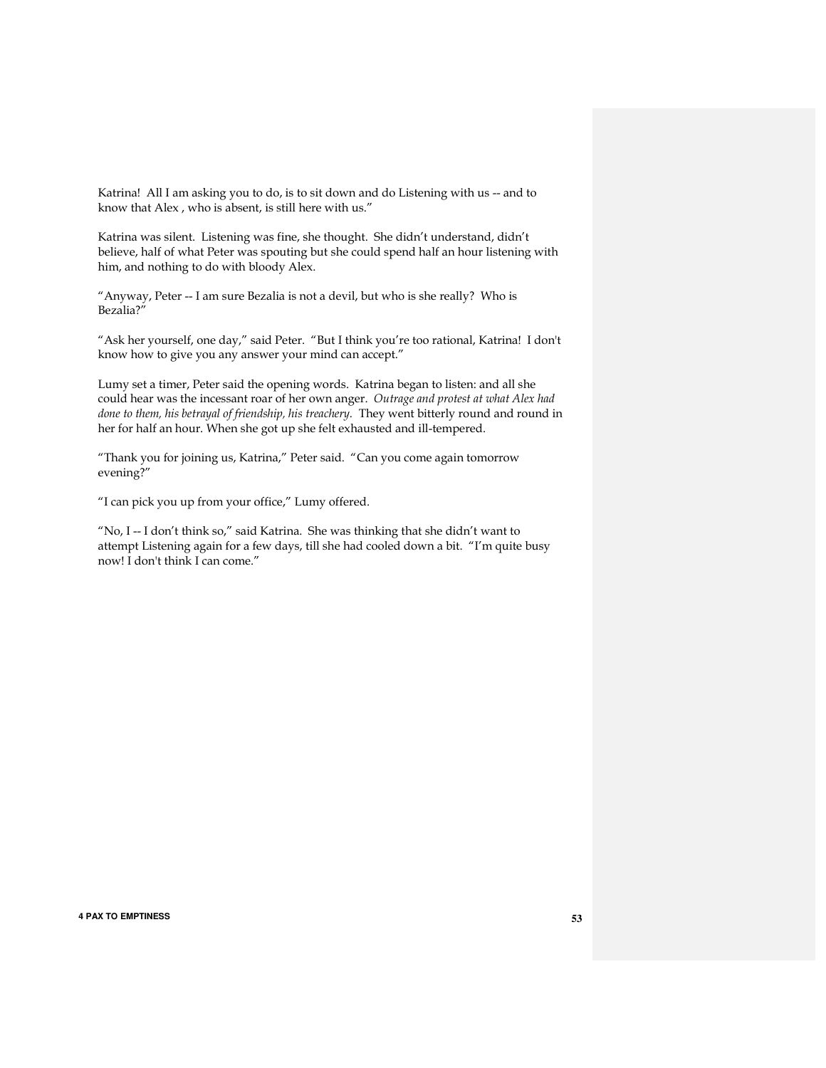Katrina! All I am asking you to do, is to sit down and do Listening with us -- and to know that Alex , who is absent, is still here with us."

Katrina was silent. Listening was fine, she thought. She didn't understand, didn't believe, half of what Peter was spouting but she could spend half an hour listening with him, and nothing to do with bloody Alex.

"Anyway, Peter -- I am sure Bezalia is not a devil, but who is she really? Who is Bezalia?"

"Ask her yourself, one day," said Peter. "But I think you're too rational, Katrina! I don't know how to give you any answer your mind can accept."

Lumy set a timer, Peter said the opening words. Katrina began to listen: and all she could hear was the incessant roar of her own anger. *Outrage and protest at what Alex had done to them, his betrayal of friendship, his treachery.* They went bitterly round and round in her for half an hour. When she got up she felt exhausted and ill-tempered.

"Thank you for joining us, Katrina," Peter said. "Can you come again tomorrow evening?"

"I can pick you up from your office," Lumy offered.

"No, I -- I don't think so," said Katrina. She was thinking that she didn't want to attempt Listening again for a few days, till she had cooled down a bit. "I'm quite busy now! I don't think I can come."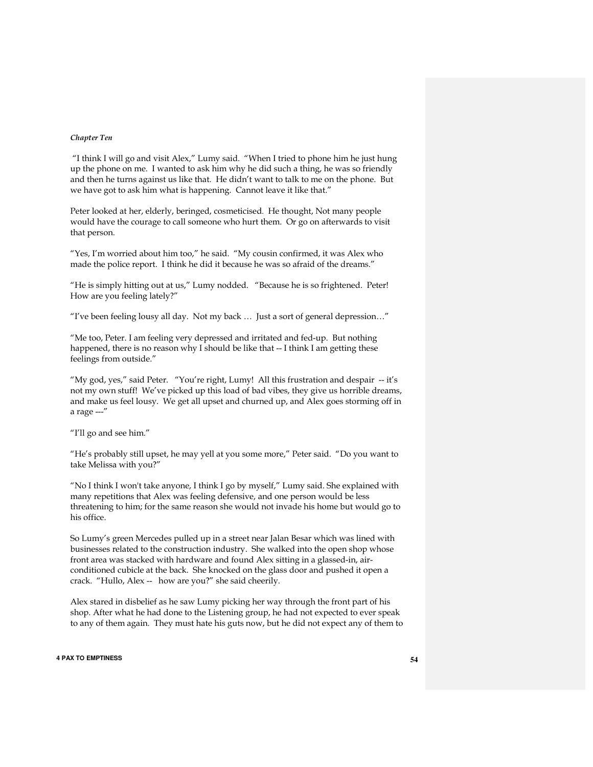*Chapter Ten*

"I think I will go and visit Alex," Lumy said. "When I tried to phone him he just hung up the phone on me. I wanted to ask him why he did such a thing, he was so friendly and then he turns against us like that. He didn't want to talk to me on the phone. But we have got to ask him what is happening. Cannot leave it like that."

Peter looked at her, elderly, beringed, cosmeticised. He thought, Not many people would have the courage to call someone who hurt them. Or go on afterwards to visit that person.

"Yes, I'm worried about him too," he said. "My cousin confirmed, it was Alex who made the police report. I think he did it because he was so afraid of the dreams."

"He is simply hitting out at us," Lumy nodded. "Because he is so frightened. Peter! How are you feeling lately?"

"I've been feeling lousy all day. Not my back … Just a sort of general depression…"

"Me too, Peter. I am feeling very depressed and irritated and fed-up. But nothing happened, there is no reason why I should be like that -- I think I am getting these feelings from outside."

"My god, yes," said Peter. "You're right, Lumy! All this frustration and despair -- it's not my own stuff! We've picked up this load of bad vibes, they give us horrible dreams, and make us feel lousy. We get all upset and churned up, and Alex goes storming off in a rage ---"

"I'll go and see him."

"He's probably still upset, he may yell at you some more," Peter said. "Do you want to take Melissa with you?"

"No I think I won't take anyone, I think I go by myself," Lumy said. She explained with many repetitions that Alex was feeling defensive, and one person would be less threatening to him; for the same reason she would not invade his home but would go to his office.

So Lumy's green Mercedes pulled up in a street near Jalan Besar which was lined with businesses related to the construction industry. She walked into the open shop whose front area was stacked with hardware and found Alex sitting in a glassed-in, air-conditioned cubicle at the back. She knocked on the glass door and pushed it open a crack. "Hullo, Alex -- how are you?" she said cheerily.

Alex stared in disbelief as he saw Lumy picking her way through the front part of his shop. After what he had done to the Listening group, he had not expected to ever speak to any of them again. They must hate his guts now, but he did not expect any of them to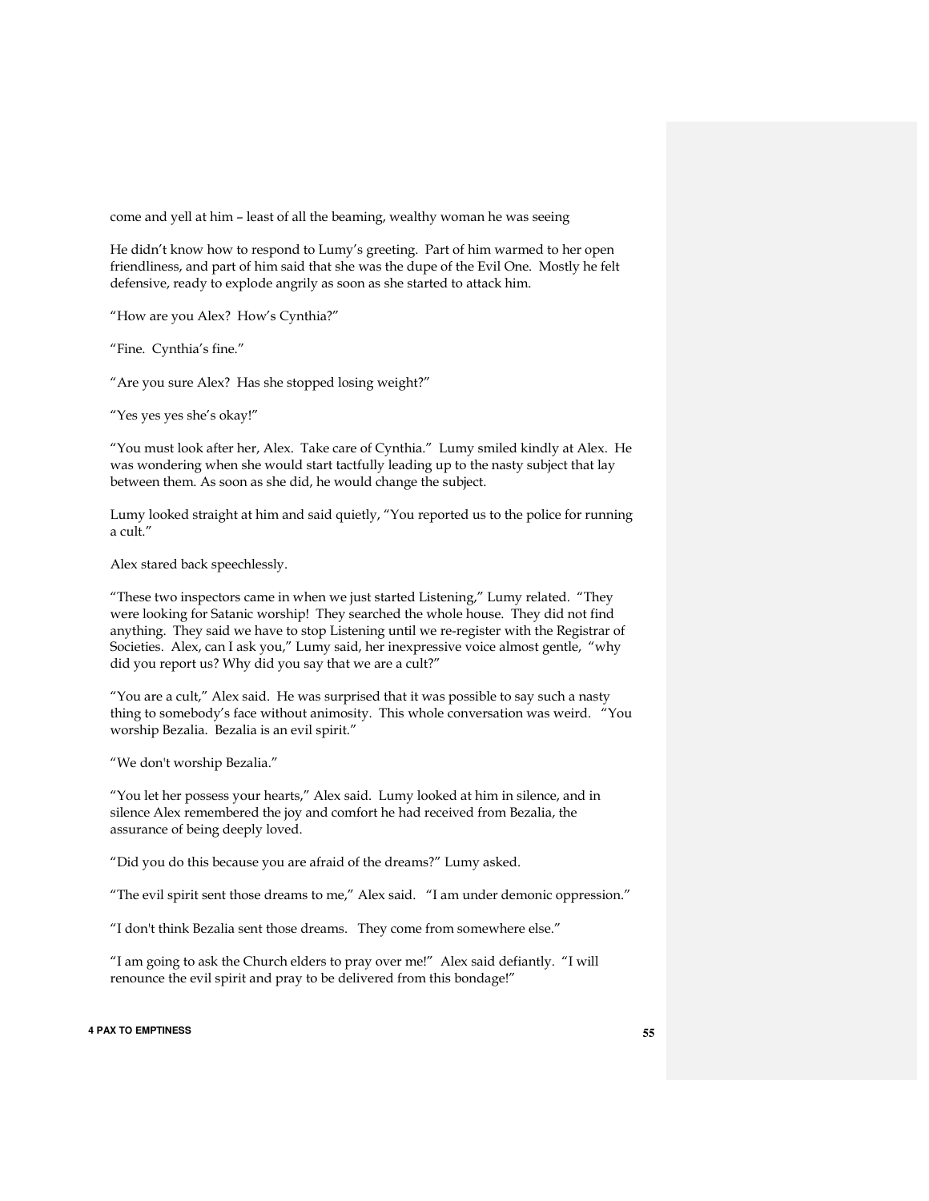come and yell at him – least of all the beaming, wealthy woman he was seeing

He didn't know how to respond to Lumy's greeting. Part of him warmed to her open friendliness, and part of him said that she was the dupe of the Evil One. Mostly he felt defensive, ready to explode angrily as soon as she started to attack him.

"How are you Alex? How's Cynthia?"

"Fine. Cynthia's fine."

"Are you sure Alex? Has she stopped losing weight?"

"Yes yes yes she's okay!"

"You must look after her, Alex. Take care of Cynthia." Lumy smiled kindly at Alex. He was wondering when she would start tactfully leading up to the nasty subject that lay between them. As soon as she did, he would change the subject.

Lumy looked straight at him and said quietly, "You reported us to the police for running a cult."

Alex stared back speechlessly.

"These two inspectors came in when we just started Listening," Lumy related. "They were looking for Satanic worship! They searched the whole house. They did not find anything. They said we have to stop Listening until we re-register with the Registrar of Societies. Alex, can I ask you," Lumy said, her inexpressive voice almost gentle, "why did you report us? Why did you say that we are a cult?"

"You are a cult," Alex said. He was surprised that it was possible to say such a nasty thing to somebody's face without animosity. This whole conversation was weird. "You worship Bezalia. Bezalia is an evil spirit."

"We don't worship Bezalia."

"You let her possess your hearts," Alex said. Lumy looked at him in silence, and in silence Alex remembered the joy and comfort he had received from Bezalia, the assurance of being deeply loved.

"Did you do this because you are afraid of the dreams?" Lumy asked.

"The evil spirit sent those dreams to me," Alex said. "I am under demonic oppression."

"I don't think Bezalia sent those dreams. They come from somewhere else."

"I am going to ask the Church elders to pray over me!" Alex said defiantly. "I will renounce the evil spirit and pray to be delivered from this bondage!"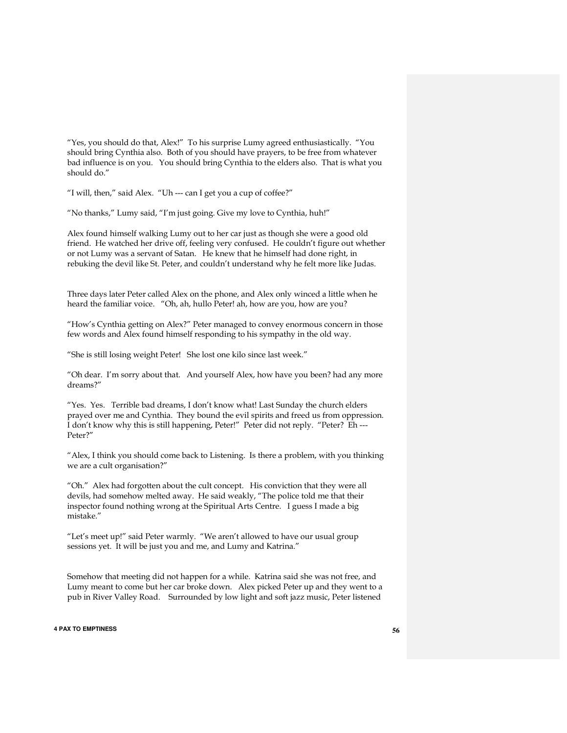"Yes, you should do that, Alex!" To his surprise Lumy agreed enthusiastically. "You should bring Cynthia also. Both of you should have prayers, to be free from whatever bad influence is on you. You should bring Cynthia to the elders also. That is what you should do."

"I will, then," said Alex. "Uh --- can I get you a cup of coffee?"

"No thanks," Lumy said, "I'm just going. Give my love to Cynthia, huh!"

Alex found himself walking Lumy out to her car just as though she were a good old friend. He watched her drive off, feeling very confused. He couldn't figure out whether or not Lumy was a servant of Satan. He knew that he himself had done right, in rebuking the devil like St. Peter, and couldn't understand why he felt more like Judas.

Three days later Peter called Alex on the phone, and Alex only winced a little when he heard the familiar voice. "Oh, ah, hullo Peter! ah, how are you, how are you?

"How's Cynthia getting on Alex?" Peter managed to convey enormous concern in those few words and Alex found himself responding to his sympathy in the old way.

"She is still losing weight Peter! She lost one kilo since last week."

"Oh dear. I'm sorry about that. And yourself Alex, how have you been? had any more dreams?"

"Yes. Yes. Terrible bad dreams, I don't know what! Last Sunday the church elders prayed over me and Cynthia. They bound the evil spirits and freed us from oppression. I don't know why this is still happening, Peter!" Peter did not reply. "Peter? Eh --- Peter?"

"Alex, I think you should come back to Listening. Is there a problem, with you thinking we are a cult organisation?"

"Oh." Alex had forgotten about the cult concept. His conviction that they were all devils, had somehow melted away. He said weakly, "The police told me that their inspector found nothing wrong at the Spiritual Arts Centre. I guess I made a big mistake."

"Let's meet up!" said Peter warmly. "We aren't allowed to have our usual group sessions yet. It will be just you and me, and Lumy and Katrina."

Somehow that meeting did not happen for a while. Katrina said she was not free, and Lumy meant to come but her car broke down. Alex picked Peter up and they went to a pub in River Valley Road. Surrounded by low light and soft jazz music, Peter listened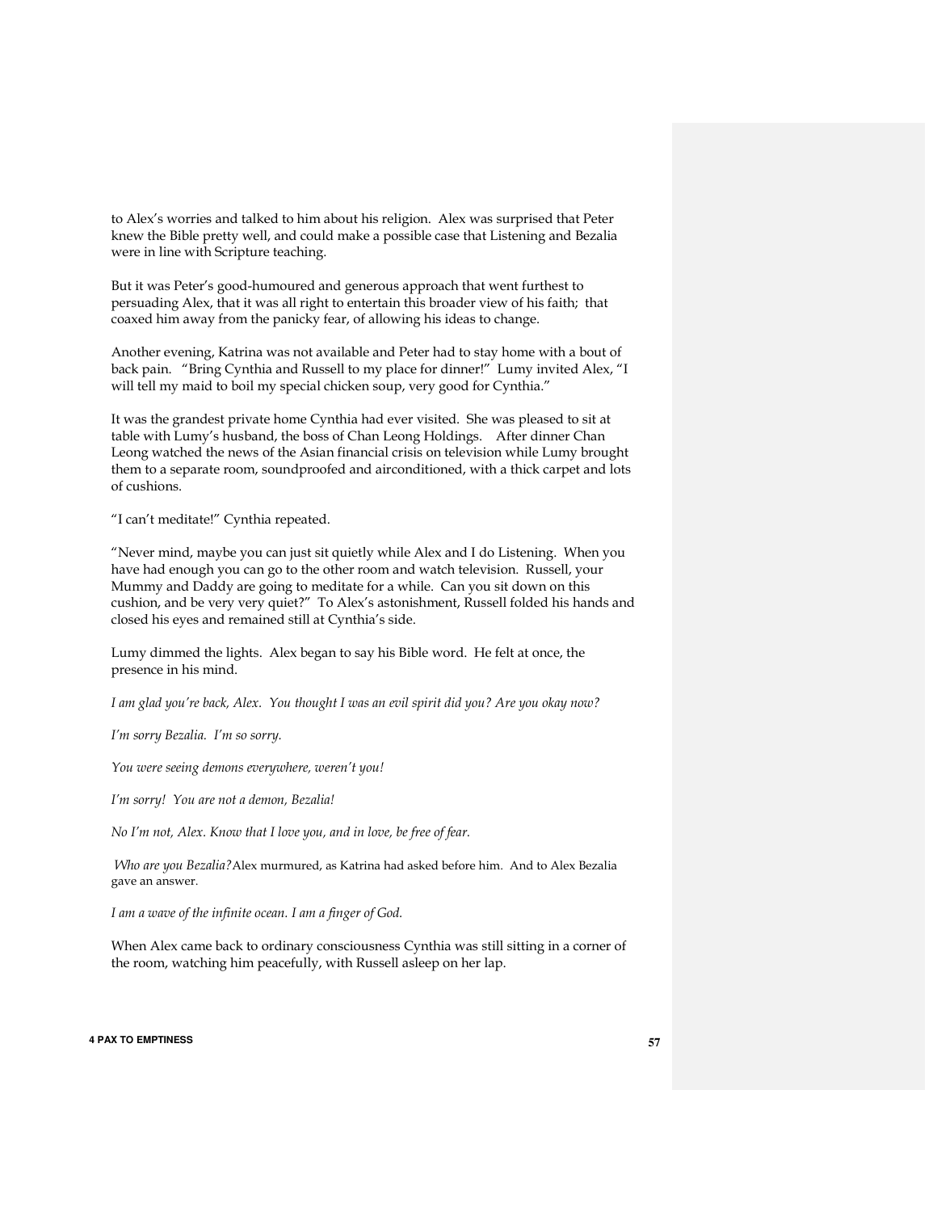to Alex's worries and talked to him about his religion. Alex was surprised that Peter knew the Bible pretty well, and could make a possible case that Listening and Bezalia were in line with Scripture teaching.

But it was Peter's good-humoured and generous approach that went furthest to persuading Alex, that it was all right to entertain this broader view of his faith; that coaxed him away from the panicky fear, of allowing his ideas to change.

Another evening, Katrina was not available and Peter had to stay home with a bout of back pain. "Bring Cynthia and Russell to my place for dinner!" Lumy invited Alex, "I will tell my maid to boil my special chicken soup, very good for Cynthia."

It was the grandest private home Cynthia had ever visited. She was pleased to sit at table with Lumy's husband, the boss of Chan Leong Holdings. After dinner Chan Leong watched the news of the Asian financial crisis on television while Lumy brought them to a separate room, soundproofed and airconditioned, with a thick carpet and lots of cushions.

"I can't meditate!" Cynthia repeated.

"Never mind, maybe you can just sit quietly while Alex and I do Listening. When you have had enough you can go to the other room and watch television. Russell, your Mummy and Daddy are going to meditate for a while. Can you sit down on this cushion, and be very very quiet?" To Alex's astonishment, Russell folded his hands and closed his eyes and remained still at Cynthia's side.

Lumy dimmed the lights. Alex began to say his Bible word. He felt at once, the presence in his mind.

*I am glad you're back, Alex. You thought I was an evil spirit did you? Are you okay now?*

*I'm sorry Bezalia. I'm so sorry.*

*You were seeing demons everywhere, weren't you!*

*I'm sorry! You are not a demon, Bezalia!*

*No I'm not, Alex. Know that I love you, and in love, be free of fear.*

*Who are you Bezalia?* Alex murmured, as Katrina had asked before him. And to Alex Bezalia gave an answer.

*I am a wave of the infinite ocean. I am a finger of God.*

When Alex came back to ordinary consciousness Cynthia was still sitting in a corner of the room, watching him peacefully, with Russell asleep on her lap.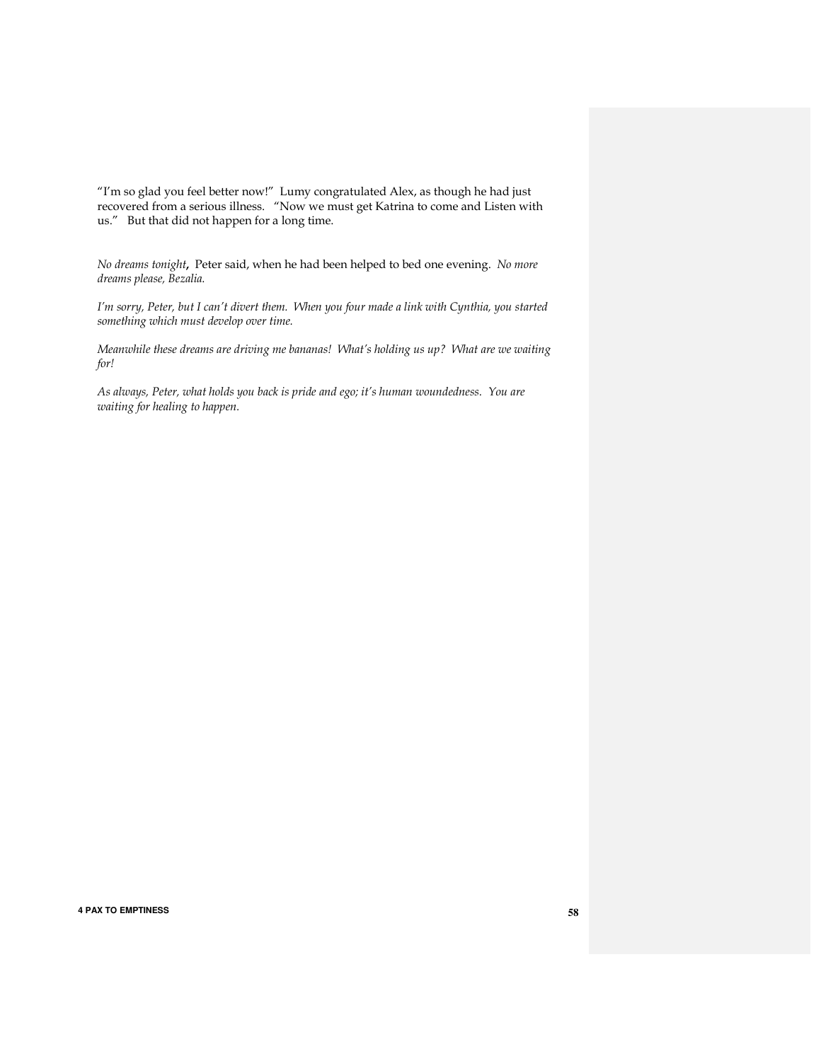"I'm so glad you feel better now!" Lumy congratulated Alex, as though he had just recovered from a serious illness. "Now we must get Katrina to come and Listen with us." But that did not happen for a long time.

*No dreams tonight***,** Peter said, when he had been helped to bed one evening. *No more dreams please, Bezalia.*

*I'm sorry, Peter, but I can't divert them. When you four made a link with Cynthia, you started something which must develop over time.*

*Meanwhile these dreams are driving me bananas! What's holding us up? What are we waiting for!*

*As always, Peter, what holds you back is pride and ego; it's human woundedness. You are waiting for healing to happen.*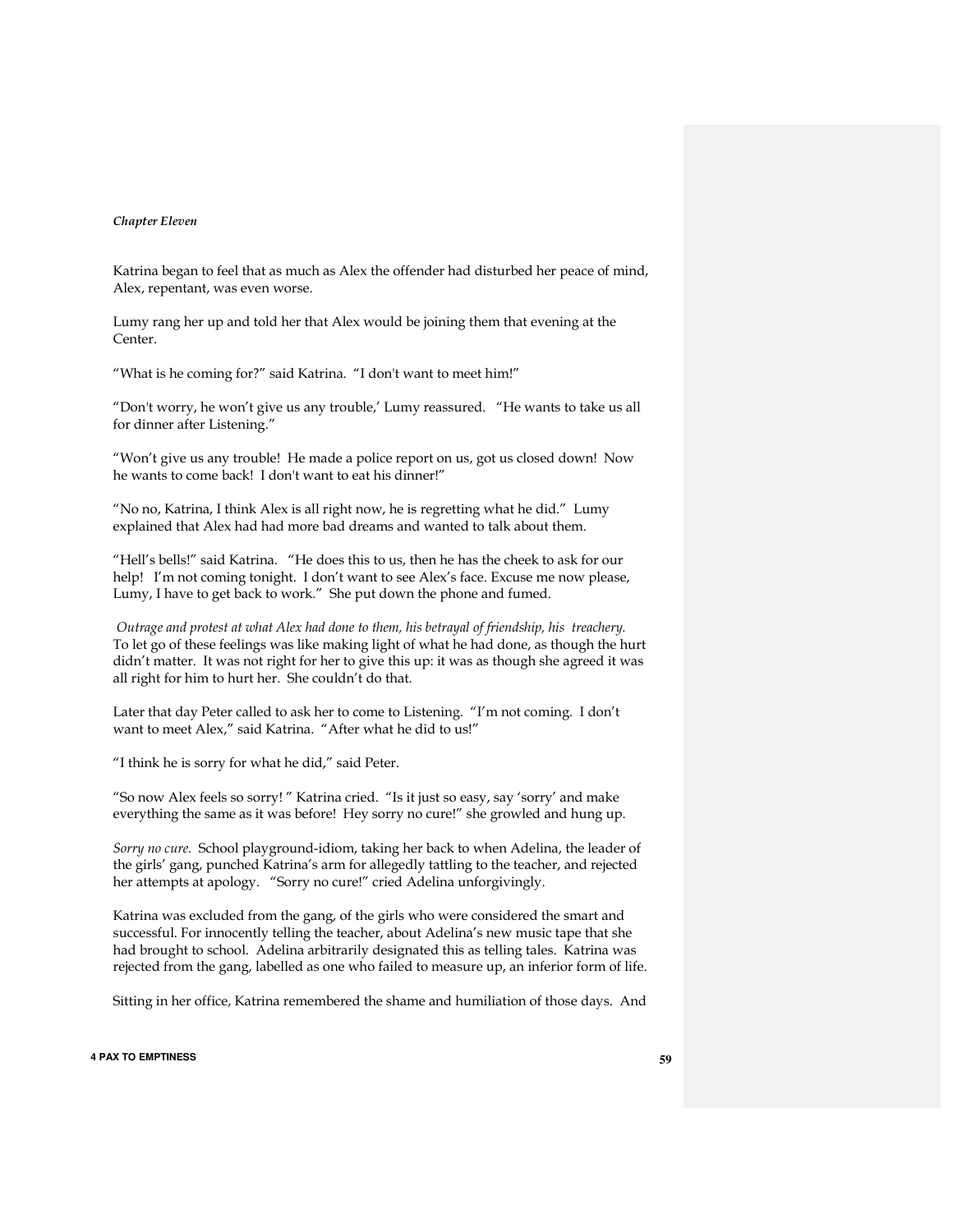*Chapter Eleven*

Katrina began to feel that as much as Alex the offender had disturbed her peace of mind, Alex, repentant, was even worse.

Lumy rang her up and told her that Alex would be joining them that evening at the Center.

"What is he coming for?" said Katrina. "I don't want to meet him!"

"Don't worry, he won't give us any trouble,' Lumy reassured. "He wants to take us all for dinner after Listening."

"Won't give us any trouble! He made a police report on us, got us closed down! Now he wants to come back! I don't want to eat his dinner!"

"No no, Katrina, I think Alex is all right now, he is regretting what he did." Lumy explained that Alex had had more bad dreams and wanted to talk about them.

"Hell's bells!" said Katrina. "He does this to us, then he has the cheek to ask for our help! I'm not coming tonight. I don't want to see Alex's face. Excuse me now please, Lumy, I have to get back to work." She put down the phone and fumed.

*Outrage and protest at what Alex had done to them, his betrayal of friendship, his treachery.* To let go of these feelings was like making light of what he had done, as though the hurt didn't matter. It was not right for her to give this up: it was as though she agreed it was all right for him to hurt her. She couldn't do that.

Later that day Peter called to ask her to come to Listening. "I'm not coming. I don't want to meet Alex," said Katrina. "After what he did to us!"

"I think he is sorry for what he did," said Peter.

"So now Alex feels so sorry! " Katrina cried. "Is it just so easy, say 'sorry' and make everything the same as it was before! Hey sorry no cure!" she growled and hung up.

*Sorry no cure.* School playground-idiom, taking her back to when Adelina, the leader of the girls' gang, punched Katrina's arm for allegedly tattling to the teacher, and rejected her attempts at apology. "Sorry no cure!" cried Adelina unforgivingly.

Katrina was excluded from the gang, of the girls who were considered the smart and successful. For innocently telling the teacher, about Adelina's new music tape that she had brought to school. Adelina arbitrarily designated this as telling tales. Katrina was rejected from the gang, labelled as one who failed to measure up, an inferior form of life.

Sitting in her office, Katrina remembered the shame and humiliation of those days. And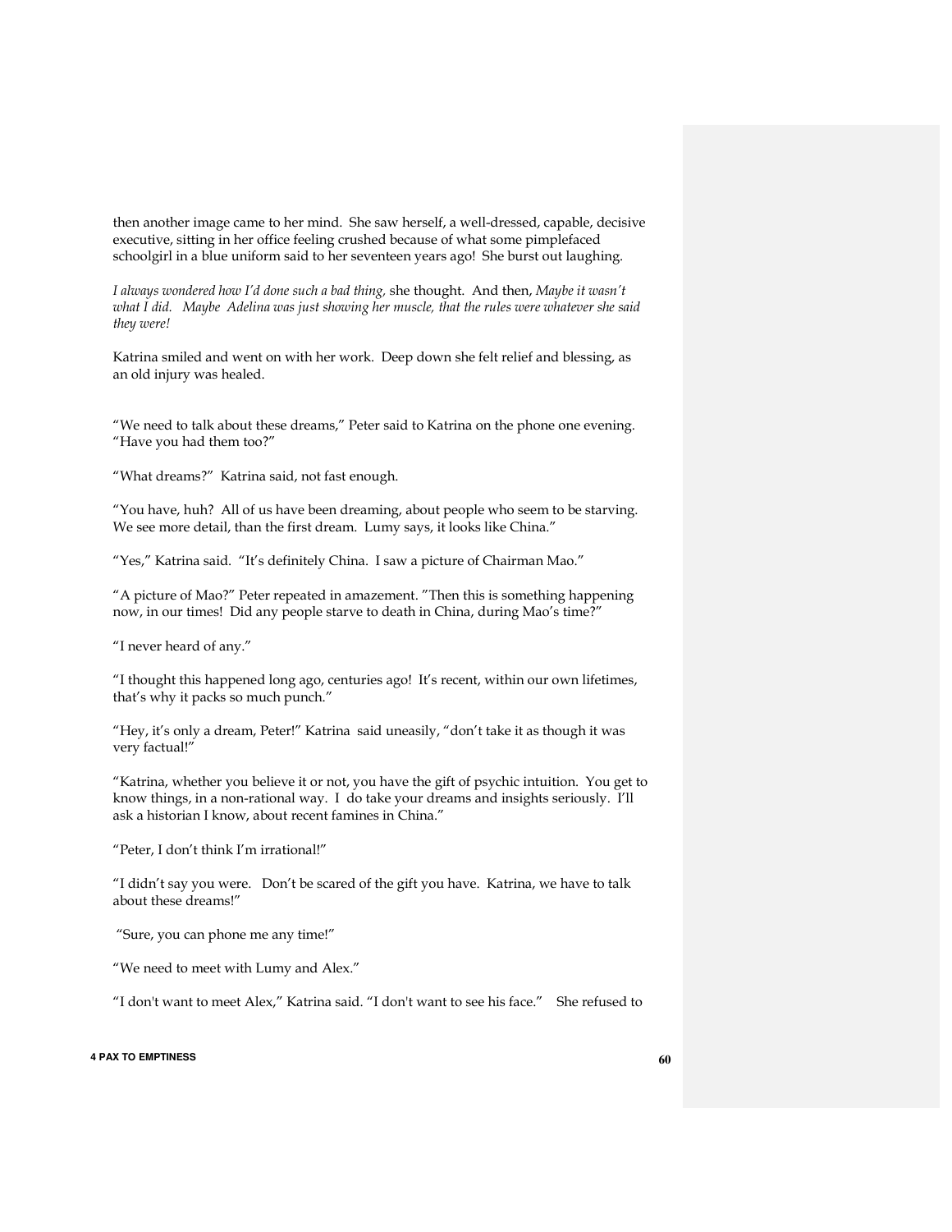then another image came to her mind. She saw herself, a well-dressed, capable, decisive executive, sitting in her office feeling crushed because of what some pimplefaced schoolgirl in a blue uniform said to her seventeen years ago! She burst out laughing.

*I always wondered how I'd done such a bad thing,* she thought. And then, *Maybe it wasn't what I did. Maybe Adelina was just showing her muscle, that the rules were whatever she said they were!*

Katrina smiled and went on with her work. Deep down she felt relief and blessing, as an old injury was healed.

"We need to talk about these dreams," Peter said to Katrina on the phone one evening. "Have you had them too?"

"What dreams?" Katrina said, not fast enough.

"You have, huh? All of us have been dreaming, about people who seem to be starving. We see more detail, than the first dream. Lumy says, it looks like China."

"Yes," Katrina said. "It's definitely China. I saw a picture of Chairman Mao."

"A picture of Mao?" Peter repeated in amazement. "Then this is something happening now, in our times! Did any people starve to death in China, during Mao's time?"

"I never heard of any."

"I thought this happened long ago, centuries ago! It's recent, within our own lifetimes, that's why it packs so much punch."

"Hey, it's only a dream, Peter!" Katrina said uneasily, "don't take it as though it was very factual!"

"Katrina, whether you believe it or not, you have the gift of psychic intuition. You get to know things, in a non-rational way. I do take your dreams and insights seriously. I'll ask a historian I know, about recent famines in China."

"Peter, I don't think I'm irrational!"

"I didn't say you were. Don't be scared of the gift you have. Katrina, we have to talk about these dreams!"

"Sure, you can phone me any time!"

"We need to meet with Lumy and Alex."

"I don't want to meet Alex," Katrina said. "I don't want to see his face." She refused to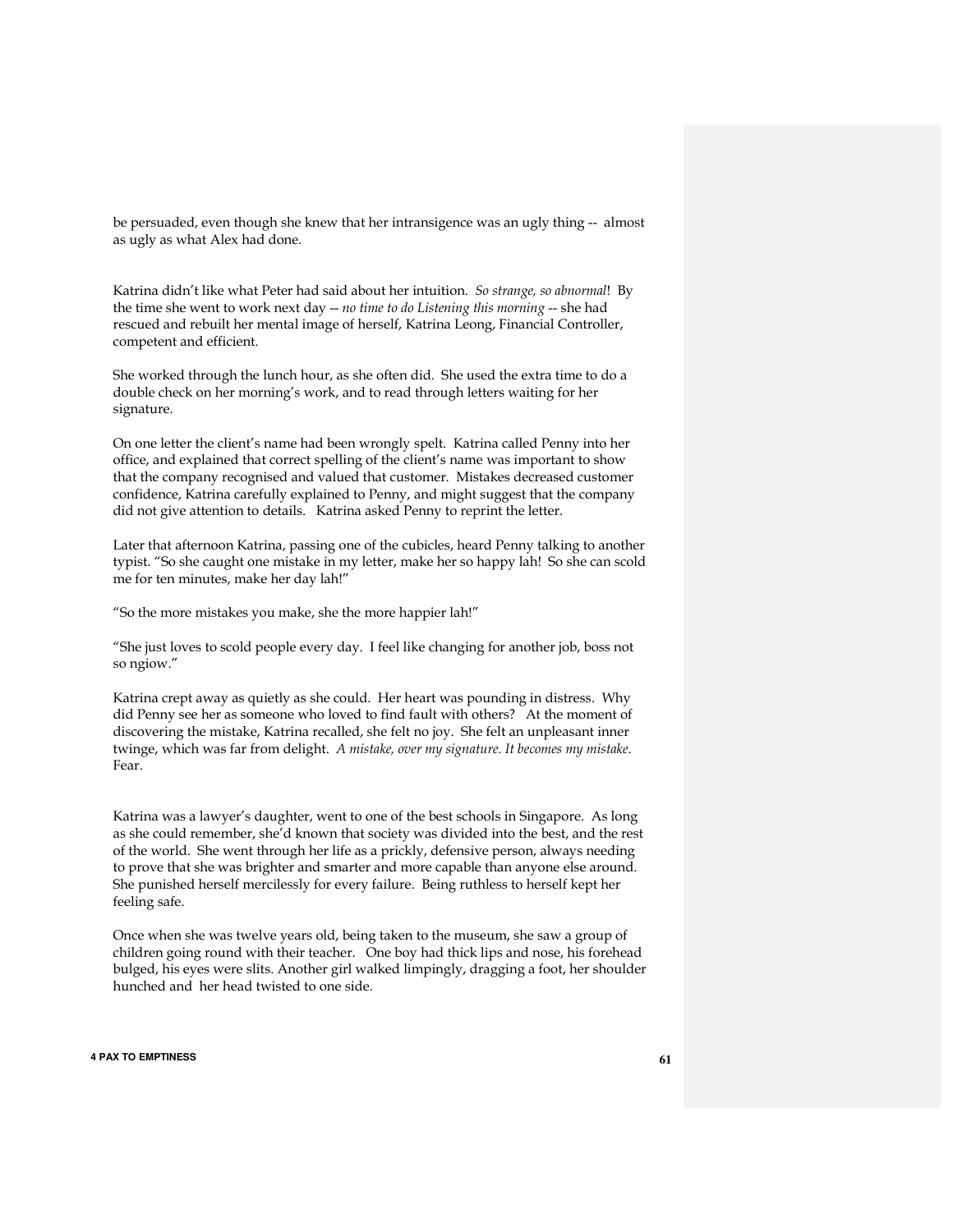be persuaded, even though she knew that her intransigence was an ugly thing -- almost as ugly as what Alex had done.

Katrina didn't like what Peter had said about her intuition. *So strange, so abnormal*! By the time she went to work next day -- *no time to do Listening this morning* -- she had rescued and rebuilt her mental image of herself, Katrina Leong, Financial Controller, competent and efficient.

She worked through the lunch hour, as she often did. She used the extra time to do a double check on her morning's work, and to read through letters waiting for her signature.

On one letter the client's name had been wrongly spelt. Katrina called Penny into her office, and explained that correct spelling of the client's name was important to show that the company recognised and valued that customer. Mistakes decreased customer confidence, Katrina carefully explained to Penny, and might suggest that the company did not give attention to details. Katrina asked Penny to reprint the letter.

Later that afternoon Katrina, passing one of the cubicles, heard Penny talking to another typist. "So she caught one mistake in my letter, make her so happy lah! So she can scold me for ten minutes, make her day lah!"

"So the more mistakes you make, she the more happier lah!"

"She just loves to scold people every day. I feel like changing for another job, boss not so ngiow."

Katrina crept away as quietly as she could. Her heart was pounding in distress. Why did Penny see her as someone who loved to find fault with others? At the moment of discovering the mistake, Katrina recalled, she felt no joy. She felt an unpleasant inner twinge, which was far from delight. *A mistake, over my signature. It becomes my mistake.* Fear.

Katrina was a lawyer's daughter, went to one of the best schools in Singapore. As long as she could remember, she'd known that society was divided into the best, and the rest of the world. She went through her life as a prickly, defensive person, always needing to prove that she was brighter and smarter and more capable than anyone else around. She punished herself mercilessly for every failure. Being ruthless to herself kept her feeling safe.

Once when she was twelve years old, being taken to the museum, she saw a group of children going round with their teacher. One boy had thick lips and nose, his forehead bulged, his eyes were slits. Another girl walked limpingly, dragging a foot, her shoulder hunched and her head twisted to one side.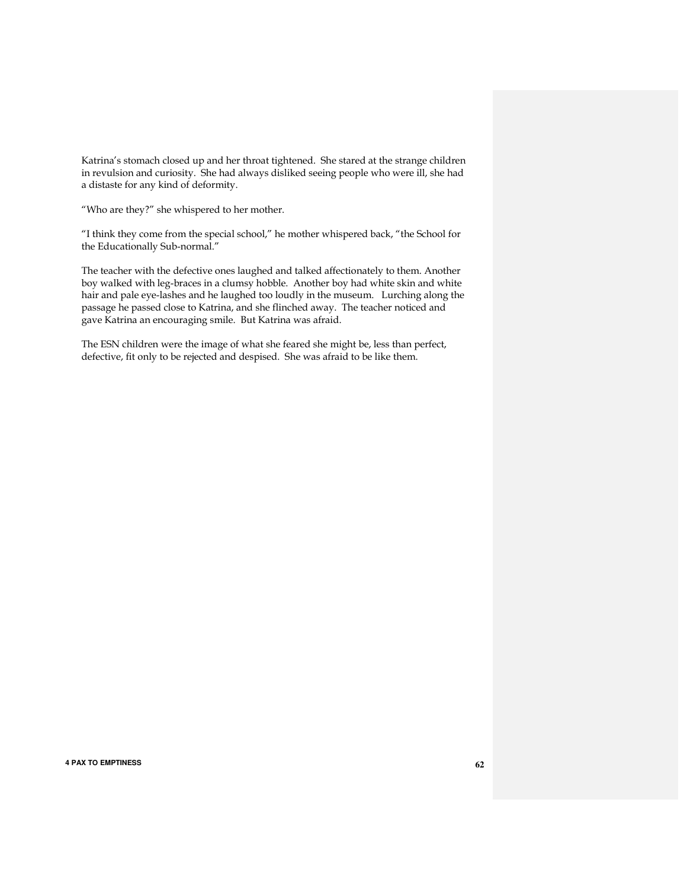Katrina's stomach closed up and her throat tightened. She stared at the strange children in revulsion and curiosity. She had always disliked seeing people who were ill, she had a distaste for any kind of deformity.

"Who are they?" she whispered to her mother.

"I think they come from the special school," he mother whispered back, "the School for the Educationally Sub-normal."

The teacher with the defective ones laughed and talked affectionately to them. Another boy walked with leg-braces in a clumsy hobble. Another boy had white skin and white hair and pale eye-lashes and he laughed too loudly in the museum. Lurching along the passage he passed close to Katrina, and she flinched away. The teacher noticed and gave Katrina an encouraging smile. But Katrina was afraid.

The ESN children were the image of what she feared she might be, less than perfect, defective, fit only to be rejected and despised. She was afraid to be like them.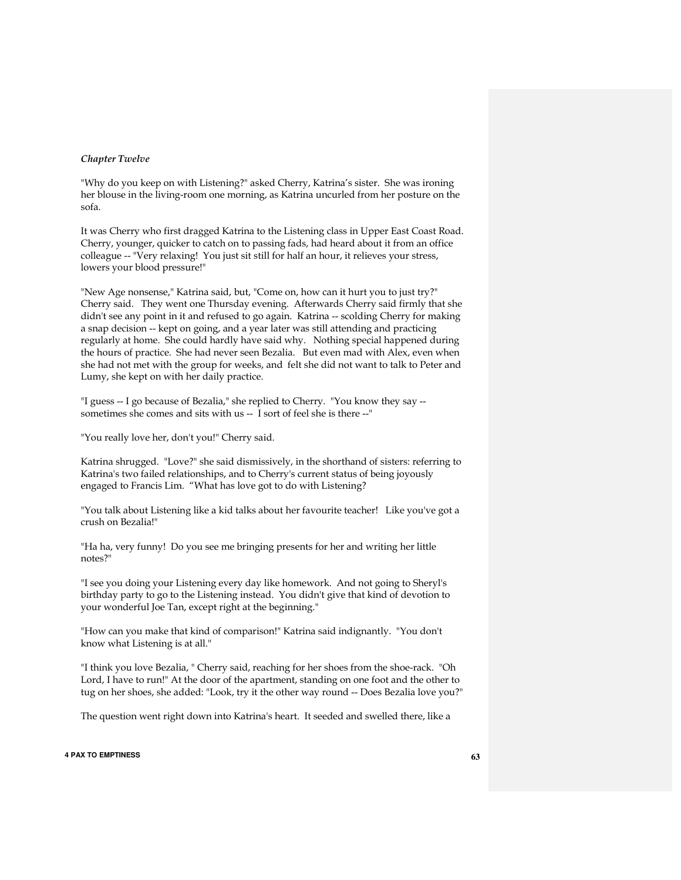*Chapter Twelve*

"Why do you keep on with Listening?" asked Cherry, Katrina's sister. She was ironing her blouse in the living-room one morning, as Katrina uncurled from her posture on the sofa.

It was Cherry who first dragged Katrina to the Listening class in Upper East Coast Road. Cherry, younger, quicker to catch on to passing fads, had heard about it from an office colleague -- "Very relaxing! You just sit still for half an hour, it relieves your stress, lowers your blood pressure!"

"New Age nonsense," Katrina said, but, "Come on, how can it hurt you to just try?" Cherry said. They went one Thursday evening. Afterwards Cherry said firmly that she didn't see any point in it and refused to go again. Katrina -- scolding Cherry for making a snap decision -- kept on going, and a year later was still attending and practicing regularly at home. She could hardly have said why. Nothing special happened during the hours of practice. She had never seen Bezalia. But even mad with Alex, even when she had not met with the group for weeks, and felt she did not want to talk to Peter and Lumy, she kept on with her daily practice.

"I guess -- I go because of Bezalia," she replied to Cherry. "You know they say -- sometimes she comes and sits with us -- I sort of feel she is there --"

"You really love her, don't you!" Cherry said.

Katrina shrugged. "Love?" she said dismissively, in the shorthand of sisters: referring to Katrina's two failed relationships, and to Cherry's current status of being joyously engaged to Francis Lim. "What has love got to do with Listening?

"You talk about Listening like a kid talks about her favourite teacher! Like you've got a crush on Bezalia!"

"Ha ha, very funny! Do you see me bringing presents for her and writing her little notes?"

"I see you doing your Listening every day like homework. And not going to Sheryl's birthday party to go to the Listening instead. You didn't give that kind of devotion to your wonderful Joe Tan, except right at the beginning."

"How can you make that kind of comparison!" Katrina said indignantly. "You don't know what Listening is at all."

"I think you love Bezalia, " Cherry said, reaching for her shoes from the shoe-rack. "Oh Lord, I have to run!" At the door of the apartment, standing on one foot and the other to tug on her shoes, she added: "Look, try it the other way round -- Does Bezalia love you?"

The question went right down into Katrina's heart. It seeded and swelled there, like a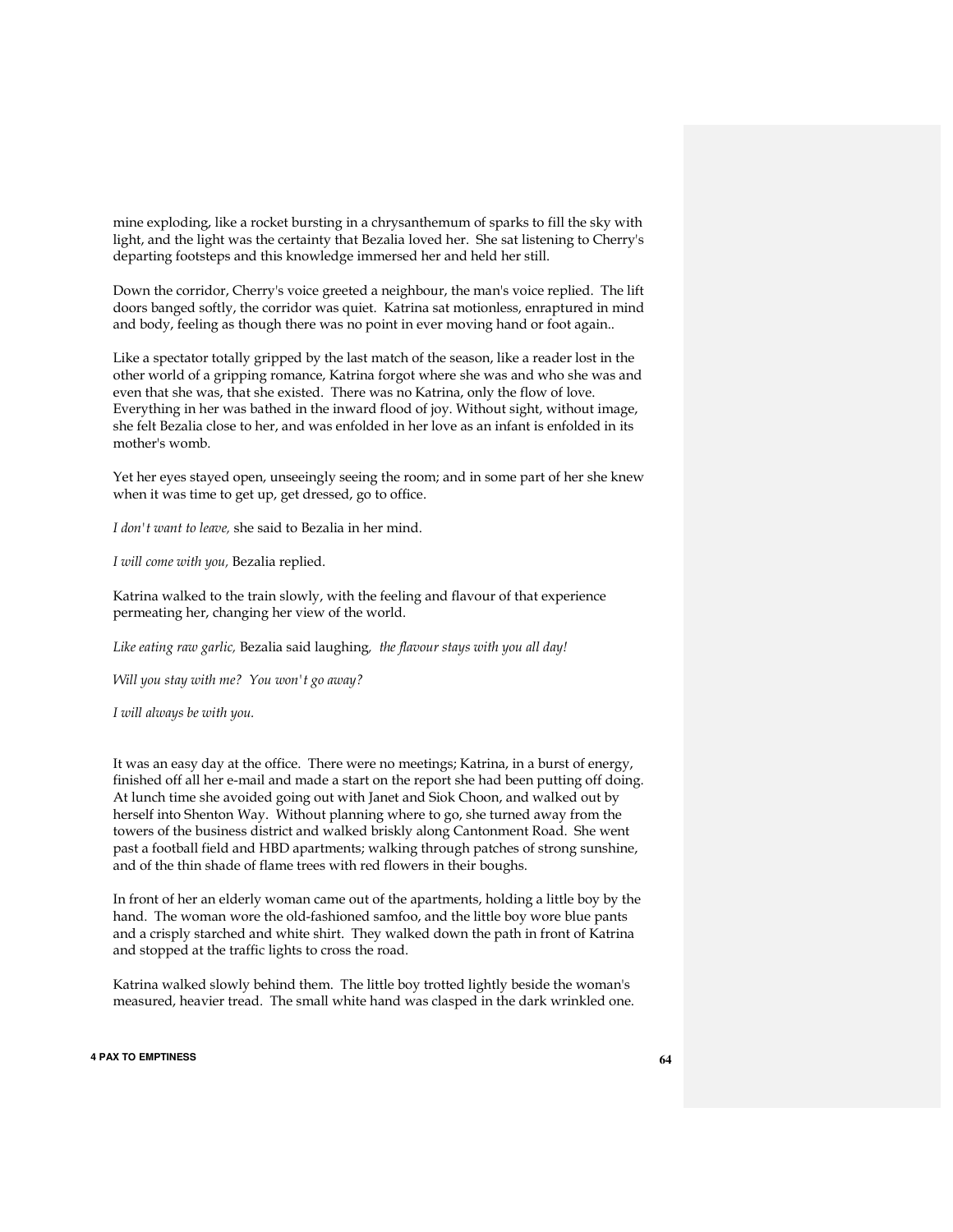mine exploding, like a rocket bursting in a chrysanthemum of sparks to fill the sky with light, and the light was the certainty that Bezalia loved her. She sat listening to Cherry's departing footsteps and this knowledge immersed her and held her still.

Down the corridor, Cherry's voice greeted a neighbour, the man's voice replied. The lift doors banged softly, the corridor was quiet. Katrina sat motionless, enraptured in mind and body, feeling as though there was no point in ever moving hand or foot again..

Like a spectator totally gripped by the last match of the season, like a reader lost in the other world of a gripping romance, Katrina forgot where she was and who she was and even that she was, that she existed. There was no Katrina, only the flow of love. Everything in her was bathed in the inward flood of joy. Without sight, without image, she felt Bezalia close to her, and was enfolded in her love as an infant is enfolded in its mother's womb.

Yet her eyes stayed open, unseeingly seeing the room; and in some part of her she knew when it was time to get up, get dressed, go to office.

*I don't want to leave,* she said to Bezalia in her mind.

*I will come with you,* Bezalia replied.

Katrina walked to the train slowly, with the feeling and flavour of that experience permeating her, changing her view of the world.

*Like eating raw garlic,* Bezalia said laughing, *the flavour stays with you all day!*

*Will you stay with me? You won't go away?*

*I will always be with you.*

It was an easy day at the office. There were no meetings; Katrina, in a burst of energy, finished off all her e-mail and made a start on the report she had been putting off doing. At lunch time she avoided going out with Janet and Siok Choon, and walked out by herself into Shenton Way. Without planning where to go, she turned away from the towers of the business district and walked briskly along Cantonment Road. She went past a football field and HBD apartments; walking through patches of strong sunshine, and of the thin shade of flame trees with red flowers in their boughs.

In front of her an elderly woman came out of the apartments, holding a little boy by the hand. The woman wore the old-fashioned samfoo, and the little boy wore blue pants and a crisply starched and white shirt. They walked down the path in front of Katrina and stopped at the traffic lights to cross the road.

Katrina walked slowly behind them. The little boy trotted lightly beside the woman's measured, heavier tread. The small white hand was clasped in the dark wrinkled one.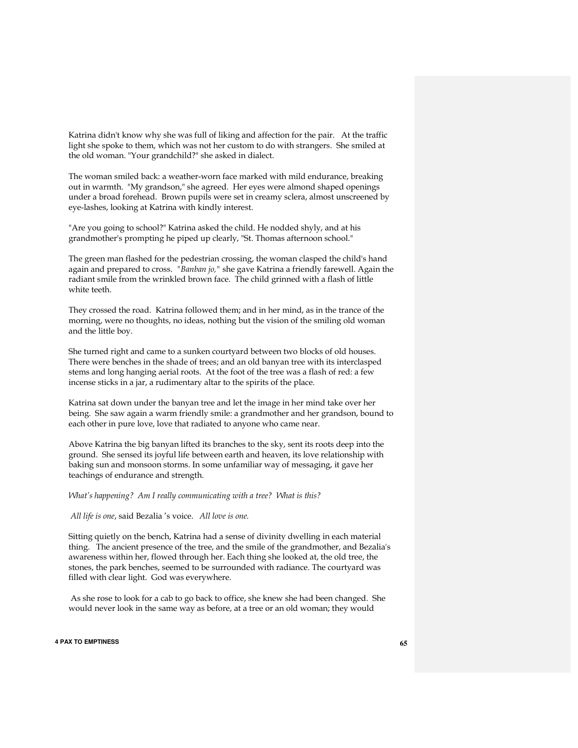Katrina didn't know why she was full of liking and affection for the pair. At the traffic light she spoke to them, which was not her custom to do with strangers. She smiled at the old woman. "Your grandchild?" she asked in dialect.

The woman smiled back: a weather-worn face marked with mild endurance, breaking out in warmth. "My grandson," she agreed. Her eyes were almond shaped openings under a broad forehead. Brown pupils were set in creamy sclera, almost unscreened by eye-lashes, looking at Katrina with kindly interest.

"Are you going to school?" Katrina asked the child. He nodded shyly, and at his grandmother's prompting he piped up clearly, "St. Thomas afternoon school."

The green man flashed for the pedestrian crossing, the woman clasped the child's hand again and prepared to cross. "*Banban jo,*" she gave Katrina a friendly farewell. Again the radiant smile from the wrinkled brown face. The child grinned with a flash of little white teeth.

They crossed the road. Katrina followed them; and in her mind, as in the trance of the morning, were no thoughts, no ideas, nothing but the vision of the smiling old woman and the little boy.

She turned right and came to a sunken courtyard between two blocks of old houses. There were benches in the shade of trees; and an old banyan tree with its interclasped stems and long hanging aerial roots. At the foot of the tree was a flash of red: a few incense sticks in a jar, a rudimentary altar to the spirits of the place.

Katrina sat down under the banyan tree and let the image in her mind take over her being. She saw again a warm friendly smile: a grandmother and her grandson, bound to each other in pure love, love that radiated to anyone who came near.

Above Katrina the big banyan lifted its branches to the sky, sent its roots deep into the ground. She sensed its joyful life between earth and heaven, its love relationship with baking sun and monsoon storms. In some unfamiliar way of messaging, it gave her teachings of endurance and strength.

*What's happening? Am I really communicating with a tree? What is this?*

*All life is one*, said Bezalia 's voice. *All love is one.*

Sitting quietly on the bench, Katrina had a sense of divinity dwelling in each material thing. The ancient presence of the tree, and the smile of the grandmother, and Bezalia's awareness within her, flowed through her. Each thing she looked at, the old tree, the stones, the park benches, seemed to be surrounded with radiance. The courtyard was filled with clear light. God was everywhere.

As she rose to look for a cab to go back to office, she knew she had been changed. She would never look in the same way as before, at a tree or an old woman; they would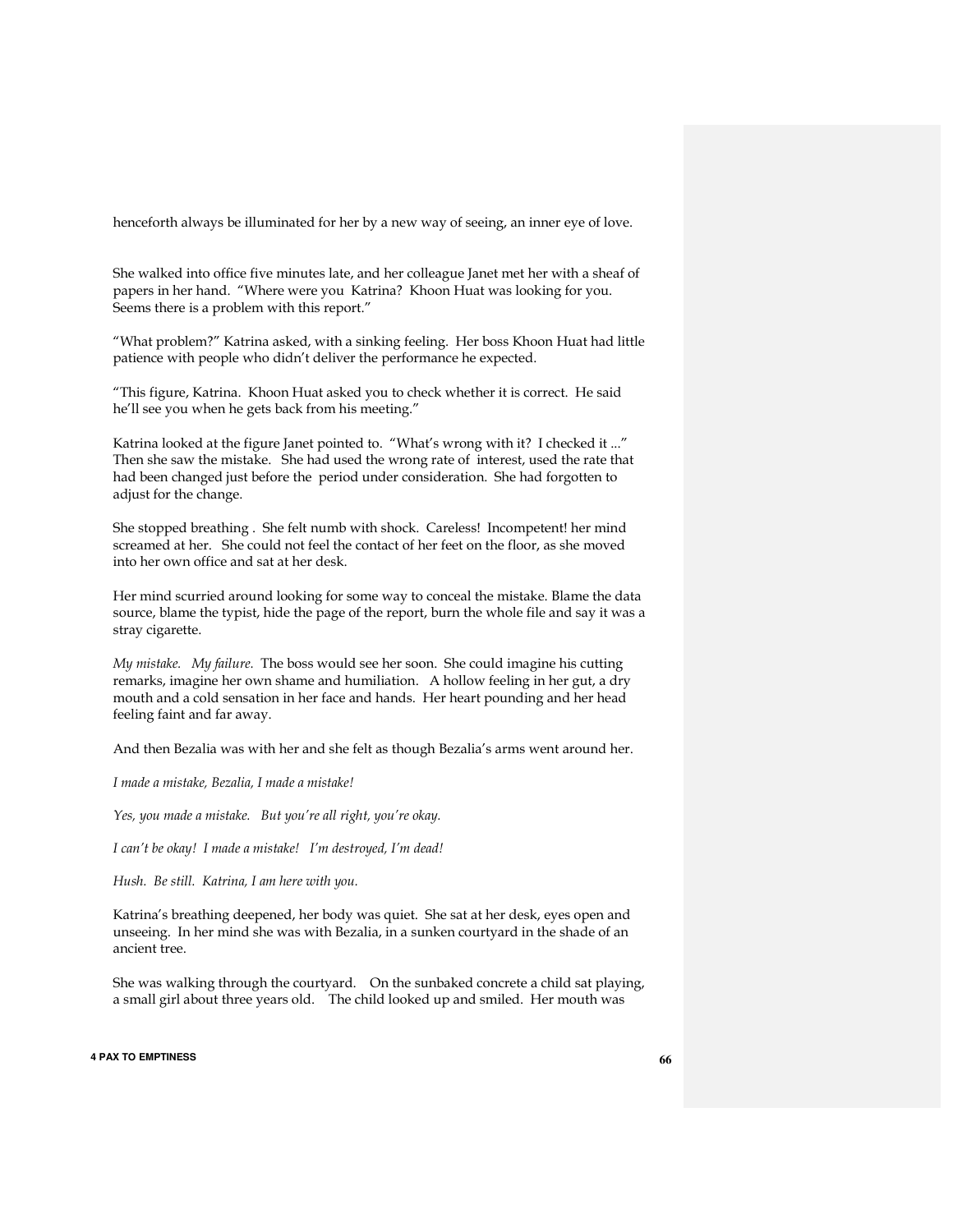henceforth always be illuminated for her by a new way of seeing, an inner eye of love.

She walked into office five minutes late, and her colleague Janet met her with a sheaf of papers in her hand. "Where were you Katrina? Khoon Huat was looking for you. Seems there is a problem with this report."

"What problem?" Katrina asked, with a sinking feeling. Her boss Khoon Huat had little patience with people who didn't deliver the performance he expected.

"This figure, Katrina. Khoon Huat asked you to check whether it is correct. He said he'll see you when he gets back from his meeting."

Katrina looked at the figure Janet pointed to. "What's wrong with it? I checked it ..." Then she saw the mistake. She had used the wrong rate of interest, used the rate that had been changed just before the period under consideration. She had forgotten to adjust for the change.

She stopped breathing . She felt numb with shock. Careless! Incompetent! her mind screamed at her. She could not feel the contact of her feet on the floor, as she moved into her own office and sat at her desk.

Her mind scurried around looking for some way to conceal the mistake. Blame the data source, blame the typist, hide the page of the report, burn the whole file and say it was a stray cigarette.

*My mistake. My failure.* The boss would see her soon. She could imagine his cutting remarks, imagine her own shame and humiliation. A hollow feeling in her gut, a dry mouth and a cold sensation in her face and hands. Her heart pounding and her head feeling faint and far away.

And then Bezalia was with her and she felt as though Bezalia's arms went around her.

*I made a mistake, Bezalia, I made a mistake!*

*Yes, you made a mistake. But you're all right, you're okay.*

*I can't be okay! I made a mistake! I'm destroyed, I'm dead!*

*Hush. Be still. Katrina, I am here with you.*

Katrina's breathing deepened, her body was quiet. She sat at her desk, eyes open and unseeing. In her mind she was with Bezalia, in a sunken courtyard in the shade of an ancient tree.

She was walking through the courtyard. On the sunbaked concrete a child sat playing, a small girl about three years old. The child looked up and smiled. Her mouth was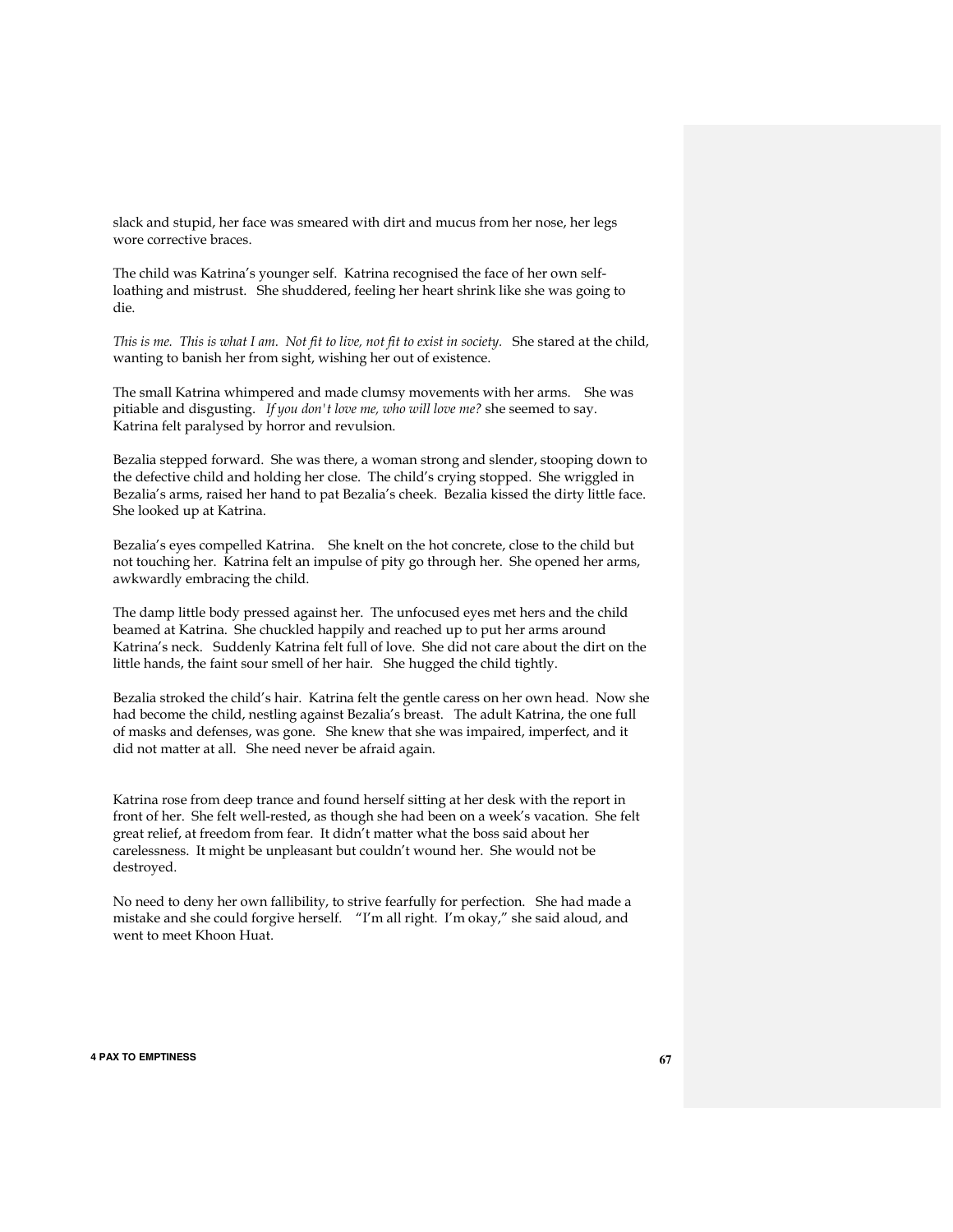slack and stupid, her face was smeared with dirt and mucus from her nose, her legs wore corrective braces.

The child was Katrina's younger self. Katrina recognised the face of her own self-loathing and mistrust. She shuddered, feeling her heart shrink like she was going to die.

*This is me. This is what I am. Not fit to live, not fit to exist in society.* She stared at the child, wanting to banish her from sight, wishing her out of existence.

The small Katrina whimpered and made clumsy movements with her arms. She was pitiable and disgusting. *If you don't love me, who will love me?* she seemed to say. Katrina felt paralysed by horror and revulsion.

Bezalia stepped forward. She was there, a woman strong and slender, stooping down to the defective child and holding her close. The child's crying stopped. She wriggled in Bezalia's arms, raised her hand to pat Bezalia's cheek. Bezalia kissed the dirty little face. She looked up at Katrina.

Bezalia's eyes compelled Katrina. She knelt on the hot concrete, close to the child but not touching her. Katrina felt an impulse of pity go through her. She opened her arms, awkwardly embracing the child.

The damp little body pressed against her. The unfocused eyes met hers and the child beamed at Katrina. She chuckled happily and reached up to put her arms around Katrina's neck. Suddenly Katrina felt full of love. She did not care about the dirt on the little hands, the faint sour smell of her hair. She hugged the child tightly.

Bezalia stroked the child's hair. Katrina felt the gentle caress on her own head. Now she had become the child, nestling against Bezalia's breast. The adult Katrina, the one full of masks and defenses, was gone. She knew that she was impaired, imperfect, and it did not matter at all. She need never be afraid again.

Katrina rose from deep trance and found herself sitting at her desk with the report in front of her. She felt well-rested, as though she had been on a week's vacation. She felt great relief, at freedom from fear. It didn't matter what the boss said about her carelessness. It might be unpleasant but couldn't wound her. She would not be destroyed.

No need to deny her own fallibility, to strive fearfully for perfection. She had made a mistake and she could forgive herself. "I'm all right. I'm okay," she said aloud, and went to meet Khoon Huat.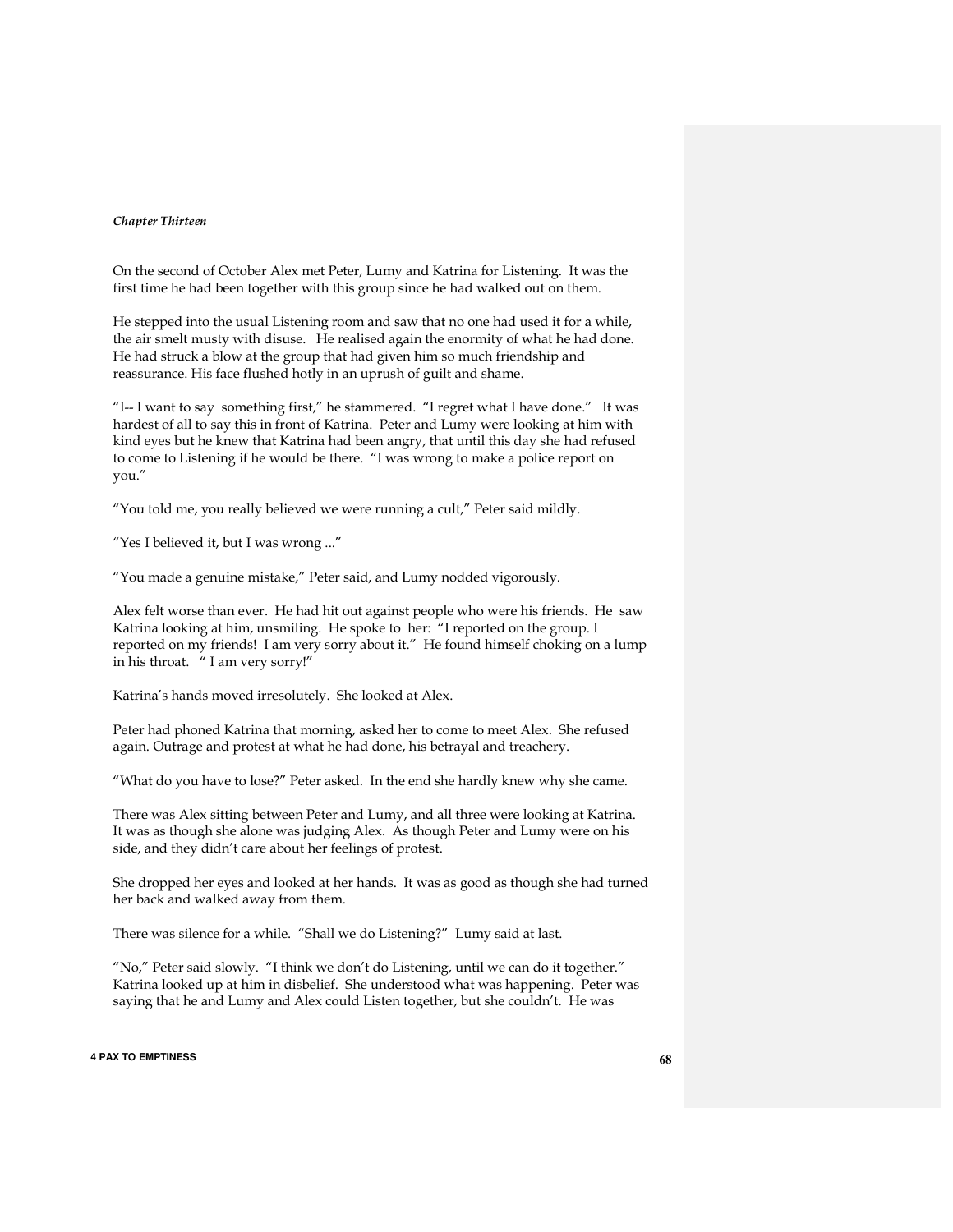*Chapter Thirteen*

On the second of October Alex met Peter, Lumy and Katrina for Listening. It was the first time he had been together with this group since he had walked out on them.

He stepped into the usual Listening room and saw that no one had used it for a while, the air smelt musty with disuse. He realised again the enormity of what he had done. He had struck a blow at the group that had given him so much friendship and reassurance. His face flushed hotly in an uprush of guilt and shame.

"I-- I want to say something first," he stammered. "I regret what I have done." It was hardest of all to say this in front of Katrina. Peter and Lumy were looking at him with kind eyes but he knew that Katrina had been angry, that until this day she had refused to come to Listening if he would be there. "I was wrong to make a police report on you."

"You told me, you really believed we were running a cult," Peter said mildly.

"Yes I believed it, but I was wrong ..."

"You made a genuine mistake," Peter said, and Lumy nodded vigorously.

Alex felt worse than ever. He had hit out against people who were his friends. He saw Katrina looking at him, unsmiling. He spoke to her: "I reported on the group. I reported on my friends! I am very sorry about it." He found himself choking on a lump in his throat. " I am very sorry!"

Katrina's hands moved irresolutely. She looked at Alex.

Peter had phoned Katrina that morning, asked her to come to meet Alex. She refused again. Outrage and protest at what he had done, his betrayal and treachery.

"What do you have to lose?" Peter asked. In the end she hardly knew why she came.

There was Alex sitting between Peter and Lumy, and all three were looking at Katrina. It was as though she alone was judging Alex. As though Peter and Lumy were on his side, and they didn't care about her feelings of protest.

She dropped her eyes and looked at her hands. It was as good as though she had turned her back and walked away from them.

There was silence for a while. "Shall we do Listening?" Lumy said at last.

"No," Peter said slowly. "I think we don't do Listening, until we can do it together." Katrina looked up at him in disbelief. She understood what was happening. Peter was saying that he and Lumy and Alex could Listen together, but she couldn't. He was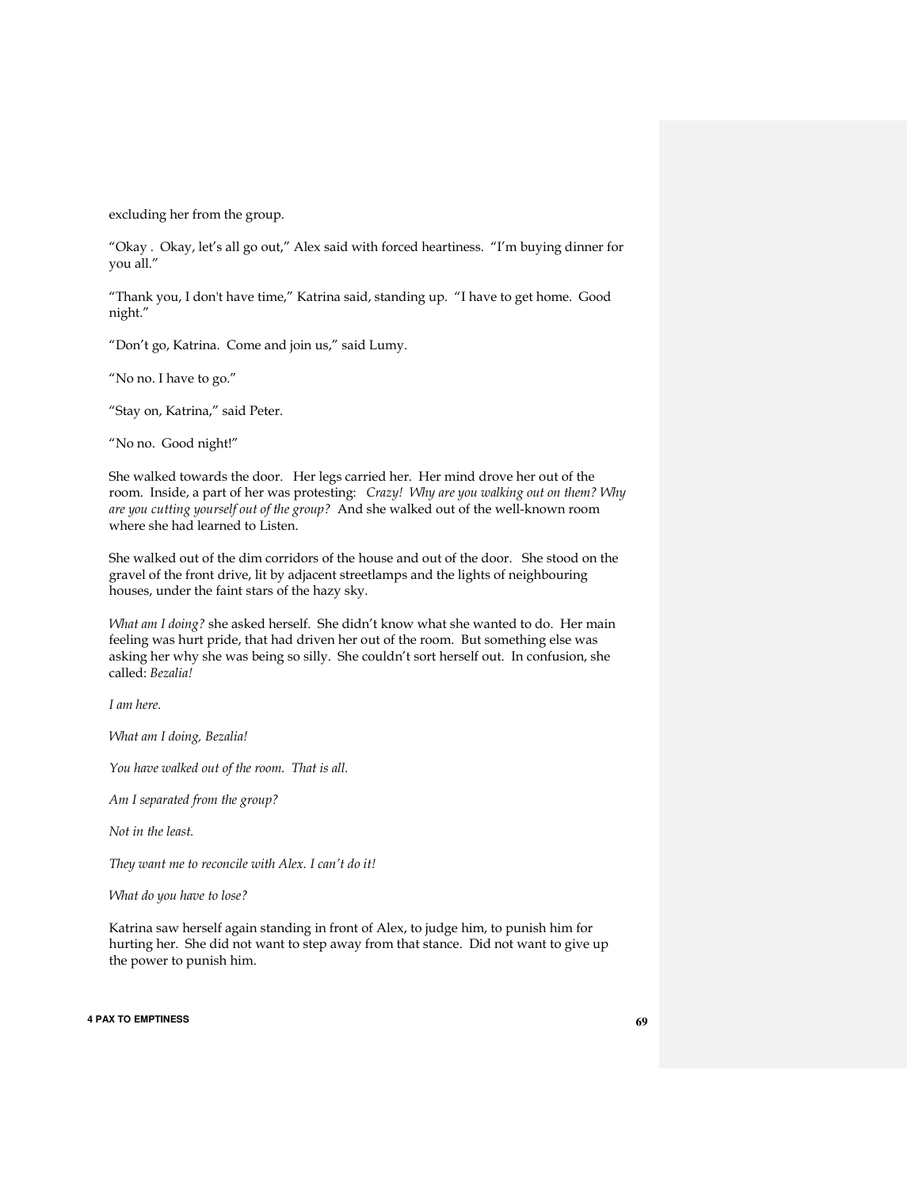excluding her from the group.

"Okay . Okay, let's all go out," Alex said with forced heartiness. "I'm buying dinner for you all."

"Thank you, I don't have time," Katrina said, standing up. "I have to get home. Good night."

"Don't go, Katrina. Come and join us," said Lumy.

"No no. I have to go."

"Stay on, Katrina," said Peter.

"No no. Good night!"

She walked towards the door. Her legs carried her. Her mind drove her out of the room. Inside, a part of her was protesting: *Crazy! Why are you walking out on them? Why are you cutting yourself out of the group?* And she walked out of the well-known room where she had learned to Listen.

She walked out of the dim corridors of the house and out of the door. She stood on the gravel of the front drive, lit by adjacent streetlamps and the lights of neighbouring houses, under the faint stars of the hazy sky.

*What am I doing?* she asked herself. She didn't know what she wanted to do. Her main feeling was hurt pride, that had driven her out of the room. But something else was asking her why she was being so silly. She couldn't sort herself out. In confusion, she called: *Bezalia!*

*I am here.*

*What am I doing, Bezalia!*

*You have walked out of the room. That is all.*

*Am I separated from the group?*

*Not in the least.*

*They want me to reconcile with Alex. I can't do it!*

*What do you have to lose?*

Katrina saw herself again standing in front of Alex, to judge him, to punish him for hurting her. She did not want to step away from that stance. Did not want to give up the power to punish him.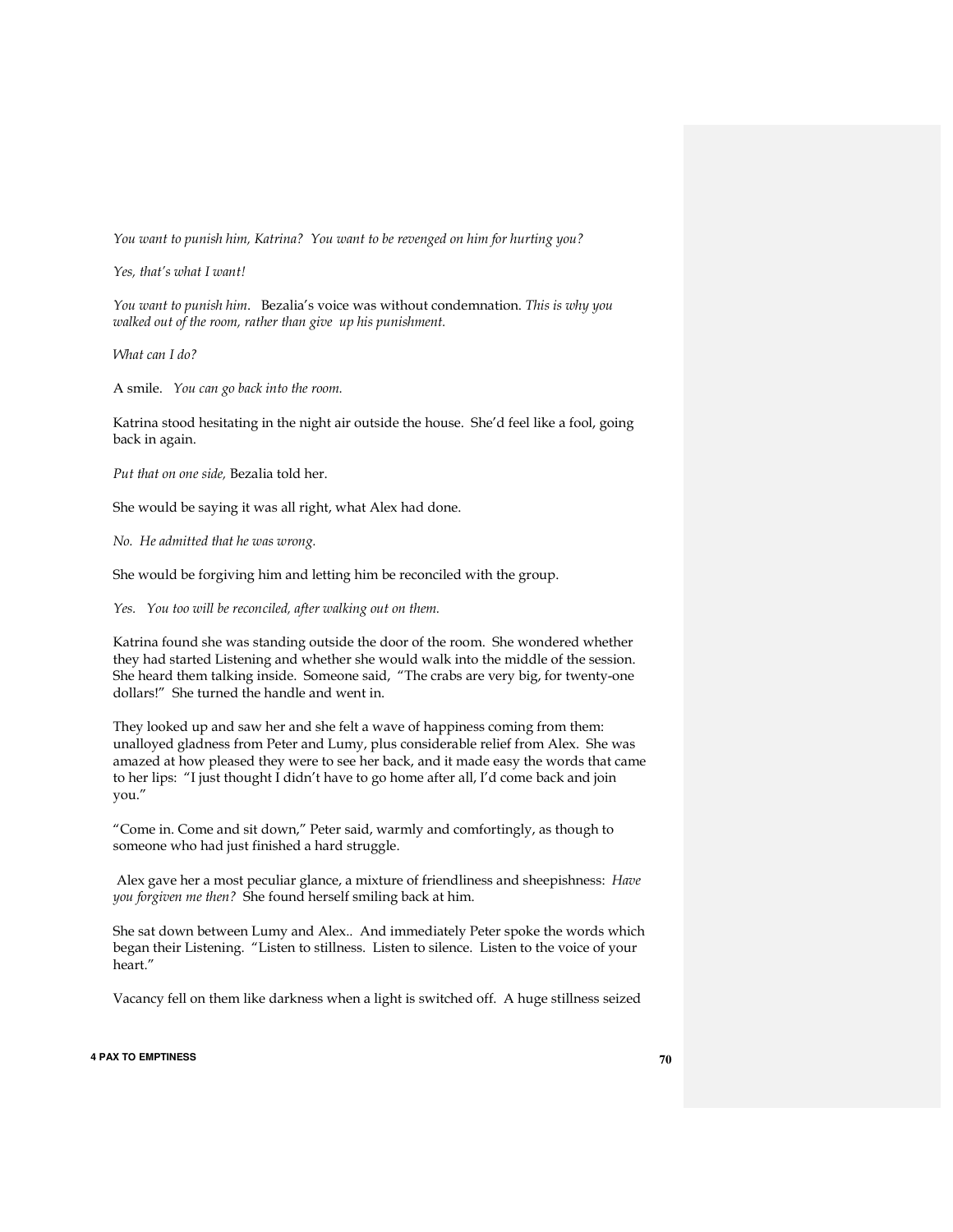*You want to punish him, Katrina? You want to be revenged on him for hurting you?*

*Yes, that's what I want!*

*You want to punish him.* Bezalia's voice was without condemnation. *This is why you walked out of the room, rather than give up his punishment.*

*What can I do?*

A smile. *You can go back into the room.*

Katrina stood hesitating in the night air outside the house. She'd feel like a fool, going back in again.

*Put that on one side,* Bezalia told her.

She would be saying it was all right, what Alex had done.

*No. He admitted that he was wrong.*

She would be forgiving him and letting him be reconciled with the group.

*Yes. You too will be reconciled, after walking out on them.*

Katrina found she was standing outside the door of the room. She wondered whether they had started Listening and whether she would walk into the middle of the session. She heard them talking inside. Someone said, "The crabs are very big, for twenty-one dollars!" She turned the handle and went in.

They looked up and saw her and she felt a wave of happiness coming from them: unalloyed gladness from Peter and Lumy, plus considerable relief from Alex. She was amazed at how pleased they were to see her back, and it made easy the words that came to her lips: "I just thought I didn't have to go home after all, I'd come back and join you."

"Come in. Come and sit down," Peter said, warmly and comfortingly, as though to someone who had just finished a hard struggle.

Alex gave her a most peculiar glance, a mixture of friendliness and sheepishness: *Have you forgiven me then?* She found herself smiling back at him.

She sat down between Lumy and Alex.. And immediately Peter spoke the words which began their Listening. "Listen to stillness. Listen to silence. Listen to the voice of your heart."

Vacancy fell on them like darkness when a light is switched off. A huge stillness seized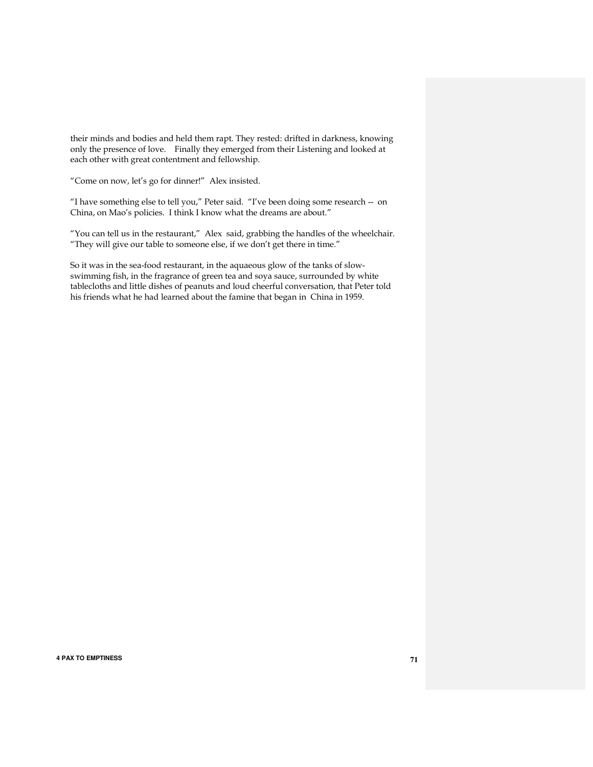their minds and bodies and held them rapt. They rested: drifted in darkness, knowing only the presence of love. Finally they emerged from their Listening and looked at each other with great contentment and fellowship.

"Come on now, let's go for dinner!" Alex insisted.

"I have something else to tell you," Peter said. "I've been doing some research -- on China, on Mao's policies. I think I know what the dreams are about."

"You can tell us in the restaurant," Alex said, grabbing the handles of the wheelchair. "They will give our table to someone else, if we don't get there in time."

So it was in the sea-food restaurant, in the aquaeous glow of the tanks of slow-swimming fish, in the fragrance of green tea and soya sauce, surrounded by white tablecloths and little dishes of peanuts and loud cheerful conversation, that Peter told his friends what he had learned about the famine that began in China in 1959.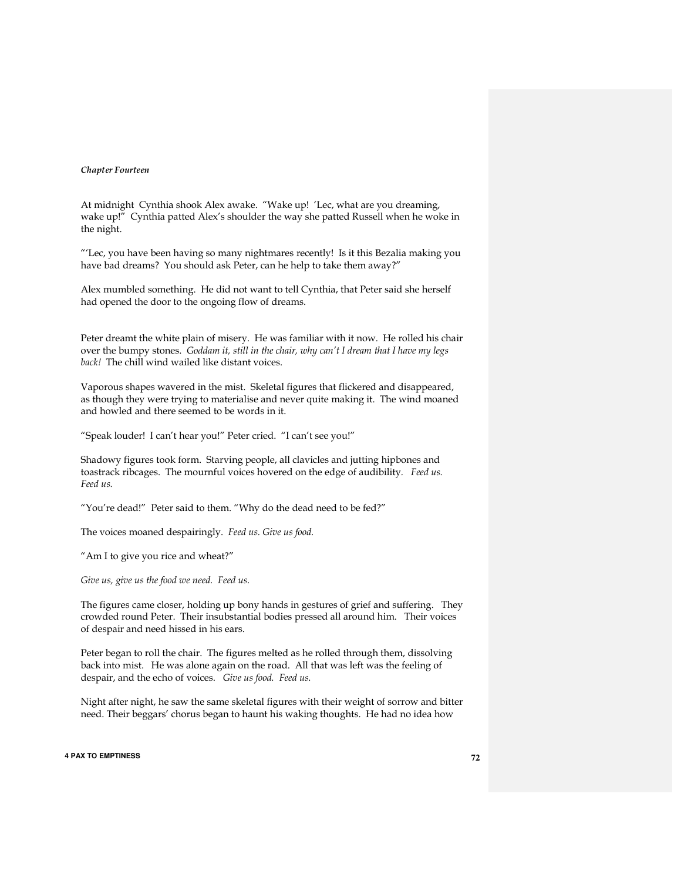*Chapter Fourteen*

At midnight Cynthia shook Alex awake. "Wake up! 'Lec, what are you dreaming, wake up!" Cynthia patted Alex's shoulder the way she patted Russell when he woke in the night.

"'Lec, you have been having so many nightmares recently! Is it this Bezalia making you have bad dreams? You should ask Peter, can he help to take them away?"

Alex mumbled something. He did not want to tell Cynthia, that Peter said she herself had opened the door to the ongoing flow of dreams.

Peter dreamt the white plain of misery. He was familiar with it now. He rolled his chair over the bumpy stones. *Goddam it, still in the chair, why can't I dream that I have my legs back!* The chill wind wailed like distant voices.

Vaporous shapes wavered in the mist. Skeletal figures that flickered and disappeared, as though they were trying to materialise and never quite making it. The wind moaned and howled and there seemed to be words in it.

"Speak louder! I can't hear you!" Peter cried. "I can't see you!"

Shadowy figures took form. Starving people, all clavicles and jutting hipbones and toastrack ribcages. The mournful voices hovered on the edge of audibility. *Feed us. Feed us.*

"You're dead!" Peter said to them. "Why do the dead need to be fed?"

The voices moaned despairingly. *Feed us. Give us food.*

"Am I to give you rice and wheat?"

*Give us, give us the food we need. Feed us.*

The figures came closer, holding up bony hands in gestures of grief and suffering. They crowded round Peter. Their insubstantial bodies pressed all around him. Their voices of despair and need hissed in his ears.

Peter began to roll the chair. The figures melted as he rolled through them, dissolving back into mist. He was alone again on the road. All that was left was the feeling of despair, and the echo of voices. *Give us food. Feed us.*

Night after night, he saw the same skeletal figures with their weight of sorrow and bitter need. Their beggars' chorus began to haunt his waking thoughts. He had no idea how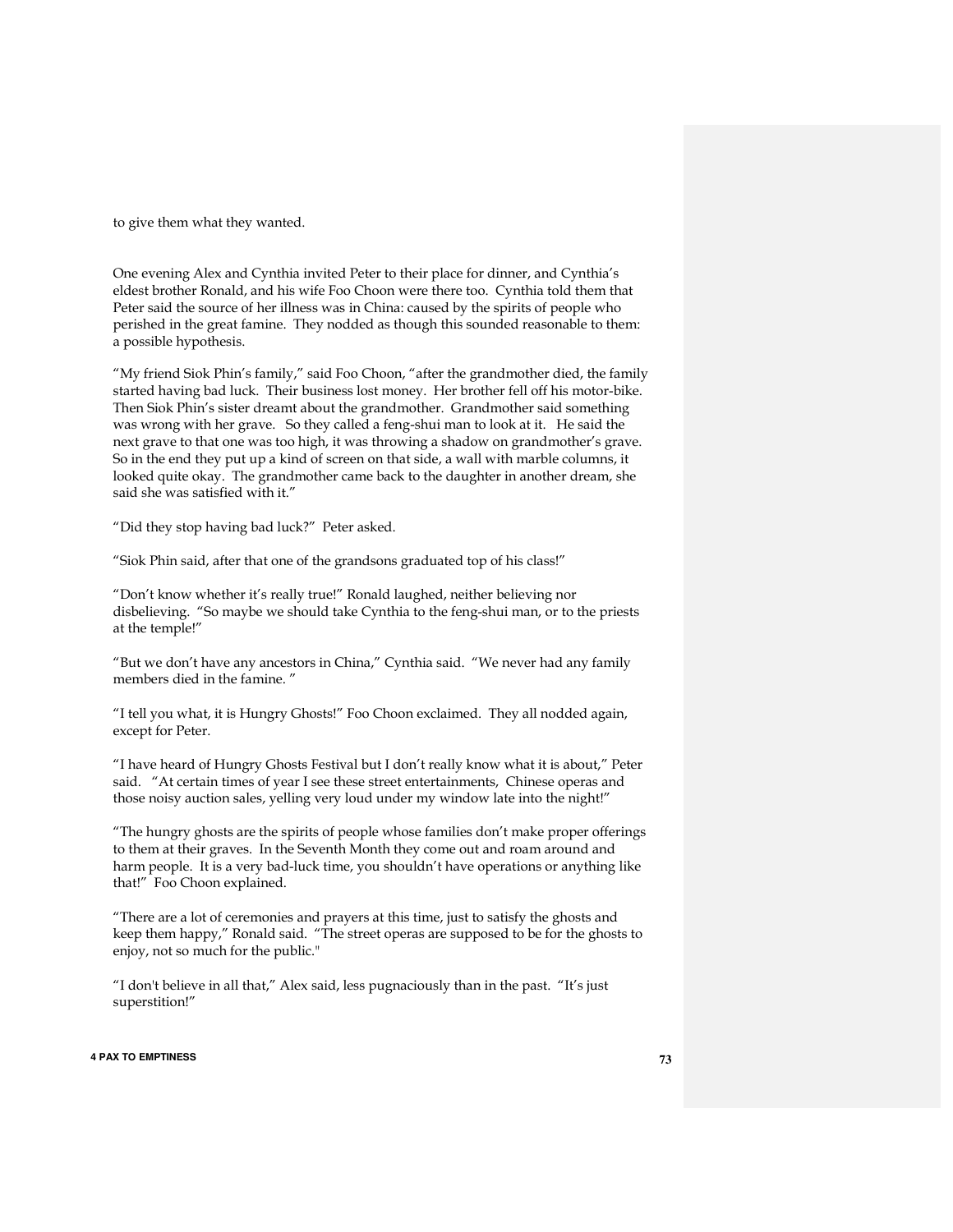to give them what they wanted.

One evening Alex and Cynthia invited Peter to their place for dinner, and Cynthia's eldest brother Ronald, and his wife Foo Choon were there too. Cynthia told them that Peter said the source of her illness was in China: caused by the spirits of people who perished in the great famine. They nodded as though this sounded reasonable to them: a possible hypothesis.

"My friend Siok Phin's family," said Foo Choon, "after the grandmother died, the family started having bad luck. Their business lost money. Her brother fell off his motor-bike. Then Siok Phin's sister dreamt about the grandmother. Grandmother said something was wrong with her grave. So they called a feng-shui man to look at it. He said the next grave to that one was too high, it was throwing a shadow on grandmother's grave. So in the end they put up a kind of screen on that side, a wall with marble columns, it looked quite okay. The grandmother came back to the daughter in another dream, she said she was satisfied with it."

"Did they stop having bad luck?" Peter asked.

"Siok Phin said, after that one of the grandsons graduated top of his class!"

"Don't know whether it's really true!" Ronald laughed, neither believing nor disbelieving. "So maybe we should take Cynthia to the feng-shui man, or to the priests at the temple!"

"But we don't have any ancestors in China," Cynthia said. "We never had any family members died in the famine. "

"I tell you what, it is Hungry Ghosts!" Foo Choon exclaimed. They all nodded again, except for Peter.

"I have heard of Hungry Ghosts Festival but I don't really know what it is about," Peter said. "At certain times of year I see these street entertainments, Chinese operas and those noisy auction sales, yelling very loud under my window late into the night!"

"The hungry ghosts are the spirits of people whose families don't make proper offerings to them at their graves. In the Seventh Month they come out and roam around and harm people. It is a very bad-luck time, you shouldn't have operations or anything like that!" Foo Choon explained.

"There are a lot of ceremonies and prayers at this time, just to satisfy the ghosts and keep them happy," Ronald said. "The street operas are supposed to be for the ghosts to enjoy, not so much for the public."

"I don't believe in all that," Alex said, less pugnaciously than in the past. "It's just superstition!"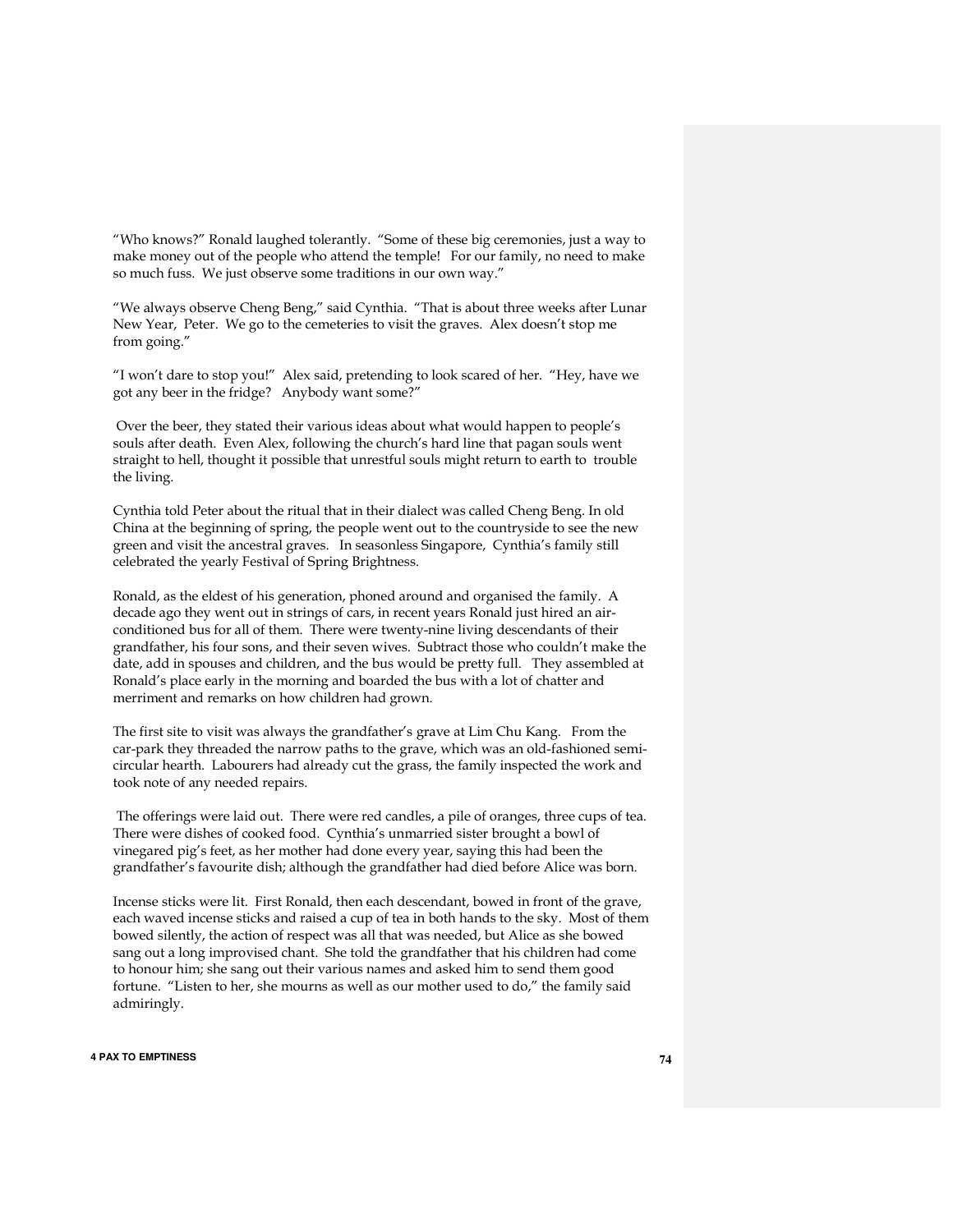"Who knows?" Ronald laughed tolerantly. "Some of these big ceremonies, just a way to make money out of the people who attend the temple! For our family, no need to make so much fuss. We just observe some traditions in our own way."

"We always observe Cheng Beng," said Cynthia. "That is about three weeks after Lunar New Year, Peter. We go to the cemeteries to visit the graves. Alex doesn't stop me from going."

"I won't dare to stop you!" Alex said, pretending to look scared of her. "Hey, have we got any beer in the fridge? Anybody want some?"

Over the beer, they stated their various ideas about what would happen to people's souls after death. Even Alex, following the church's hard line that pagan souls went straight to hell, thought it possible that unrestful souls might return to earth to trouble the living.

Cynthia told Peter about the ritual that in their dialect was called Cheng Beng. In old China at the beginning of spring, the people went out to the countryside to see the new green and visit the ancestral graves. In seasonless Singapore, Cynthia's family still celebrated the yearly Festival of Spring Brightness.

Ronald, as the eldest of his generation, phoned around and organised the family. A decade ago they went out in strings of cars, in recent years Ronald just hired an air-conditioned bus for all of them. There were twenty-nine living descendants of their grandfather, his four sons, and their seven wives. Subtract those who couldn't make the date, add in spouses and children, and the bus would be pretty full. They assembled at Ronald's place early in the morning and boarded the bus with a lot of chatter and merriment and remarks on how children had grown.

The first site to visit was always the grandfather's grave at Lim Chu Kang. From the car-park they threaded the narrow paths to the grave, which was an old-fashioned semi-circular hearth. Labourers had already cut the grass, the family inspected the work and took note of any needed repairs.

The offerings were laid out. There were red candles, a pile of oranges, three cups of tea. There were dishes of cooked food. Cynthia's unmarried sister brought a bowl of vinegared pig's feet, as her mother had done every year, saying this had been the grandfather's favourite dish; although the grandfather had died before Alice was born.

Incense sticks were lit. First Ronald, then each descendant, bowed in front of the grave, each waved incense sticks and raised a cup of tea in both hands to the sky. Most of them bowed silently, the action of respect was all that was needed, but Alice as she bowed sang out a long improvised chant. She told the grandfather that his children had come to honour him; she sang out their various names and asked him to send them good fortune. "Listen to her, she mourns as well as our mother used to do," the family said admiringly.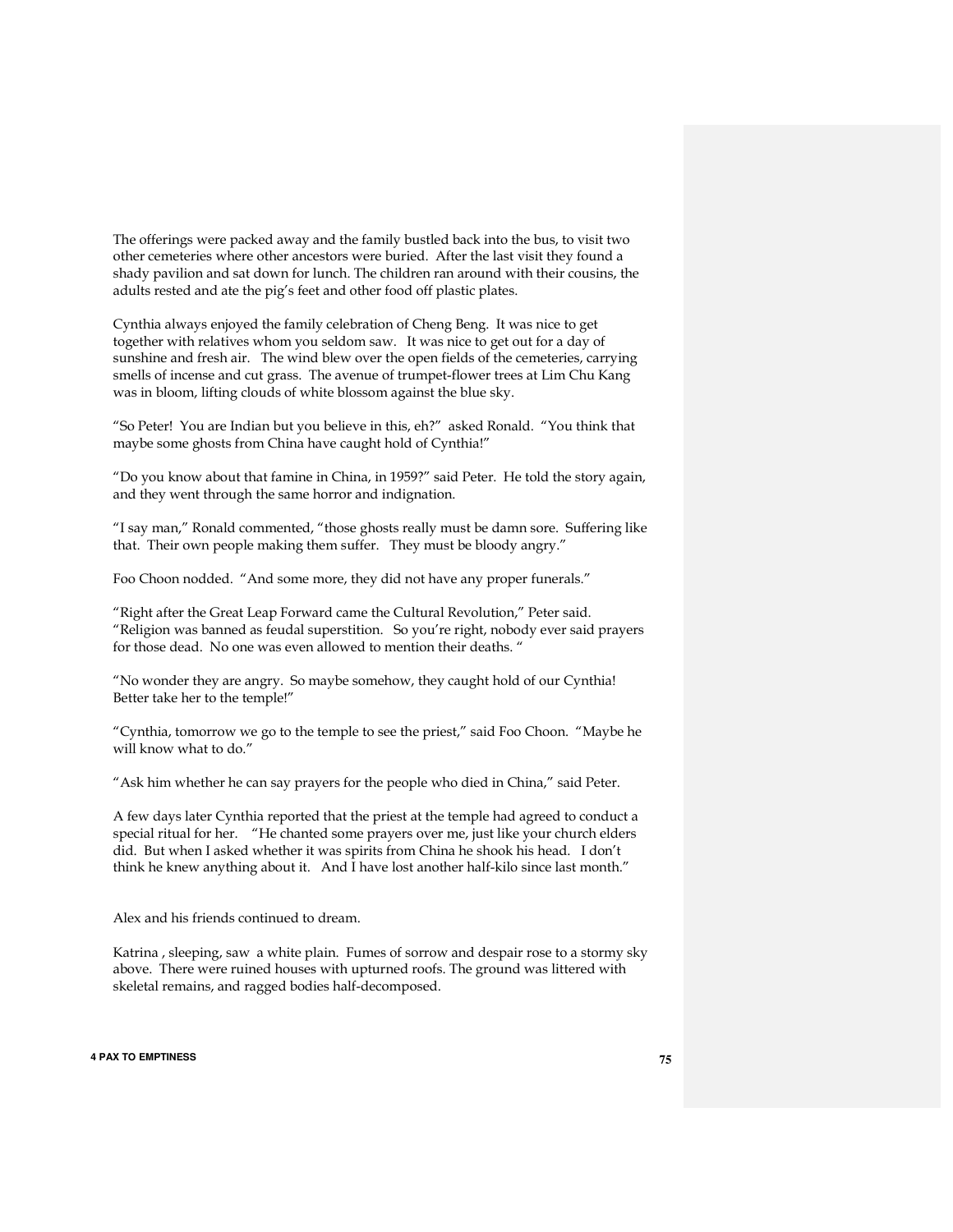The offerings were packed away and the family bustled back into the bus, to visit two other cemeteries where other ancestors were buried. After the last visit they found a shady pavilion and sat down for lunch. The children ran around with their cousins, the adults rested and ate the pig's feet and other food off plastic plates.

Cynthia always enjoyed the family celebration of Cheng Beng. It was nice to get together with relatives whom you seldom saw. It was nice to get out for a day of sunshine and fresh air. The wind blew over the open fields of the cemeteries, carrying smells of incense and cut grass. The avenue of trumpet-flower trees at Lim Chu Kang was in bloom, lifting clouds of white blossom against the blue sky.

"So Peter! You are Indian but you believe in this, eh?" asked Ronald. "You think that maybe some ghosts from China have caught hold of Cynthia!"

"Do you know about that famine in China, in 1959?" said Peter. He told the story again, and they went through the same horror and indignation.

"I say man," Ronald commented, "those ghosts really must be damn sore. Suffering like that. Their own people making them suffer. They must be bloody angry."

Foo Choon nodded. "And some more, they did not have any proper funerals."

"Right after the Great Leap Forward came the Cultural Revolution," Peter said. "Religion was banned as feudal superstition. So you're right, nobody ever said prayers for those dead. No one was even allowed to mention their deaths. "

"No wonder they are angry. So maybe somehow, they caught hold of our Cynthia! Better take her to the temple!"

"Cynthia, tomorrow we go to the temple to see the priest," said Foo Choon. "Maybe he will know what to do."

"Ask him whether he can say prayers for the people who died in China," said Peter.

A few days later Cynthia reported that the priest at the temple had agreed to conduct a special ritual for her. "He chanted some prayers over me, just like your church elders did. But when I asked whether it was spirits from China he shook his head. I don't think he knew anything about it. And I have lost another half-kilo since last month."

Alex and his friends continued to dream.

Katrina , sleeping, saw a white plain. Fumes of sorrow and despair rose to a stormy sky above. There were ruined houses with upturned roofs. The ground was littered with skeletal remains, and ragged bodies half-decomposed.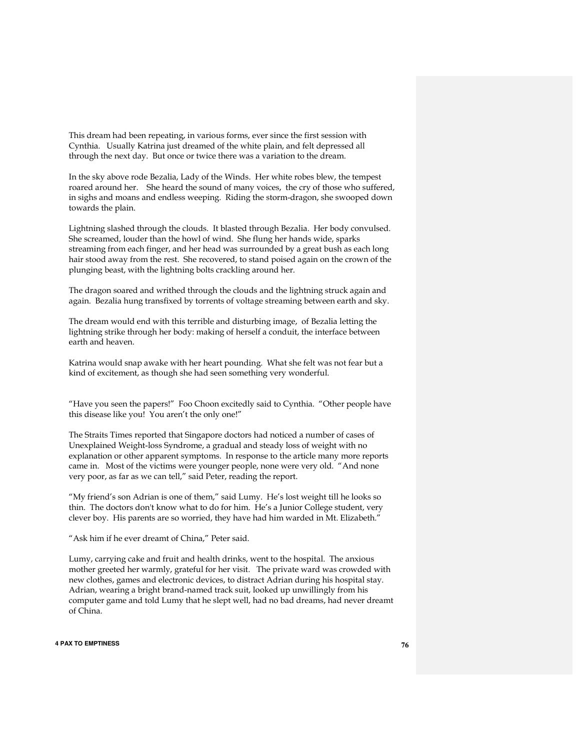This dream had been repeating, in various forms, ever since the first session with Cynthia. Usually Katrina just dreamed of the white plain, and felt depressed all through the next day. But once or twice there was a variation to the dream.

In the sky above rode Bezalia, Lady of the Winds. Her white robes blew, the tempest roared around her. She heard the sound of many voices, the cry of those who suffered, in sighs and moans and endless weeping. Riding the storm-dragon, she swooped down towards the plain.

Lightning slashed through the clouds. It blasted through Bezalia. Her body convulsed. She screamed, louder than the howl of wind. She flung her hands wide, sparks streaming from each finger, and her head was surrounded by a great bush as each long hair stood away from the rest. She recovered, to stand poised again on the crown of the plunging beast, with the lightning bolts crackling around her.

The dragon soared and writhed through the clouds and the lightning struck again and again. Bezalia hung transfixed by torrents of voltage streaming between earth and sky.

The dream would end with this terrible and disturbing image, of Bezalia letting the lightning strike through her body: making of herself a conduit, the interface between earth and heaven.

Katrina would snap awake with her heart pounding. What she felt was not fear but a kind of excitement, as though she had seen something very wonderful.

"Have you seen the papers!" Foo Choon excitedly said to Cynthia. "Other people have this disease like you! You aren't the only one!"

The Straits Times reported that Singapore doctors had noticed a number of cases of Unexplained Weight-loss Syndrome, a gradual and steady loss of weight with no explanation or other apparent symptoms. In response to the article many more reports came in. Most of the victims were younger people, none were very old. "And none very poor, as far as we can tell," said Peter, reading the report.

"My friend's son Adrian is one of them," said Lumy. He's lost weight till he looks so thin. The doctors don't know what to do for him. He's a Junior College student, very clever boy. His parents are so worried, they have had him warded in Mt. Elizabeth."

"Ask him if he ever dreamt of China," Peter said.

Lumy, carrying cake and fruit and health drinks, went to the hospital. The anxious mother greeted her warmly, grateful for her visit. The private ward was crowded with new clothes, games and electronic devices, to distract Adrian during his hospital stay. Adrian, wearing a bright brand-named track suit, looked up unwillingly from his computer game and told Lumy that he slept well, had no bad dreams, had never dreamt of China.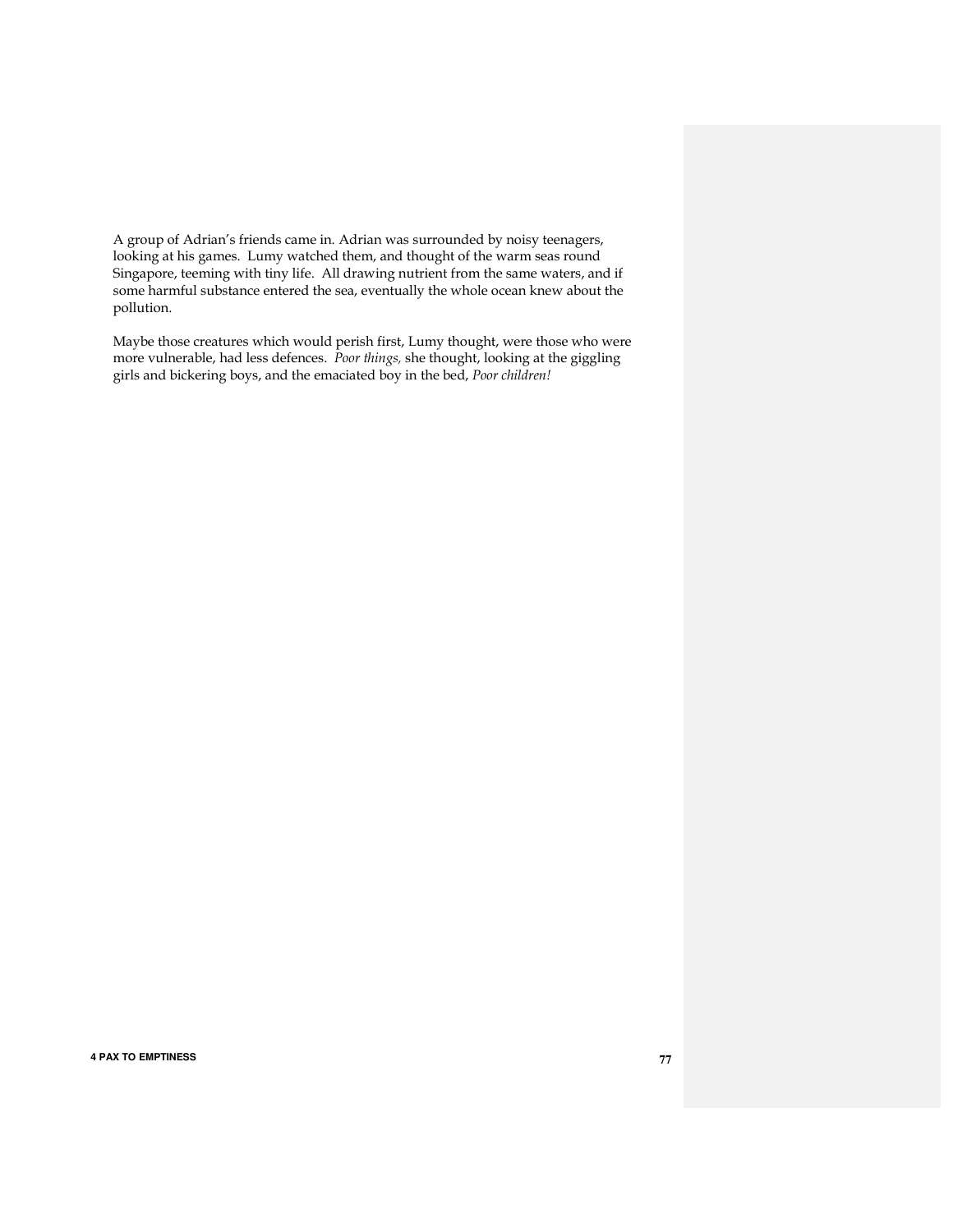A group of Adrian's friends came in. Adrian was surrounded by noisy teenagers, looking at his games. Lumy watched them, and thought of the warm seas round Singapore, teeming with tiny life. All drawing nutrient from the same waters, and if some harmful substance entered the sea, eventually the whole ocean knew about the pollution.

Maybe those creatures which would perish first, Lumy thought, were those who were more vulnerable, had less defences. *Poor things,* she thought, looking at the giggling girls and bickering boys, and the emaciated boy in the bed, *Poor children!*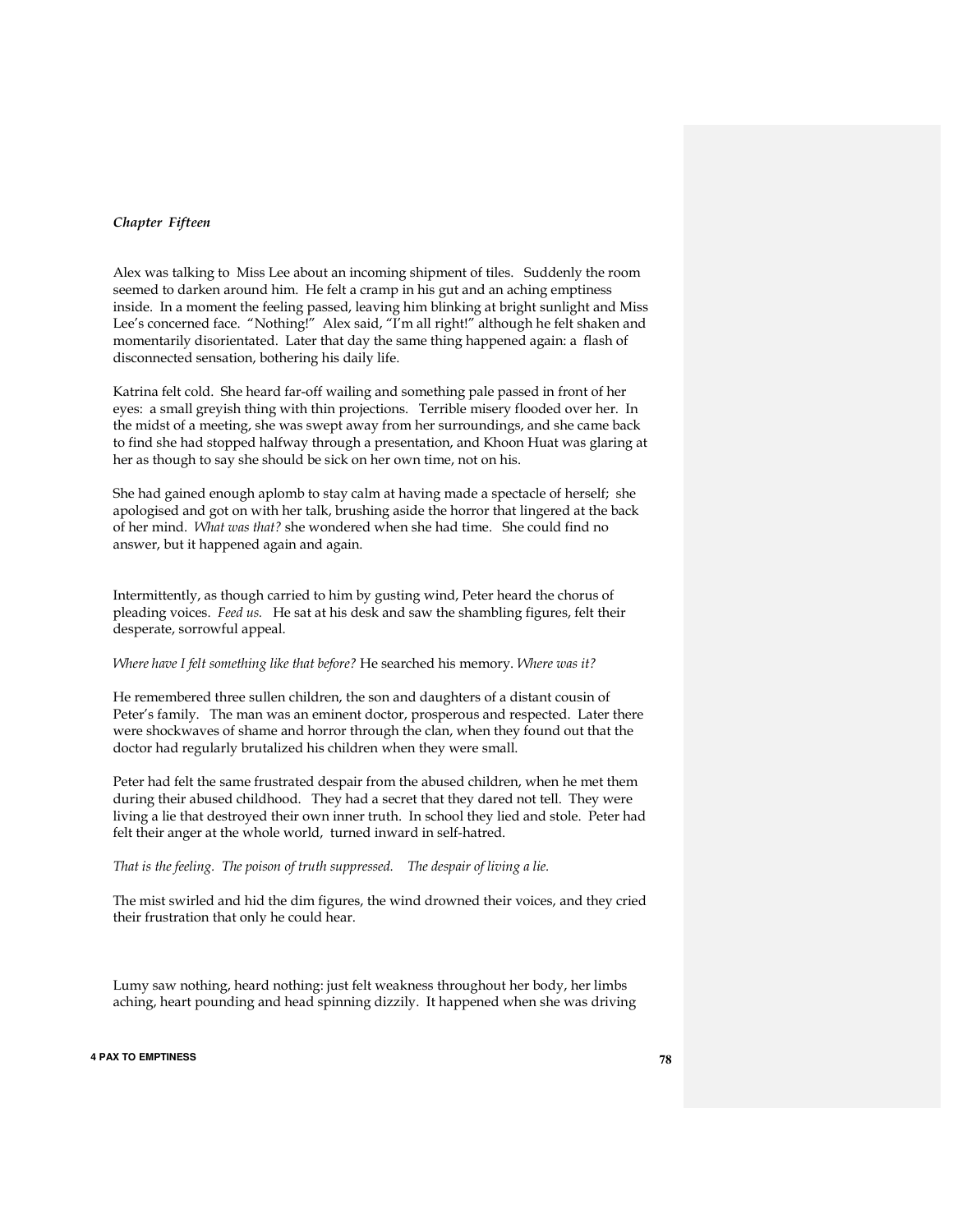*Chapter Fifteen*

Alex was talking to Miss Lee about an incoming shipment of tiles. Suddenly the room seemed to darken around him. He felt a cramp in his gut and an aching emptiness inside. In a moment the feeling passed, leaving him blinking at bright sunlight and Miss Lee's concerned face. "Nothing!" Alex said, "I'm all right!" although he felt shaken and momentarily disorientated. Later that day the same thing happened again: a flash of disconnected sensation, bothering his daily life.

Katrina felt cold. She heard far-off wailing and something pale passed in front of her eyes: a small greyish thing with thin projections. Terrible misery flooded over her. In the midst of a meeting, she was swept away from her surroundings, and she came back to find she had stopped halfway through a presentation, and Khoon Huat was glaring at her as though to say she should be sick on her own time, not on his.

She had gained enough aplomb to stay calm at having made a spectacle of herself; she apologised and got on with her talk, brushing aside the horror that lingered at the back of her mind. *What was that?* she wondered when she had time. She could find no answer, but it happened again and again.

Intermittently, as though carried to him by gusting wind, Peter heard the chorus of pleading voices. *Feed us.* He sat at his desk and saw the shambling figures, felt their desperate, sorrowful appeal.

*Where have I felt something like that before?* He searched his memory. *Where was it?*

He remembered three sullen children, the son and daughters of a distant cousin of Peter's family. The man was an eminent doctor, prosperous and respected. Later there were shockwaves of shame and horror through the clan, when they found out that the doctor had regularly brutalized his children when they were small.

Peter had felt the same frustrated despair from the abused children, when he met them during their abused childhood. They had a secret that they dared not tell. They were living a lie that destroyed their own inner truth. In school they lied and stole. Peter had felt their anger at the whole world, turned inward in self-hatred.

*That is the feeling. The poison of truth suppressed. The despair of living a lie.*

The mist swirled and hid the dim figures, the wind drowned their voices, and they cried their frustration that only he could hear.

Lumy saw nothing, heard nothing: just felt weakness throughout her body, her limbs aching, heart pounding and head spinning dizzily. It happened when she was driving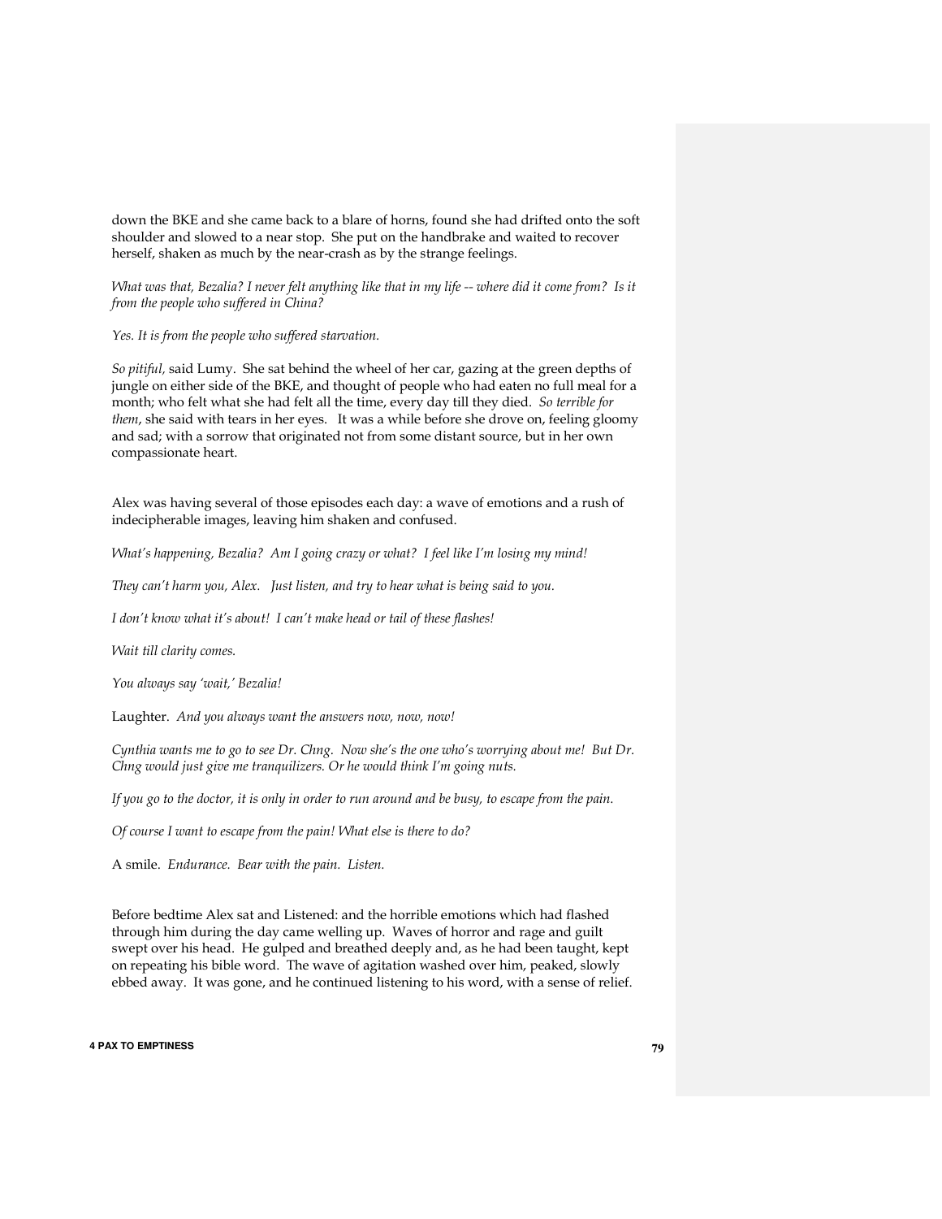down the BKE and she came back to a blare of horns, found she had drifted onto the soft shoulder and slowed to a near stop. She put on the handbrake and waited to recover herself, shaken as much by the near-crash as by the strange feelings.

*What was that, Bezalia? I never felt anything like that in my life -- where did it come from? Is it from the people who suffered in China?*

*Yes. It is from the people who suffered starvation.*

*So pitiful,* said Lumy. She sat behind the wheel of her car, gazing at the green depths of jungle on either side of the BKE, and thought of people who had eaten no full meal for a month; who felt what she had felt all the time, every day till they died. *So terrible for them*, she said with tears in her eyes. It was a while before she drove on, feeling gloomy and sad; with a sorrow that originated not from some distant source, but in her own compassionate heart.

Alex was having several of those episodes each day: a wave of emotions and a rush of indecipherable images, leaving him shaken and confused.

*What's happening, Bezalia? Am I going crazy or what? I feel like I'm losing my mind!*

*They can't harm you, Alex. Just listen, and try to hear what is being said to you.*

*I don't know what it's about! I can't make head or tail of these flashes!*

*Wait till clarity comes.*

*You always say 'wait,' Bezalia!*

Laughter. *And you always want the answers now, now, now!*

*Cynthia wants me to go to see Dr. Chng. Now she's the one who's worrying about me! But Dr. Chng would just give me tranquilizers. Or he would think I'm going nuts.*

*If you go to the doctor, it is only in order to run around and be busy, to escape from the pain.*

*Of course I want to escape from the pain! What else is there to do?*

A smile. *Endurance. Bear with the pain. Listen.*

Before bedtime Alex sat and Listened: and the horrible emotions which had flashed through him during the day came welling up. Waves of horror and rage and guilt swept over his head. He gulped and breathed deeply and, as he had been taught, kept on repeating his bible word. The wave of agitation washed over him, peaked, slowly ebbed away. It was gone, and he continued listening to his word, with a sense of relief.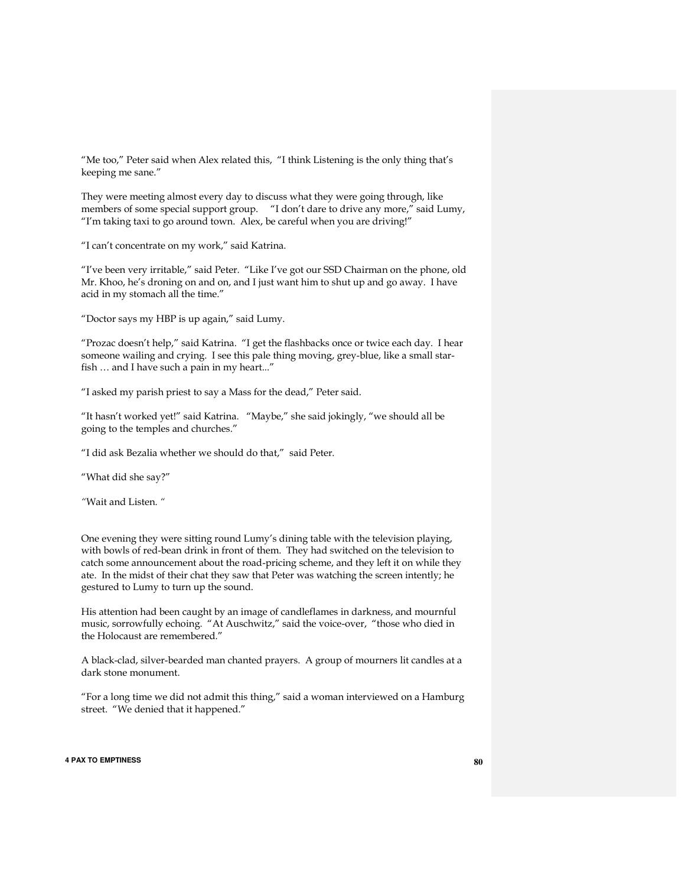"Me too," Peter said when Alex related this, "I think Listening is the only thing that's keeping me sane."

They were meeting almost every day to discuss what they were going through, like members of some special support group. "I don't dare to drive any more," said Lumy, "I'm taking taxi to go around town. Alex, be careful when you are driving!"

"I can't concentrate on my work," said Katrina.

"I've been very irritable," said Peter. "Like I've got our SSD Chairman on the phone, old Mr. Khoo, he's droning on and on, and I just want him to shut up and go away. I have acid in my stomach all the time."

"Doctor says my HBP is up again," said Lumy.

"Prozac doesn't help," said Katrina. "I get the flashbacks once or twice each day. I hear someone wailing and crying. I see this pale thing moving, grey-blue, like a small star-fish … and I have such a pain in my heart..."

"I asked my parish priest to say a Mass for the dead," Peter said.

"It hasn't worked yet!" said Katrina. "Maybe," she said jokingly, "we should all be going to the temples and churches."

"I did ask Bezalia whether we should do that," said Peter.

"What did she say?"

"Wait and Listen. "

One evening they were sitting round Lumy's dining table with the television playing, with bowls of red-bean drink in front of them. They had switched on the television to catch some announcement about the road-pricing scheme, and they left it on while they ate. In the midst of their chat they saw that Peter was watching the screen intently; he gestured to Lumy to turn up the sound.

His attention had been caught by an image of candleflames in darkness, and mournful music, sorrowfully echoing. "At Auschwitz," said the voice-over, "those who died in the Holocaust are remembered."

A black-clad, silver-bearded man chanted prayers. A group of mourners lit candles at a dark stone monument.

"For a long time we did not admit this thing," said a woman interviewed on a Hamburg street. "We denied that it happened."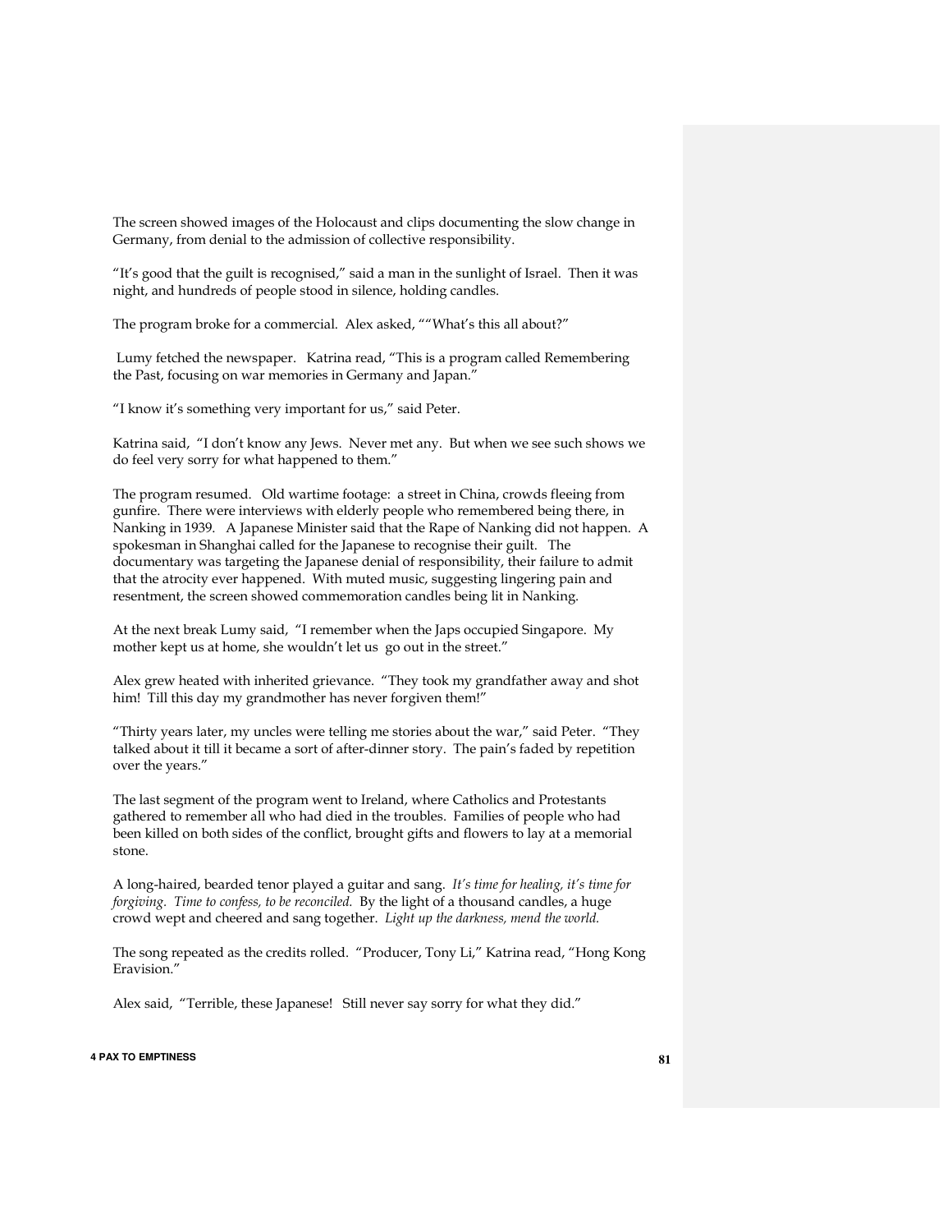The screen showed images of the Holocaust and clips documenting the slow change in Germany, from denial to the admission of collective responsibility.

"It's good that the guilt is recognised," said a man in the sunlight of Israel. Then it was night, and hundreds of people stood in silence, holding candles.

The program broke for a commercial. Alex asked, ""What's this all about?"

Lumy fetched the newspaper. Katrina read, "This is a program called Remembering the Past, focusing on war memories in Germany and Japan."

"I know it's something very important for us," said Peter.

Katrina said, "I don't know any Jews. Never met any. But when we see such shows we do feel very sorry for what happened to them."

The program resumed. Old wartime footage: a street in China, crowds fleeing from gunfire. There were interviews with elderly people who remembered being there, in Nanking in 1939. A Japanese Minister said that the Rape of Nanking did not happen. A spokesman in Shanghai called for the Japanese to recognise their guilt. The documentary was targeting the Japanese denial of responsibility, their failure to admit that the atrocity ever happened. With muted music, suggesting lingering pain and resentment, the screen showed commemoration candles being lit in Nanking.

At the next break Lumy said, "I remember when the Japs occupied Singapore. My mother kept us at home, she wouldn't let us go out in the street."

Alex grew heated with inherited grievance. "They took my grandfather away and shot him! Till this day my grandmother has never forgiven them!"

"Thirty years later, my uncles were telling me stories about the war," said Peter. "They talked about it till it became a sort of after-dinner story. The pain's faded by repetition over the years."

The last segment of the program went to Ireland, where Catholics and Protestants gathered to remember all who had died in the troubles. Families of people who had been killed on both sides of the conflict, brought gifts and flowers to lay at a memorial stone.

A long-haired, bearded tenor played a guitar and sang. *It's time for healing, it's time for forgiving. Time to confess, to be reconciled.* By the light of a thousand candles, a huge crowd wept and cheered and sang together. *Light up the darkness, mend the world.*

The song repeated as the credits rolled. "Producer, Tony Li," Katrina read, "Hong Kong Eravision."

Alex said, "Terrible, these Japanese! Still never say sorry for what they did."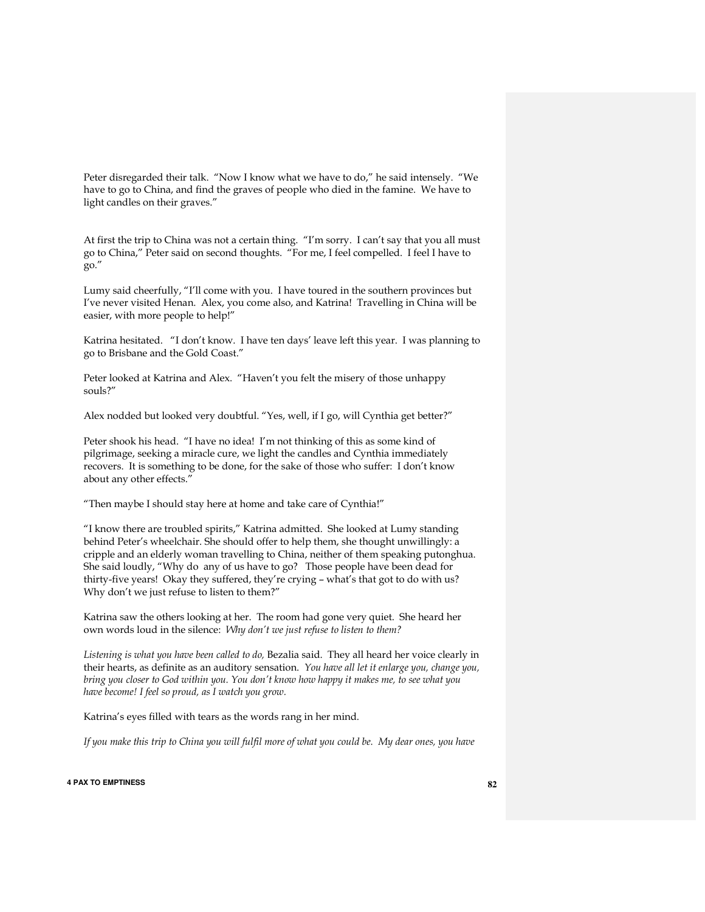Peter disregarded their talk. "Now I know what we have to do," he said intensely. "We have to go to China, and find the graves of people who died in the famine. We have to light candles on their graves."

At first the trip to China was not a certain thing. "I'm sorry. I can't say that you all must go to China," Peter said on second thoughts. "For me, I feel compelled. I feel I have to go."

Lumy said cheerfully, "I'll come with you. I have toured in the southern provinces but I've never visited Henan. Alex, you come also, and Katrina! Travelling in China will be easier, with more people to help!"

Katrina hesitated. "I don't know. I have ten days' leave left this year. I was planning to go to Brisbane and the Gold Coast."

Peter looked at Katrina and Alex. "Haven't you felt the misery of those unhappy souls?"

Alex nodded but looked very doubtful. "Yes, well, if I go, will Cynthia get better?"

Peter shook his head. "I have no idea! I'm not thinking of this as some kind of pilgrimage, seeking a miracle cure, we light the candles and Cynthia immediately recovers. It is something to be done, for the sake of those who suffer: I don't know about any other effects."

"Then maybe I should stay here at home and take care of Cynthia!"

"I know there are troubled spirits," Katrina admitted. She looked at Lumy standing behind Peter's wheelchair. She should offer to help them, she thought unwillingly: a cripple and an elderly woman travelling to China, neither of them speaking putonghua. She said loudly, "Why do any of us have to go? Those people have been dead for thirty-five years! Okay they suffered, they're crying – what's that got to do with us? Why don't we just refuse to listen to them?"

Katrina saw the others looking at her. The room had gone very quiet. She heard her own words loud in the silence: *Why don't we just refuse to listen to them?*

*Listening is what you have been called to do,* Bezalia said. They all heard her voice clearly in their hearts, as definite as an auditory sensation. *You have all let it enlarge you, change you, bring you closer to God within you. You don't know how happy it makes me, to see what you have become! I feel so proud, as I watch you grow.*

Katrina's eyes filled with tears as the words rang in her mind.

*If you make this trip to China you will fulfil more of what you could be. My dear ones, you have*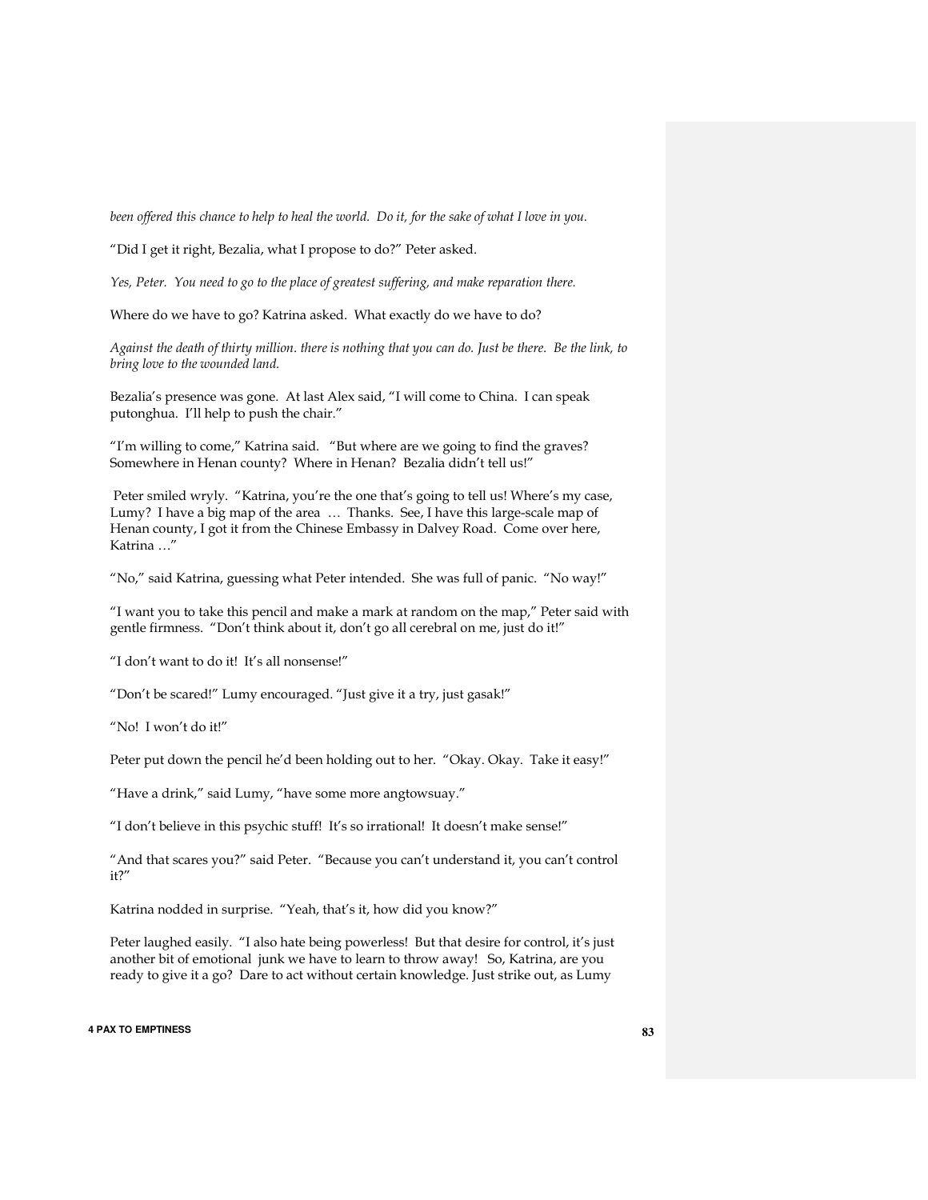*been offered this chance to help to heal the world. Do it, for the sake of what I love in you.*

"Did I get it right, Bezalia, what I propose to do?" Peter asked.

*Yes, Peter. You need to go to the place of greatest suffering, and make reparation there.*

Where do we have to go? Katrina asked. What exactly do we have to do?

*Against the death of thirty million. there is nothing that you can do. Just be there. Be the link, to bring love to the wounded land.*

Bezalia's presence was gone. At last Alex said, "I will come to China. I can speak putonghua. I'll help to push the chair."

"I'm willing to come," Katrina said. "But where are we going to find the graves? Somewhere in Henan county? Where in Henan? Bezalia didn't tell us!"

Peter smiled wryly. "Katrina, you're the one that's going to tell us! Where's my case, Lumy? I have a big map of the area … Thanks. See, I have this large-scale map of Henan county, I got it from the Chinese Embassy in Dalvey Road. Come over here, Katrina …"

"No," said Katrina, guessing what Peter intended. She was full of panic. "No way!"

"I want you to take this pencil and make a mark at random on the map," Peter said with gentle firmness. "Don't think about it, don't go all cerebral on me, just do it!"

"I don't want to do it! It's all nonsense!"

"Don't be scared!" Lumy encouraged. "Just give it a try, just gasak!"

"No! I won't do it!"

Peter put down the pencil he'd been holding out to her. "Okay. Okay. Take it easy!"

"Have a drink," said Lumy, "have some more angtowsuay."

"I don't believe in this psychic stuff! It's so irrational! It doesn't make sense!"

"And that scares you?" said Peter. "Because you can't understand it, you can't control it?"

Katrina nodded in surprise. "Yeah, that's it, how did you know?"

Peter laughed easily. "I also hate being powerless! But that desire for control, it's just another bit of emotional junk we have to learn to throw away! So, Katrina, are you ready to give it a go? Dare to act without certain knowledge. Just strike out, as Lumy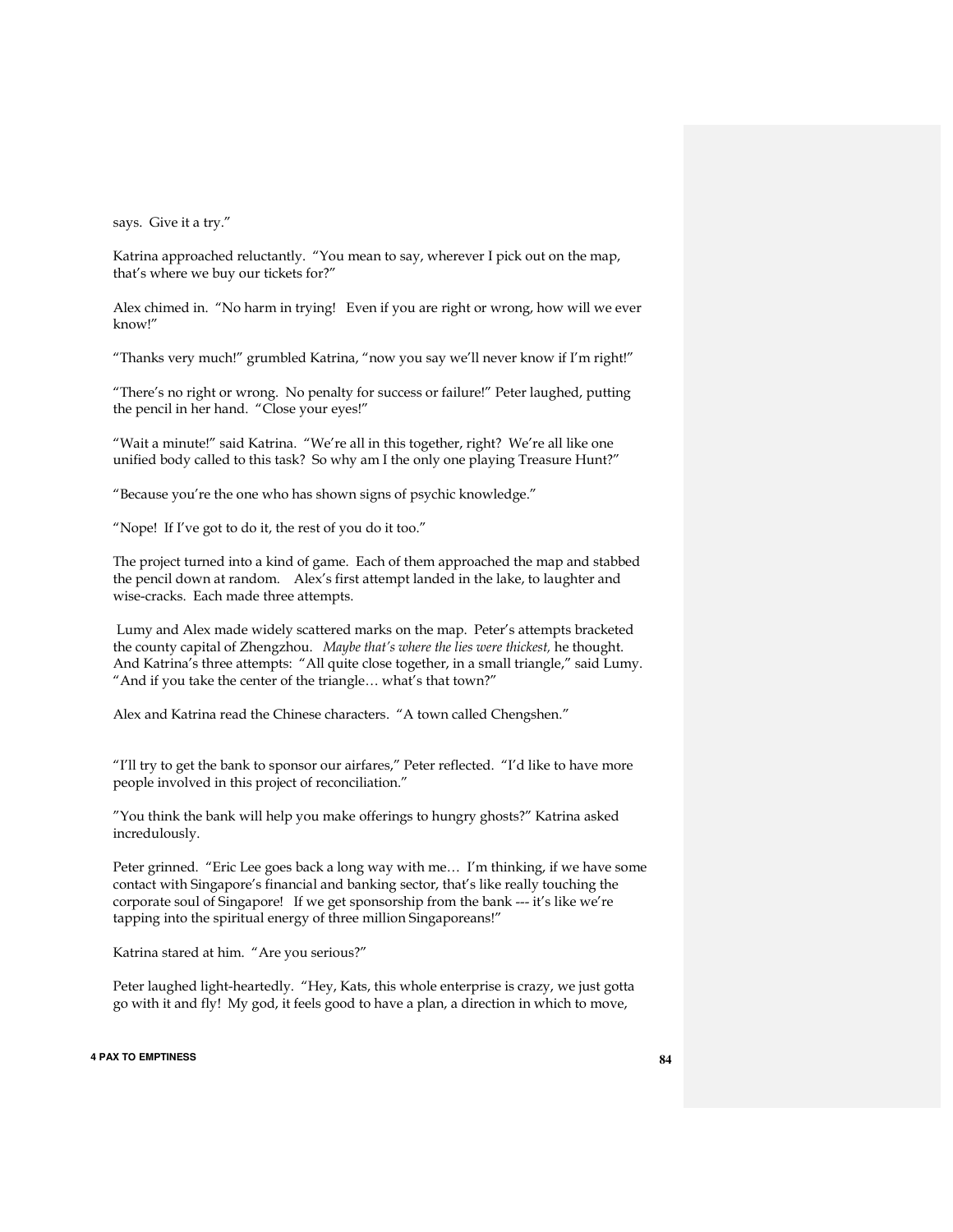says. Give it a try."

Katrina approached reluctantly. "You mean to say, wherever I pick out on the map, that's where we buy our tickets for?"

Alex chimed in. "No harm in trying! Even if you are right or wrong, how will we ever know!"

"Thanks very much!" grumbled Katrina, "now you say we'll never know if I'm right!"

"There's no right or wrong. No penalty for success or failure!" Peter laughed, putting the pencil in her hand. "Close your eyes!"

"Wait a minute!" said Katrina. "We're all in this together, right? We're all like one unified body called to this task? So why am I the only one playing Treasure Hunt?"

"Because you're the one who has shown signs of psychic knowledge."

"Nope! If I've got to do it, the rest of you do it too."

The project turned into a kind of game. Each of them approached the map and stabbed the pencil down at random. Alex's first attempt landed in the lake, to laughter and wise-cracks. Each made three attempts.

Lumy and Alex made widely scattered marks on the map. Peter's attempts bracketed the county capital of Zhengzhou. *Maybe that's where the lies were thickest,* he thought. And Katrina's three attempts: "All quite close together, in a small triangle," said Lumy. "And if you take the center of the triangle… what's that town?"

Alex and Katrina read the Chinese characters. "A town called Chengshen."

"I'll try to get the bank to sponsor our airfares," Peter reflected. "I'd like to have more people involved in this project of reconciliation."

"You think the bank will help you make offerings to hungry ghosts?" Katrina asked incredulously.

Peter grinned. "Eric Lee goes back a long way with me… I'm thinking, if we have some contact with Singapore's financial and banking sector, that's like really touching the corporate soul of Singapore! If we get sponsorship from the bank --- it's like we're tapping into the spiritual energy of three million Singaporeans!"

Katrina stared at him. "Are you serious?"

Peter laughed light-heartedly. "Hey, Kats, this whole enterprise is crazy, we just gotta go with it and fly! My god, it feels good to have a plan, a direction in which to move,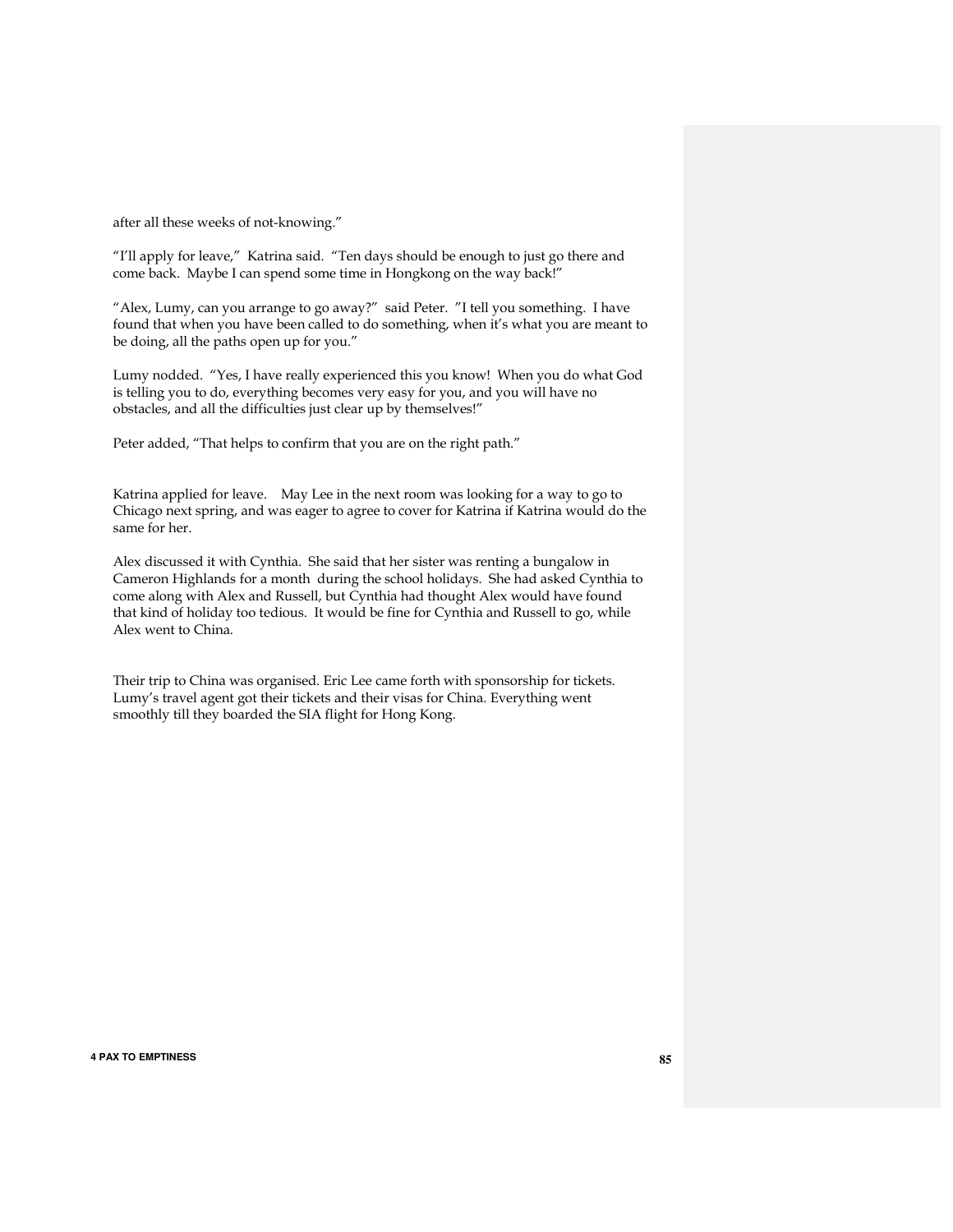after all these weeks of not-knowing."

"I'll apply for leave," Katrina said. "Ten days should be enough to just go there and come back. Maybe I can spend some time in Hongkong on the way back!"

"Alex, Lumy, can you arrange to go away?" said Peter. "I tell you something. I have found that when you have been called to do something, when it's what you are meant to be doing, all the paths open up for you."

Lumy nodded. "Yes, I have really experienced this you know! When you do what God is telling you to do, everything becomes very easy for you, and you will have no obstacles, and all the difficulties just clear up by themselves!"

Peter added, "That helps to confirm that you are on the right path."

Katrina applied for leave. May Lee in the next room was looking for a way to go to Chicago next spring, and was eager to agree to cover for Katrina if Katrina would do the same for her.

Alex discussed it with Cynthia. She said that her sister was renting a bungalow in Cameron Highlands for a month during the school holidays. She had asked Cynthia to come along with Alex and Russell, but Cynthia had thought Alex would have found that kind of holiday too tedious. It would be fine for Cynthia and Russell to go, while Alex went to China.

Their trip to China was organised. Eric Lee came forth with sponsorship for tickets. Lumy's travel agent got their tickets and their visas for China. Everything went smoothly till they boarded the SIA flight for Hong Kong.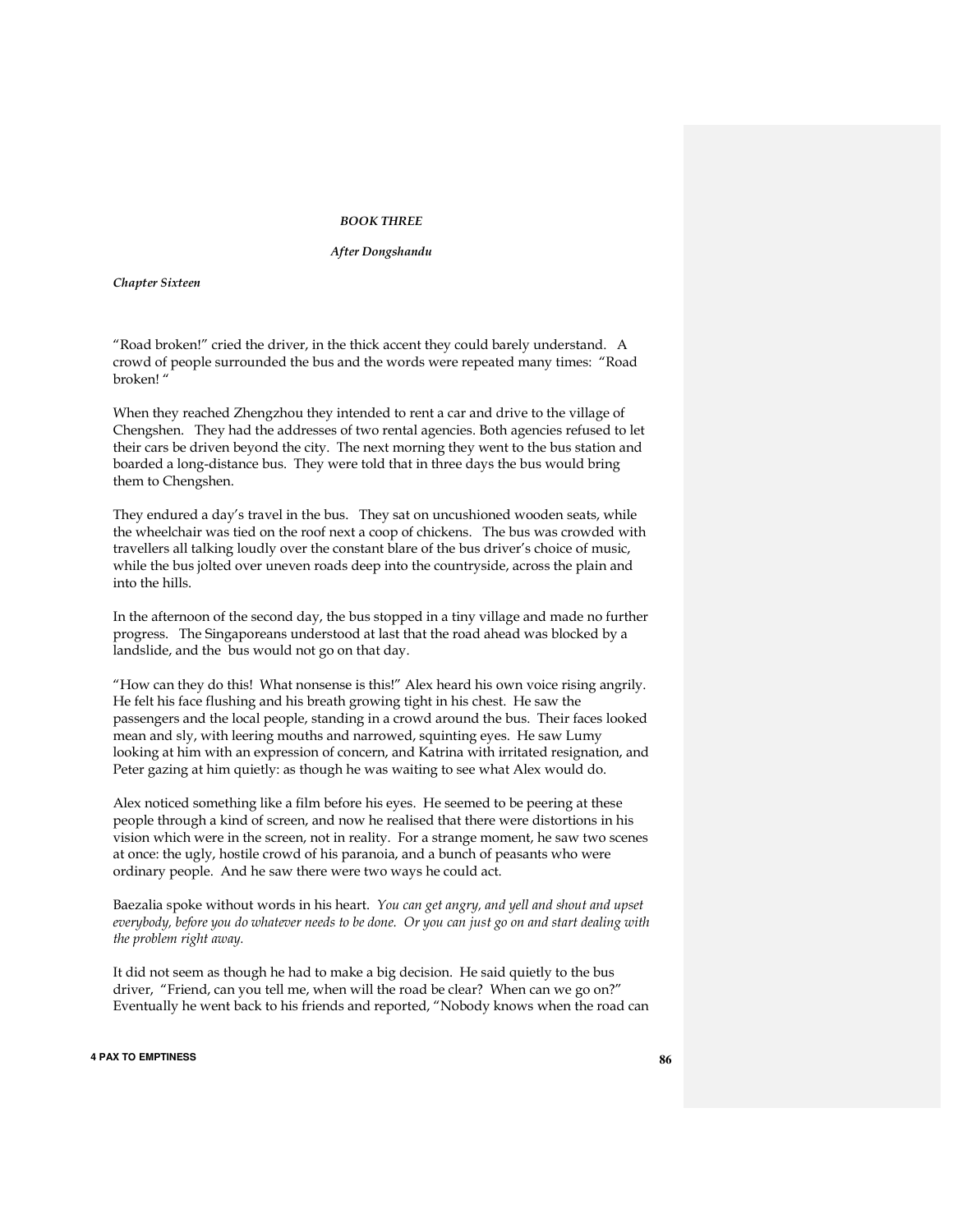*BOOK THREE*

*After Dongshandu*

***Chapter Sixteen***

"Road broken!" cried the driver, in the thick accent they could barely understand. A crowd of people surrounded the bus and the words were repeated many times: "Road broken! "

When they reached Zhengzhou they intended to rent a car and drive to the village of Chengshen. They had the addresses of two rental agencies. Both agencies refused to let their cars be driven beyond the city. The next morning they went to the bus station and boarded a long-distance bus. They were told that in three days the bus would bring them to Chengshen.

They endured a day's travel in the bus. They sat on uncushioned wooden seats, while the wheelchair was tied on the roof next a coop of chickens. The bus was crowded with travellers all talking loudly over the constant blare of the bus driver's choice of music, while the bus jolted over uneven roads deep into the countryside, across the plain and into the hills.

In the afternoon of the second day, the bus stopped in a tiny village and made no further progress. The Singaporeans understood at last that the road ahead was blocked by a landslide, and the bus would not go on that day.

"How can they do this! What nonsense is this!" Alex heard his own voice rising angrily. He felt his face flushing and his breath growing tight in his chest. He saw the passengers and the local people, standing in a crowd around the bus. Their faces looked mean and sly, with leering mouths and narrowed, squinting eyes. He saw Lumy looking at him with an expression of concern, and Katrina with irritated resignation, and Peter gazing at him quietly: as though he was waiting to see what Alex would do.

Alex noticed something like a film before his eyes. He seemed to be peering at these people through a kind of screen, and now he realised that there were distortions in his vision which were in the screen, not in reality. For a strange moment, he saw two scenes at once: the ugly, hostile crowd of his paranoia, and a bunch of peasants who were ordinary people. And he saw there were two ways he could act.

Baezalia spoke without words in his heart. *You can get angry, and yell and shout and upset everybody, before you do whatever needs to be done. Or you can just go on and start dealing with the problem right away.*

It did not seem as though he had to make a big decision. He said quietly to the bus driver, "Friend, can you tell me, when will the road be clear? When can we go on?" Eventually he went back to his friends and reported, "Nobody knows when the road can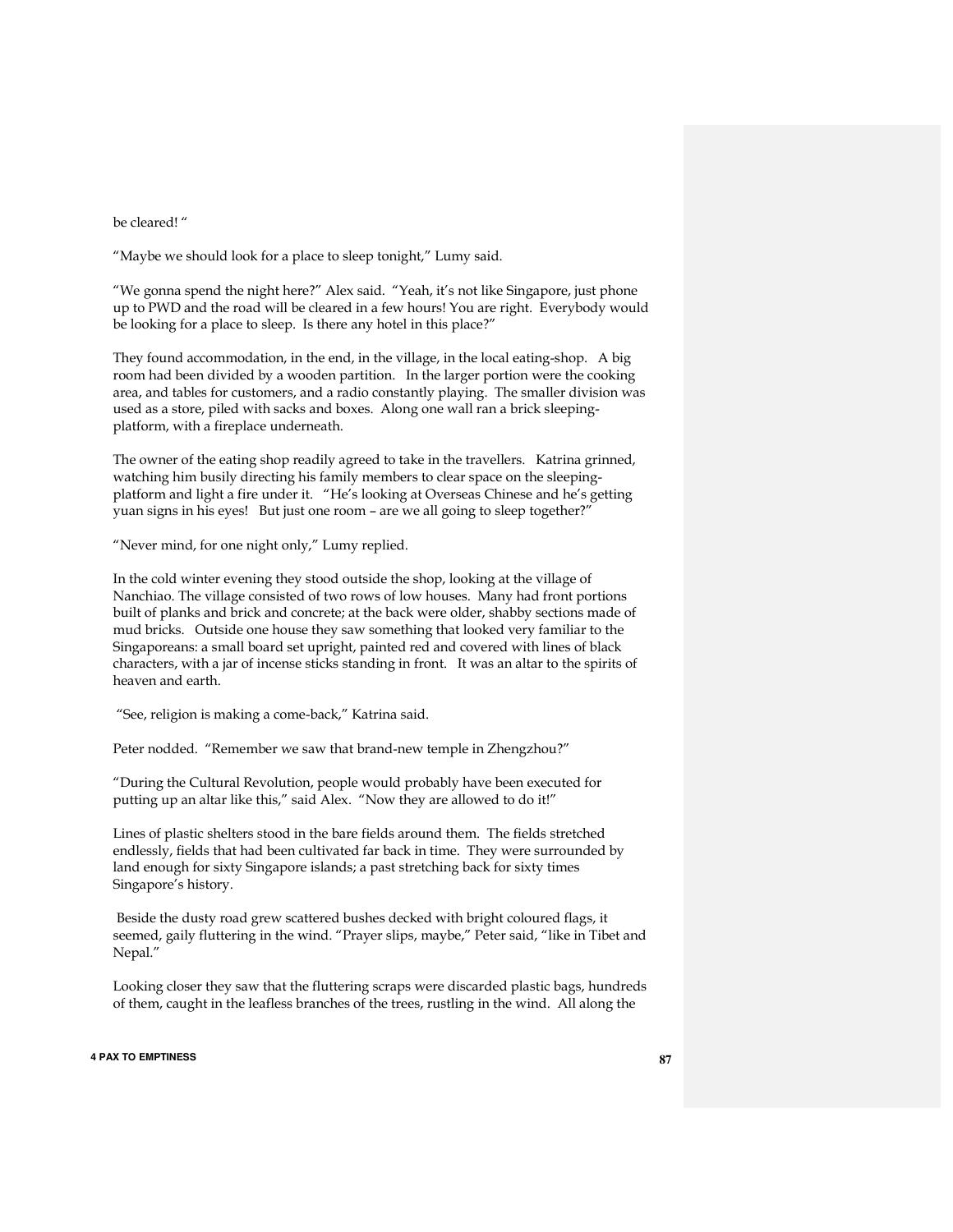be cleared! "

"Maybe we should look for a place to sleep tonight," Lumy said.

"We gonna spend the night here?" Alex said. "Yeah, it's not like Singapore, just phone up to PWD and the road will be cleared in a few hours! You are right. Everybody would be looking for a place to sleep. Is there any hotel in this place?"

They found accommodation, in the end, in the village, in the local eating-shop. A big room had been divided by a wooden partition. In the larger portion were the cooking area, and tables for customers, and a radio constantly playing. The smaller division was used as a store, piled with sacks and boxes. Along one wall ran a brick sleeping-platform, with a fireplace underneath.

The owner of the eating shop readily agreed to take in the travellers. Katrina grinned, watching him busily directing his family members to clear space on the sleeping-platform and light a fire under it. "He's looking at Overseas Chinese and he's getting yuan signs in his eyes! But just one room – are we all going to sleep together?"

"Never mind, for one night only," Lumy replied.

In the cold winter evening they stood outside the shop, looking at the village of Nanchiao. The village consisted of two rows of low houses. Many had front portions built of planks and brick and concrete; at the back were older, shabby sections made of mud bricks. Outside one house they saw something that looked very familiar to the Singaporeans: a small board set upright, painted red and covered with lines of black characters, with a jar of incense sticks standing in front. It was an altar to the spirits of heaven and earth.

"See, religion is making a come-back," Katrina said.

Peter nodded. "Remember we saw that brand-new temple in Zhengzhou?"

"During the Cultural Revolution, people would probably have been executed for putting up an altar like this," said Alex. "Now they are allowed to do it!"

Lines of plastic shelters stood in the bare fields around them. The fields stretched endlessly, fields that had been cultivated far back in time. They were surrounded by land enough for sixty Singapore islands; a past stretching back for sixty times Singapore's history.

Beside the dusty road grew scattered bushes decked with bright coloured flags, it seemed, gaily fluttering in the wind. "Prayer slips, maybe," Peter said, "like in Tibet and Nepal."

Looking closer they saw that the fluttering scraps were discarded plastic bags, hundreds of them, caught in the leafless branches of the trees, rustling in the wind. All along the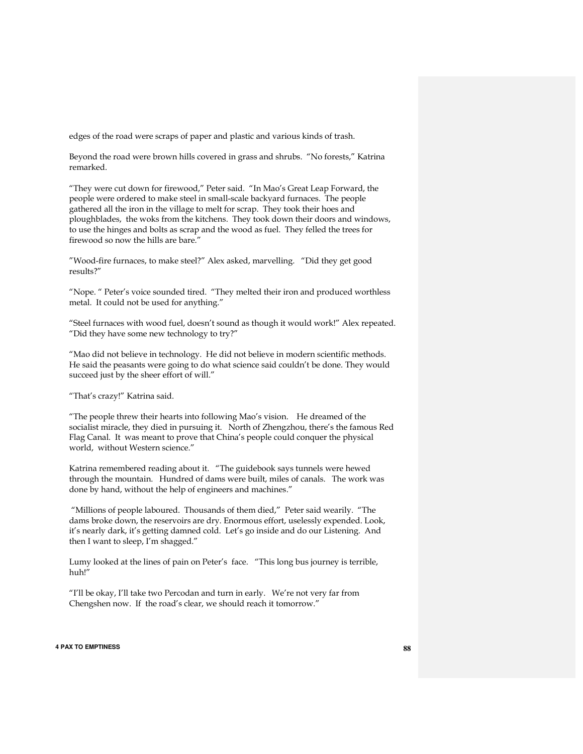edges of the road were scraps of paper and plastic and various kinds of trash.

Beyond the road were brown hills covered in grass and shrubs. "No forests," Katrina remarked.

"They were cut down for firewood," Peter said. "In Mao's Great Leap Forward, the people were ordered to make steel in small-scale backyard furnaces. The people gathered all the iron in the village to melt for scrap. They took their hoes and ploughblades, the woks from the kitchens. They took down their doors and windows, to use the hinges and bolts as scrap and the wood as fuel. They felled the trees for firewood so now the hills are bare."

"Wood-fire furnaces, to make steel?" Alex asked, marvelling. "Did they get good results?"

"Nope. " Peter's voice sounded tired. "They melted their iron and produced worthless metal. It could not be used for anything."

"Steel furnaces with wood fuel, doesn't sound as though it would work!" Alex repeated. "Did they have some new technology to try?"

"Mao did not believe in technology. He did not believe in modern scientific methods. He said the peasants were going to do what science said couldn't be done. They would succeed just by the sheer effort of will."

"That's crazy!" Katrina said.

"The people threw their hearts into following Mao's vision. He dreamed of the socialist miracle, they died in pursuing it. North of Zhengzhou, there's the famous Red Flag Canal. It was meant to prove that China's people could conquer the physical world, without Western science."

Katrina remembered reading about it. "The guidebook says tunnels were hewed through the mountain. Hundred of dams were built, miles of canals. The work was done by hand, without the help of engineers and machines."

"Millions of people laboured. Thousands of them died," Peter said wearily. "The dams broke down, the reservoirs are dry. Enormous effort, uselessly expended. Look, it's nearly dark, it's getting damned cold. Let's go inside and do our Listening. And then I want to sleep, I'm shagged."

Lumy looked at the lines of pain on Peter's face. "This long bus journey is terrible, huh!"

"I'll be okay, I'll take two Percodan and turn in early. We're not very far from Chengshen now. If the road's clear, we should reach it tomorrow."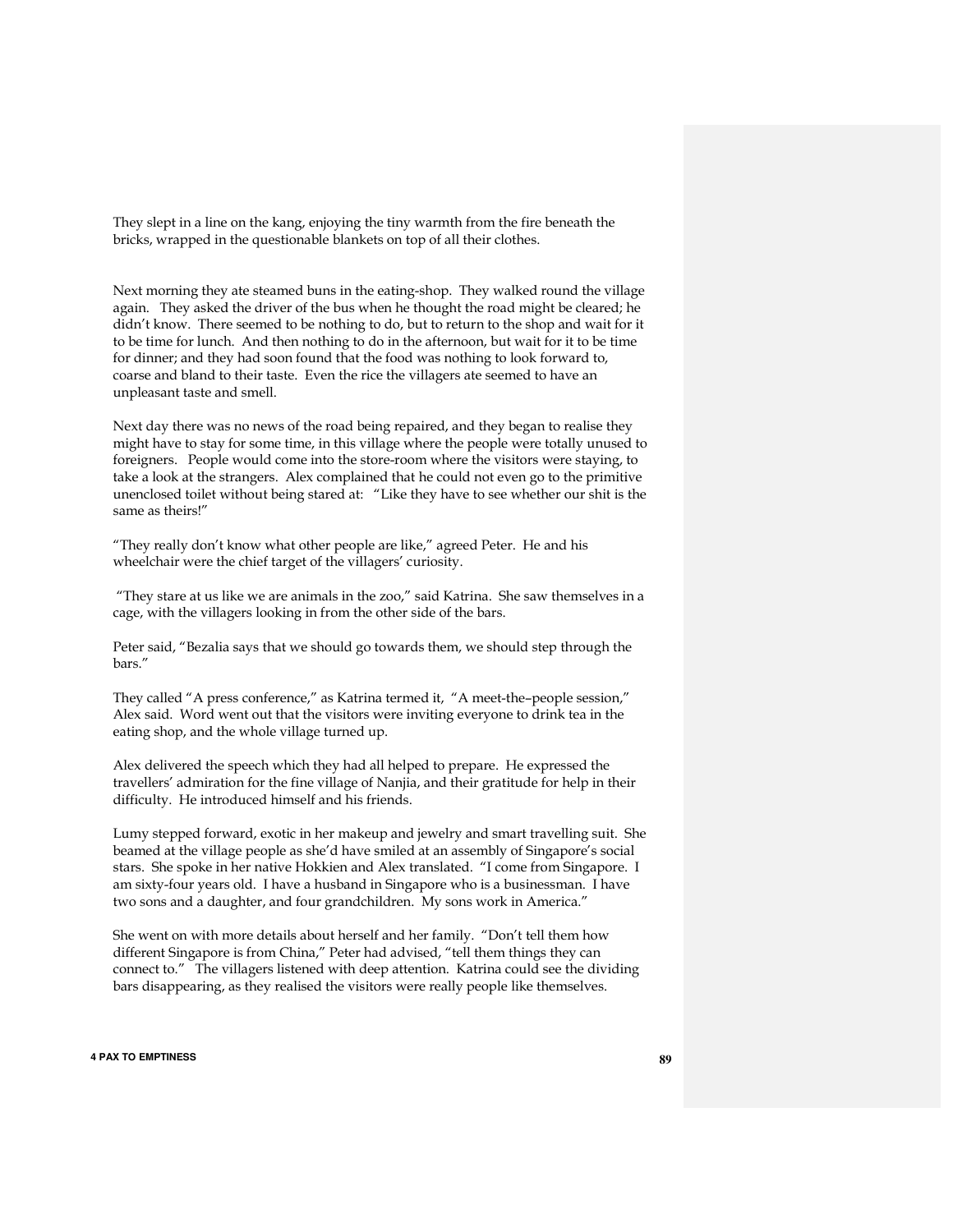They slept in a line on the kang, enjoying the tiny warmth from the fire beneath the bricks, wrapped in the questionable blankets on top of all their clothes.

Next morning they ate steamed buns in the eating-shop. They walked round the village again. They asked the driver of the bus when he thought the road might be cleared; he didn't know. There seemed to be nothing to do, but to return to the shop and wait for it to be time for lunch. And then nothing to do in the afternoon, but wait for it to be time for dinner; and they had soon found that the food was nothing to look forward to, coarse and bland to their taste. Even the rice the villagers ate seemed to have an unpleasant taste and smell.

Next day there was no news of the road being repaired, and they began to realise they might have to stay for some time, in this village where the people were totally unused to foreigners. People would come into the store-room where the visitors were staying, to take a look at the strangers. Alex complained that he could not even go to the primitive unenclosed toilet without being stared at: "Like they have to see whether our shit is the same as theirs!"

"They really don't know what other people are like," agreed Peter. He and his wheelchair were the chief target of the villagers' curiosity.

"They stare at us like we are animals in the zoo," said Katrina. She saw themselves in a cage, with the villagers looking in from the other side of the bars.

Peter said, "Bezalia says that we should go towards them, we should step through the bars."

They called "A press conference," as Katrina termed it, "A meet-the–people session," Alex said. Word went out that the visitors were inviting everyone to drink tea in the eating shop, and the whole village turned up.

Alex delivered the speech which they had all helped to prepare. He expressed the travellers' admiration for the fine village of Nanjia, and their gratitude for help in their difficulty. He introduced himself and his friends.

Lumy stepped forward, exotic in her makeup and jewelry and smart travelling suit. She beamed at the village people as she'd have smiled at an assembly of Singapore's social stars. She spoke in her native Hokkien and Alex translated. "I come from Singapore. I am sixty-four years old. I have a husband in Singapore who is a businessman. I have two sons and a daughter, and four grandchildren. My sons work in America."

She went on with more details about herself and her family. "Don't tell them how different Singapore is from China," Peter had advised, "tell them things they can connect to." The villagers listened with deep attention. Katrina could see the dividing bars disappearing, as they realised the visitors were really people like themselves.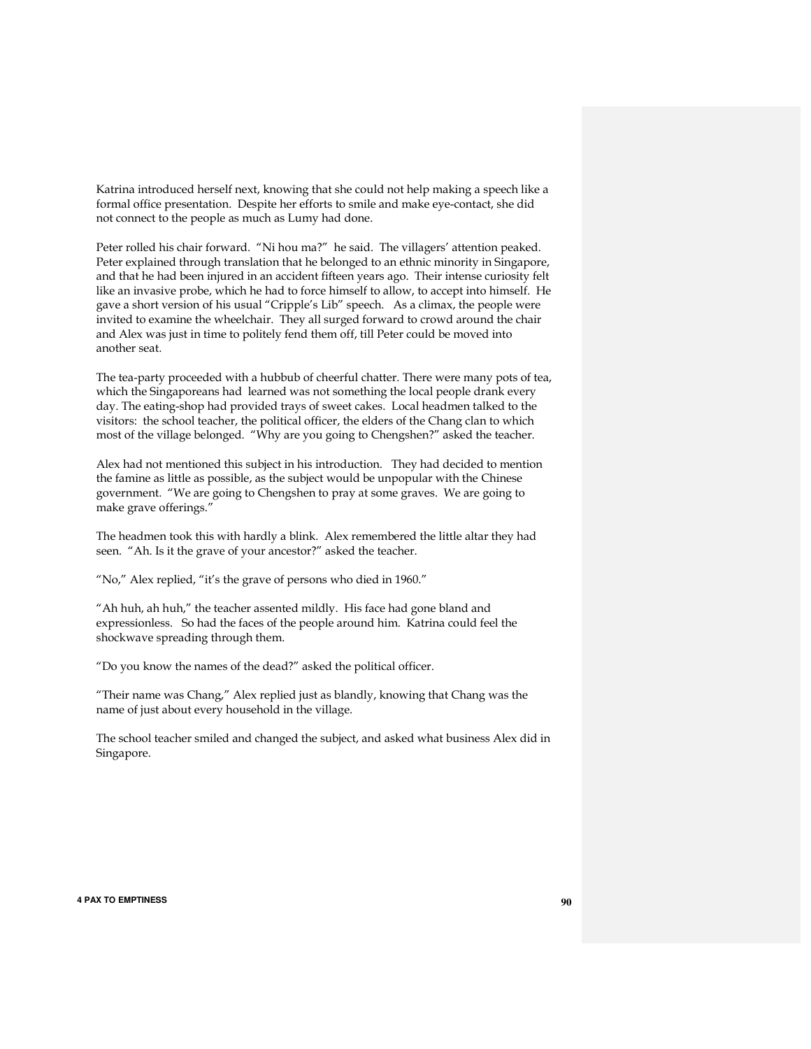Katrina introduced herself next, knowing that she could not help making a speech like a formal office presentation. Despite her efforts to smile and make eye-contact, she did not connect to the people as much as Lumy had done.

Peter rolled his chair forward. "Ni hou ma?" he said. The villagers' attention peaked. Peter explained through translation that he belonged to an ethnic minority in Singapore, and that he had been injured in an accident fifteen years ago. Their intense curiosity felt like an invasive probe, which he had to force himself to allow, to accept into himself. He gave a short version of his usual "Cripple's Lib" speech. As a climax, the people were invited to examine the wheelchair. They all surged forward to crowd around the chair and Alex was just in time to politely fend them off, till Peter could be moved into another seat.

The tea-party proceeded with a hubbub of cheerful chatter. There were many pots of tea, which the Singaporeans had learned was not something the local people drank every day. The eating-shop had provided trays of sweet cakes. Local headmen talked to the visitors: the school teacher, the political officer, the elders of the Chang clan to which most of the village belonged. "Why are you going to Chengshen?" asked the teacher.

Alex had not mentioned this subject in his introduction. They had decided to mention the famine as little as possible, as the subject would be unpopular with the Chinese government. "We are going to Chengshen to pray at some graves. We are going to make grave offerings."

The headmen took this with hardly a blink. Alex remembered the little altar they had seen. "Ah. Is it the grave of your ancestor?" asked the teacher.

"No," Alex replied, "it's the grave of persons who died in 1960."

"Ah huh, ah huh," the teacher assented mildly. His face had gone bland and expressionless. So had the faces of the people around him. Katrina could feel the shockwave spreading through them.

"Do you know the names of the dead?" asked the political officer.

"Their name was Chang," Alex replied just as blandly, knowing that Chang was the name of just about every household in the village.

The school teacher smiled and changed the subject, and asked what business Alex did in Singapore.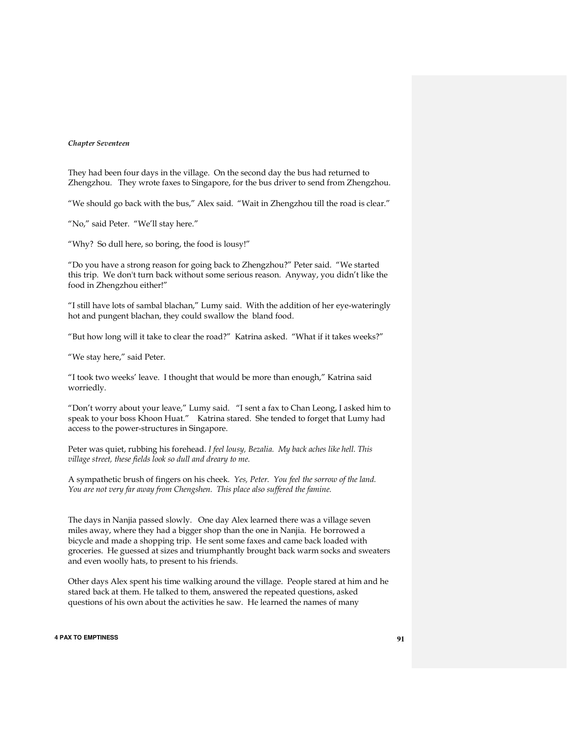*Chapter Seventeen*

They had been four days in the village. On the second day the bus had returned to Zhengzhou. They wrote faxes to Singapore, for the bus driver to send from Zhengzhou.

"We should go back with the bus," Alex said. "Wait in Zhengzhou till the road is clear."

"No," said Peter. "We'll stay here."

"Why? So dull here, so boring, the food is lousy!"

"Do you have a strong reason for going back to Zhengzhou?" Peter said. "We started this trip. We don't turn back without some serious reason. Anyway, you didn't like the food in Zhengzhou either!"

"I still have lots of sambal blachan," Lumy said. With the addition of her eye-wateringly hot and pungent blachan, they could swallow the bland food.

"But how long will it take to clear the road?" Katrina asked. "What if it takes weeks?"

"We stay here," said Peter.

"I took two weeks' leave. I thought that would be more than enough," Katrina said worriedly.

"Don't worry about your leave," Lumy said. "I sent a fax to Chan Leong, I asked him to speak to your boss Khoon Huat." Katrina stared. She tended to forget that Lumy had access to the power-structures in Singapore.

Peter was quiet, rubbing his forehead. *I feel lousy, Bezalia. My back aches like hell. This village street, these fields look so dull and dreary to me.*

A sympathetic brush of fingers on his cheek. *Yes, Peter. You feel the sorrow of the land. You are not very far away from Chengshen. This place also suffered the famine.*

The days in Nanjia passed slowly. One day Alex learned there was a village seven miles away, where they had a bigger shop than the one in Nanjia. He borrowed a bicycle and made a shopping trip. He sent some faxes and came back loaded with groceries. He guessed at sizes and triumphantly brought back warm socks and sweaters and even woolly hats, to present to his friends.

Other days Alex spent his time walking around the village. People stared at him and he stared back at them. He talked to them, answered the repeated questions, asked questions of his own about the activities he saw. He learned the names of many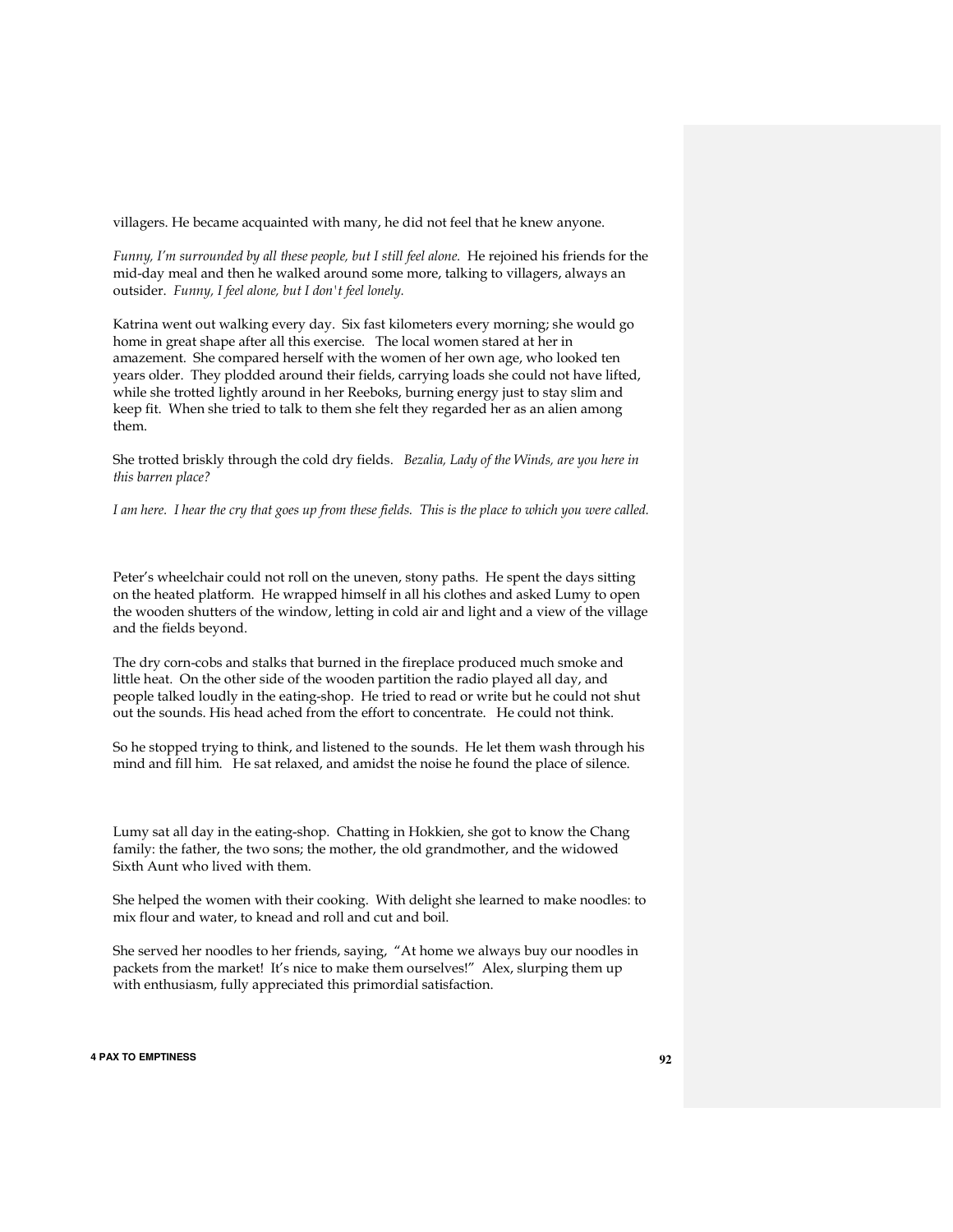villagers. He became acquainted with many, he did not feel that he knew anyone.

*Funny, I'm surrounded by all these people, but I still feel alone.* He rejoined his friends for the mid-day meal and then he walked around some more, talking to villagers, always an outsider. *Funny, I feel alone, but I don't feel lonely.*

Katrina went out walking every day. Six fast kilometers every morning; she would go home in great shape after all this exercise. The local women stared at her in amazement. She compared herself with the women of her own age, who looked ten years older. They plodded around their fields, carrying loads she could not have lifted, while she trotted lightly around in her Reeboks, burning energy just to stay slim and keep fit. When she tried to talk to them she felt they regarded her as an alien among them.

She trotted briskly through the cold dry fields. *Bezalia, Lady of the Winds, are you here in this barren place?*

*I am here. I hear the cry that goes up from these fields. This is the place to which you were called.*

Peter's wheelchair could not roll on the uneven, stony paths. He spent the days sitting on the heated platform. He wrapped himself in all his clothes and asked Lumy to open the wooden shutters of the window, letting in cold air and light and a view of the village and the fields beyond.

The dry corn-cobs and stalks that burned in the fireplace produced much smoke and little heat. On the other side of the wooden partition the radio played all day, and people talked loudly in the eating-shop. He tried to read or write but he could not shut out the sounds. His head ached from the effort to concentrate. He could not think.

So he stopped trying to think, and listened to the sounds. He let them wash through his mind and fill him. He sat relaxed, and amidst the noise he found the place of silence.

Lumy sat all day in the eating-shop. Chatting in Hokkien, she got to know the Chang family: the father, the two sons; the mother, the old grandmother, and the widowed Sixth Aunt who lived with them.

She helped the women with their cooking. With delight she learned to make noodles: to mix flour and water, to knead and roll and cut and boil.

She served her noodles to her friends, saying, "At home we always buy our noodles in packets from the market! It's nice to make them ourselves!" Alex, slurping them up with enthusiasm, fully appreciated this primordial satisfaction.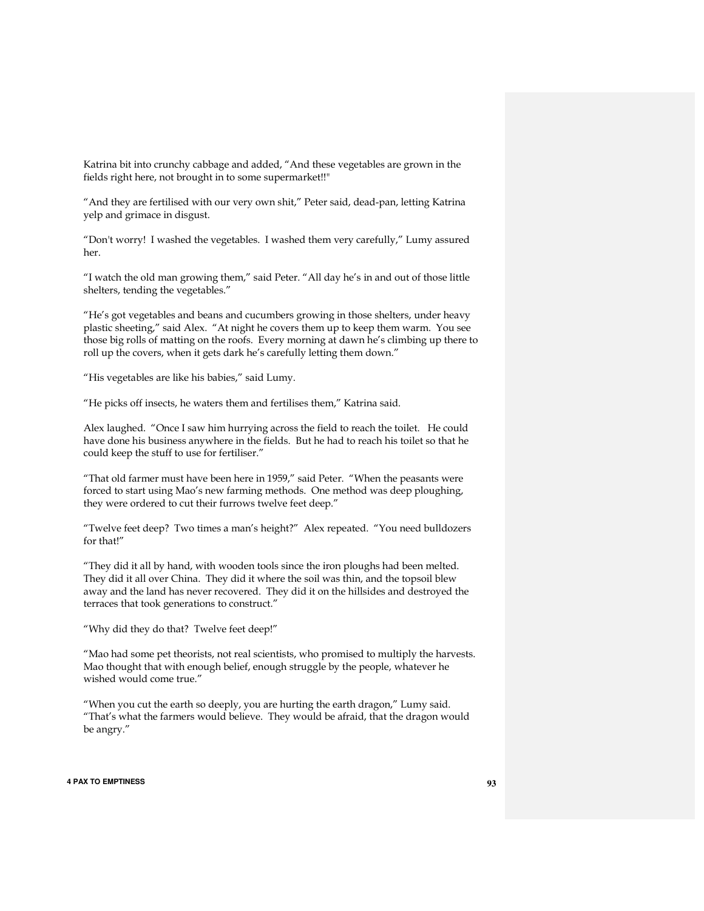Katrina bit into crunchy cabbage and added, “And these vegetables are grown in the fields right here, not brought in to some supermarket!!"

“And they are fertilised with our very own shit,” Peter said, dead-pan, letting Katrina yelp and grimace in disgust.

“Don't worry! I washed the vegetables. I washed them very carefully,” Lumy assured her.

“I watch the old man growing them,” said Peter. “All day he’s in and out of those little shelters, tending the vegetables.”

“He’s got vegetables and beans and cucumbers growing in those shelters, under heavy plastic sheeting,” said Alex. “At night he covers them up to keep them warm. You see those big rolls of matting on the roofs. Every morning at dawn he’s climbing up there to roll up the covers, when it gets dark he’s carefully letting them down.”

“His vegetables are like his babies,” said Lumy.

“He picks off insects, he waters them and fertilises them,” Katrina said.

Alex laughed. “Once I saw him hurrying across the field to reach the toilet. He could have done his business anywhere in the fields. But he had to reach his toilet so that he could keep the stuff to use for fertiliser.”

“That old farmer must have been here in 1959,” said Peter. “When the peasants were forced to start using Mao’s new farming methods. One method was deep ploughing, they were ordered to cut their furrows twelve feet deep.”

“Twelve feet deep? Two times a man’s height?” Alex repeated. “You need bulldozers for that!”

“They did it all by hand, with wooden tools since the iron ploughs had been melted. They did it all over China. They did it where the soil was thin, and the topsoil blew away and the land has never recovered. They did it on the hillsides and destroyed the terraces that took generations to construct.”

“Why did they do that? Twelve feet deep!”

“Mao had some pet theorists, not real scientists, who promised to multiply the harvests. Mao thought that with enough belief, enough struggle by the people, whatever he wished would come true.”

“When you cut the earth so deeply, you are hurting the earth dragon,” Lumy said. “That’s what the farmers would believe. They would be afraid, that the dragon would be angry.”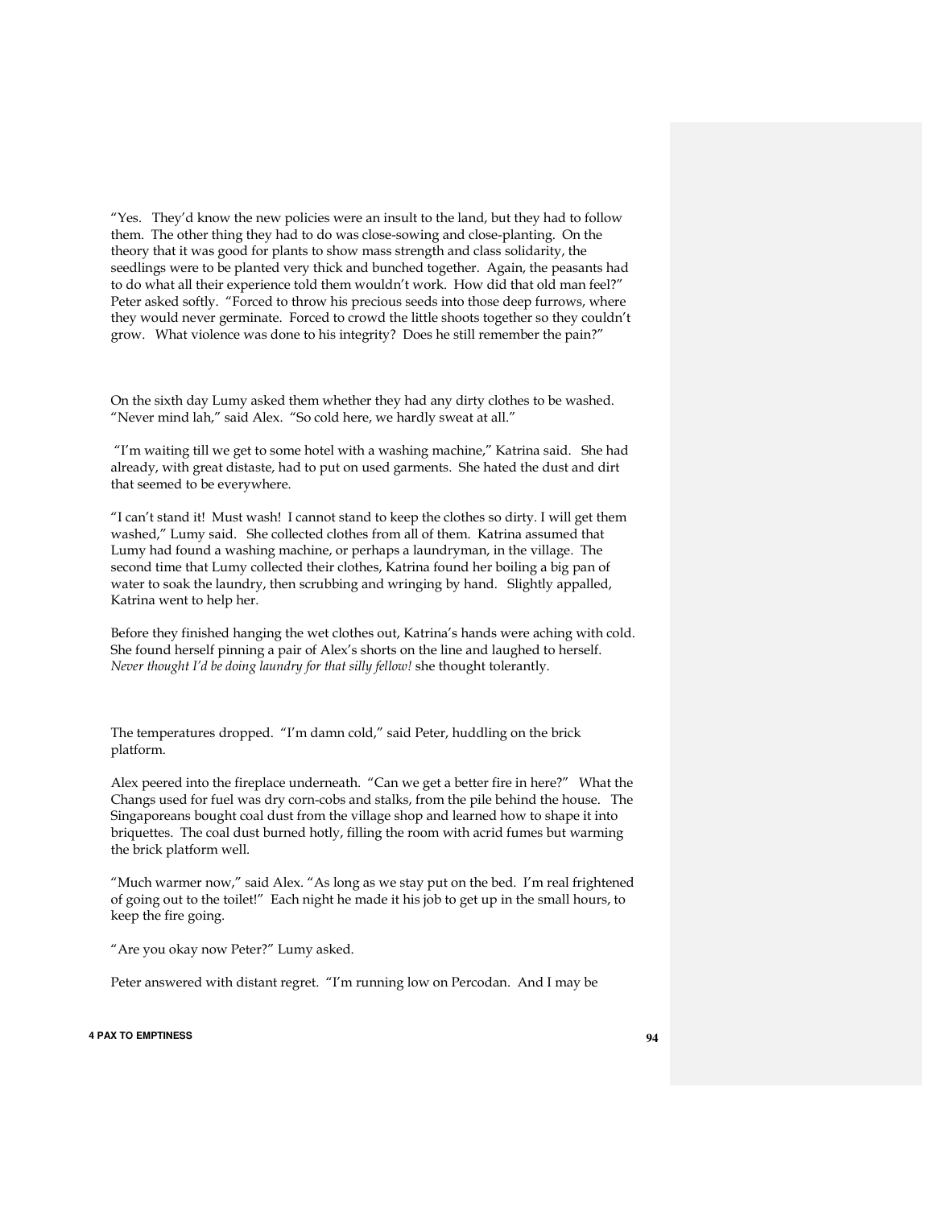"Yes. They'd know the new policies were an insult to the land, but they had to follow them. The other thing they had to do was close-sowing and close-planting. On the theory that it was good for plants to show mass strength and class solidarity, the seedlings were to be planted very thick and bunched together. Again, the peasants had to do what all their experience told them wouldn't work. How did that old man feel?" Peter asked softly. "Forced to throw his precious seeds into those deep furrows, where they would never germinate. Forced to crowd the little shoots together so they couldn't grow. What violence was done to his integrity? Does he still remember the pain?"

On the sixth day Lumy asked them whether they had any dirty clothes to be washed. "Never mind lah," said Alex. "So cold here, we hardly sweat at all."

"I'm waiting till we get to some hotel with a washing machine," Katrina said. She had already, with great distaste, had to put on used garments. She hated the dust and dirt that seemed to be everywhere.

"I can't stand it! Must wash! I cannot stand to keep the clothes so dirty. I will get them washed," Lumy said. She collected clothes from all of them. Katrina assumed that Lumy had found a washing machine, or perhaps a laundryman, in the village. The second time that Lumy collected their clothes, Katrina found her boiling a big pan of water to soak the laundry, then scrubbing and wringing by hand. Slightly appalled, Katrina went to help her.

Before they finished hanging the wet clothes out, Katrina's hands were aching with cold. She found herself pinning a pair of Alex's shorts on the line and laughed to herself. *Never thought I'd be doing laundry for that silly fellow!* she thought tolerantly.

The temperatures dropped. "I'm damn cold," said Peter, huddling on the brick platform.

Alex peered into the fireplace underneath. "Can we get a better fire in here?" What the Changs used for fuel was dry corn-cobs and stalks, from the pile behind the house. The Singaporeans bought coal dust from the village shop and learned how to shape it into briquettes. The coal dust burned hotly, filling the room with acrid fumes but warming the brick platform well.

"Much warmer now," said Alex. "As long as we stay put on the bed. I'm real frightened of going out to the toilet!" Each night he made it his job to get up in the small hours, to keep the fire going.

"Are you okay now Peter?" Lumy asked.

Peter answered with distant regret. "I'm running low on Percodan. And I may be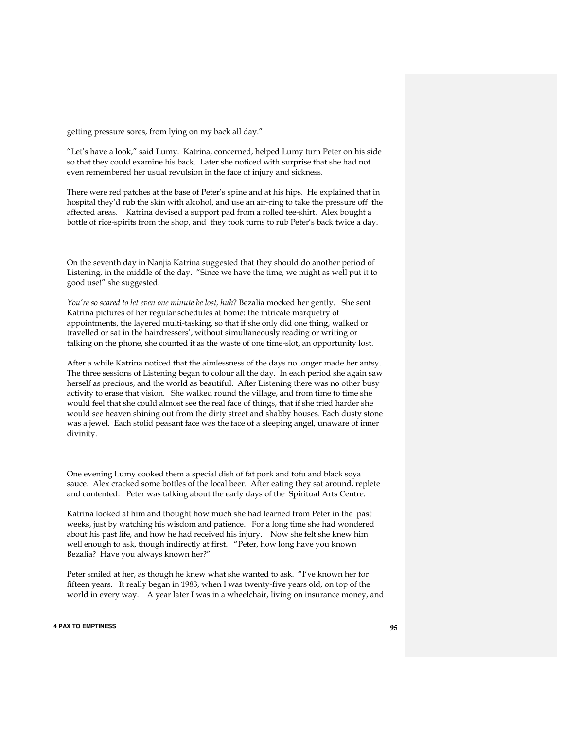getting pressure sores, from lying on my back all day."

"Let's have a look," said Lumy. Katrina, concerned, helped Lumy turn Peter on his side so that they could examine his back. Later she noticed with surprise that she had not even remembered her usual revulsion in the face of injury and sickness.

There were red patches at the base of Peter's spine and at his hips. He explained that in hospital they'd rub the skin with alcohol, and use an air-ring to take the pressure off the affected areas. Katrina devised a support pad from a rolled tee-shirt. Alex bought a bottle of rice-spirits from the shop, and they took turns to rub Peter's back twice a day.

On the seventh day in Nanjia Katrina suggested that they should do another period of Listening, in the middle of the day. "Since we have the time, we might as well put it to good use!" she suggested.

*You're so scared to let even one minute be lost, huh*? Bezalia mocked her gently. She sent Katrina pictures of her regular schedules at home: the intricate marquetry of appointments, the layered multi-tasking, so that if she only did one thing, walked or travelled or sat in the hairdressers', without simultaneously reading or writing or talking on the phone, she counted it as the waste of one time-slot, an opportunity lost.

After a while Katrina noticed that the aimlessness of the days no longer made her antsy. The three sessions of Listening began to colour all the day. In each period she again saw herself as precious, and the world as beautiful. After Listening there was no other busy activity to erase that vision. She walked round the village, and from time to time she would feel that she could almost see the real face of things, that if she tried harder she would see heaven shining out from the dirty street and shabby houses. Each dusty stone was a jewel. Each stolid peasant face was the face of a sleeping angel, unaware of inner divinity.

One evening Lumy cooked them a special dish of fat pork and tofu and black soya sauce. Alex cracked some bottles of the local beer. After eating they sat around, replete and contented. Peter was talking about the early days of the Spiritual Arts Centre.

Katrina looked at him and thought how much she had learned from Peter in the past weeks, just by watching his wisdom and patience. For a long time she had wondered about his past life, and how he had received his injury. Now she felt she knew him well enough to ask, though indirectly at first. "Peter, how long have you known Bezalia? Have you always known her?"

Peter smiled at her, as though he knew what she wanted to ask. "I've known her for fifteen years. It really began in 1983, when I was twenty-five years old, on top of the world in every way. A year later I was in a wheelchair, living on insurance money, and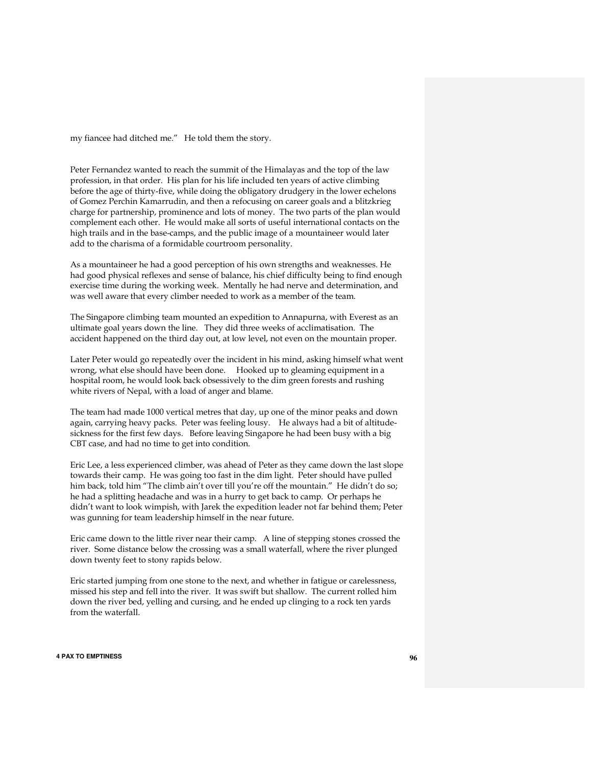my fiancee had ditched me." He told them the story.

Peter Fernandez wanted to reach the summit of the Himalayas and the top of the law profession, in that order. His plan for his life included ten years of active climbing before the age of thirty-five, while doing the obligatory drudgery in the lower echelons of Gomez Perchin Kamarrudin, and then a refocusing on career goals and a blitzkrieg charge for partnership, prominence and lots of money. The two parts of the plan would complement each other. He would make all sorts of useful international contacts on the high trails and in the base-camps, and the public image of a mountaineer would later add to the charisma of a formidable courtroom personality.

As a mountaineer he had a good perception of his own strengths and weaknesses. He had good physical reflexes and sense of balance, his chief difficulty being to find enough exercise time during the working week. Mentally he had nerve and determination, and was well aware that every climber needed to work as a member of the team.

The Singapore climbing team mounted an expedition to Annapurna, with Everest as an ultimate goal years down the line. They did three weeks of acclimatisation. The accident happened on the third day out, at low level, not even on the mountain proper.

Later Peter would go repeatedly over the incident in his mind, asking himself what went wrong, what else should have been done. Hooked up to gleaming equipment in a hospital room, he would look back obsessively to the dim green forests and rushing white rivers of Nepal, with a load of anger and blame.

The team had made 1000 vertical metres that day, up one of the minor peaks and down again, carrying heavy packs. Peter was feeling lousy. He always had a bit of altitude-sickness for the first few days. Before leaving Singapore he had been busy with a big CBT case, and had no time to get into condition.

Eric Lee, a less experienced climber, was ahead of Peter as they came down the last slope towards their camp. He was going too fast in the dim light. Peter should have pulled him back, told him "The climb ain't over till you're off the mountain." He didn't do so; he had a splitting headache and was in a hurry to get back to camp. Or perhaps he didn't want to look wimpish, with Jarek the expedition leader not far behind them; Peter was gunning for team leadership himself in the near future.

Eric came down to the little river near their camp. A line of stepping stones crossed the river. Some distance below the crossing was a small waterfall, where the river plunged down twenty feet to stony rapids below.

Eric started jumping from one stone to the next, and whether in fatigue or carelessness, missed his step and fell into the river. It was swift but shallow. The current rolled him down the river bed, yelling and cursing, and he ended up clinging to a rock ten yards from the waterfall.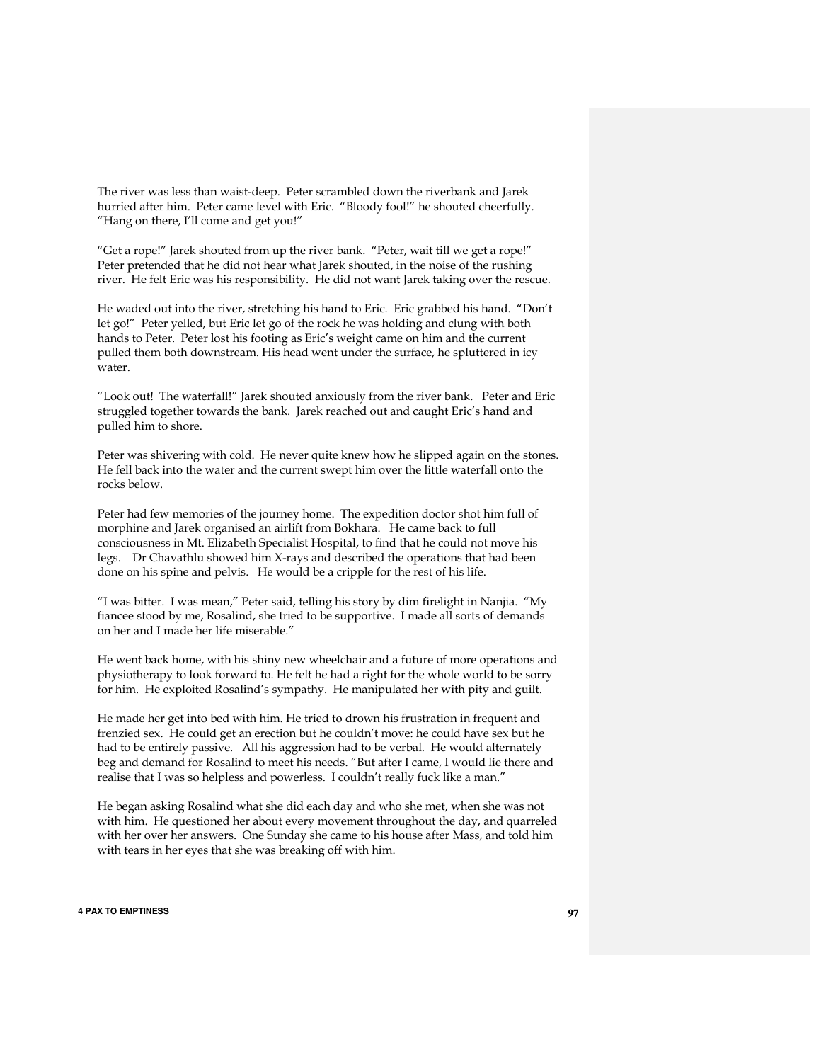The river was less than waist-deep. Peter scrambled down the riverbank and Jarek hurried after him. Peter came level with Eric. "Bloody fool!" he shouted cheerfully. "Hang on there, I'll come and get you!"

"Get a rope!" Jarek shouted from up the river bank. "Peter, wait till we get a rope!" Peter pretended that he did not hear what Jarek shouted, in the noise of the rushing river. He felt Eric was his responsibility. He did not want Jarek taking over the rescue.

He waded out into the river, stretching his hand to Eric. Eric grabbed his hand. "Don't let go!" Peter yelled, but Eric let go of the rock he was holding and clung with both hands to Peter. Peter lost his footing as Eric's weight came on him and the current pulled them both downstream. His head went under the surface, he spluttered in icy water.

"Look out! The waterfall!" Jarek shouted anxiously from the river bank. Peter and Eric struggled together towards the bank. Jarek reached out and caught Eric's hand and pulled him to shore.

Peter was shivering with cold. He never quite knew how he slipped again on the stones. He fell back into the water and the current swept him over the little waterfall onto the rocks below.

Peter had few memories of the journey home. The expedition doctor shot him full of morphine and Jarek organised an airlift from Bokhara. He came back to full consciousness in Mt. Elizabeth Specialist Hospital, to find that he could not move his legs. Dr Chavathlu showed him X-rays and described the operations that had been done on his spine and pelvis. He would be a cripple for the rest of his life.

"I was bitter. I was mean," Peter said, telling his story by dim firelight in Nanjia. "My fiancee stood by me, Rosalind, she tried to be supportive. I made all sorts of demands on her and I made her life miserable."

He went back home, with his shiny new wheelchair and a future of more operations and physiotherapy to look forward to. He felt he had a right for the whole world to be sorry for him. He exploited Rosalind's sympathy. He manipulated her with pity and guilt.

He made her get into bed with him. He tried to drown his frustration in frequent and frenzied sex. He could get an erection but he couldn't move: he could have sex but he had to be entirely passive. All his aggression had to be verbal. He would alternately beg and demand for Rosalind to meet his needs. "But after I came, I would lie there and realise that I was so helpless and powerless. I couldn't really fuck like a man."

He began asking Rosalind what she did each day and who she met, when she was not with him. He questioned her about every movement throughout the day, and quarreled with her over her answers. One Sunday she came to his house after Mass, and told him with tears in her eyes that she was breaking off with him.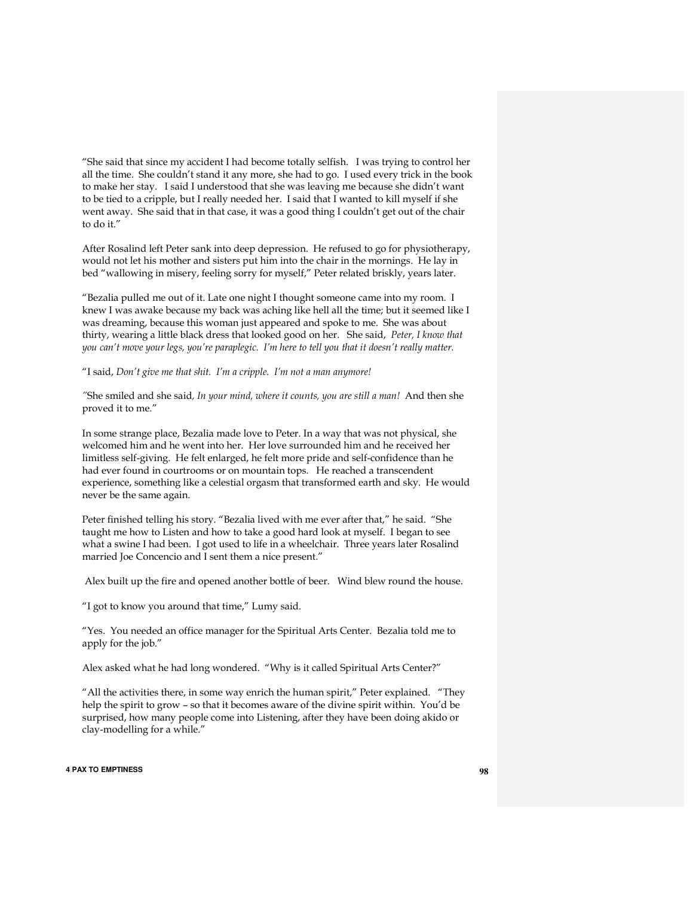"She said that since my accident I had become totally selfish. I was trying to control her all the time. She couldn't stand it any more, she had to go. I used every trick in the book to make her stay. I said I understood that she was leaving me because she didn't want to be tied to a cripple, but I really needed her. I said that I wanted to kill myself if she went away. She said that in that case, it was a good thing I couldn't get out of the chair to do it."

After Rosalind left Peter sank into deep depression. He refused to go for physiotherapy, would not let his mother and sisters put him into the chair in the mornings. He lay in bed "wallowing in misery, feeling sorry for myself," Peter related briskly, years later.

"Bezalia pulled me out of it. Late one night I thought someone came into my room. I knew I was awake because my back was aching like hell all the time; but it seemed like I was dreaming, because this woman just appeared and spoke to me. She was about thirty, wearing a little black dress that looked good on her. She said, *Peter, I know that you can't move your legs, you're paraplegic. I'm here to tell you that it doesn't really matter.*

"I said, *Don't give me that shit. I'm a cripple. I'm not a man anymore!*

"She smiled and she said, *In your mind, where it counts, you are still a man!* And then she proved it to me."

In some strange place, Bezalia made love to Peter. In a way that was not physical, she welcomed him and he went into her. Her love surrounded him and he received her limitless self-giving. He felt enlarged, he felt more pride and self-confidence than he had ever found in courtrooms or on mountain tops. He reached a transcendent experience, something like a celestial orgasm that transformed earth and sky. He would never be the same again.

Peter finished telling his story. "Bezalia lived with me ever after that," he said. "She taught me how to Listen and how to take a good hard look at myself. I began to see what a swine I had been. I got used to life in a wheelchair. Three years later Rosalind married Joe Concencio and I sent them a nice present."

Alex built up the fire and opened another bottle of beer. Wind blew round the house.

"I got to know you around that time," Lumy said.

"Yes. You needed an office manager for the Spiritual Arts Center. Bezalia told me to apply for the job."

Alex asked what he had long wondered. "Why is it called Spiritual Arts Center?"

"All the activities there, in some way enrich the human spirit," Peter explained. "They help the spirit to grow – so that it becomes aware of the divine spirit within. You'd be surprised, how many people come into Listening, after they have been doing akido or clay-modelling for a while."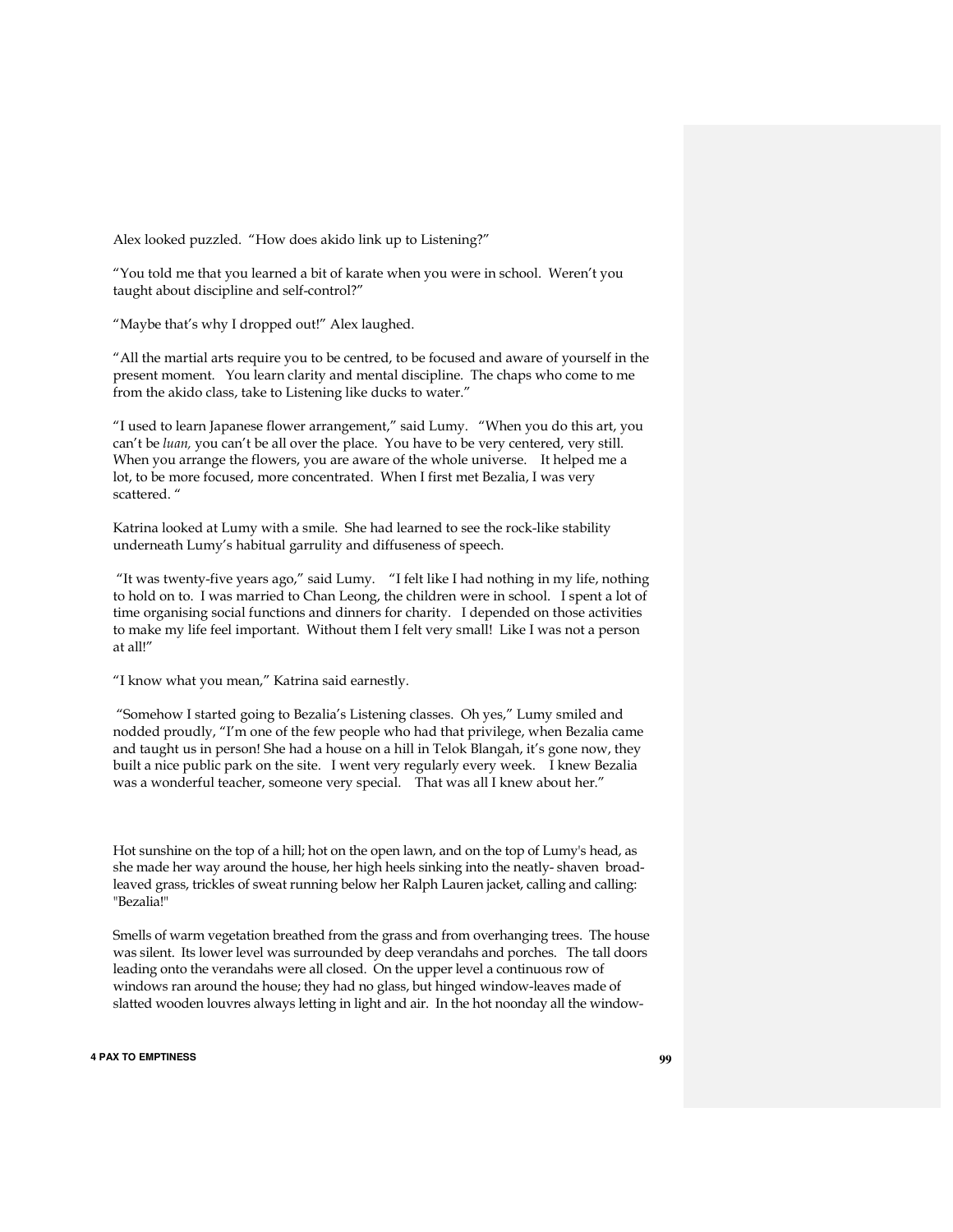Alex looked puzzled. "How does akido link up to Listening?"

"You told me that you learned a bit of karate when you were in school. Weren't you taught about discipline and self-control?"

"Maybe that's why I dropped out!" Alex laughed.

"All the martial arts require you to be centred, to be focused and aware of yourself in the present moment. You learn clarity and mental discipline. The chaps who come to me from the akido class, take to Listening like ducks to water."

"I used to learn Japanese flower arrangement," said Lumy. "When you do this art, you can't be *luan,* you can't be all over the place. You have to be very centered, very still. When you arrange the flowers, you are aware of the whole universe. It helped me a lot, to be more focused, more concentrated. When I first met Bezalia, I was very scattered. "

Katrina looked at Lumy with a smile. She had learned to see the rock-like stability underneath Lumy's habitual garrulity and diffuseness of speech.

"It was twenty-five years ago," said Lumy. "I felt like I had nothing in my life, nothing to hold on to. I was married to Chan Leong, the children were in school. I spent a lot of time organising social functions and dinners for charity. I depended on those activities to make my life feel important. Without them I felt very small! Like I was not a person at all!"

"I know what you mean," Katrina said earnestly.

"Somehow I started going to Bezalia's Listening classes. Oh yes," Lumy smiled and nodded proudly, "I'm one of the few people who had that privilege, when Bezalia came and taught us in person! She had a house on a hill in Telok Blangah, it's gone now, they built a nice public park on the site. I went very regularly every week. I knew Bezalia was a wonderful teacher, someone very special. That was all I knew about her."

Hot sunshine on the top of a hill; hot on the open lawn, and on the top of Lumy's head, as she made her way around the house, her high heels sinking into the neatly- shaven broad-leaved grass, trickles of sweat running below her Ralph Lauren jacket, calling and calling: "Bezalia!"

Smells of warm vegetation breathed from the grass and from overhanging trees. The house was silent. Its lower level was surrounded by deep verandahs and porches. The tall doors leading onto the verandahs were all closed. On the upper level a continuous row of windows ran around the house; they had no glass, but hinged window-leaves made of slatted wooden louvres always letting in light and air. In the hot noonday all the window-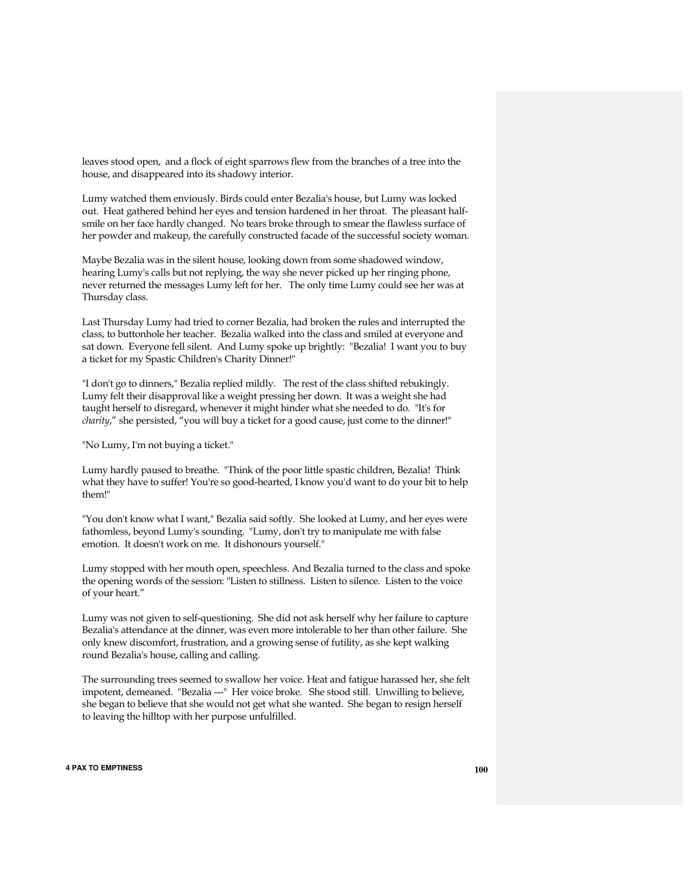leaves stood open, and a flock of eight sparrows flew from the branches of a tree into the house, and disappeared into its shadowy interior.

Lumy watched them enviously. Birds could enter Bezalia's house, but Lumy was locked out. Heat gathered behind her eyes and tension hardened in her throat. The pleasant half-smile on her face hardly changed. No tears broke through to smear the flawless surface of her powder and makeup, the carefully constructed facade of the successful society woman.

Maybe Bezalia was in the silent house, looking down from some shadowed window, hearing Lumy's calls but not replying, the way she never picked up her ringing phone, never returned the messages Lumy left for her. The only time Lumy could see her was at Thursday class.

Last Thursday Lumy had tried to corner Bezalia, had broken the rules and interrupted the class, to buttonhole her teacher. Bezalia walked into the class and smiled at everyone and sat down. Everyone fell silent. And Lumy spoke up brightly: "Bezalia! I want you to buy a ticket for my Spastic Children's Charity Dinner!"

"I don't go to dinners," Bezalia replied mildly. The rest of the class shifted rebukingly. Lumy felt their disapproval like a weight pressing her down. It was a weight she had taught herself to disregard, whenever it might hinder what she needed to do. "It's for *charity*," she persisted, "you will buy a ticket for a good cause, just come to the dinner!"

"No Lumy, I'm not buying a ticket."

Lumy hardly paused to breathe. "Think of the poor little spastic children, Bezalia! Think what they have to suffer! You're so good-hearted, I know you'd want to do your bit to help them!"

"You don't know what I want," Bezalia said softly. She looked at Lumy, and her eyes were fathomless, beyond Lumy's sounding. "Lumy, don't try to manipulate me with false emotion. It doesn't work on me. It dishonours yourself."

Lumy stopped with her mouth open, speechless. And Bezalia turned to the class and spoke the opening words of the session: "Listen to stillness. Listen to silence. Listen to the voice of your heart."

Lumy was not given to self-questioning. She did not ask herself why her failure to capture Bezalia's attendance at the dinner, was even more intolerable to her than other failure. She only knew discomfort, frustration, and a growing sense of futility, as she kept walking round Bezalia's house, calling and calling.

The surrounding trees seemed to swallow her voice. Heat and fatigue harassed her, she felt impotent, demeaned. "Bezalia ---" Her voice broke. She stood still. Unwilling to believe, she began to believe that she would not get what she wanted. She began to resign herself to leaving the hilltop with her purpose unfulfilled.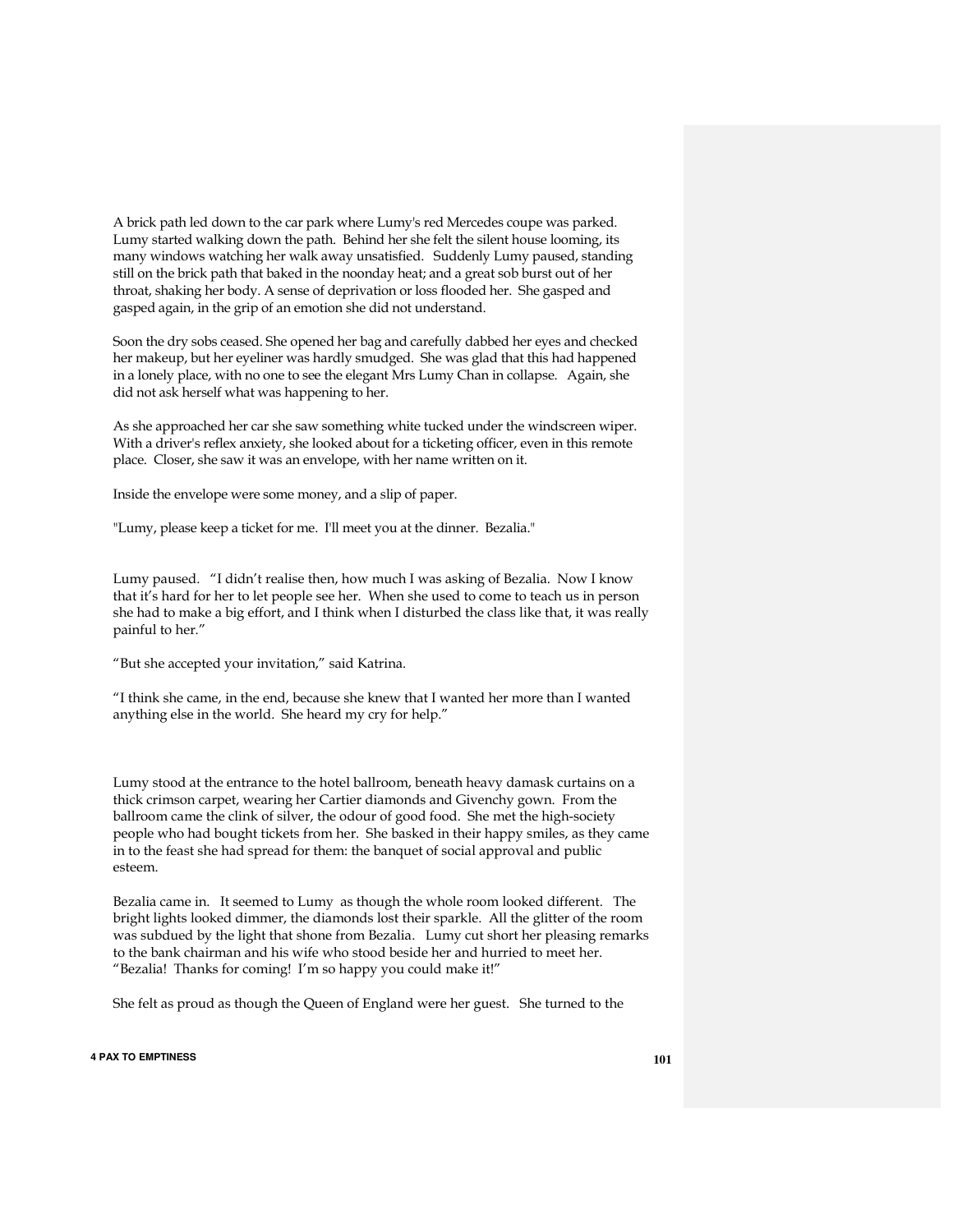A brick path led down to the car park where Lumy's red Mercedes coupe was parked. Lumy started walking down the path. Behind her she felt the silent house looming, its many windows watching her walk away unsatisfied. Suddenly Lumy paused, standing still on the brick path that baked in the noonday heat; and a great sob burst out of her throat, shaking her body. A sense of deprivation or loss flooded her. She gasped and gasped again, in the grip of an emotion she did not understand.

Soon the dry sobs ceased. She opened her bag and carefully dabbed her eyes and checked her makeup, but her eyeliner was hardly smudged. She was glad that this had happened in a lonely place, with no one to see the elegant Mrs Lumy Chan in collapse. Again, she did not ask herself what was happening to her.

As she approached her car she saw something white tucked under the windscreen wiper. With a driver's reflex anxiety, she looked about for a ticketing officer, even in this remote place. Closer, she saw it was an envelope, with her name written on it.

Inside the envelope were some money, and a slip of paper.

"Lumy, please keep a ticket for me. I'll meet you at the dinner. Bezalia."

Lumy paused. “I didn’t realise then, how much I was asking of Bezalia. Now I know that it’s hard for her to let people see her. When she used to come to teach us in person she had to make a big effort, and I think when I disturbed the class like that, it was really painful to her.”

“But she accepted your invitation,” said Katrina.

“I think she came, in the end, because she knew that I wanted her more than I wanted anything else in the world. She heard my cry for help.”

Lumy stood at the entrance to the hotel ballroom, beneath heavy damask curtains on a thick crimson carpet, wearing her Cartier diamonds and Givenchy gown. From the ballroom came the clink of silver, the odour of good food. She met the high-society people who had bought tickets from her. She basked in their happy smiles, as they came in to the feast she had spread for them: the banquet of social approval and public esteem.

Bezalia came in. It seemed to Lumy as though the whole room looked different. The bright lights looked dimmer, the diamonds lost their sparkle. All the glitter of the room was subdued by the light that shone from Bezalia. Lumy cut short her pleasing remarks to the bank chairman and his wife who stood beside her and hurried to meet her. “Bezalia! Thanks for coming! I’m so happy you could make it!”

She felt as proud as though the Queen of England were her guest. She turned to the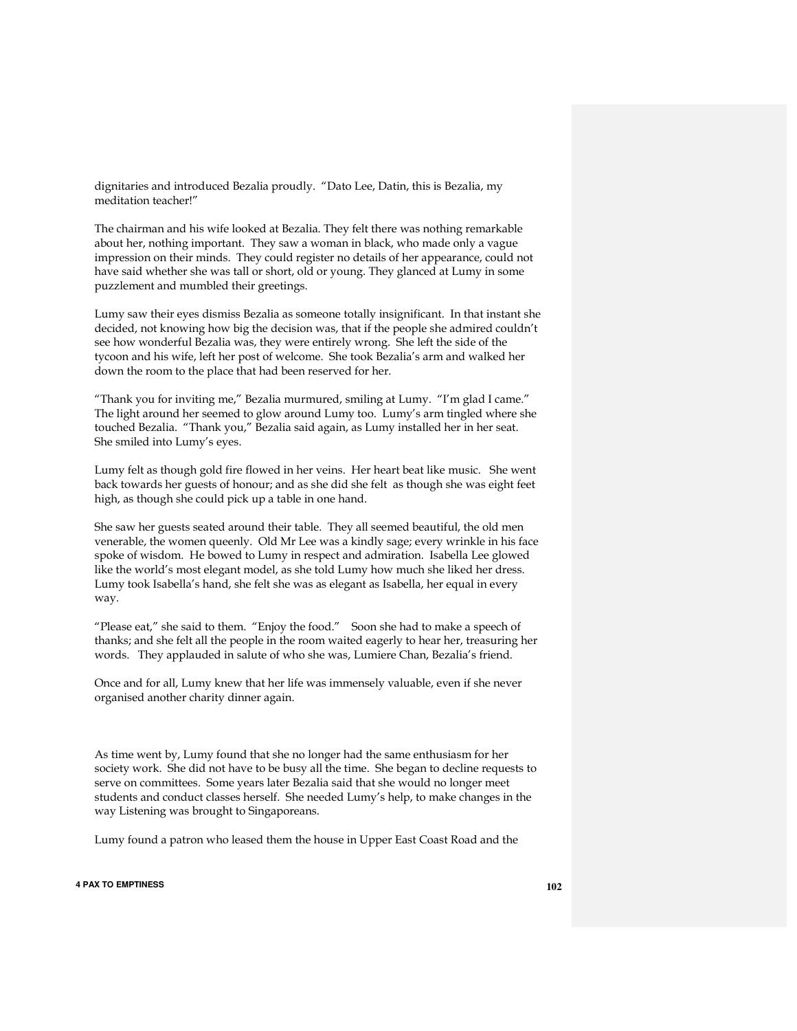dignitaries and introduced Bezalia proudly. “Dato Lee, Datin, this is Bezalia, my meditation teacher!”

The chairman and his wife looked at Bezalia. They felt there was nothing remarkable about her, nothing important. They saw a woman in black, who made only a vague impression on their minds. They could register no details of her appearance, could not have said whether she was tall or short, old or young. They glanced at Lumy in some puzzlement and mumbled their greetings.

Lumy saw their eyes dismiss Bezalia as someone totally insignificant. In that instant she decided, not knowing how big the decision was, that if the people she admired couldn’t see how wonderful Bezalia was, they were entirely wrong. She left the side of the tycoon and his wife, left her post of welcome. She took Bezalia’s arm and walked her down the room to the place that had been reserved for her.

“Thank you for inviting me,” Bezalia murmured, smiling at Lumy. “I’m glad I came.” The light around her seemed to glow around Lumy too. Lumy’s arm tingled where she touched Bezalia. “Thank you,” Bezalia said again, as Lumy installed her in her seat. She smiled into Lumy’s eyes.

Lumy felt as though gold fire flowed in her veins. Her heart beat like music. She went back towards her guests of honour; and as she did she felt as though she was eight feet high, as though she could pick up a table in one hand.

She saw her guests seated around their table. They all seemed beautiful, the old men venerable, the women queenly. Old Mr Lee was a kindly sage; every wrinkle in his face spoke of wisdom. He bowed to Lumy in respect and admiration. Isabella Lee glowed like the world’s most elegant model, as she told Lumy how much she liked her dress. Lumy took Isabella’s hand, she felt she was as elegant as Isabella, her equal in every way.

“Please eat,” she said to them. “Enjoy the food.” Soon she had to make a speech of thanks; and she felt all the people in the room waited eagerly to hear her, treasuring her words. They applauded in salute of who she was, Lumiere Chan, Bezalia’s friend.

Once and for all, Lumy knew that her life was immensely valuable, even if she never organised another charity dinner again.

As time went by, Lumy found that she no longer had the same enthusiasm for her society work. She did not have to be busy all the time. She began to decline requests to serve on committees. Some years later Bezalia said that she would no longer meet students and conduct classes herself. She needed Lumy’s help, to make changes in the way Listening was brought to Singaporeans.

Lumy found a patron who leased them the house in Upper East Coast Road and the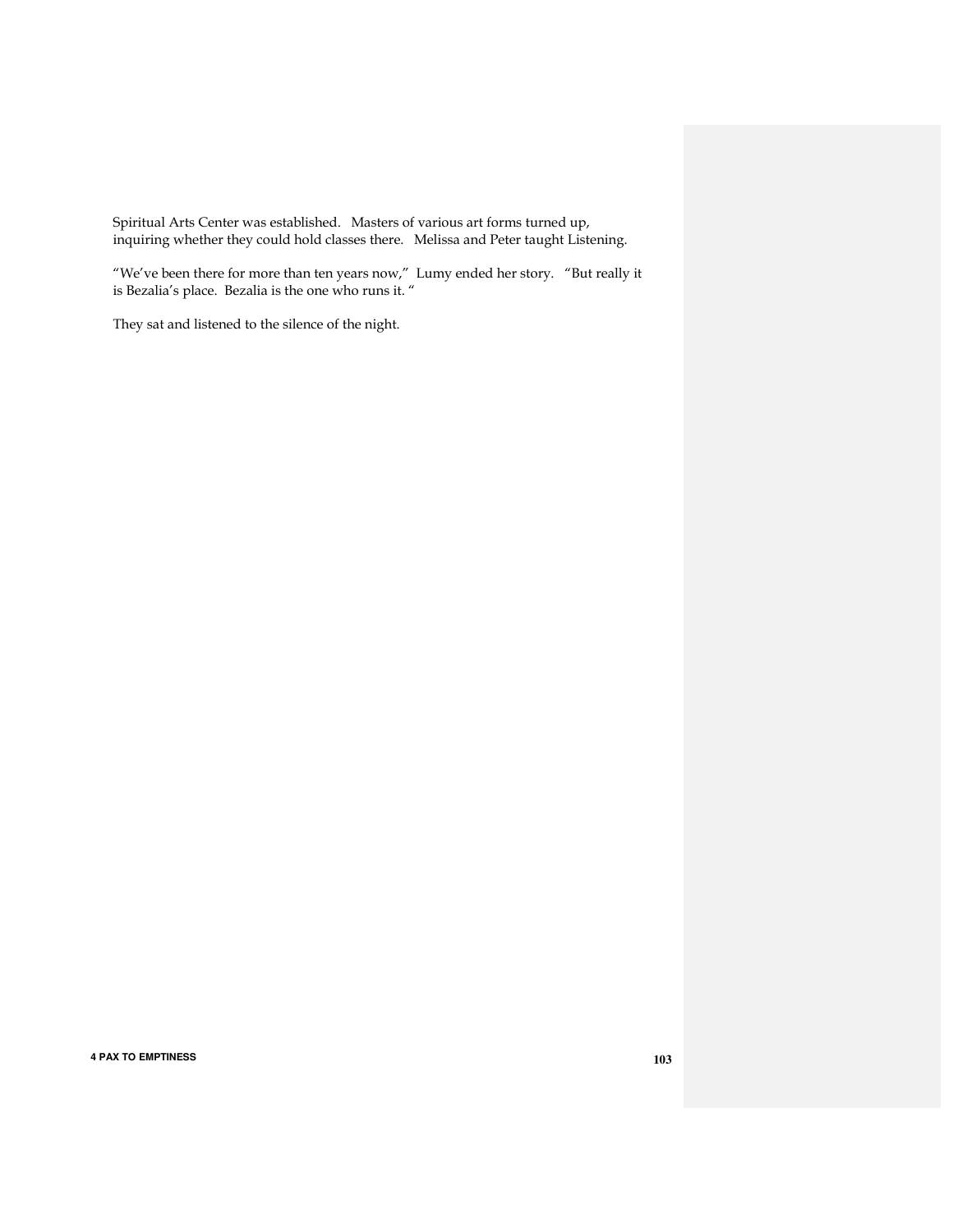Spiritual Arts Center was established. Masters of various art forms turned up, inquiring whether they could hold classes there. Melissa and Peter taught Listening.

"We've been there for more than ten years now," Lumy ended her story. "But really it is Bezalia's place. Bezalia is the one who runs it. "

They sat and listened to the silence of the night.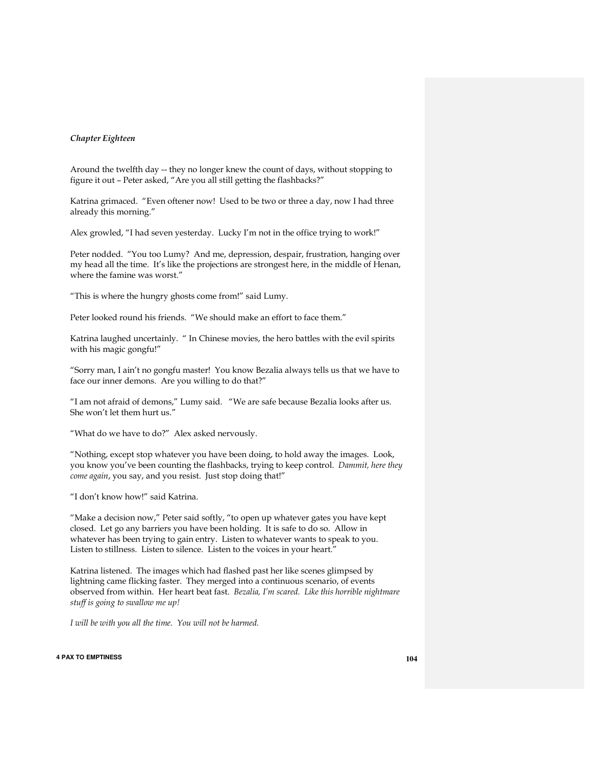*Chapter Eighteen*

Around the twelfth day -- they no longer knew the count of days, without stopping to figure it out – Peter asked, "Are you all still getting the flashbacks?"

Katrina grimaced. "Even oftener now! Used to be two or three a day, now I had three already this morning."

Alex growled, "I had seven yesterday. Lucky I'm not in the office trying to work!"

Peter nodded. "You too Lumy? And me, depression, despair, frustration, hanging over my head all the time. It's like the projections are strongest here, in the middle of Henan, where the famine was worst."

"This is where the hungry ghosts come from!" said Lumy.

Peter looked round his friends. "We should make an effort to face them."

Katrina laughed uncertainly. " In Chinese movies, the hero battles with the evil spirits with his magic gongfu!"

"Sorry man, I ain't no gongfu master! You know Bezalia always tells us that we have to face our inner demons. Are you willing to do that?"

"I am not afraid of demons," Lumy said. "We are safe because Bezalia looks after us. She won't let them hurt us."

"What do we have to do?" Alex asked nervously.

"Nothing, except stop whatever you have been doing, to hold away the images. Look, you know you've been counting the flashbacks, trying to keep control. *Dammit, here they come again*, you say, and you resist. Just stop doing that!"

"I don't know how!" said Katrina.

"Make a decision now," Peter said softly, "to open up whatever gates you have kept closed. Let go any barriers you have been holding. It is safe to do so. Allow in whatever has been trying to gain entry. Listen to whatever wants to speak to you. Listen to stillness. Listen to silence. Listen to the voices in your heart."

Katrina listened. The images which had flashed past her like scenes glimpsed by lightning came flicking faster. They merged into a continuous scenario, of events observed from within. Her heart beat fast. *Bezalia, I'm scared. Like this horrible nightmare stuff is going to swallow me up!*

*I will be with you all the time. You will not be harmed.*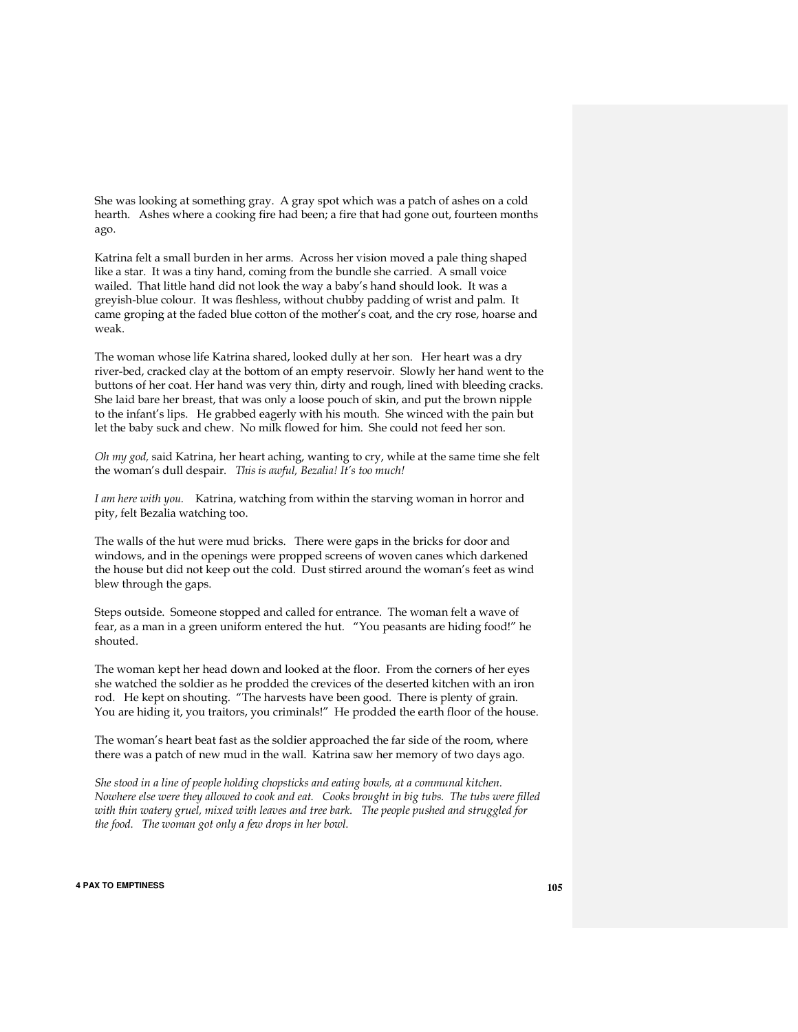She was looking at something gray. A gray spot which was a patch of ashes on a cold hearth. Ashes where a cooking fire had been; a fire that had gone out, fourteen months ago.

Katrina felt a small burden in her arms. Across her vision moved a pale thing shaped like a star. It was a tiny hand, coming from the bundle she carried. A small voice wailed. That little hand did not look the way a baby's hand should look. It was a greyish-blue colour. It was fleshless, without chubby padding of wrist and palm. It came groping at the faded blue cotton of the mother's coat, and the cry rose, hoarse and weak.

The woman whose life Katrina shared, looked dully at her son. Her heart was a dry river-bed, cracked clay at the bottom of an empty reservoir. Slowly her hand went to the buttons of her coat. Her hand was very thin, dirty and rough, lined with bleeding cracks. She laid bare her breast, that was only a loose pouch of skin, and put the brown nipple to the infant's lips. He grabbed eagerly with his mouth. She winced with the pain but let the baby suck and chew. No milk flowed for him. She could not feed her son.

*Oh my god,* said Katrina, her heart aching, wanting to cry, while at the same time she felt the woman's dull despair. *This is awful, Bezalia! It's too much!*

*I am here with you.* Katrina, watching from within the starving woman in horror and pity, felt Bezalia watching too.

The walls of the hut were mud bricks. There were gaps in the bricks for door and windows, and in the openings were propped screens of woven canes which darkened the house but did not keep out the cold. Dust stirred around the woman's feet as wind blew through the gaps.

Steps outside. Someone stopped and called for entrance. The woman felt a wave of fear, as a man in a green uniform entered the hut. "You peasants are hiding food!" he shouted.

The woman kept her head down and looked at the floor. From the corners of her eyes she watched the soldier as he prodded the crevices of the deserted kitchen with an iron rod. He kept on shouting. "The harvests have been good. There is plenty of grain. You are hiding it, you traitors, you criminals!" He prodded the earth floor of the house.

The woman's heart beat fast as the soldier approached the far side of the room, where there was a patch of new mud in the wall. Katrina saw her memory of two days ago.

*She stood in a line of people holding chopsticks and eating bowls, at a communal kitchen. Nowhere else were they allowed to cook and eat. Cooks brought in big tubs. The tubs were filled with thin watery gruel, mixed with leaves and tree bark. The people pushed and struggled for the food. The woman got only a few drops in her bowl.*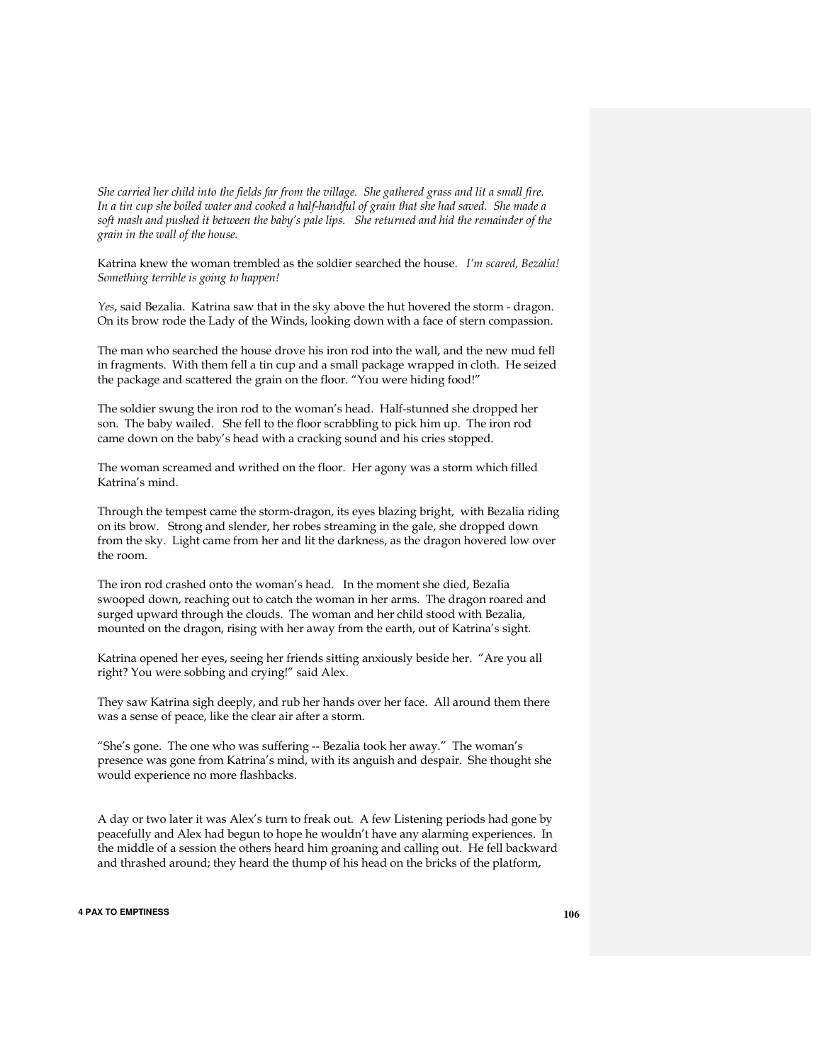*She carried her child into the fields far from the village. She gathered grass and lit a small fire. In a tin cup she boiled water and cooked a half-handful of grain that she had saved. She made a soft mash and pushed it between the baby's pale lips. She returned and hid the remainder of the grain in the wall of the house.*

Katrina knew the woman trembled as the soldier searched the house. *I'm scared, Bezalia! Something terrible is going to happen!*

*Yes*, said Bezalia. Katrina saw that in the sky above the hut hovered the storm - dragon. On its brow rode the Lady of the Winds, looking down with a face of stern compassion.

The man who searched the house drove his iron rod into the wall, and the new mud fell in fragments. With them fell a tin cup and a small package wrapped in cloth. He seized the package and scattered the grain on the floor. "You were hiding food!"

The soldier swung the iron rod to the woman's head. Half-stunned she dropped her son. The baby wailed. She fell to the floor scrabbling to pick him up. The iron rod came down on the baby's head with a cracking sound and his cries stopped.

The woman screamed and writhed on the floor. Her agony was a storm which filled Katrina's mind.

Through the tempest came the storm-dragon, its eyes blazing bright, with Bezalia riding on its brow. Strong and slender, her robes streaming in the gale, she dropped down from the sky. Light came from her and lit the darkness, as the dragon hovered low over the room.

The iron rod crashed onto the woman's head. In the moment she died, Bezalia swooped down, reaching out to catch the woman in her arms. The dragon roared and surged upward through the clouds. The woman and her child stood with Bezalia, mounted on the dragon, rising with her away from the earth, out of Katrina's sight.

Katrina opened her eyes, seeing her friends sitting anxiously beside her. "Are you all right? You were sobbing and crying!" said Alex.

They saw Katrina sigh deeply, and rub her hands over her face. All around them there was a sense of peace, like the clear air after a storm.

"She's gone. The one who was suffering -- Bezalia took her away." The woman's presence was gone from Katrina's mind, with its anguish and despair. She thought she would experience no more flashbacks.

A day or two later it was Alex's turn to freak out. A few Listening periods had gone by peacefully and Alex had begun to hope he wouldn't have any alarming experiences. In the middle of a session the others heard him groaning and calling out. He fell backward and thrashed around; they heard the thump of his head on the bricks of the platform,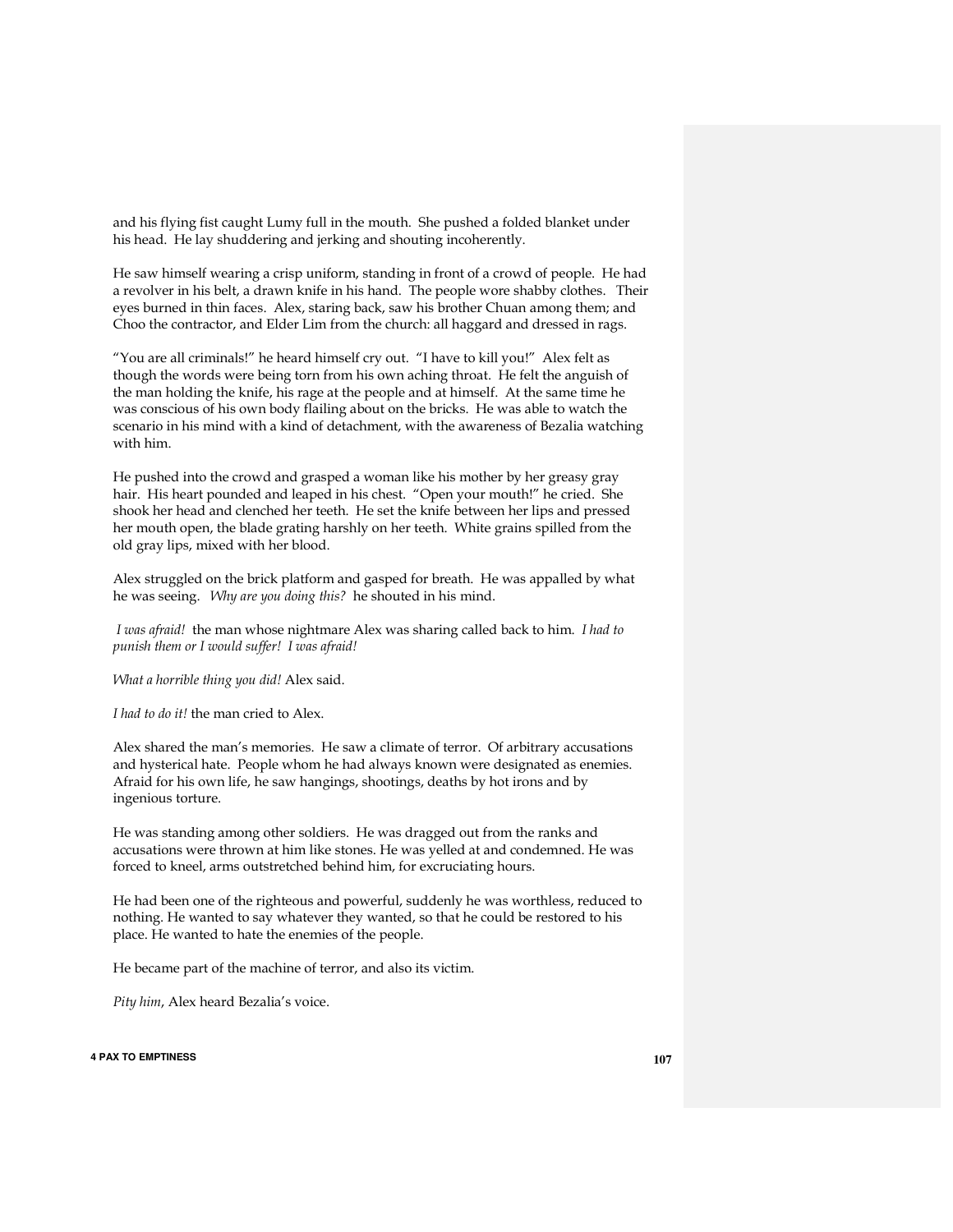and his flying fist caught Lumy full in the mouth. She pushed a folded blanket under his head. He lay shuddering and jerking and shouting incoherently.

He saw himself wearing a crisp uniform, standing in front of a crowd of people. He had a revolver in his belt, a drawn knife in his hand. The people wore shabby clothes. Their eyes burned in thin faces. Alex, staring back, saw his brother Chuan among them; and Choo the contractor, and Elder Lim from the church: all haggard and dressed in rags.

"You are all criminals!" he heard himself cry out. "I have to kill you!" Alex felt as though the words were being torn from his own aching throat. He felt the anguish of the man holding the knife, his rage at the people and at himself. At the same time he was conscious of his own body flailing about on the bricks. He was able to watch the scenario in his mind with a kind of detachment, with the awareness of Bezalia watching with him.

He pushed into the crowd and grasped a woman like his mother by her greasy gray hair. His heart pounded and leaped in his chest. "Open your mouth!" he cried. She shook her head and clenched her teeth. He set the knife between her lips and pressed her mouth open, the blade grating harshly on her teeth. White grains spilled from the old gray lips, mixed with her blood.

Alex struggled on the brick platform and gasped for breath. He was appalled by what he was seeing. *Why are you doing this?* he shouted in his mind.

*I was afraid!* the man whose nightmare Alex was sharing called back to him. *I had to punish them or I would suffer! I was afraid!*

*What a horrible thing you did!* Alex said.

*I had to do it!* the man cried to Alex.

Alex shared the man's memories. He saw a climate of terror. Of arbitrary accusations and hysterical hate. People whom he had always known were designated as enemies. Afraid for his own life, he saw hangings, shootings, deaths by hot irons and by ingenious torture.

He was standing among other soldiers. He was dragged out from the ranks and accusations were thrown at him like stones. He was yelled at and condemned. He was forced to kneel, arms outstretched behind him, for excruciating hours.

He had been one of the righteous and powerful, suddenly he was worthless, reduced to nothing. He wanted to say whatever they wanted, so that he could be restored to his place. He wanted to hate the enemies of the people.

He became part of the machine of terror, and also its victim.

*Pity him*, Alex heard Bezalia's voice.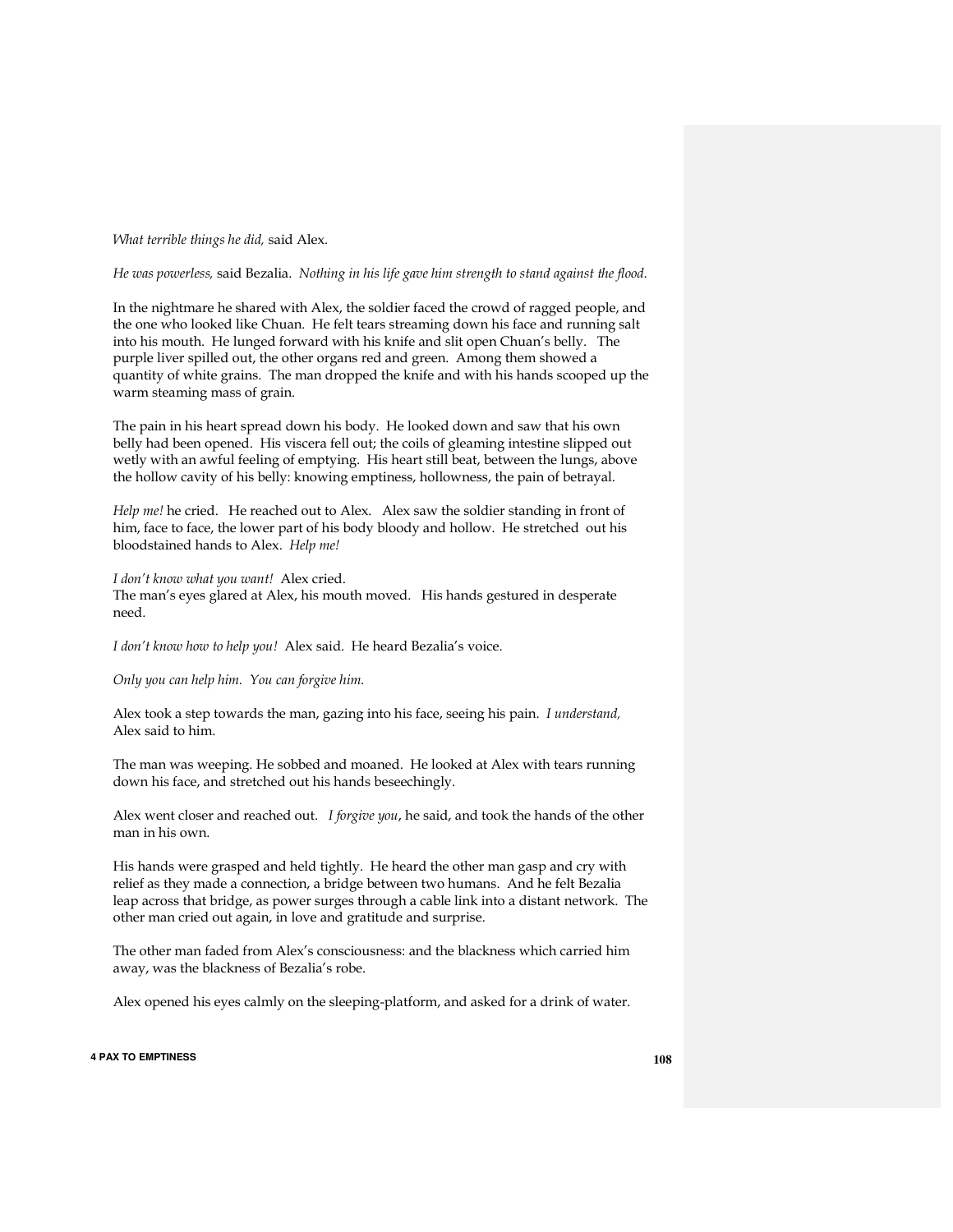*What terrible things he did,* said Alex.

*He was powerless,* said Bezalia. *Nothing in his life gave him strength to stand against the flood.*

In the nightmare he shared with Alex, the soldier faced the crowd of ragged people, and the one who looked like Chuan. He felt tears streaming down his face and running salt into his mouth. He lunged forward with his knife and slit open Chuan's belly. The purple liver spilled out, the other organs red and green. Among them showed a quantity of white grains. The man dropped the knife and with his hands scooped up the warm steaming mass of grain.

The pain in his heart spread down his body. He looked down and saw that his own belly had been opened. His viscera fell out; the coils of gleaming intestine slipped out wetly with an awful feeling of emptying. His heart still beat, between the lungs, above the hollow cavity of his belly: knowing emptiness, hollowness, the pain of betrayal.

*Help me!* he cried. He reached out to Alex. Alex saw the soldier standing in front of him, face to face, the lower part of his body bloody and hollow. He stretched out his bloodstained hands to Alex. *Help me!*

*I don't know what you want!* Alex cried.
The man's eyes glared at Alex, his mouth moved. His hands gestured in desperate need.

*I don't know how to help you!* Alex said. He heard Bezalia's voice.

*Only you can help him. You can forgive him.*

Alex took a step towards the man, gazing into his face, seeing his pain. *I understand,* Alex said to him.

The man was weeping. He sobbed and moaned. He looked at Alex with tears running down his face, and stretched out his hands beseechingly.

Alex went closer and reached out. *I forgive you*, he said, and took the hands of the other man in his own.

His hands were grasped and held tightly. He heard the other man gasp and cry with relief as they made a connection, a bridge between two humans. And he felt Bezalia leap across that bridge, as power surges through a cable link into a distant network. The other man cried out again, in love and gratitude and surprise.

The other man faded from Alex's consciousness: and the blackness which carried him away, was the blackness of Bezalia's robe.

Alex opened his eyes calmly on the sleeping-platform, and asked for a drink of water.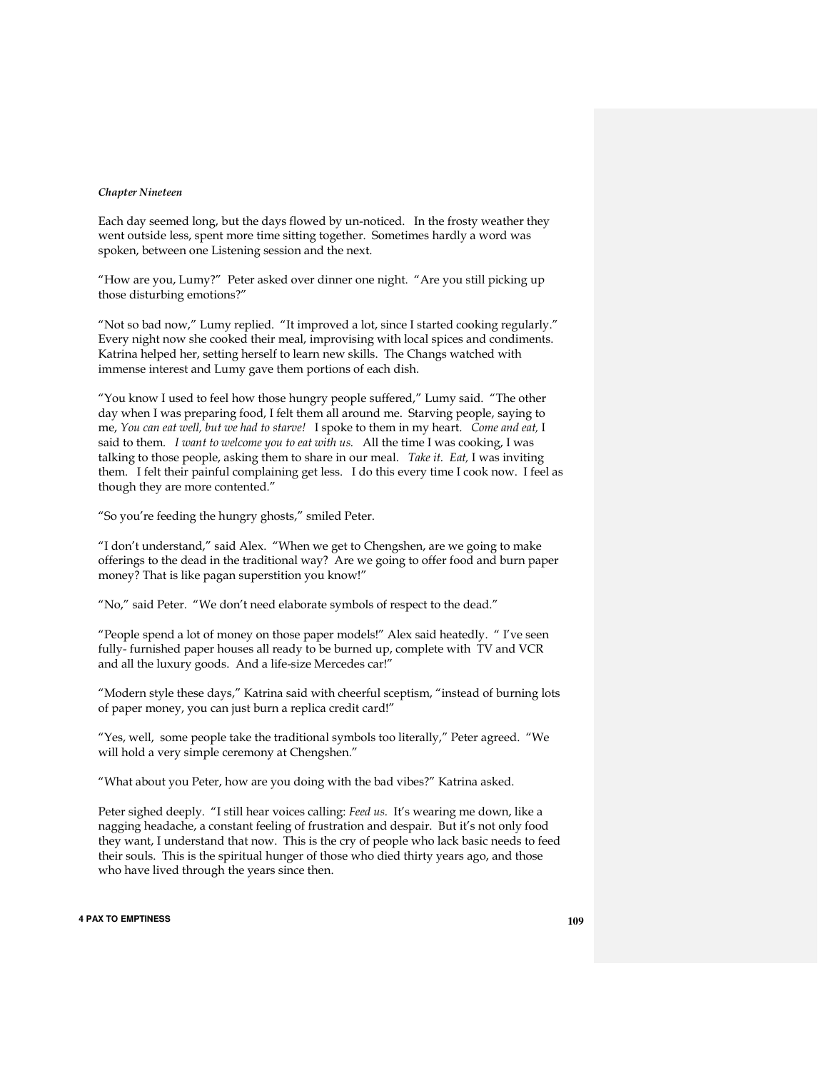*Chapter Nineteen*

Each day seemed long, but the days flowed by un-noticed. In the frosty weather they went outside less, spent more time sitting together. Sometimes hardly a word was spoken, between one Listening session and the next.

"How are you, Lumy?" Peter asked over dinner one night. "Are you still picking up those disturbing emotions?"

"Not so bad now," Lumy replied. "It improved a lot, since I started cooking regularly." Every night now she cooked their meal, improvising with local spices and condiments. Katrina helped her, setting herself to learn new skills. The Changs watched with immense interest and Lumy gave them portions of each dish.

"You know I used to feel how those hungry people suffered," Lumy said. "The other day when I was preparing food, I felt them all around me. Starving people, saying to me, *You can eat well, but we had to starve!* I spoke to them in my heart. *Come and eat,* I said to them. *I want to welcome you to eat with us.* All the time I was cooking, I was talking to those people, asking them to share in our meal. *Take it. Eat,* I was inviting them. I felt their painful complaining get less. I do this every time I cook now. I feel as though they are more contented."

"So you're feeding the hungry ghosts," smiled Peter.

"I don't understand," said Alex. "When we get to Chengshen, are we going to make offerings to the dead in the traditional way? Are we going to offer food and burn paper money? That is like pagan superstition you know!"

"No," said Peter. "We don't need elaborate symbols of respect to the dead."

"People spend a lot of money on those paper models!" Alex said heatedly. " I've seen fully- furnished paper houses all ready to be burned up, complete with TV and VCR and all the luxury goods. And a life-size Mercedes car!"

"Modern style these days," Katrina said with cheerful sceptism, "instead of burning lots of paper money, you can just burn a replica credit card!"

"Yes, well, some people take the traditional symbols too literally," Peter agreed. "We will hold a very simple ceremony at Chengshen."

"What about you Peter, how are you doing with the bad vibes?" Katrina asked.

Peter sighed deeply. "I still hear voices calling: *Feed us.* It's wearing me down, like a nagging headache, a constant feeling of frustration and despair. But it's not only food they want, I understand that now. This is the cry of people who lack basic needs to feed their souls. This is the spiritual hunger of those who died thirty years ago, and those who have lived through the years since then.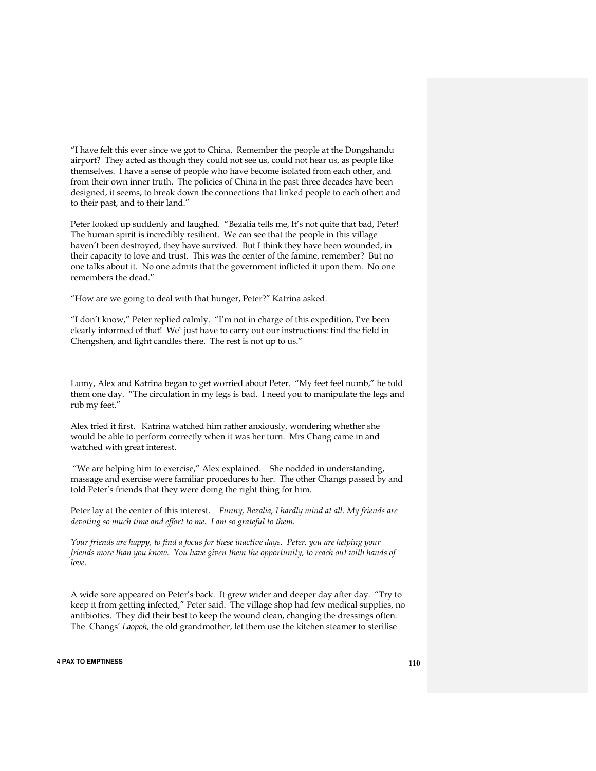"I have felt this ever since we got to China. Remember the people at the Dongshandu airport? They acted as though they could not see us, could not hear us, as people like themselves. I have a sense of people who have become isolated from each other, and from their own inner truth. The policies of China in the past three decades have been designed, it seems, to break down the connections that linked people to each other: and to their past, and to their land."

Peter looked up suddenly and laughed. "Bezalia tells me, It's not quite that bad, Peter! The human spirit is incredibly resilient. We can see that the people in this village haven't been destroyed, they have survived. But I think they have been wounded, in their capacity to love and trust. This was the center of the famine, remember? But no one talks about it. No one admits that the government inflicted it upon them. No one remembers the dead."

"How are we going to deal with that hunger, Peter?" Katrina asked.

"I don't know," Peter replied calmly. "I'm not in charge of this expedition, I've been clearly informed of that! We` just have to carry out our instructions: find the field in Chengshen, and light candles there. The rest is not up to us."

Lumy, Alex and Katrina began to get worried about Peter. "My feet feel numb," he told them one day. "The circulation in my legs is bad. I need you to manipulate the legs and rub my feet."

Alex tried it first. Katrina watched him rather anxiously, wondering whether she would be able to perform correctly when it was her turn. Mrs Chang came in and watched with great interest.

"We are helping him to exercise," Alex explained. She nodded in understanding, massage and exercise were familiar procedures to her. The other Changs passed by and told Peter's friends that they were doing the right thing for him.

Peter lay at the center of this interest. *Funny, Bezalia, I hardly mind at all. My friends are devoting so much time and effort to me. I am so grateful to them.*

*Your friends are happy, to find a focus for these inactive days. Peter, you are helping your friends more than you know. You have given them the opportunity, to reach out with hands of love.*

A wide sore appeared on Peter's back. It grew wider and deeper day after day. "Try to keep it from getting infected," Peter said. The village shop had few medical supplies, no antibiotics. They did their best to keep the wound clean, changing the dressings often. The Changs' *Laopoh,* the old grandmother, let them use the kitchen steamer to sterilise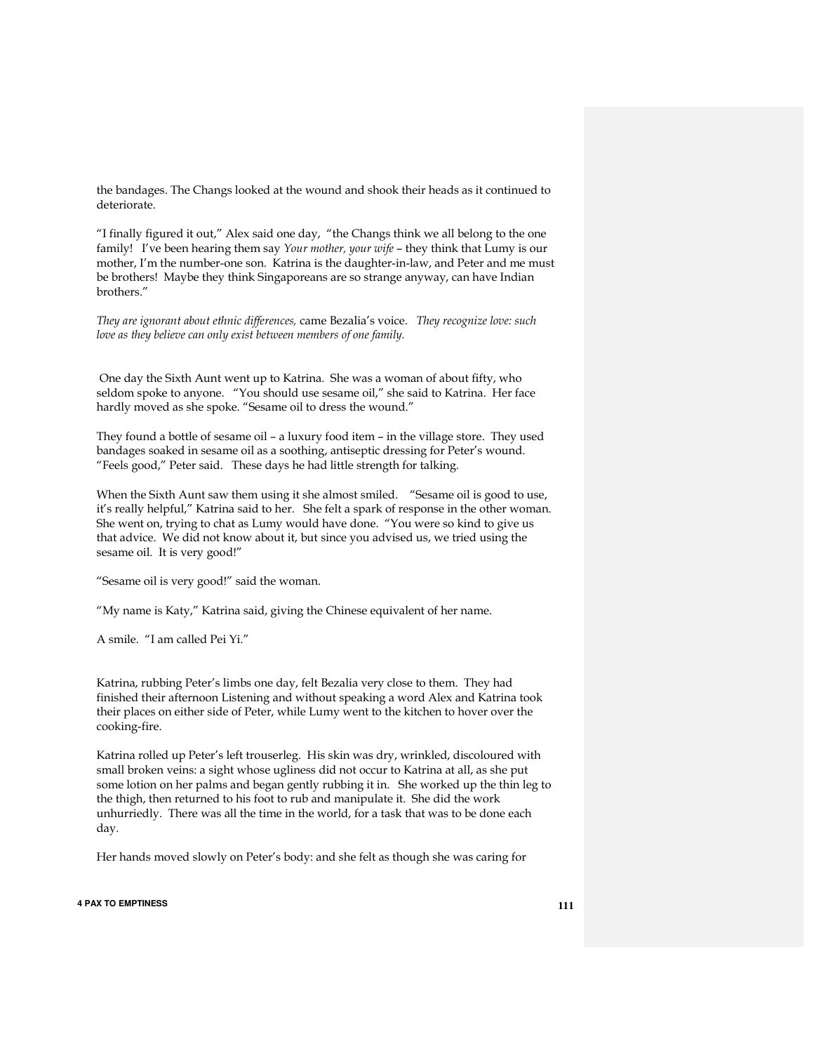the bandages. The Changs looked at the wound and shook their heads as it continued to deteriorate.

"I finally figured it out," Alex said one day, "the Changs think we all belong to the one family! I've been hearing them say *Your mother, your wife* – they think that Lumy is our mother, I'm the number-one son. Katrina is the daughter-in-law, and Peter and me must be brothers! Maybe they think Singaporeans are so strange anyway, can have Indian brothers."

*They are ignorant about ethnic differences,* came Bezalia's voice. *They recognize love: such love as they believe can only exist between members of one family.*

One day the Sixth Aunt went up to Katrina. She was a woman of about fifty, who seldom spoke to anyone. "You should use sesame oil," she said to Katrina. Her face hardly moved as she spoke. "Sesame oil to dress the wound."

They found a bottle of sesame oil – a luxury food item – in the village store. They used bandages soaked in sesame oil as a soothing, antiseptic dressing for Peter's wound. "Feels good," Peter said. These days he had little strength for talking.

When the Sixth Aunt saw them using it she almost smiled. "Sesame oil is good to use, it's really helpful," Katrina said to her. She felt a spark of response in the other woman. She went on, trying to chat as Lumy would have done. "You were so kind to give us that advice. We did not know about it, but since you advised us, we tried using the sesame oil. It is very good!"

"Sesame oil is very good!" said the woman.

"My name is Katy," Katrina said, giving the Chinese equivalent of her name.

A smile. "I am called Pei Yi."

Katrina, rubbing Peter's limbs one day, felt Bezalia very close to them. They had finished their afternoon Listening and without speaking a word Alex and Katrina took their places on either side of Peter, while Lumy went to the kitchen to hover over the cooking-fire.

Katrina rolled up Peter's left trouserleg. His skin was dry, wrinkled, discoloured with small broken veins: a sight whose ugliness did not occur to Katrina at all, as she put some lotion on her palms and began gently rubbing it in. She worked up the thin leg to the thigh, then returned to his foot to rub and manipulate it. She did the work unhurriedly. There was all the time in the world, for a task that was to be done each day.

Her hands moved slowly on Peter's body: and she felt as though she was caring for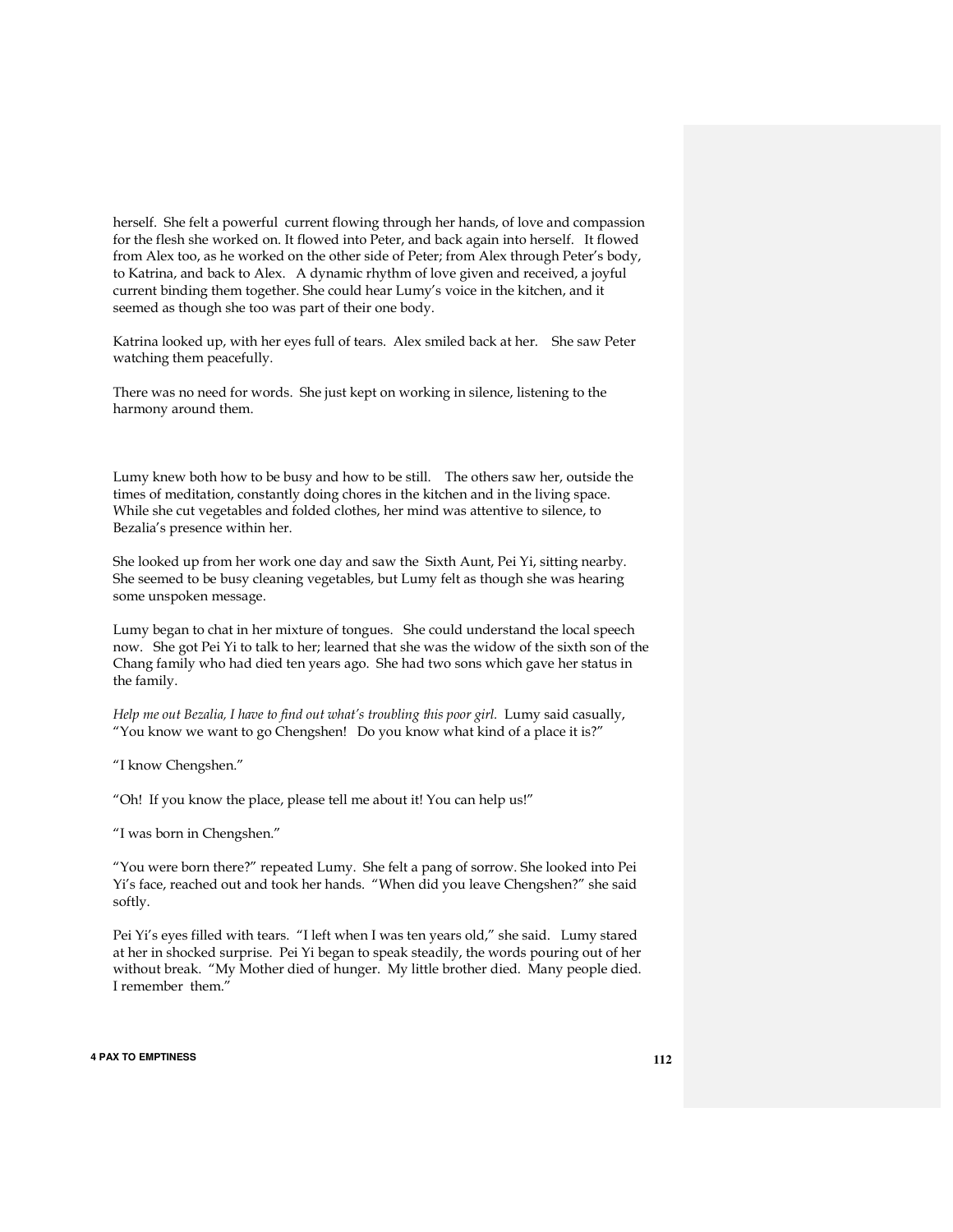herself. She felt a powerful current flowing through her hands, of love and compassion for the flesh she worked on. It flowed into Peter, and back again into herself. It flowed from Alex too, as he worked on the other side of Peter; from Alex through Peter's body, to Katrina, and back to Alex. A dynamic rhythm of love given and received, a joyful current binding them together. She could hear Lumy's voice in the kitchen, and it seemed as though she too was part of their one body.

Katrina looked up, with her eyes full of tears. Alex smiled back at her. She saw Peter watching them peacefully.

There was no need for words. She just kept on working in silence, listening to the harmony around them.

Lumy knew both how to be busy and how to be still. The others saw her, outside the times of meditation, constantly doing chores in the kitchen and in the living space. While she cut vegetables and folded clothes, her mind was attentive to silence, to Bezalia's presence within her.

She looked up from her work one day and saw the Sixth Aunt, Pei Yi, sitting nearby. She seemed to be busy cleaning vegetables, but Lumy felt as though she was hearing some unspoken message.

Lumy began to chat in her mixture of tongues. She could understand the local speech now. She got Pei Yi to talk to her; learned that she was the widow of the sixth son of the Chang family who had died ten years ago. She had two sons which gave her status in the family.

*Help me out Bezalia, I have to find out what's troubling this poor girl.* Lumy said casually, "You know we want to go Chengshen! Do you know what kind of a place it is?"

"I know Chengshen."

"Oh! If you know the place, please tell me about it! You can help us!"

"I was born in Chengshen."

"You were born there?" repeated Lumy. She felt a pang of sorrow. She looked into Pei Yi's face, reached out and took her hands. "When did you leave Chengshen?" she said softly.

Pei Yi's eyes filled with tears. "I left when I was ten years old," she said. Lumy stared at her in shocked surprise. Pei Yi began to speak steadily, the words pouring out of her without break. "My Mother died of hunger. My little brother died. Many people died. I remember them."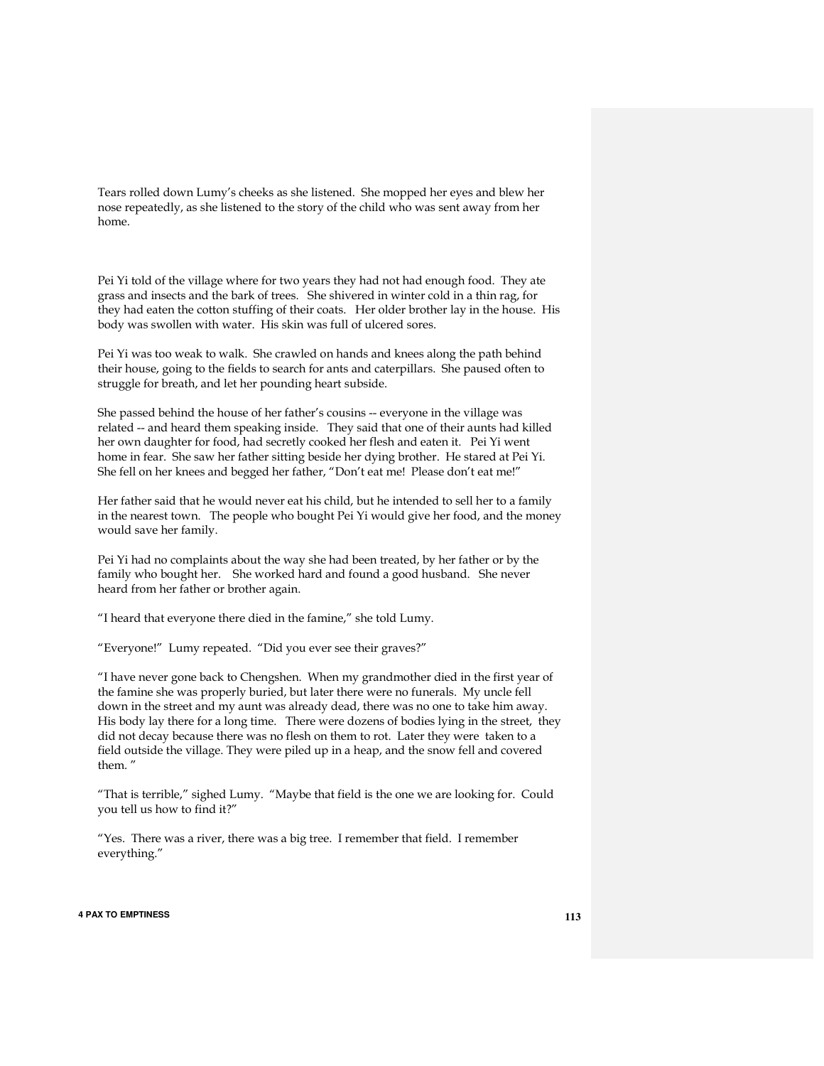Tears rolled down Lumy's cheeks as she listened. She mopped her eyes and blew her nose repeatedly, as she listened to the story of the child who was sent away from her home.

Pei Yi told of the village where for two years they had not had enough food. They ate grass and insects and the bark of trees. She shivered in winter cold in a thin rag, for they had eaten the cotton stuffing of their coats. Her older brother lay in the house. His body was swollen with water. His skin was full of ulcered sores.

Pei Yi was too weak to walk. She crawled on hands and knees along the path behind their house, going to the fields to search for ants and caterpillars. She paused often to struggle for breath, and let her pounding heart subside.

She passed behind the house of her father's cousins -- everyone in the village was related -- and heard them speaking inside. They said that one of their aunts had killed her own daughter for food, had secretly cooked her flesh and eaten it. Pei Yi went home in fear. She saw her father sitting beside her dying brother. He stared at Pei Yi. She fell on her knees and begged her father, "Don't eat me! Please don't eat me!"

Her father said that he would never eat his child, but he intended to sell her to a family in the nearest town. The people who bought Pei Yi would give her food, and the money would save her family.

Pei Yi had no complaints about the way she had been treated, by her father or by the family who bought her. She worked hard and found a good husband. She never heard from her father or brother again.

"I heard that everyone there died in the famine," she told Lumy.

"Everyone!" Lumy repeated. "Did you ever see their graves?"

"I have never gone back to Chengshen. When my grandmother died in the first year of the famine she was properly buried, but later there were no funerals. My uncle fell down in the street and my aunt was already dead, there was no one to take him away. His body lay there for a long time. There were dozens of bodies lying in the street, they did not decay because there was no flesh on them to rot. Later they were taken to a field outside the village. They were piled up in a heap, and the snow fell and covered them. "

"That is terrible," sighed Lumy. "Maybe that field is the one we are looking for. Could you tell us how to find it?"

"Yes. There was a river, there was a big tree. I remember that field. I remember everything."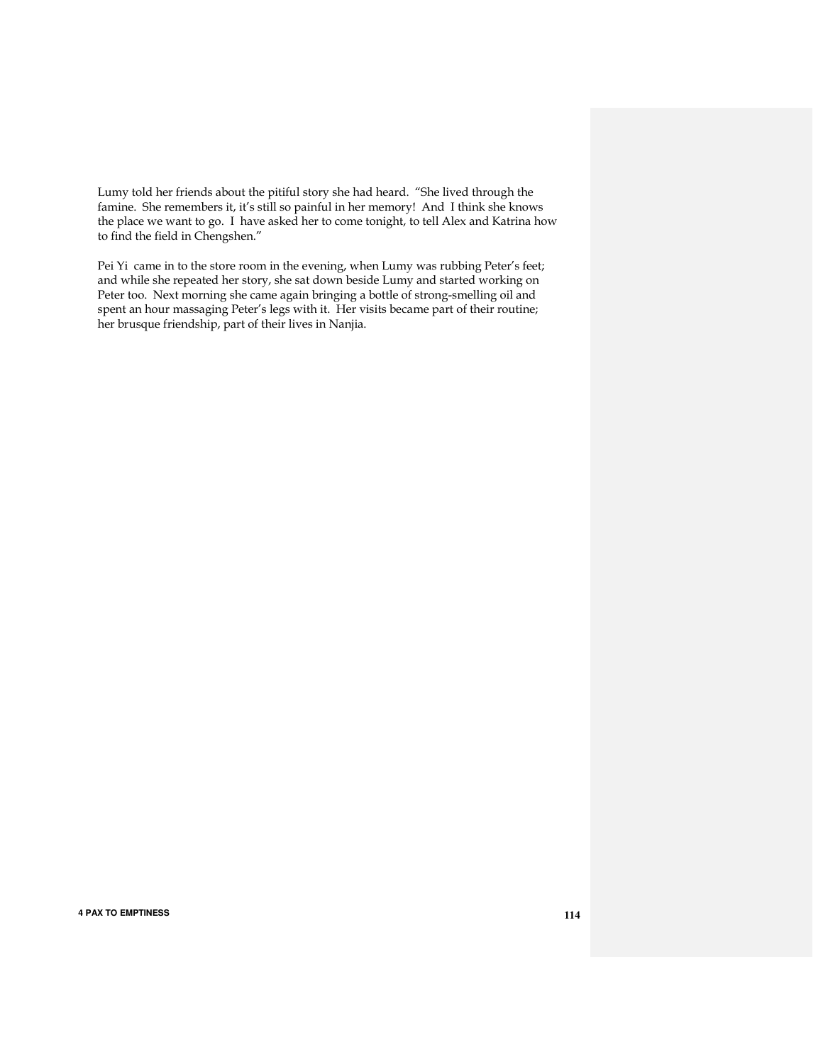Lumy told her friends about the pitiful story she had heard. "She lived through the famine. She remembers it, it's still so painful in her memory! And I think she knows the place we want to go. I have asked her to come tonight, to tell Alex and Katrina how to find the field in Chengshen."

Pei Yi came in to the store room in the evening, when Lumy was rubbing Peter's feet; and while she repeated her story, she sat down beside Lumy and started working on Peter too. Next morning she came again bringing a bottle of strong-smelling oil and spent an hour massaging Peter's legs with it. Her visits became part of their routine; her brusque friendship, part of their lives in Nanjia.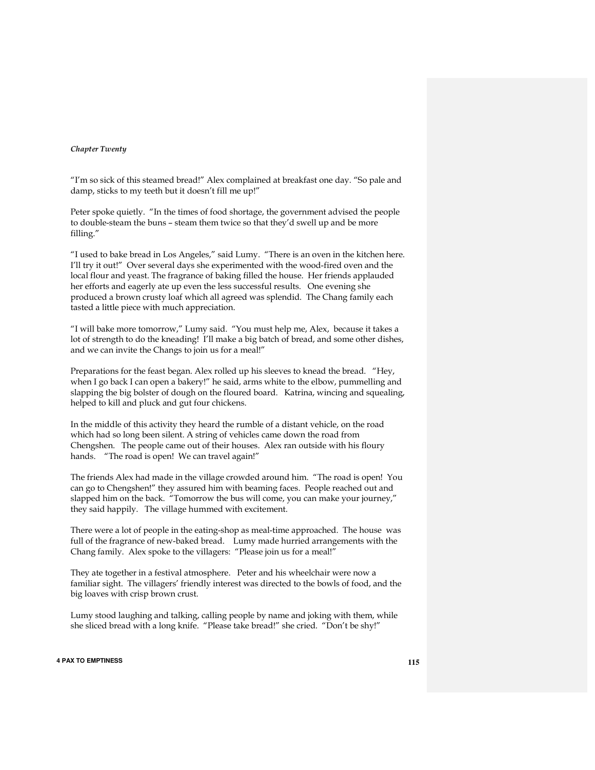*Chapter Twenty*

"I'm so sick of this steamed bread!" Alex complained at breakfast one day. "So pale and damp, sticks to my teeth but it doesn't fill me up!"

Peter spoke quietly. "In the times of food shortage, the government advised the people to double-steam the buns – steam them twice so that they'd swell up and be more filling."

"I used to bake bread in Los Angeles," said Lumy. "There is an oven in the kitchen here. I'll try it out!" Over several days she experimented with the wood-fired oven and the local flour and yeast. The fragrance of baking filled the house. Her friends applauded her efforts and eagerly ate up even the less successful results. One evening she produced a brown crusty loaf which all agreed was splendid. The Chang family each tasted a little piece with much appreciation.

"I will bake more tomorrow," Lumy said. "You must help me, Alex, because it takes a lot of strength to do the kneading! I'll make a big batch of bread, and some other dishes, and we can invite the Changs to join us for a meal!"

Preparations for the feast began. Alex rolled up his sleeves to knead the bread. "Hey, when I go back I can open a bakery!" he said, arms white to the elbow, pummelling and slapping the big bolster of dough on the floured board. Katrina, wincing and squealing, helped to kill and pluck and gut four chickens.

In the middle of this activity they heard the rumble of a distant vehicle, on the road which had so long been silent. A string of vehicles came down the road from Chengshen. The people came out of their houses. Alex ran outside with his floury hands. "The road is open! We can travel again!"

The friends Alex had made in the village crowded around him. "The road is open! You can go to Chengshen!" they assured him with beaming faces. People reached out and slapped him on the back. "Tomorrow the bus will come, you can make your journey," they said happily. The village hummed with excitement.

There were a lot of people in the eating-shop as meal-time approached. The house was full of the fragrance of new-baked bread. Lumy made hurried arrangements with the Chang family. Alex spoke to the villagers: "Please join us for a meal!"

They ate together in a festival atmosphere. Peter and his wheelchair were now a familiar sight. The villagers' friendly interest was directed to the bowls of food, and the big loaves with crisp brown crust.

Lumy stood laughing and talking, calling people by name and joking with them, while she sliced bread with a long knife. "Please take bread!" she cried. "Don't be shy!"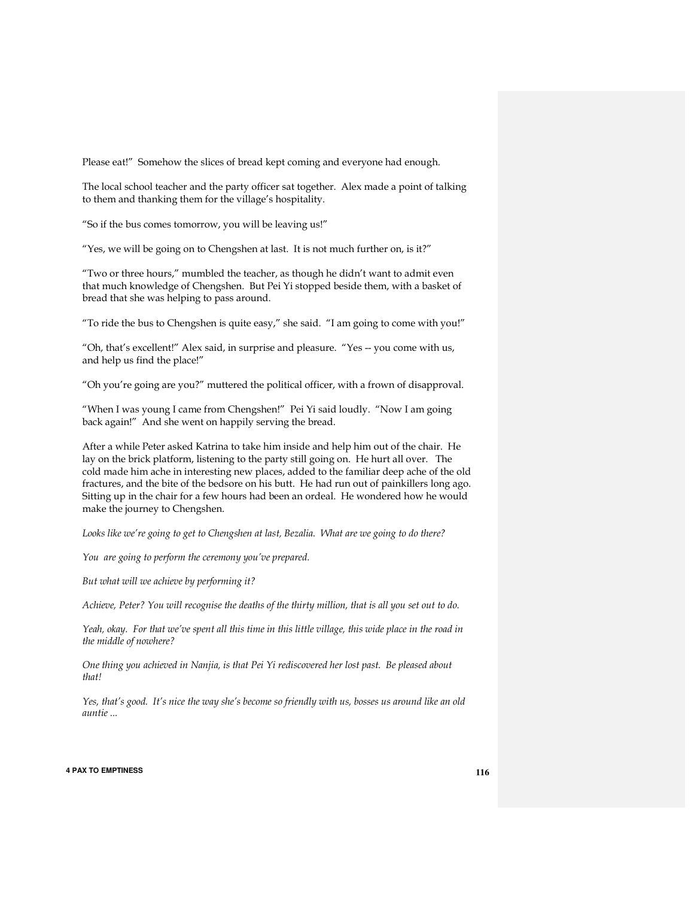Please eat!" Somehow the slices of bread kept coming and everyone had enough.

The local school teacher and the party officer sat together. Alex made a point of talking to them and thanking them for the village's hospitality.

"So if the bus comes tomorrow, you will be leaving us!"

"Yes, we will be going on to Chengshen at last. It is not much further on, is it?"

"Two or three hours," mumbled the teacher, as though he didn't want to admit even that much knowledge of Chengshen. But Pei Yi stopped beside them, with a basket of bread that she was helping to pass around.

"To ride the bus to Chengshen is quite easy," she said. "I am going to come with you!"

"Oh, that's excellent!" Alex said, in surprise and pleasure. "Yes -- you come with us, and help us find the place!"

"Oh you're going are you?" muttered the political officer, with a frown of disapproval.

"When I was young I came from Chengshen!" Pei Yi said loudly. "Now I am going back again!" And she went on happily serving the bread.

After a while Peter asked Katrina to take him inside and help him out of the chair. He lay on the brick platform, listening to the party still going on. He hurt all over. The cold made him ache in interesting new places, added to the familiar deep ache of the old fractures, and the bite of the bedsore on his butt. He had run out of painkillers long ago. Sitting up in the chair for a few hours had been an ordeal. He wondered how he would make the journey to Chengshen.

*Looks like we're going to get to Chengshen at last, Bezalia. What are we going to do there?*

*You are going to perform the ceremony you've prepared.*

*But what will we achieve by performing it?*

*Achieve, Peter? You will recognise the deaths of the thirty million, that is all you set out to do.*

*Yeah, okay. For that we've spent all this time in this little village, this wide place in the road in the middle of nowhere?*

*One thing you achieved in Nanjia, is that Pei Yi rediscovered her lost past. Be pleased about that!*

*Yes, that's good. It's nice the way she's become so friendly with us, bosses us around like an old auntie ...*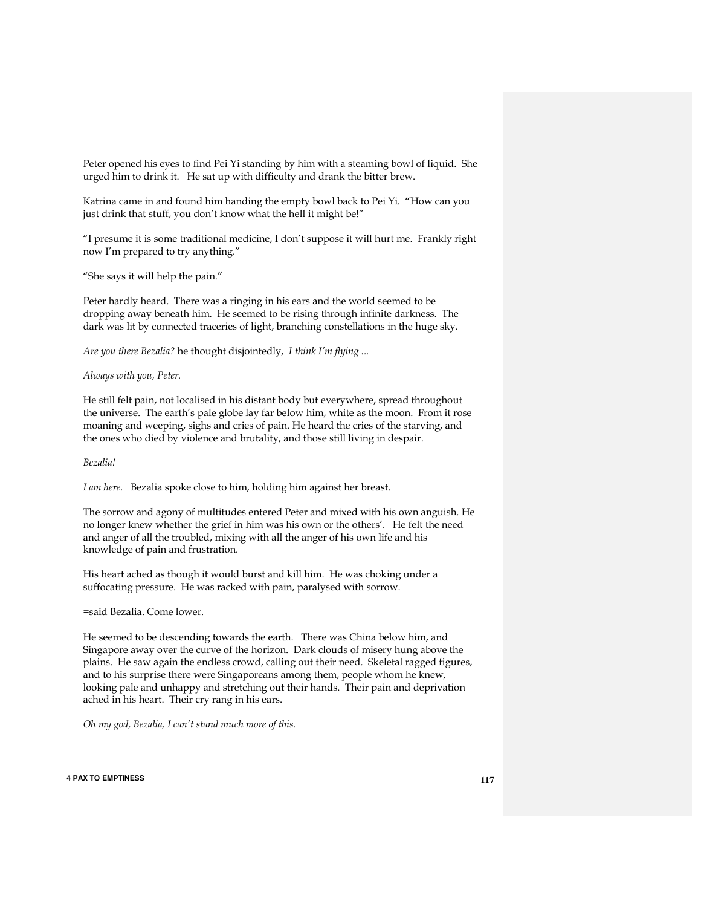Peter opened his eyes to find Pei Yi standing by him with a steaming bowl of liquid. She urged him to drink it. He sat up with difficulty and drank the bitter brew.

Katrina came in and found him handing the empty bowl back to Pei Yi. "How can you just drink that stuff, you don't know what the hell it might be!"

"I presume it is some traditional medicine, I don't suppose it will hurt me. Frankly right now I'm prepared to try anything."

"She says it will help the pain."

Peter hardly heard. There was a ringing in his ears and the world seemed to be dropping away beneath him. He seemed to be rising through infinite darkness. The dark was lit by connected traceries of light, branching constellations in the huge sky.

*Are you there Bezalia?* he thought disjointedly, *I think I'm flying ...*

*Always with you, Peter.*

He still felt pain, not localised in his distant body but everywhere, spread throughout the universe. The earth's pale globe lay far below him, white as the moon. From it rose moaning and weeping, sighs and cries of pain. He heard the cries of the starving, and the ones who died by violence and brutality, and those still living in despair.

*Bezalia!*

*I am here.* Bezalia spoke close to him, holding him against her breast.

The sorrow and agony of multitudes entered Peter and mixed with his own anguish. He no longer knew whether the grief in him was his own or the others'. He felt the need and anger of all the troubled, mixing with all the anger of his own life and his knowledge of pain and frustration.

His heart ached as though it would burst and kill him. He was choking under a suffocating pressure. He was racked with pain, paralysed with sorrow.

=said Bezalia. Come lower.

He seemed to be descending towards the earth. There was China below him, and Singapore away over the curve of the horizon. Dark clouds of misery hung above the plains. He saw again the endless crowd, calling out their need. Skeletal ragged figures, and to his surprise there were Singaporeans among them, people whom he knew, looking pale and unhappy and stretching out their hands. Their pain and deprivation ached in his heart. Their cry rang in his ears.

*Oh my god, Bezalia, I can't stand much more of this.*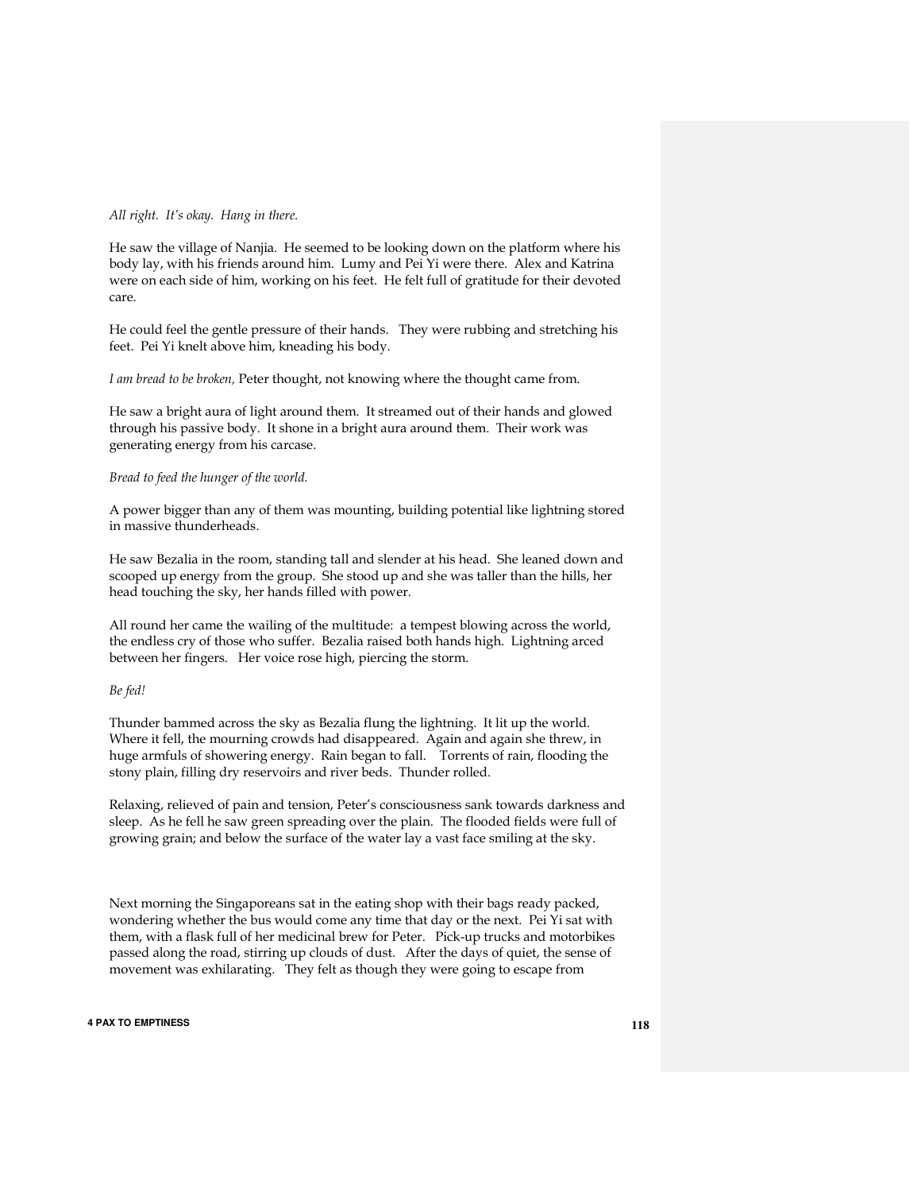*All right.  It's okay.  Hang in there.*

He saw the village of Nanjia.  He seemed to be looking down on the platform where his body lay, with his friends around him.  Lumy and Pei Yi were there.  Alex and Katrina were on each side of him, working on his feet.  He felt full of gratitude for their devoted care.

He could feel the gentle pressure of their hands.   They were rubbing and stretching his feet.  Pei Yi knelt above him, kneading his body.

*I am bread to be broken,* Peter thought, not knowing where the thought came from.

He saw a bright aura of light around them.  It streamed out of their hands and glowed through his passive body.  It shone in a bright aura around them.  Their work was generating energy from his carcase.

*Bread to feed the hunger of the world.*

A power bigger than any of them was mounting, building potential like lightning stored in massive thunderheads.

He saw Bezalia in the room, standing tall and slender at his head.  She leaned down and scooped up energy from the group.  She stood up and she was taller than the hills, her head touching the sky, her hands filled with power.

All round her came the wailing of the multitude:  a tempest blowing across the world, the endless cry of those who suffer.  Bezalia raised both hands high.  Lightning arced between her fingers.   Her voice rose high, piercing the storm.

*Be fed!*

Thunder bammed across the sky as Bezalia flung the lightning.  It lit up the world.  Where it fell, the mourning crowds had disappeared.  Again and again she threw, in huge armfuls of showering energy.  Rain began to fall.    Torrents of rain, flooding the stony plain, filling dry reservoirs and river beds.  Thunder rolled.

Relaxing, relieved of pain and tension, Peter's consciousness sank towards darkness and sleep.  As he fell he saw green spreading over the plain.  The flooded fields were full of growing grain; and below the surface of the water lay a vast face smiling at the sky.

Next morning the Singaporeans sat in the eating shop with their bags ready packed, wondering whether the bus would come any time that day or the next.  Pei Yi sat with them, with a flask full of her medicinal brew for Peter.   Pick-up trucks and motorbikes passed along the road, stirring up clouds of dust.   After the days of quiet, the sense of movement was exhilarating.   They felt as though they were going to escape from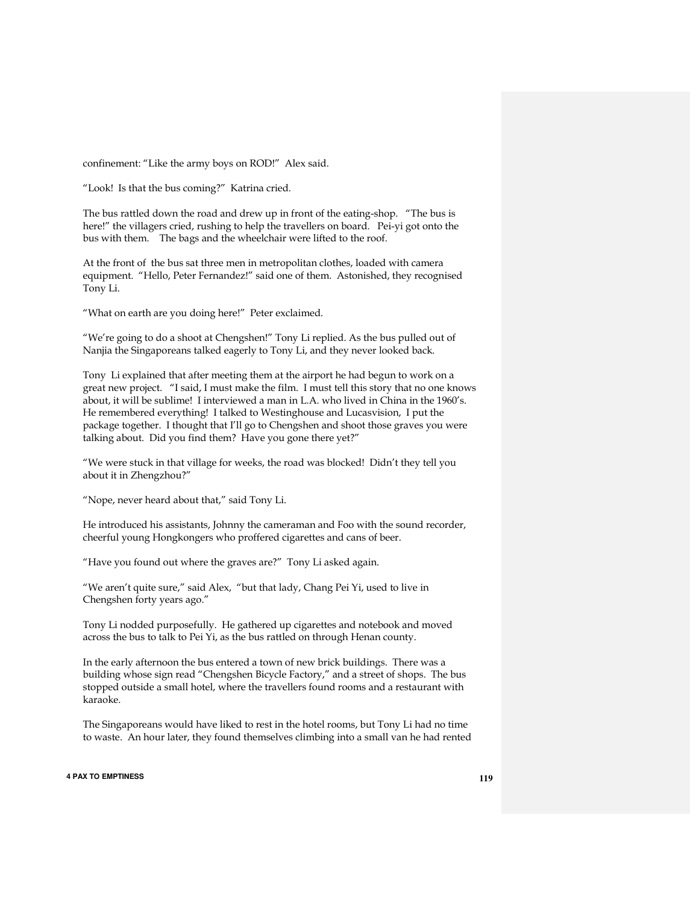confinement: "Like the army boys on ROD!" Alex said.

"Look! Is that the bus coming?" Katrina cried.

The bus rattled down the road and drew up in front of the eating-shop. "The bus is here!" the villagers cried, rushing to help the travellers on board. Pei-yi got onto the bus with them. The bags and the wheelchair were lifted to the roof.

At the front of the bus sat three men in metropolitan clothes, loaded with camera equipment. "Hello, Peter Fernandez!" said one of them. Astonished, they recognised Tony Li.

"What on earth are you doing here!" Peter exclaimed.

"We're going to do a shoot at Chengshen!" Tony Li replied. As the bus pulled out of Nanjia the Singaporeans talked eagerly to Tony Li, and they never looked back.

Tony Li explained that after meeting them at the airport he had begun to work on a great new project. "I said, I must make the film. I must tell this story that no one knows about, it will be sublime! I interviewed a man in L.A. who lived in China in the 1960's. He remembered everything! I talked to Westinghouse and Lucasvision, I put the package together. I thought that I'll go to Chengshen and shoot those graves you were talking about. Did you find them? Have you gone there yet?"

"We were stuck in that village for weeks, the road was blocked! Didn't they tell you about it in Zhengzhou?"

"Nope, never heard about that," said Tony Li.

He introduced his assistants, Johnny the cameraman and Foo with the sound recorder, cheerful young Hongkongers who proffered cigarettes and cans of beer.

"Have you found out where the graves are?" Tony Li asked again.

"We aren't quite sure," said Alex, "but that lady, Chang Pei Yi, used to live in Chengshen forty years ago."

Tony Li nodded purposefully. He gathered up cigarettes and notebook and moved across the bus to talk to Pei Yi, as the bus rattled on through Henan county.

In the early afternoon the bus entered a town of new brick buildings. There was a building whose sign read "Chengshen Bicycle Factory," and a street of shops. The bus stopped outside a small hotel, where the travellers found rooms and a restaurant with karaoke.

The Singaporeans would have liked to rest in the hotel rooms, but Tony Li had no time to waste. An hour later, they found themselves climbing into a small van he had rented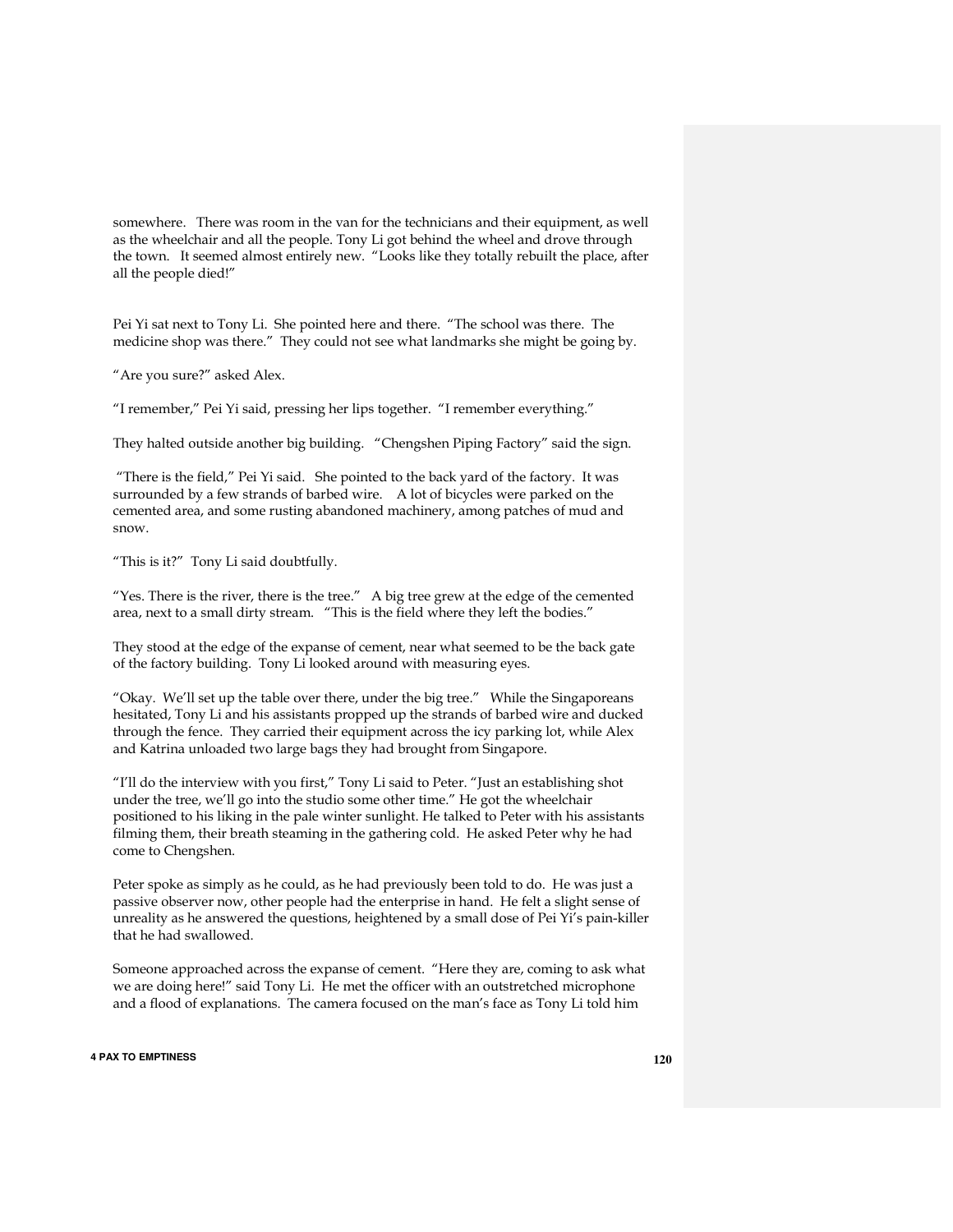somewhere. There was room in the van for the technicians and their equipment, as well as the wheelchair and all the people. Tony Li got behind the wheel and drove through the town. It seemed almost entirely new. "Looks like they totally rebuilt the place, after all the people died!"

Pei Yi sat next to Tony Li. She pointed here and there. "The school was there. The medicine shop was there." They could not see what landmarks she might be going by.

"Are you sure?" asked Alex.

"I remember," Pei Yi said, pressing her lips together. "I remember everything."

They halted outside another big building. "Chengshen Piping Factory" said the sign.

"There is the field," Pei Yi said. She pointed to the back yard of the factory. It was surrounded by a few strands of barbed wire. A lot of bicycles were parked on the cemented area, and some rusting abandoned machinery, among patches of mud and snow.

"This is it?" Tony Li said doubtfully.

"Yes. There is the river, there is the tree." A big tree grew at the edge of the cemented area, next to a small dirty stream. "This is the field where they left the bodies."

They stood at the edge of the expanse of cement, near what seemed to be the back gate of the factory building. Tony Li looked around with measuring eyes.

"Okay. We'll set up the table over there, under the big tree." While the Singaporeans hesitated, Tony Li and his assistants propped up the strands of barbed wire and ducked through the fence. They carried their equipment across the icy parking lot, while Alex and Katrina unloaded two large bags they had brought from Singapore.

"I'll do the interview with you first," Tony Li said to Peter. "Just an establishing shot under the tree, we'll go into the studio some other time." He got the wheelchair positioned to his liking in the pale winter sunlight. He talked to Peter with his assistants filming them, their breath steaming in the gathering cold. He asked Peter why he had come to Chengshen.

Peter spoke as simply as he could, as he had previously been told to do. He was just a passive observer now, other people had the enterprise in hand. He felt a slight sense of unreality as he answered the questions, heightened by a small dose of Pei Yi's pain-killer that he had swallowed.

Someone approached across the expanse of cement. "Here they are, coming to ask what we are doing here!" said Tony Li. He met the officer with an outstretched microphone and a flood of explanations. The camera focused on the man's face as Tony Li told him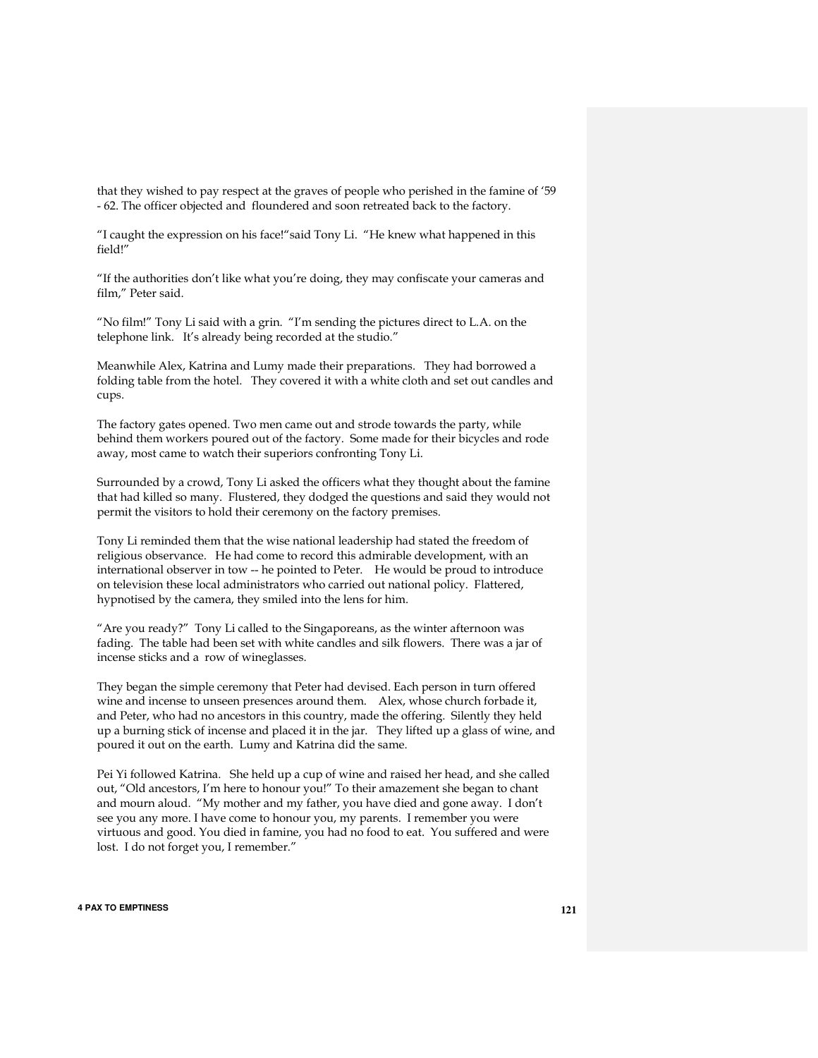that they wished to pay respect at the graves of people who perished in the famine of '59 - 62. The officer objected and floundered and soon retreated back to the factory.

"I caught the expression on his face!"said Tony Li. "He knew what happened in this field!"

"If the authorities don't like what you're doing, they may confiscate your cameras and film," Peter said.

"No film!" Tony Li said with a grin. "I'm sending the pictures direct to L.A. on the telephone link. It's already being recorded at the studio."

Meanwhile Alex, Katrina and Lumy made their preparations. They had borrowed a folding table from the hotel. They covered it with a white cloth and set out candles and cups.

The factory gates opened. Two men came out and strode towards the party, while behind them workers poured out of the factory. Some made for their bicycles and rode away, most came to watch their superiors confronting Tony Li.

Surrounded by a crowd, Tony Li asked the officers what they thought about the famine that had killed so many. Flustered, they dodged the questions and said they would not permit the visitors to hold their ceremony on the factory premises.

Tony Li reminded them that the wise national leadership had stated the freedom of religious observance. He had come to record this admirable development, with an international observer in tow -- he pointed to Peter. He would be proud to introduce on television these local administrators who carried out national policy. Flattered, hypnotised by the camera, they smiled into the lens for him.

"Are you ready?" Tony Li called to the Singaporeans, as the winter afternoon was fading. The table had been set with white candles and silk flowers. There was a jar of incense sticks and a row of wineglasses.

They began the simple ceremony that Peter had devised. Each person in turn offered wine and incense to unseen presences around them. Alex, whose church forbade it, and Peter, who had no ancestors in this country, made the offering. Silently they held up a burning stick of incense and placed it in the jar. They lifted up a glass of wine, and poured it out on the earth. Lumy and Katrina did the same.

Pei Yi followed Katrina. She held up a cup of wine and raised her head, and she called out, "Old ancestors, I'm here to honour you!" To their amazement she began to chant and mourn aloud. "My mother and my father, you have died and gone away. I don't see you any more. I have come to honour you, my parents. I remember you were virtuous and good. You died in famine, you had no food to eat. You suffered and were lost. I do not forget you, I remember."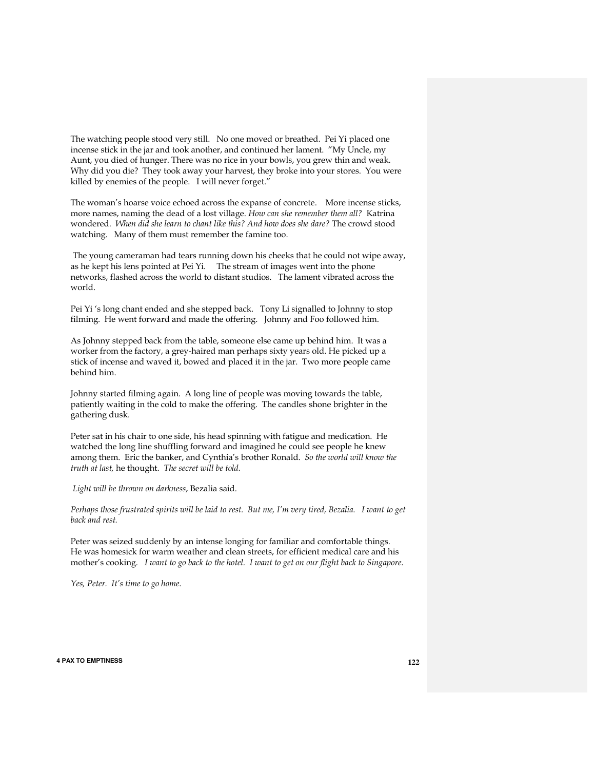The watching people stood very still. No one moved or breathed. Pei Yi placed one incense stick in the jar and took another, and continued her lament. "My Uncle, my Aunt, you died of hunger. There was no rice in your bowls, you grew thin and weak. Why did you die? They took away your harvest, they broke into your stores. You were killed by enemies of the people. I will never forget."

The woman's hoarse voice echoed across the expanse of concrete. More incense sticks, more names, naming the dead of a lost village. *How can she remember them all?* Katrina wondered. *When did she learn to chant like this? And how does she dare?* The crowd stood watching. Many of them must remember the famine too.

The young cameraman had tears running down his cheeks that he could not wipe away, as he kept his lens pointed at Pei Yi. The stream of images went into the phone networks, flashed across the world to distant studios. The lament vibrated across the world.

Pei Yi 's long chant ended and she stepped back. Tony Li signalled to Johnny to stop filming. He went forward and made the offering. Johnny and Foo followed him.

As Johnny stepped back from the table, someone else came up behind him. It was a worker from the factory, a grey-haired man perhaps sixty years old. He picked up a stick of incense and waved it, bowed and placed it in the jar. Two more people came behind him.

Johnny started filming again. A long line of people was moving towards the table, patiently waiting in the cold to make the offering. The candles shone brighter in the gathering dusk.

Peter sat in his chair to one side, his head spinning with fatigue and medication. He watched the long line shuffling forward and imagined he could see people he knew among them. Eric the banker, and Cynthia's brother Ronald. *So the world will know the truth at last,* he thought. *The secret will be told.*

*Light will be thrown on darkness*, Bezalia said.

*Perhaps those frustrated spirits will be laid to rest. But me, I'm very tired, Bezalia. I want to get back and rest.*

Peter was seized suddenly by an intense longing for familiar and comfortable things. He was homesick for warm weather and clean streets, for efficient medical care and his mother's cooking. *I want to go back to the hotel. I want to get on our flight back to Singapore.*

*Yes, Peter. It's time to go home.*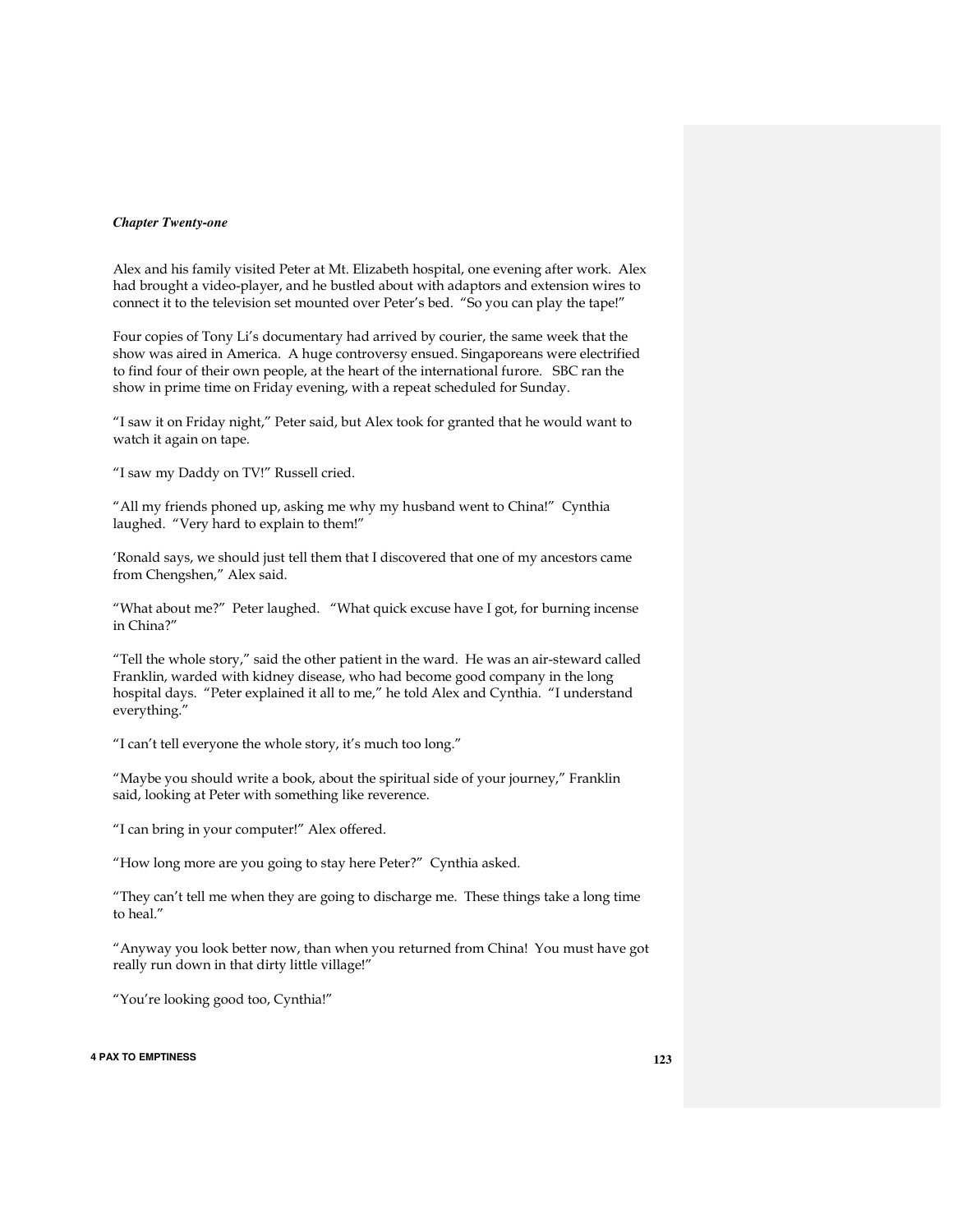***Chapter Twenty-one***

Alex and his family visited Peter at Mt. Elizabeth hospital, one evening after work. Alex had brought a video-player, and he bustled about with adaptors and extension wires to connect it to the television set mounted over Peter's bed. "So you can play the tape!"

Four copies of Tony Li's documentary had arrived by courier, the same week that the show was aired in America. A huge controversy ensued. Singaporeans were electrified to find four of their own people, at the heart of the international furore. SBC ran the show in prime time on Friday evening, with a repeat scheduled for Sunday.

"I saw it on Friday night," Peter said, but Alex took for granted that he would want to watch it again on tape.

"I saw my Daddy on TV!" Russell cried.

"All my friends phoned up, asking me why my husband went to China!" Cynthia laughed. "Very hard to explain to them!"

'Ronald says, we should just tell them that I discovered that one of my ancestors came from Chengshen," Alex said.

"What about me?" Peter laughed. "What quick excuse have I got, for burning incense in China?"

"Tell the whole story," said the other patient in the ward. He was an air-steward called Franklin, warded with kidney disease, who had become good company in the long hospital days. "Peter explained it all to me," he told Alex and Cynthia. "I understand everything."

"I can't tell everyone the whole story, it's much too long."

"Maybe you should write a book, about the spiritual side of your journey," Franklin said, looking at Peter with something like reverence.

"I can bring in your computer!" Alex offered.

"How long more are you going to stay here Peter?" Cynthia asked.

"They can't tell me when they are going to discharge me. These things take a long time to heal."

"Anyway you look better now, than when you returned from China! You must have got really run down in that dirty little village!"

"You're looking good too, Cynthia!"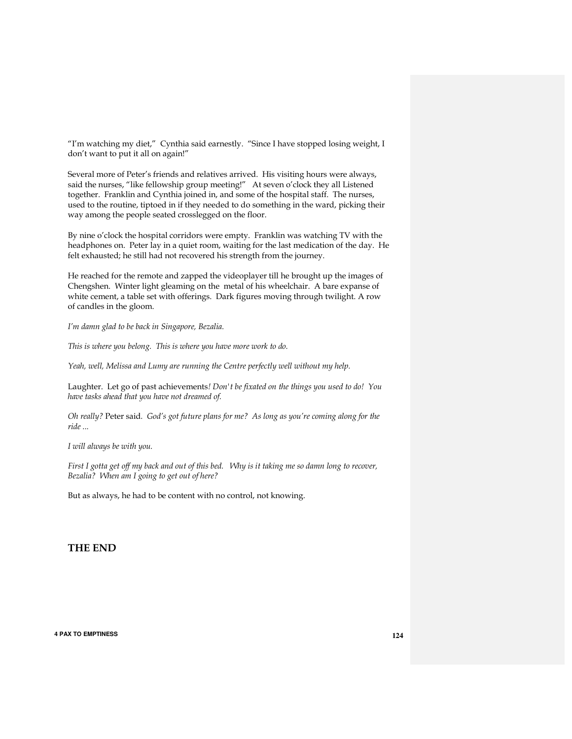"I'm watching my diet," Cynthia said earnestly. "Since I have stopped losing weight, I don't want to put it all on again!"

Several more of Peter's friends and relatives arrived. His visiting hours were always, said the nurses, "like fellowship group meeting!" At seven o'clock they all Listened together. Franklin and Cynthia joined in, and some of the hospital staff. The nurses, used to the routine, tiptoed in if they needed to do something in the ward, picking their way among the people seated crosslegged on the floor.

By nine o'clock the hospital corridors were empty. Franklin was watching TV with the headphones on. Peter lay in a quiet room, waiting for the last medication of the day. He felt exhausted; he still had not recovered his strength from the journey.

He reached for the remote and zapped the videoplayer till he brought up the images of Chengshen. Winter light gleaming on the metal of his wheelchair. A bare expanse of white cement, a table set with offerings. Dark figures moving through twilight. A row of candles in the gloom.

*I'm damn glad to be back in Singapore, Bezalia.*

*This is where you belong. This is where you have more work to do.*

*Yeah, well, Melissa and Lumy are running the Centre perfectly well without my help.*

Laughter. Let go of past achievements*! Don't be fixated on the things you used to do! You have tasks ahead that you have not dreamed of.*

*Oh really?* Peter said*. God's got future plans for me? As long as you're coming along for the ride ...*

*I will always be with you.*

*First I gotta get off my back and out of this bed. Why is it taking me so damn long to recover, Bezalia? When am I going to get out of here?*

But as always, he had to be content with no control, not knowing.

## THE END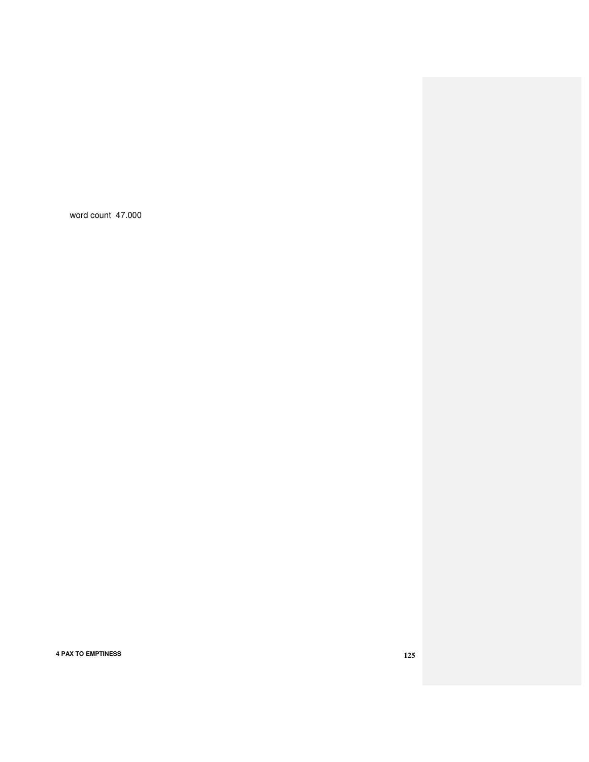word count 47.000